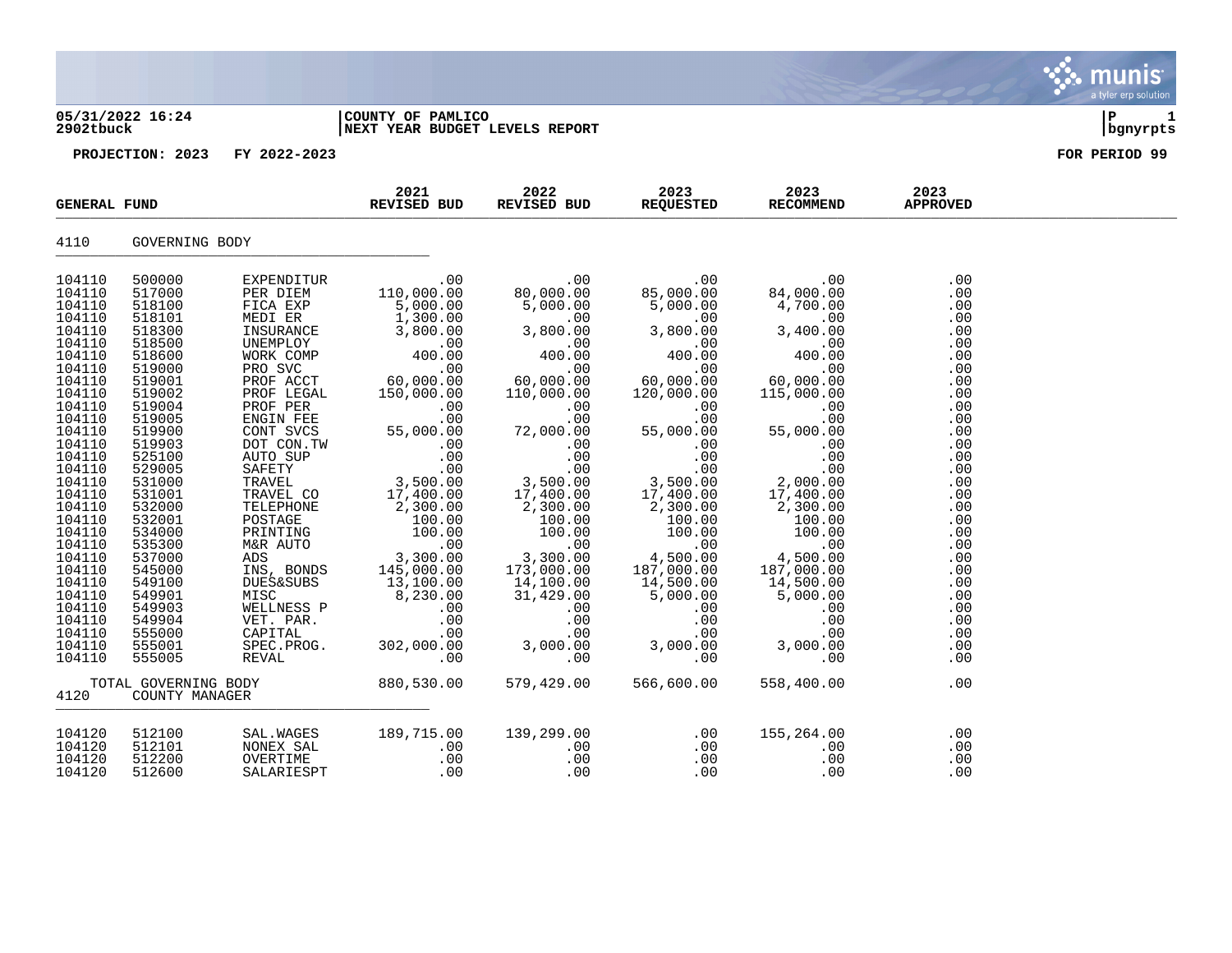05/31/2022 16:24 | COUNTY OF PAMLICO
2902tbuck | NEXT YEAR BUDGET LEVELS REPORT

PROJECTION: 2023 FY 2022-2023 — FOR PERIOD 99

## GENERAL FUND

| | | | 2021 REVISED BUD | 2022 REVISED BUD | 2023 REQUESTED | 2023 RECOMMEND | 2023 APPROVED |
|---|---|---|---|---|---|---|---|
| **4110** | **GOVERNING BODY** | | | | | | |
| 104110 | 500000 | EXPENDITUR | .00 | .00 | .00 | .00 | .00 |
| 104110 | 517000 | PER DIEM | 110,000.00 | 80,000.00 | 85,000.00 | 84,000.00 | .00 |
| 104110 | 518100 | FICA EXP | 5,000.00 | 5,000.00 | 5,000.00 | 4,700.00 | .00 |
| 104110 | 518101 | MEDI ER | 1,300.00 | .00 | .00 | .00 | .00 |
| 104110 | 518300 | INSURANCE | 3,800.00 | 3,800.00 | 3,800.00 | 3,400.00 | .00 |
| 104110 | 518500 | UNEMPLOY | .00 | .00 | .00 | .00 | .00 |
| 104110 | 518600 | WORK COMP | 400.00 | 400.00 | 400.00 | 400.00 | .00 |
| 104110 | 519000 | PRO SVC | .00 | .00 | .00 | .00 | .00 |
| 104110 | 519001 | PROF ACCT | 60,000.00 | 60,000.00 | 60,000.00 | 60,000.00 | .00 |
| 104110 | 519002 | PROF LEGAL | 150,000.00 | 110,000.00 | 120,000.00 | 115,000.00 | .00 |
| 104110 | 519004 | PROF PER | .00 | .00 | .00 | .00 | .00 |
| 104110 | 519005 | ENGIN FEE | .00 | .00 | .00 | .00 | .00 |
| 104110 | 519900 | CONT SVCS | 55,000.00 | 72,000.00 | 55,000.00 | 55,000.00 | .00 |
| 104110 | 519903 | DOT CON.TW | .00 | .00 | .00 | .00 | .00 |
| 104110 | 525100 | AUTO SUP | .00 | .00 | .00 | .00 | .00 |
| 104110 | 529005 | SAFETY | .00 | .00 | .00 | .00 | .00 |
| 104110 | 531000 | TRAVEL | 3,500.00 | 3,500.00 | 3,500.00 | 2,000.00 | .00 |
| 104110 | 531001 | TRAVEL CO | 17,400.00 | 17,400.00 | 17,400.00 | 17,400.00 | .00 |
| 104110 | 532000 | TELEPHONE | 2,300.00 | 2,300.00 | 2,300.00 | 2,300.00 | .00 |
| 104110 | 532001 | POSTAGE | 100.00 | 100.00 | 100.00 | 100.00 | .00 |
| 104110 | 534000 | PRINTING | 100.00 | 100.00 | 100.00 | 100.00 | .00 |
| 104110 | 535300 | M&R AUTO | .00 | .00 | .00 | .00 | .00 |
| 104110 | 537000 | ADS | 3,300.00 | 3,300.00 | 4,500.00 | 4,500.00 | .00 |
| 104110 | 545000 | INS, BONDS | 145,000.00 | 173,000.00 | 187,000.00 | 187,000.00 | .00 |
| 104110 | 549100 | DUES&SUBS | 13,100.00 | 14,100.00 | 14,500.00 | 14,500.00 | .00 |
| 104110 | 549901 | MISC | 8,230.00 | 31,429.00 | 5,000.00 | 5,000.00 | .00 |
| 104110 | 549903 | WELLNESS P | .00 | .00 | .00 | .00 | .00 |
| 104110 | 549904 | VET. PAR. | .00 | .00 | .00 | .00 | .00 |
| 104110 | 555000 | CAPITAL | .00 | .00 | .00 | .00 | .00 |
| 104110 | 555001 | SPEC.PROG. | 302,000.00 | 3,000.00 | 3,000.00 | 3,000.00 | .00 |
| 104110 | 555005 | REVAL | .00 | .00 | .00 | .00 | .00 |
| | TOTAL GOVERNING BODY | | 880,530.00 | 579,429.00 | 566,600.00 | 558,400.00 | .00 |
| **4120** | **COUNTY MANAGER** | | | | | | |
| 104120 | 512100 | SAL.WAGES | 189,715.00 | 139,299.00 | .00 | 155,264.00 | .00 |
| 104120 | 512101 | NONEX SAL | .00 | .00 | .00 | .00 | .00 |
| 104120 | 512200 | OVERTIME | .00 | .00 | .00 | .00 | .00 |
| 104120 | 512600 | SALARIESPT | .00 | .00 | .00 | .00 | .00 |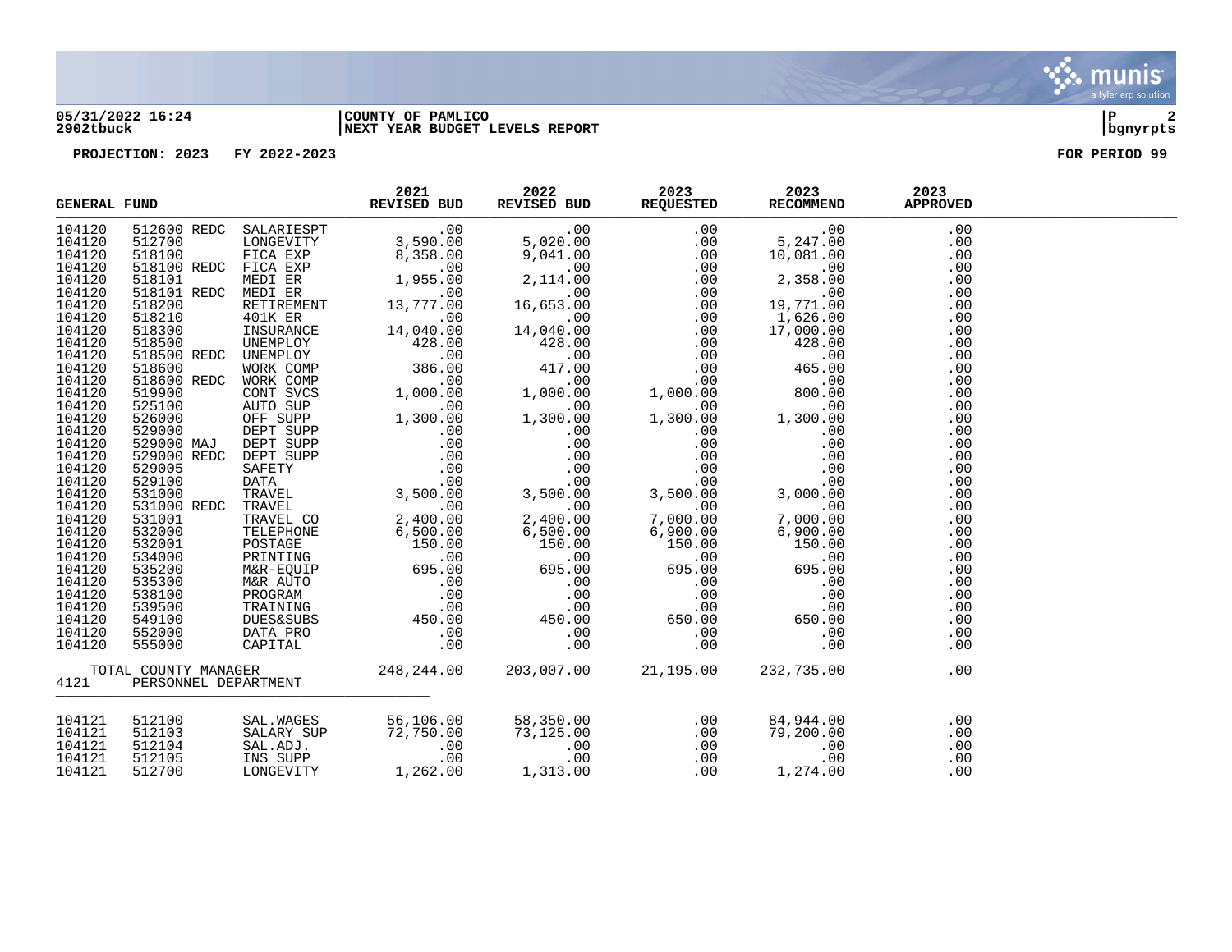05/31/2022 16:24 | COUNTY OF PAMLICO | P 2
2902tbuck | NEXT YEAR BUDGET LEVELS REPORT | bgnyrpts

PROJECTION: 2023 FY 2022-2023 FOR PERIOD 99

| GENERAL FUND | | | 2021 REVISED BUD | 2022 REVISED BUD | 2023 REQUESTED | 2023 RECOMMEND | 2023 APPROVED |
|---|---|---|---|---|---|---|---|
| 104120 | 512600 REDC | SALARIESPT | .00 | .00 | .00 | .00 | .00 |
| 104120 | 512700 | LONGEVITY | 3,590.00 | 5,020.00 | .00 | 5,247.00 | .00 |
| 104120 | 518100 | FICA EXP | 8,358.00 | 9,041.00 | .00 | 10,081.00 | .00 |
| 104120 | 518100 REDC | FICA EXP | .00 | .00 | .00 | .00 | .00 |
| 104120 | 518101 | MEDI ER | 1,955.00 | 2,114.00 | .00 | 2,358.00 | .00 |
| 104120 | 518101 REDC | MEDI ER | .00 | .00 | .00 | .00 | .00 |
| 104120 | 518200 | RETIREMENT | 13,777.00 | 16,653.00 | .00 | 19,771.00 | .00 |
| 104120 | 518210 | 401K ER | .00 | .00 | .00 | 1,626.00 | .00 |
| 104120 | 518300 | INSURANCE | 14,040.00 | 14,040.00 | .00 | 17,000.00 | .00 |
| 104120 | 518500 | UNEMPLOY | 428.00 | 428.00 | .00 | 428.00 | .00 |
| 104120 | 518500 REDC | UNEMPLOY | .00 | .00 | .00 | .00 | .00 |
| 104120 | 518600 | WORK COMP | 386.00 | 417.00 | .00 | 465.00 | .00 |
| 104120 | 518600 REDC | WORK COMP | .00 | .00 | .00 | .00 | .00 |
| 104120 | 519900 | CONT SVCS | 1,000.00 | 1,000.00 | 1,000.00 | 800.00 | .00 |
| 104120 | 525100 | AUTO SUP | .00 | .00 | .00 | .00 | .00 |
| 104120 | 526000 | OFF SUPP | 1,300.00 | 1,300.00 | 1,300.00 | 1,300.00 | .00 |
| 104120 | 529000 | DEPT SUPP | .00 | .00 | .00 | .00 | .00 |
| 104120 | 529000 MAJ | DEPT SUPP | .00 | .00 | .00 | .00 | .00 |
| 104120 | 529000 REDC | DEPT SUPP | .00 | .00 | .00 | .00 | .00 |
| 104120 | 529005 | SAFETY | .00 | .00 | .00 | .00 | .00 |
| 104120 | 529100 | DATA | .00 | .00 | .00 | .00 | .00 |
| 104120 | 531000 | TRAVEL | 3,500.00 | 3,500.00 | 3,500.00 | 3,000.00 | .00 |
| 104120 | 531000 REDC | TRAVEL | .00 | .00 | .00 | .00 | .00 |
| 104120 | 531001 | TRAVEL CO | 2,400.00 | 2,400.00 | 7,000.00 | 7,000.00 | .00 |
| 104120 | 532000 | TELEPHONE | 6,500.00 | 6,500.00 | 6,900.00 | 6,900.00 | .00 |
| 104120 | 532001 | POSTAGE | 150.00 | 150.00 | 150.00 | 150.00 | .00 |
| 104120 | 534000 | PRINTING | .00 | .00 | .00 | .00 | .00 |
| 104120 | 535200 | M&R-EQUIP | 695.00 | 695.00 | 695.00 | 695.00 | .00 |
| 104120 | 535300 | M&R AUTO | .00 | .00 | .00 | .00 | .00 |
| 104120 | 538100 | PROGRAM | .00 | .00 | .00 | .00 | .00 |
| 104120 | 539500 | TRAINING | .00 | .00 | .00 | .00 | .00 |
| 104120 | 549100 | DUES&SUBS | 450.00 | 450.00 | 650.00 | 650.00 | .00 |
| 104120 | 552000 | DATA PRO | .00 | .00 | .00 | .00 | .00 |
| 104120 | 555000 | CAPITAL | .00 | .00 | .00 | .00 | .00 |
| TOTAL COUNTY MANAGER | | | 248,244.00 | 203,007.00 | 21,195.00 | 232,735.00 | .00 |

4121 PERSONNEL DEPARTMENT

| | | | 2021 REVISED BUD | 2022 REVISED BUD | 2023 REQUESTED | 2023 RECOMMEND | 2023 APPROVED |
|---|---|---|---|---|---|---|---|
| 104121 | 512100 | SAL.WAGES | 56,106.00 | 58,350.00 | .00 | 84,944.00 | .00 |
| 104121 | 512103 | SALARY SUP | 72,750.00 | 73,125.00 | .00 | 79,200.00 | .00 |
| 104121 | 512104 | SAL.ADJ. | .00 | .00 | .00 | .00 | .00 |
| 104121 | 512105 | INS SUPP | .00 | .00 | .00 | .00 | .00 |
| 104121 | 512700 | LONGEVITY | 1,262.00 | 1,313.00 | .00 | 1,274.00 | .00 |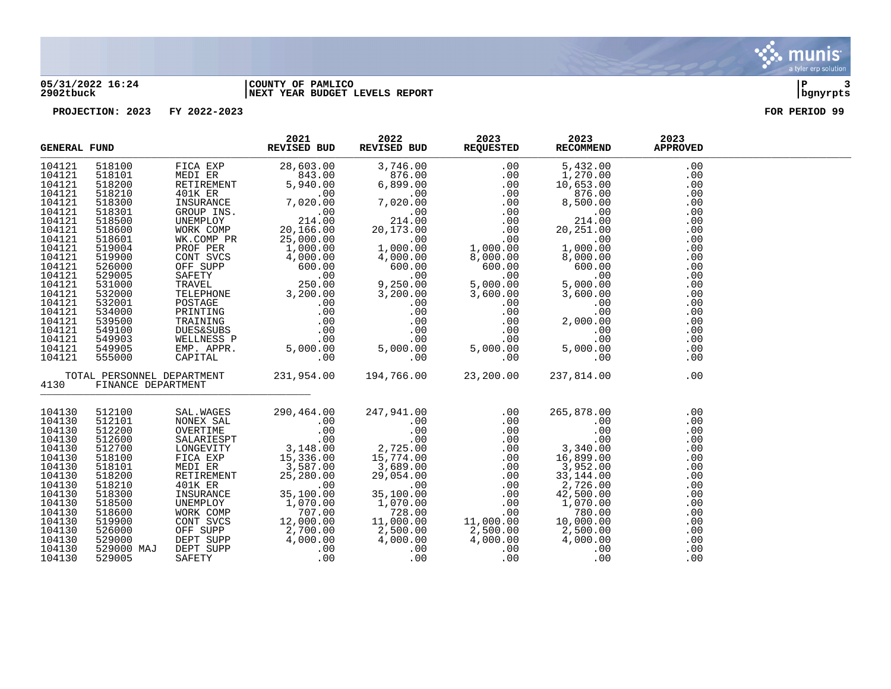05/31/2022 16:24 | COUNTY OF PAMLICO | P 3
2902tbuck | NEXT YEAR BUDGET LEVELS REPORT | bgnyrpts

PROJECTION: 2023 FY 2022-2023 FOR PERIOD 99

| GENERAL FUND | | | 2021 REVISED BUD | 2022 REVISED BUD | 2023 REQUESTED | 2023 RECOMMEND | 2023 APPROVED |
|---|---|---|---|---|---|---|---|
| 104121 | 518100 | FICA EXP | 28,603.00 | 3,746.00 | .00 | 5,432.00 | .00 |
| 104121 | 518101 | MEDI ER | 843.00 | 876.00 | .00 | 1,270.00 | .00 |
| 104121 | 518200 | RETIREMENT | 5,940.00 | 6,899.00 | .00 | 10,653.00 | .00 |
| 104121 | 518210 | 401K ER | .00 | .00 | .00 | 876.00 | .00 |
| 104121 | 518300 | INSURANCE | 7,020.00 | 7,020.00 | .00 | 8,500.00 | .00 |
| 104121 | 518301 | GROUP INS. | .00 | .00 | .00 | .00 | .00 |
| 104121 | 518500 | UNEMPLOY | 214.00 | 214.00 | .00 | 214.00 | .00 |
| 104121 | 518600 | WORK COMP | 20,166.00 | 20,173.00 | .00 | 20,251.00 | .00 |
| 104121 | 518601 | WK.COMP PR | 25,000.00 | .00 | .00 | .00 | .00 |
| 104121 | 519004 | PROF PER | 1,000.00 | 1,000.00 | 1,000.00 | 1,000.00 | .00 |
| 104121 | 519900 | CONT SVCS | 4,000.00 | 4,000.00 | 8,000.00 | 8,000.00 | .00 |
| 104121 | 526000 | OFF SUPP | 600.00 | 600.00 | 600.00 | 600.00 | .00 |
| 104121 | 529005 | SAFETY | .00 | .00 | .00 | .00 | .00 |
| 104121 | 531000 | TRAVEL | 250.00 | 9,250.00 | 5,000.00 | 5,000.00 | .00 |
| 104121 | 532000 | TELEPHONE | 3,200.00 | 3,200.00 | 3,600.00 | 3,600.00 | .00 |
| 104121 | 532001 | POSTAGE | .00 | .00 | .00 | .00 | .00 |
| 104121 | 534000 | PRINTING | .00 | .00 | .00 | .00 | .00 |
| 104121 | 539500 | TRAINING | .00 | .00 | .00 | 2,000.00 | .00 |
| 104121 | 549100 | DUES&SUBS | .00 | .00 | .00 | .00 | .00 |
| 104121 | 549903 | WELLNESS P | .00 | .00 | .00 | .00 | .00 |
| 104121 | 549905 | EMP. APPR. | 5,000.00 | 5,000.00 | 5,000.00 | 5,000.00 | .00 |
| 104121 | 555000 | CAPITAL | .00 | .00 | .00 | .00 | .00 |
| TOTAL PERSONNEL DEPARTMENT | | | 231,954.00 | 194,766.00 | 23,200.00 | 237,814.00 | .00 |
| 4130 | FINANCE DEPARTMENT | | | | | | |
| 104130 | 512100 | SAL.WAGES | 290,464.00 | 247,941.00 | .00 | 265,878.00 | .00 |
| 104130 | 512101 | NONEX SAL | .00 | .00 | .00 | .00 | .00 |
| 104130 | 512200 | OVERTIME | .00 | .00 | .00 | .00 | .00 |
| 104130 | 512600 | SALARIESPT | .00 | .00 | .00 | .00 | .00 |
| 104130 | 512700 | LONGEVITY | 3,148.00 | 2,725.00 | .00 | 3,340.00 | .00 |
| 104130 | 518100 | FICA EXP | 15,336.00 | 15,774.00 | .00 | 16,899.00 | .00 |
| 104130 | 518101 | MEDI ER | 3,587.00 | 3,689.00 | .00 | 3,952.00 | .00 |
| 104130 | 518200 | RETIREMENT | 25,280.00 | 29,054.00 | .00 | 33,144.00 | .00 |
| 104130 | 518210 | 401K ER | .00 | .00 | .00 | 2,726.00 | .00 |
| 104130 | 518300 | INSURANCE | 35,100.00 | 35,100.00 | .00 | 42,500.00 | .00 |
| 104130 | 518500 | UNEMPLOY | 1,070.00 | 1,070.00 | .00 | 1,070.00 | .00 |
| 104130 | 518600 | WORK COMP | 707.00 | 728.00 | .00 | 780.00 | .00 |
| 104130 | 519900 | CONT SVCS | 12,000.00 | 11,000.00 | 11,000.00 | 10,000.00 | .00 |
| 104130 | 526000 | OFF SUPP | 2,700.00 | 2,500.00 | 2,500.00 | 2,500.00 | .00 |
| 104130 | 529000 | DEPT SUPP | 4,000.00 | 4,000.00 | 4,000.00 | 4,000.00 | .00 |
| 104130 | 529000 MAJ | DEPT SUPP | .00 | .00 | .00 | .00 | .00 |
| 104130 | 529005 | SAFETY | .00 | .00 | .00 | .00 | .00 |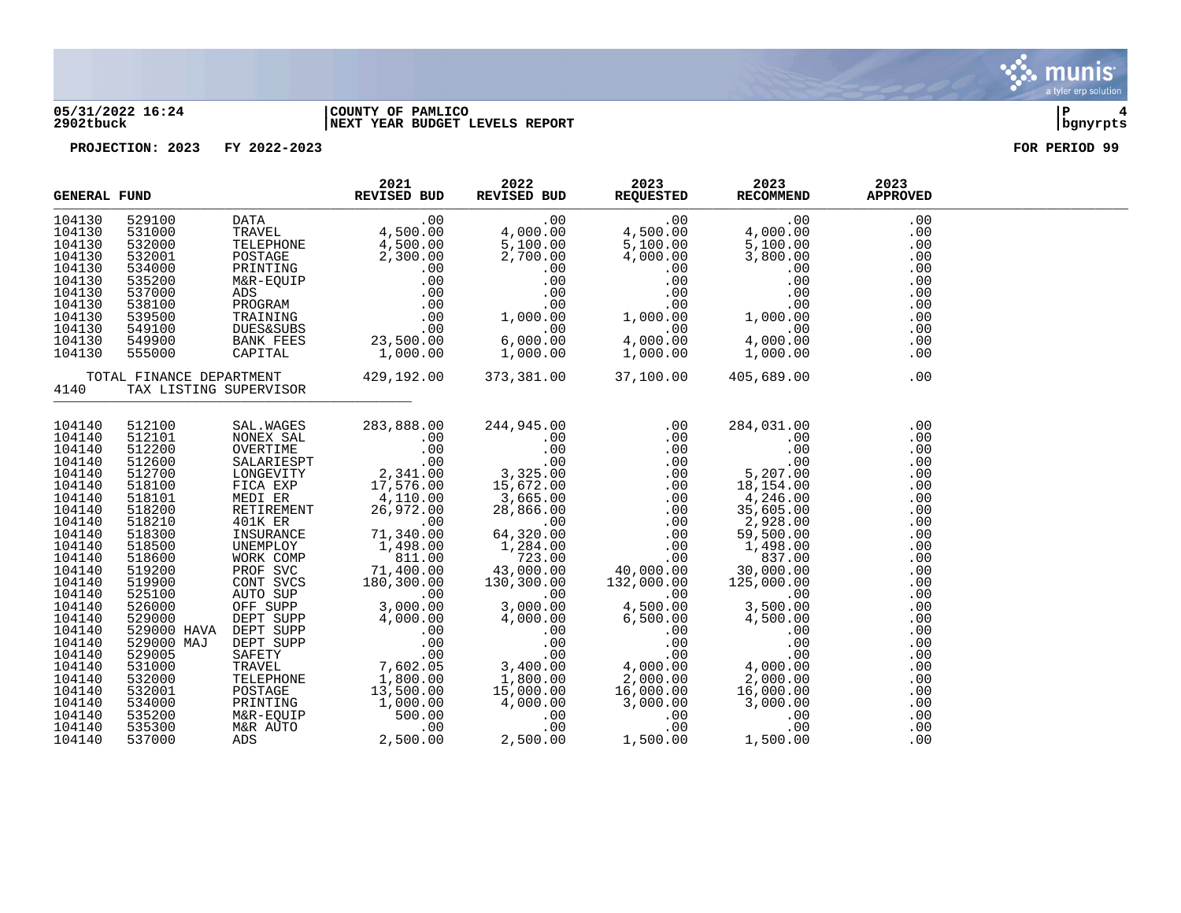05/31/2022 16:24 | COUNTY OF PAMLICO | P 4
2902tbuck | NEXT YEAR BUDGET LEVELS REPORT | bgnyrpts

PROJECTION: 2023 FY 2022-2023 FOR PERIOD 99

| GENERAL FUND | | | 2021 REVISED BUD | 2022 REVISED BUD | 2023 REQUESTED | 2023 RECOMMEND | 2023 APPROVED |
|---|---|---|---|---|---|---|---|
| 104130 | 529100 | DATA | .00 | .00 | .00 | .00 | .00 |
| 104130 | 531000 | TRAVEL | 4,500.00 | 4,000.00 | 4,500.00 | 4,000.00 | .00 |
| 104130 | 532000 | TELEPHONE | 4,500.00 | 5,100.00 | 5,100.00 | 5,100.00 | .00 |
| 104130 | 532001 | POSTAGE | 2,300.00 | 2,700.00 | 4,000.00 | 3,800.00 | .00 |
| 104130 | 534000 | PRINTING | .00 | .00 | .00 | .00 | .00 |
| 104130 | 535200 | M&R-EQUIP | .00 | .00 | .00 | .00 | .00 |
| 104130 | 537000 | ADS | .00 | .00 | .00 | .00 | .00 |
| 104130 | 538100 | PROGRAM | .00 | .00 | .00 | .00 | .00 |
| 104130 | 539500 | TRAINING | .00 | 1,000.00 | 1,000.00 | 1,000.00 | .00 |
| 104130 | 549100 | DUES&SUBS | .00 | .00 | .00 | .00 | .00 |
| 104130 | 549900 | BANK FEES | 23,500.00 | 6,000.00 | 4,000.00 | 4,000.00 | .00 |
| 104130 | 555000 | CAPITAL | 1,000.00 | 1,000.00 | 1,000.00 | 1,000.00 | .00 |
| TOTAL FINANCE DEPARTMENT | | | 429,192.00 | 373,381.00 | 37,100.00 | 405,689.00 | .00 |
| 4140 | TAX LISTING SUPERVISOR | | | | | | |
| 104140 | 512100 | SAL.WAGES | 283,888.00 | 244,945.00 | .00 | 284,031.00 | .00 |
| 104140 | 512101 | NONEX SAL | .00 | .00 | .00 | .00 | .00 |
| 104140 | 512200 | OVERTIME | .00 | .00 | .00 | .00 | .00 |
| 104140 | 512600 | SALARIESPT | .00 | .00 | .00 | .00 | .00 |
| 104140 | 512700 | LONGEVITY | 2,341.00 | 3,325.00 | .00 | 5,207.00 | .00 |
| 104140 | 518100 | FICA EXP | 17,576.00 | 15,672.00 | .00 | 18,154.00 | .00 |
| 104140 | 518101 | MEDI ER | 4,110.00 | 3,665.00 | .00 | 4,246.00 | .00 |
| 104140 | 518200 | RETIREMENT | 26,972.00 | 28,866.00 | .00 | 35,605.00 | .00 |
| 104140 | 518210 | 401K ER | .00 | .00 | .00 | 2,928.00 | .00 |
| 104140 | 518300 | INSURANCE | 71,340.00 | 64,320.00 | .00 | 59,500.00 | .00 |
| 104140 | 518500 | UNEMPLOY | 1,498.00 | 1,284.00 | .00 | 1,498.00 | .00 |
| 104140 | 518600 | WORK COMP | 811.00 | 723.00 | .00 | 837.00 | .00 |
| 104140 | 519200 | PROF SVC | 71,400.00 | 43,000.00 | 40,000.00 | 30,000.00 | .00 |
| 104140 | 519900 | CONT SVCS | 180,300.00 | 130,300.00 | 132,000.00 | 125,000.00 | .00 |
| 104140 | 525100 | AUTO SUP | .00 | .00 | .00 | .00 | .00 |
| 104140 | 526000 | OFF SUPP | 3,000.00 | 3,000.00 | 4,500.00 | 3,500.00 | .00 |
| 104140 | 529000 | DEPT SUPP | 4,000.00 | 4,000.00 | 6,500.00 | 4,500.00 | .00 |
| 104140 | 529000 HAVA | DEPT SUPP | .00 | .00 | .00 | .00 | .00 |
| 104140 | 529000 MAJ | DEPT SUPP | .00 | .00 | .00 | .00 | .00 |
| 104140 | 529005 | SAFETY | .00 | .00 | .00 | .00 | .00 |
| 104140 | 531000 | TRAVEL | 7,602.05 | 3,400.00 | 4,000.00 | 4,000.00 | .00 |
| 104140 | 532000 | TELEPHONE | 1,800.00 | 1,800.00 | 2,000.00 | 2,000.00 | .00 |
| 104140 | 532001 | POSTAGE | 13,500.00 | 15,000.00 | 16,000.00 | 16,000.00 | .00 |
| 104140 | 534000 | PRINTING | 1,000.00 | 4,000.00 | 3,000.00 | 3,000.00 | .00 |
| 104140 | 535200 | M&R-EQUIP | 500.00 | .00 | .00 | .00 | .00 |
| 104140 | 535300 | M&R AUTO | .00 | .00 | .00 | .00 | .00 |
| 104140 | 537000 | ADS | 2,500.00 | 2,500.00 | 1,500.00 | 1,500.00 | .00 |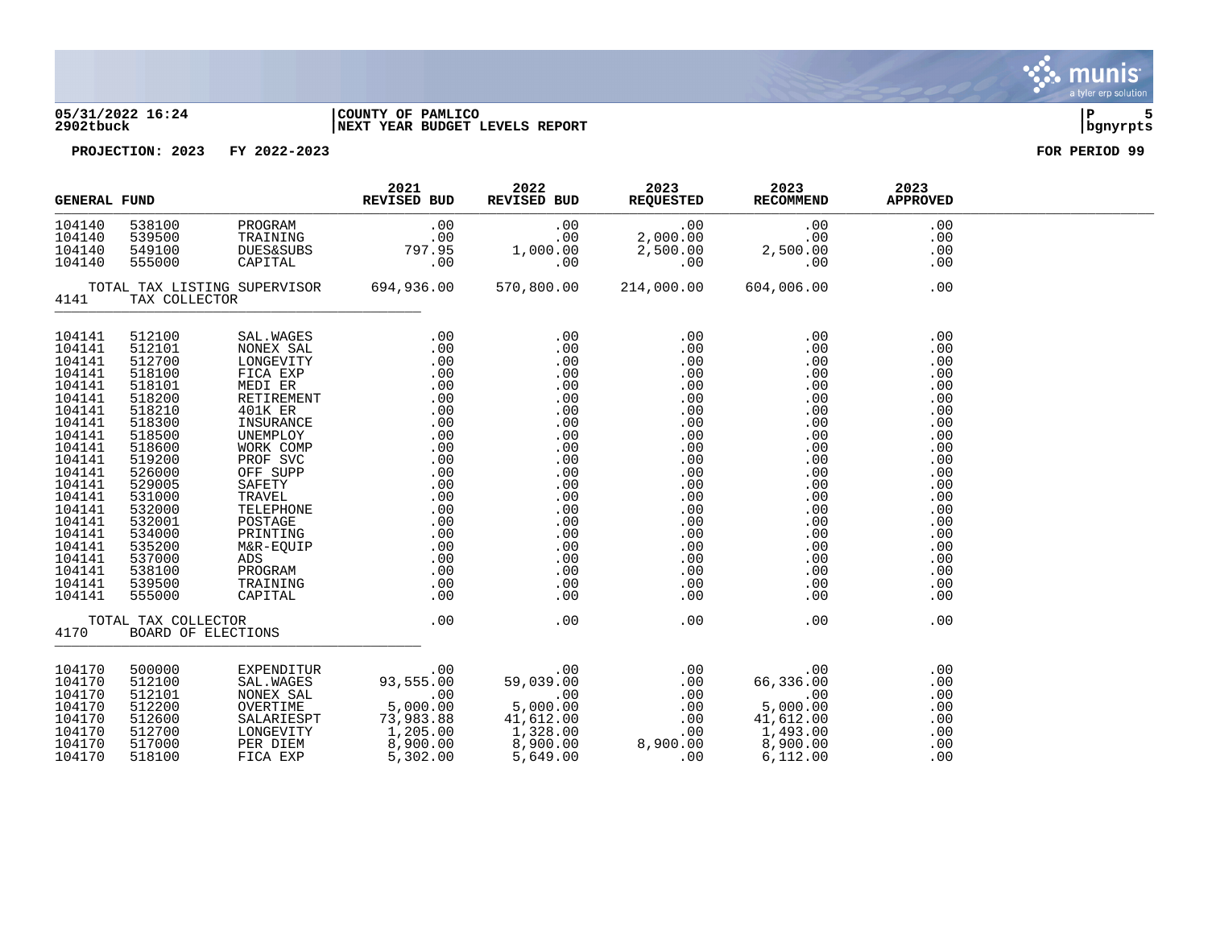05/31/2022 16:24 | COUNTY OF PAMLICO | P 5
2902tbuck | NEXT YEAR BUDGET LEVELS REPORT | bgnyrpts

PROJECTION: 2023 FY 2022-2023 FOR PERIOD 99

| GENERAL FUND | | | 2021 REVISED BUD | 2022 REVISED BUD | 2023 REQUESTED | 2023 RECOMMEND | 2023 APPROVED |
|---|---|---|---|---|---|---|---|
| 104140 | 538100 | PROGRAM | .00 | .00 | .00 | .00 | .00 |
| 104140 | 539500 | TRAINING | .00 | .00 | 2,000.00 | .00 | .00 |
| 104140 | 549100 | DUES&SUBS | 797.95 | 1,000.00 | 2,500.00 | 2,500.00 | .00 |
| 104140 | 555000 | CAPITAL | .00 | .00 | .00 | .00 | .00 |
| | TOTAL TAX LISTING SUPERVISOR | | 694,936.00 | 570,800.00 | 214,000.00 | 604,006.00 | .00 |
| 4141 | TAX COLLECTOR | | | | | | |
| 104141 | 512100 | SAL.WAGES | .00 | .00 | .00 | .00 | .00 |
| 104141 | 512101 | NONEX SAL | .00 | .00 | .00 | .00 | .00 |
| 104141 | 512700 | LONGEVITY | .00 | .00 | .00 | .00 | .00 |
| 104141 | 518100 | FICA EXP | .00 | .00 | .00 | .00 | .00 |
| 104141 | 518101 | MEDI ER | .00 | .00 | .00 | .00 | .00 |
| 104141 | 518200 | RETIREMENT | .00 | .00 | .00 | .00 | .00 |
| 104141 | 518210 | 401K ER | .00 | .00 | .00 | .00 | .00 |
| 104141 | 518300 | INSURANCE | .00 | .00 | .00 | .00 | .00 |
| 104141 | 518500 | UNEMPLOY | .00 | .00 | .00 | .00 | .00 |
| 104141 | 518600 | WORK COMP | .00 | .00 | .00 | .00 | .00 |
| 104141 | 519200 | PROF SVC | .00 | .00 | .00 | .00 | .00 |
| 104141 | 526000 | OFF SUPP | .00 | .00 | .00 | .00 | .00 |
| 104141 | 529005 | SAFETY | .00 | .00 | .00 | .00 | .00 |
| 104141 | 531000 | TRAVEL | .00 | .00 | .00 | .00 | .00 |
| 104141 | 532000 | TELEPHONE | .00 | .00 | .00 | .00 | .00 |
| 104141 | 532001 | POSTAGE | .00 | .00 | .00 | .00 | .00 |
| 104141 | 534000 | PRINTING | .00 | .00 | .00 | .00 | .00 |
| 104141 | 535200 | M&R-EQUIP | .00 | .00 | .00 | .00 | .00 |
| 104141 | 537000 | ADS | .00 | .00 | .00 | .00 | .00 |
| 104141 | 538100 | PROGRAM | .00 | .00 | .00 | .00 | .00 |
| 104141 | 539500 | TRAINING | .00 | .00 | .00 | .00 | .00 |
| 104141 | 555000 | CAPITAL | .00 | .00 | .00 | .00 | .00 |
| | TOTAL TAX COLLECTOR | | .00 | .00 | .00 | .00 | .00 |
| 4170 | BOARD OF ELECTIONS | | | | | | |
| 104170 | 500000 | EXPENDITUR | .00 | .00 | .00 | .00 | .00 |
| 104170 | 512100 | SAL.WAGES | 93,555.00 | 59,039.00 | .00 | 66,336.00 | .00 |
| 104170 | 512101 | NONEX SAL | .00 | .00 | .00 | .00 | .00 |
| 104170 | 512200 | OVERTIME | 5,000.00 | 5,000.00 | .00 | 5,000.00 | .00 |
| 104170 | 512600 | SALARIESPT | 73,983.88 | 41,612.00 | .00 | 41,612.00 | .00 |
| 104170 | 512700 | LONGEVITY | 1,205.00 | 1,328.00 | .00 | 1,493.00 | .00 |
| 104170 | 517000 | PER DIEM | 8,900.00 | 8,900.00 | 8,900.00 | 8,900.00 | .00 |
| 104170 | 518100 | FICA EXP | 5,302.00 | 5,649.00 | .00 | 6,112.00 | .00 |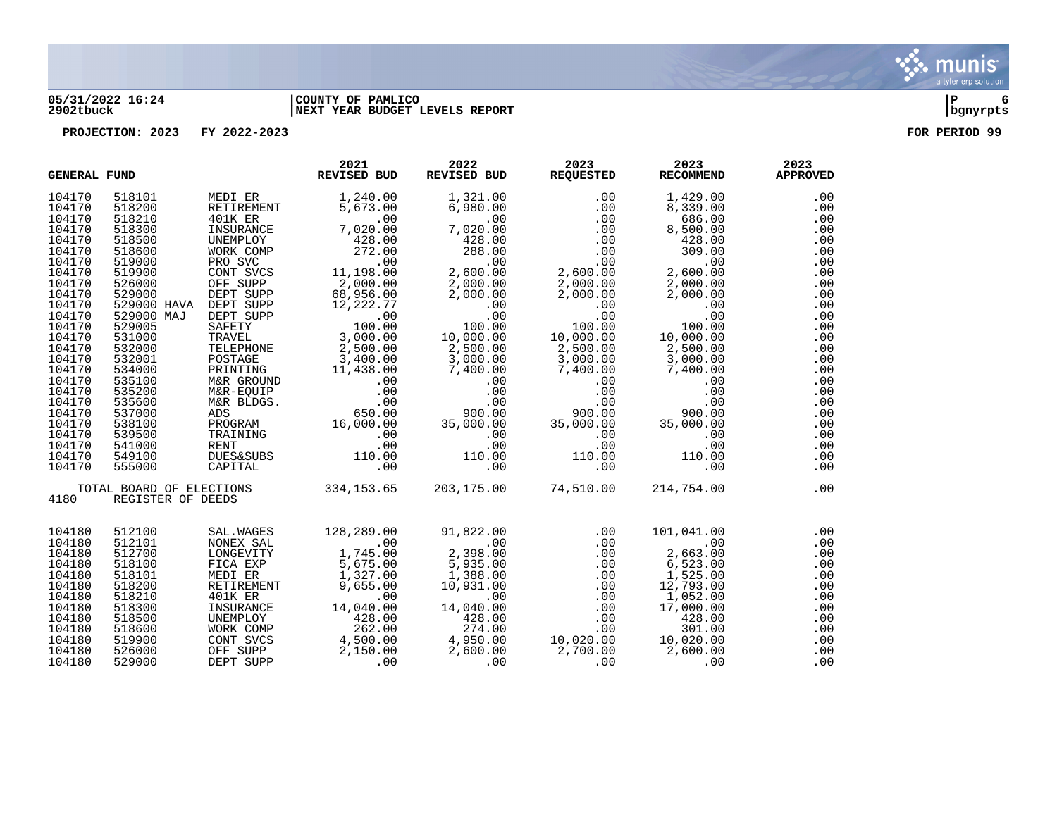05/31/2022 16:24 | COUNTY OF PAMLICO
2902tbuck | NEXT YEAR BUDGET LEVELS REPORT | bgnyrpts

PROJECTION: 2023 FY 2022-2023 FOR PERIOD 99

| GENERAL FUND | | | 2021 REVISED BUD | 2022 REVISED BUD | 2023 REQUESTED | 2023 RECOMMEND | 2023 APPROVED |
|---|---|---|---|---|---|---|---|
| 104170 | 518101 | MEDI ER | 1,240.00 | 1,321.00 | .00 | 1,429.00 | .00 |
| 104170 | 518200 | RETIREMENT | 5,673.00 | 6,980.00 | .00 | 8,339.00 | .00 |
| 104170 | 518210 | 401K ER | .00 | .00 | .00 | 686.00 | .00 |
| 104170 | 518300 | INSURANCE | 7,020.00 | 7,020.00 | .00 | 8,500.00 | .00 |
| 104170 | 518500 | UNEMPLOY | 428.00 | 428.00 | .00 | 428.00 | .00 |
| 104170 | 518600 | WORK COMP | 272.00 | 288.00 | .00 | 309.00 | .00 |
| 104170 | 519000 | PRO SVC | .00 | .00 | .00 | .00 | .00 |
| 104170 | 519900 | CONT SVCS | 11,198.00 | 2,600.00 | 2,600.00 | 2,600.00 | .00 |
| 104170 | 526000 | OFF SUPP | 2,000.00 | 2,000.00 | 2,000.00 | 2,000.00 | .00 |
| 104170 | 529000 | DEPT SUPP | 68,956.00 | 2,000.00 | 2,000.00 | 2,000.00 | .00 |
| 104170 | 529000 HAVA | DEPT SUPP | 12,222.77 | .00 | .00 | .00 | .00 |
| 104170 | 529000 MAJ | DEPT SUPP | .00 | .00 | .00 | .00 | .00 |
| 104170 | 529005 | SAFETY | 100.00 | 100.00 | 100.00 | 100.00 | .00 |
| 104170 | 531000 | TRAVEL | 3,000.00 | 10,000.00 | 10,000.00 | 10,000.00 | .00 |
| 104170 | 532000 | TELEPHONE | 2,500.00 | 2,500.00 | 2,500.00 | 2,500.00 | .00 |
| 104170 | 532001 | POSTAGE | 3,400.00 | 3,000.00 | 3,000.00 | 3,000.00 | .00 |
| 104170 | 534000 | PRINTING | 11,438.00 | 7,400.00 | 7,400.00 | 7,400.00 | .00 |
| 104170 | 535100 | M&R GROUND | .00 | .00 | .00 | .00 | .00 |
| 104170 | 535200 | M&R-EQUIP | .00 | .00 | .00 | .00 | .00 |
| 104170 | 535600 | M&R BLDGS. | .00 | .00 | .00 | .00 | .00 |
| 104170 | 537000 | ADS | 650.00 | 900.00 | 900.00 | 900.00 | .00 |
| 104170 | 538100 | PROGRAM | 16,000.00 | 35,000.00 | 35,000.00 | 35,000.00 | .00 |
| 104170 | 539500 | TRAINING | .00 | .00 | .00 | .00 | .00 |
| 104170 | 541000 | RENT | .00 | .00 | .00 | .00 | .00 |
| 104170 | 549100 | DUES&SUBS | 110.00 | 110.00 | 110.00 | 110.00 | .00 |
| 104170 | 555000 | CAPITAL | .00 | .00 | .00 | .00 | .00 |
| TOTAL BOARD OF ELECTIONS | | | 334,153.65 | 203,175.00 | 74,510.00 | 214,754.00 | .00 |
| 4180 | REGISTER OF DEEDS | | | | | | |
| 104180 | 512100 | SAL.WAGES | 128,289.00 | 91,822.00 | .00 | 101,041.00 | .00 |
| 104180 | 512101 | NONEX SAL | .00 | .00 | .00 | .00 | .00 |
| 104180 | 512700 | LONGEVITY | 1,745.00 | 2,398.00 | .00 | 2,663.00 | .00 |
| 104180 | 518100 | FICA EXP | 5,675.00 | 5,935.00 | .00 | 6,523.00 | .00 |
| 104180 | 518101 | MEDI ER | 1,327.00 | 1,388.00 | .00 | 1,525.00 | .00 |
| 104180 | 518200 | RETIREMENT | 9,655.00 | 10,931.00 | .00 | 12,793.00 | .00 |
| 104180 | 518210 | 401K ER | .00 | .00 | .00 | 1,052.00 | .00 |
| 104180 | 518300 | INSURANCE | 14,040.00 | 14,040.00 | .00 | 17,000.00 | .00 |
| 104180 | 518500 | UNEMPLOY | 428.00 | 428.00 | .00 | 428.00 | .00 |
| 104180 | 518600 | WORK COMP | 262.00 | 274.00 | .00 | 301.00 | .00 |
| 104180 | 519900 | CONT SVCS | 4,500.00 | 4,950.00 | 10,020.00 | 10,020.00 | .00 |
| 104180 | 526000 | OFF SUPP | 2,150.00 | 2,600.00 | 2,700.00 | 2,600.00 | .00 |
| 104180 | 529000 | DEPT SUPP | .00 | .00 | .00 | .00 | .00 |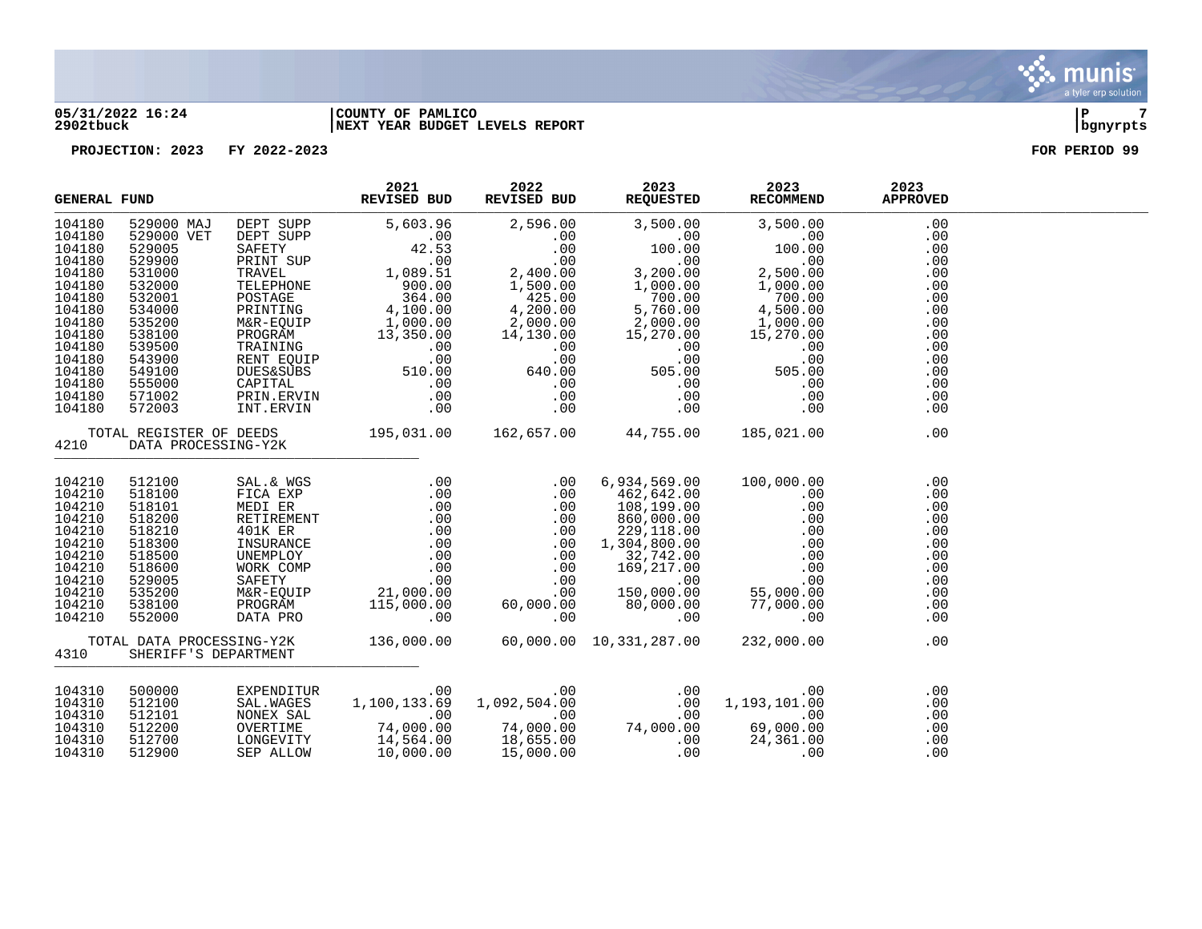**COUNTY OF PAMLICO**
**NEXT YEAR BUDGET LEVELS REPORT**

**05/31/2022 16:24**
**2902tbuck**

**PROJECTION: 2023 FY 2022-2023**

**FOR PERIOD 99**

| GENERAL FUND | | | 2021 REVISED BUD | 2022 REVISED BUD | 2023 REQUESTED | 2023 RECOMMEND | 2023 APPROVED |
|---|---|---|---|---|---|---|---|
| 104180 | 529000 MAJ | DEPT SUPP | 5,603.96 | 2,596.00 | 3,500.00 | 3,500.00 | .00 |
| 104180 | 529000 VET | DEPT SUPP | .00 | .00 | .00 | .00 | .00 |
| 104180 | 529005 | SAFETY | 42.53 | .00 | 100.00 | 100.00 | .00 |
| 104180 | 529900 | PRINT SUP | .00 | .00 | .00 | .00 | .00 |
| 104180 | 531000 | TRAVEL | 1,089.51 | 2,400.00 | 3,200.00 | 2,500.00 | .00 |
| 104180 | 532000 | TELEPHONE | 900.00 | 1,500.00 | 1,000.00 | 1,000.00 | .00 |
| 104180 | 532001 | POSTAGE | 364.00 | 425.00 | 700.00 | 700.00 | .00 |
| 104180 | 534000 | PRINTING | 4,100.00 | 4,200.00 | 5,760.00 | 4,500.00 | .00 |
| 104180 | 535200 | M&R-EQUIP | 1,000.00 | 2,000.00 | 2,000.00 | 1,000.00 | .00 |
| 104180 | 538100 | PROGRAM | 13,350.00 | 14,130.00 | 15,270.00 | 15,270.00 | .00 |
| 104180 | 539500 | TRAINING | .00 | .00 | .00 | .00 | .00 |
| 104180 | 543900 | RENT EQUIP | .00 | .00 | .00 | .00 | .00 |
| 104180 | 549100 | DUES&SUBS | 510.00 | 640.00 | 505.00 | 505.00 | .00 |
| 104180 | 555000 | CAPITAL | .00 | .00 | .00 | .00 | .00 |
| 104180 | 571002 | PRIN.ERVIN | .00 | .00 | .00 | .00 | .00 |
| 104180 | 572003 | INT.ERVIN | .00 | .00 | .00 | .00 | .00 |
| | TOTAL REGISTER OF DEEDS | | 195,031.00 | 162,657.00 | 44,755.00 | 185,021.00 | .00 |
| 4210 | DATA PROCESSING-Y2K | | | | | | |
| 104210 | 512100 | SAL.& WGS | .00 | .00 | 6,934,569.00 | 100,000.00 | .00 |
| 104210 | 518100 | FICA EXP | .00 | .00 | 462,642.00 | .00 | .00 |
| 104210 | 518101 | MEDI ER | .00 | .00 | 108,199.00 | .00 | .00 |
| 104210 | 518200 | RETIREMENT | .00 | .00 | 860,000.00 | .00 | .00 |
| 104210 | 518210 | 401K ER | .00 | .00 | 229,118.00 | .00 | .00 |
| 104210 | 518300 | INSURANCE | .00 | .00 | 1,304,800.00 | .00 | .00 |
| 104210 | 518500 | UNEMPLOY | .00 | .00 | 32,742.00 | .00 | .00 |
| 104210 | 518600 | WORK COMP | .00 | .00 | 169,217.00 | .00 | .00 |
| 104210 | 529005 | SAFETY | .00 | .00 | .00 | .00 | .00 |
| 104210 | 535200 | M&R-EQUIP | 21,000.00 | .00 | 150,000.00 | 55,000.00 | .00 |
| 104210 | 538100 | PROGRAM | 115,000.00 | 60,000.00 | 80,000.00 | 77,000.00 | .00 |
| 104210 | 552000 | DATA PRO | .00 | .00 | .00 | .00 | .00 |
| | TOTAL DATA PROCESSING-Y2K | | 136,000.00 | 60,000.00 | 10,331,287.00 | 232,000.00 | .00 |
| 4310 | SHERIFF'S DEPARTMENT | | | | | | |
| 104310 | 500000 | EXPENDITUR | .00 | .00 | .00 | .00 | .00 |
| 104310 | 512100 | SAL.WAGES | 1,100,133.69 | 1,092,504.00 | .00 | 1,193,101.00 | .00 |
| 104310 | 512101 | NONEX SAL | .00 | .00 | .00 | .00 | .00 |
| 104310 | 512200 | OVERTIME | 74,000.00 | 74,000.00 | 74,000.00 | 69,000.00 | .00 |
| 104310 | 512700 | LONGEVITY | 14,564.00 | 18,655.00 | .00 | 24,361.00 | .00 |
| 104310 | 512900 | SEP ALLOW | 10,000.00 | 15,000.00 | .00 | .00 | .00 |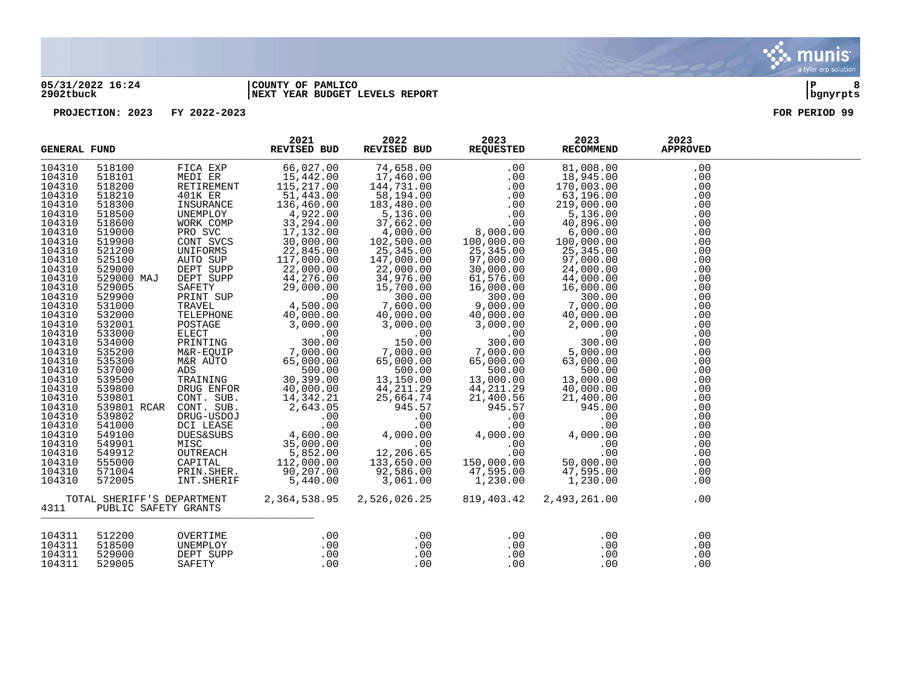05/31/2022 16:24 | COUNTY OF PAMLICO | P 8
2902tbuck | NEXT YEAR BUDGET LEVELS REPORT | bgnyrpts

PROJECTION: 2023 FY 2022-2023 FOR PERIOD 99

| GENERAL FUND | | | 2021 REVISED BUD | 2022 REVISED BUD | 2023 REQUESTED | 2023 RECOMMEND | 2023 APPROVED |
|---|---|---|---|---|---|---|---|
| 104310 | 518100 | FICA EXP | 66,027.00 | 74,658.00 | .00 | 81,008.00 | .00 |
| 104310 | 518101 | MEDI ER | 15,442.00 | 17,460.00 | .00 | 18,945.00 | .00 |
| 104310 | 518200 | RETIREMENT | 115,217.00 | 144,731.00 | .00 | 170,003.00 | .00 |
| 104310 | 518210 | 401K ER | 51,443.00 | 58,194.00 | .00 | 63,196.00 | .00 |
| 104310 | 518300 | INSURANCE | 136,460.00 | 183,480.00 | .00 | 219,000.00 | .00 |
| 104310 | 518500 | UNEMPLOY | 4,922.00 | 5,136.00 | .00 | 5,136.00 | .00 |
| 104310 | 518600 | WORK COMP | 33,294.00 | 37,662.00 | .00 | 40,896.00 | .00 |
| 104310 | 519000 | PRO SVC | 17,132.00 | 4,000.00 | 8,000.00 | 6,000.00 | .00 |
| 104310 | 519900 | CONT SVCS | 30,000.00 | 102,500.00 | 100,000.00 | 100,000.00 | .00 |
| 104310 | 521200 | UNIFORMS | 22,845.00 | 25,345.00 | 25,345.00 | 25,345.00 | .00 |
| 104310 | 525100 | AUTO SUP | 117,000.00 | 147,000.00 | 97,000.00 | 97,000.00 | .00 |
| 104310 | 529000 | DEPT SUPP | 22,000.00 | 22,000.00 | 30,000.00 | 24,000.00 | .00 |
| 104310 | 529000 MAJ | DEPT SUPP | 44,276.00 | 34,976.00 | 61,576.00 | 44,000.00 | .00 |
| 104310 | 529005 | SAFETY | 29,000.00 | 15,700.00 | 16,000.00 | 16,000.00 | .00 |
| 104310 | 529900 | PRINT SUP | .00 | 300.00 | 300.00 | 300.00 | .00 |
| 104310 | 531000 | TRAVEL | 4,500.00 | 7,600.00 | 9,000.00 | 7,000.00 | .00 |
| 104310 | 532000 | TELEPHONE | 40,000.00 | 40,000.00 | 40,000.00 | 40,000.00 | .00 |
| 104310 | 532001 | POSTAGE | 3,000.00 | 3,000.00 | 3,000.00 | 2,000.00 | .00 |
| 104310 | 533000 | ELECT | .00 | .00 | .00 | .00 | .00 |
| 104310 | 534000 | PRINTING | 300.00 | 150.00 | 300.00 | 300.00 | .00 |
| 104310 | 535200 | M&R-EQUIP | 7,000.00 | 7,000.00 | 7,000.00 | 5,000.00 | .00 |
| 104310 | 535300 | M&R AUTO | 65,000.00 | 65,000.00 | 65,000.00 | 63,000.00 | .00 |
| 104310 | 537000 | ADS | 500.00 | 500.00 | 500.00 | 500.00 | .00 |
| 104310 | 539500 | TRAINING | 30,399.00 | 13,150.00 | 13,000.00 | 13,000.00 | .00 |
| 104310 | 539800 | DRUG ENFOR | 40,000.00 | 44,211.29 | 44,211.29 | 40,000.00 | .00 |
| 104310 | 539801 | CONT. SUB. | 14,342.21 | 25,664.74 | 21,400.56 | 21,400.00 | .00 |
| 104310 | 539801 RCAR | CONT. SUB. | 2,643.05 | 945.57 | 945.57 | 945.00 | .00 |
| 104310 | 539802 | DRUG-USDOJ | .00 | .00 | .00 | .00 | .00 |
| 104310 | 541000 | DCI LEASE | .00 | .00 | .00 | .00 | .00 |
| 104310 | 549100 | DUES&SUBS | 4,600.00 | 4,000.00 | 4,000.00 | 4,000.00 | .00 |
| 104310 | 549901 | MISC | 35,000.00 | .00 | .00 | .00 | .00 |
| 104310 | 549912 | OUTREACH | 5,852.00 | 12,206.65 | .00 | .00 | .00 |
| 104310 | 555000 | CAPITAL | 112,000.00 | 133,650.00 | 150,000.00 | 50,000.00 | .00 |
| 104310 | 571004 | PRIN.SHER. | 90,207.00 | 92,586.00 | 47,595.00 | 47,595.00 | .00 |
| 104310 | 572005 | INT.SHERIF | 5,440.00 | 3,061.00 | 1,230.00 | 1,230.00 | .00 |
| TOTAL SHERIFF'S DEPARTMENT | | | 2,364,538.95 | 2,526,026.25 | 819,403.42 | 2,493,261.00 | .00 |

4311 PUBLIC SAFETY GRANTS

| | | | | | | | |
|---|---|---|---|---|---|---|---|
| 104311 | 512200 | OVERTIME | .00 | .00 | .00 | .00 | .00 |
| 104311 | 518500 | UNEMPLOY | .00 | .00 | .00 | .00 | .00 |
| 104311 | 529000 | DEPT SUPP | .00 | .00 | .00 | .00 | .00 |
| 104311 | 529005 | SAFETY | .00 | .00 | .00 | .00 | .00 |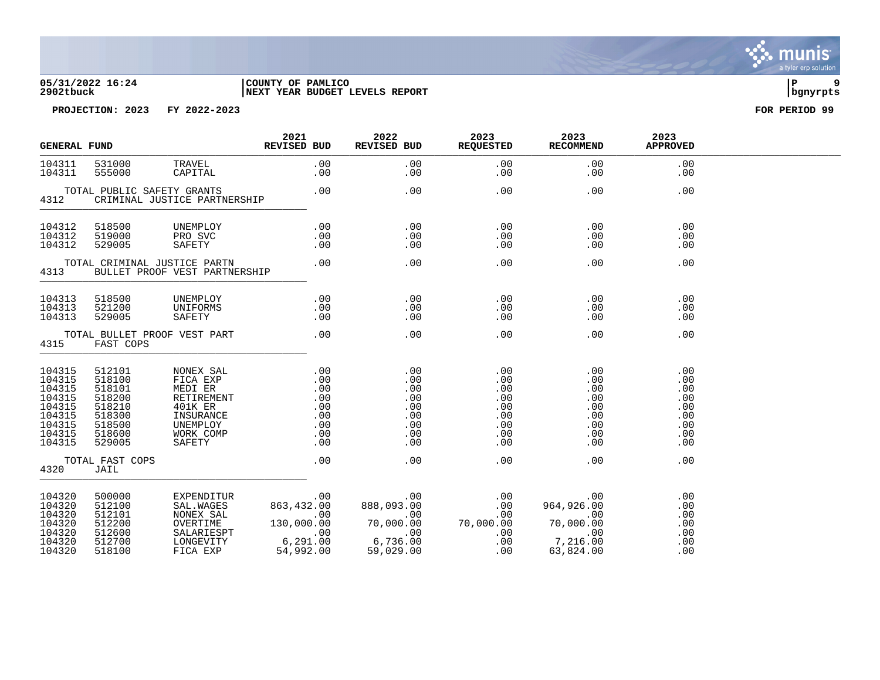**05/31/2022 16:24** | **COUNTY OF PAMLICO**
**2902tbuck** | **NEXT YEAR BUDGET LEVELS REPORT**

**PROJECTION: 2023 FY 2022-2023** — **FOR PERIOD 99**

| GENERAL FUND | | | 2021 REVISED BUD | 2022 REVISED BUD | 2023 REQUESTED | 2023 RECOMMEND | 2023 APPROVED |
|---|---|---|---|---|---|---|---|
| 104311 | 531000 | TRAVEL | .00 | .00 | .00 | .00 | .00 |
| 104311 | 555000 | CAPITAL | .00 | .00 | .00 | .00 | .00 |
| | TOTAL PUBLIC SAFETY GRANTS | | .00 | .00 | .00 | .00 | .00 |
| 4312 | CRIMINAL JUSTICE PARTNERSHIP | | | | | | |
| 104312 | 518500 | UNEMPLOY | .00 | .00 | .00 | .00 | .00 |
| 104312 | 519000 | PRO SVC | .00 | .00 | .00 | .00 | .00 |
| 104312 | 529005 | SAFETY | .00 | .00 | .00 | .00 | .00 |
| | TOTAL CRIMINAL JUSTICE PARTN | | .00 | .00 | .00 | .00 | .00 |
| 4313 | BULLET PROOF VEST PARTNERSHIP | | | | | | |
| 104313 | 518500 | UNEMPLOY | .00 | .00 | .00 | .00 | .00 |
| 104313 | 521200 | UNIFORMS | .00 | .00 | .00 | .00 | .00 |
| 104313 | 529005 | SAFETY | .00 | .00 | .00 | .00 | .00 |
| | TOTAL BULLET PROOF VEST PART | | .00 | .00 | .00 | .00 | .00 |
| 4315 | FAST COPS | | | | | | |
| 104315 | 512101 | NONEX SAL | .00 | .00 | .00 | .00 | .00 |
| 104315 | 518100 | FICA EXP | .00 | .00 | .00 | .00 | .00 |
| 104315 | 518101 | MEDI ER | .00 | .00 | .00 | .00 | .00 |
| 104315 | 518200 | RETIREMENT | .00 | .00 | .00 | .00 | .00 |
| 104315 | 518210 | 401K ER | .00 | .00 | .00 | .00 | .00 |
| 104315 | 518300 | INSURANCE | .00 | .00 | .00 | .00 | .00 |
| 104315 | 518500 | UNEMPLOY | .00 | .00 | .00 | .00 | .00 |
| 104315 | 518600 | WORK COMP | .00 | .00 | .00 | .00 | .00 |
| 104315 | 529005 | SAFETY | .00 | .00 | .00 | .00 | .00 |
| | TOTAL FAST COPS | | .00 | .00 | .00 | .00 | .00 |
| 4320 | JAIL | | | | | | |
| 104320 | 500000 | EXPENDITUR | .00 | .00 | .00 | .00 | .00 |
| 104320 | 512100 | SAL.WAGES | 863,432.00 | 888,093.00 | .00 | 964,926.00 | .00 |
| 104320 | 512101 | NONEX SAL | .00 | .00 | .00 | .00 | .00 |
| 104320 | 512200 | OVERTIME | 130,000.00 | 70,000.00 | 70,000.00 | 70,000.00 | .00 |
| 104320 | 512600 | SALARIESPT | .00 | .00 | .00 | .00 | .00 |
| 104320 | 512700 | LONGEVITY | 6,291.00 | 6,736.00 | .00 | 7,216.00 | .00 |
| 104320 | 518100 | FICA EXP | 54,992.00 | 59,029.00 | .00 | 63,824.00 | .00 |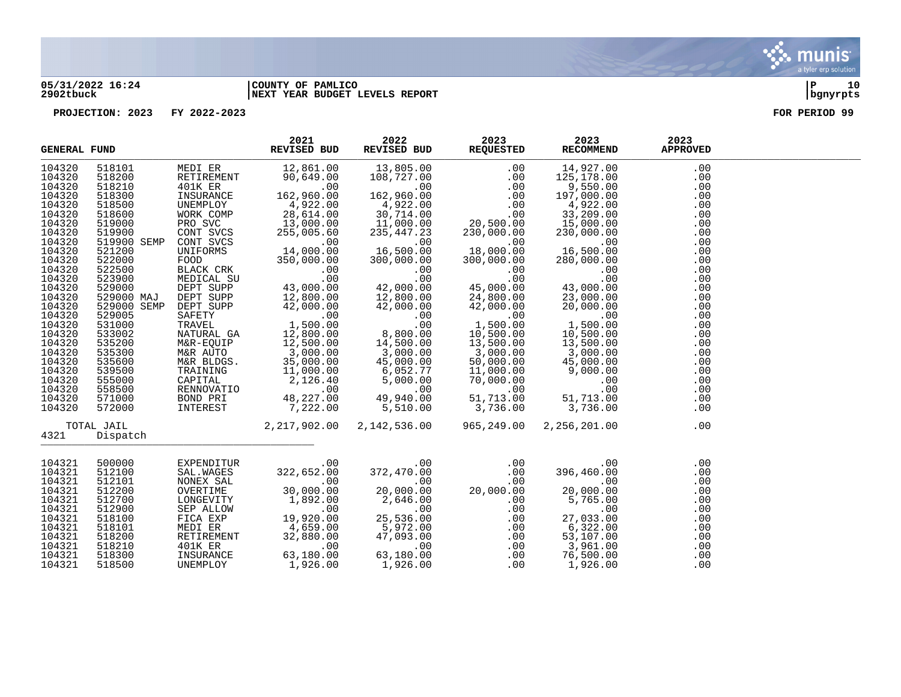05/31/2022 16:24 | COUNTY OF PAMLICO | P 10
2902tbuck | NEXT YEAR BUDGET LEVELS REPORT | bgnyrpts

PROJECTION: 2023 FY 2022-2023 FOR PERIOD 99

| GENERAL FUND | | | 2021 REVISED BUD | 2022 REVISED BUD | 2023 REQUESTED | 2023 RECOMMEND | 2023 APPROVED |
|---|---|---|---|---|---|---|---|
| 104320 | 518101 | MEDI ER | 12,861.00 | 13,805.00 | .00 | 14,927.00 | .00 |
| 104320 | 518200 | RETIREMENT | 90,649.00 | 108,727.00 | .00 | 125,178.00 | .00 |
| 104320 | 518210 | 401K ER | .00 | .00 | .00 | 9,550.00 | .00 |
| 104320 | 518300 | INSURANCE | 162,960.00 | 162,960.00 | .00 | 197,000.00 | .00 |
| 104320 | 518500 | UNEMPLOY | 4,922.00 | 4,922.00 | .00 | 4,922.00 | .00 |
| 104320 | 518600 | WORK COMP | 28,614.00 | 30,714.00 | .00 | 33,209.00 | .00 |
| 104320 | 519000 | PRO SVC | 13,000.00 | 11,000.00 | 20,500.00 | 15,000.00 | .00 |
| 104320 | 519900 | CONT SVCS | 255,005.60 | 235,447.23 | 230,000.00 | 230,000.00 | .00 |
| 104320 | 519900 SEMP | CONT SVCS | .00 | .00 | .00 | .00 | .00 |
| 104320 | 521200 | UNIFORMS | 14,000.00 | 16,500.00 | 18,000.00 | 16,500.00 | .00 |
| 104320 | 522000 | FOOD | 350,000.00 | 300,000.00 | 300,000.00 | 280,000.00 | .00 |
| 104320 | 522500 | BLACK CRK | .00 | .00 | .00 | .00 | .00 |
| 104320 | 523900 | MEDICAL SU | .00 | .00 | .00 | .00 | .00 |
| 104320 | 529000 | DEPT SUPP | 43,000.00 | 42,000.00 | 45,000.00 | 43,000.00 | .00 |
| 104320 | 529000 MAJ | DEPT SUPP | 12,800.00 | 12,800.00 | 24,800.00 | 23,000.00 | .00 |
| 104320 | 529000 SEMP | DEPT SUPP | 42,000.00 | 42,000.00 | 42,000.00 | 20,000.00 | .00 |
| 104320 | 529005 | SAFETY | .00 | .00 | .00 | .00 | .00 |
| 104320 | 531000 | TRAVEL | 1,500.00 | .00 | 1,500.00 | 1,500.00 | .00 |
| 104320 | 533002 | NATURAL GA | 12,800.00 | 8,800.00 | 10,500.00 | 10,500.00 | .00 |
| 104320 | 535200 | M&R-EQUIP | 12,500.00 | 14,500.00 | 13,500.00 | 13,500.00 | .00 |
| 104320 | 535300 | M&R AUTO | 3,000.00 | 3,000.00 | 3,000.00 | 3,000.00 | .00 |
| 104320 | 535600 | M&R BLDGS. | 35,000.00 | 45,000.00 | 50,000.00 | 45,000.00 | .00 |
| 104320 | 539500 | TRAINING | 11,000.00 | 6,052.77 | 11,000.00 | 9,000.00 | .00 |
| 104320 | 555000 | CAPITAL | 2,126.40 | 5,000.00 | 70,000.00 | .00 | .00 |
| 104320 | 558500 | RENNOVATIO | .00 | .00 | .00 | .00 | .00 |
| 104320 | 571000 | BOND PRI | 48,227.00 | 49,940.00 | 51,713.00 | 51,713.00 | .00 |
| 104320 | 572000 | INTEREST | 7,222.00 | 5,510.00 | 3,736.00 | 3,736.00 | .00 |
| TOTAL JAIL | | | 2,217,902.00 | 2,142,536.00 | 965,249.00 | 2,256,201.00 | .00 |

4321 Dispatch

| | | | 2021 REVISED BUD | 2022 REVISED BUD | 2023 REQUESTED | 2023 RECOMMEND | 2023 APPROVED |
|---|---|---|---|---|---|---|---|
| 104321 | 500000 | EXPENDITUR | .00 | .00 | .00 | .00 | .00 |
| 104321 | 512100 | SAL.WAGES | 322,652.00 | 372,470.00 | .00 | 396,460.00 | .00 |
| 104321 | 512101 | NONEX SAL | .00 | .00 | .00 | .00 | .00 |
| 104321 | 512200 | OVERTIME | 30,000.00 | 20,000.00 | 20,000.00 | 20,000.00 | .00 |
| 104321 | 512700 | LONGEVITY | 1,892.00 | 2,646.00 | .00 | 5,765.00 | .00 |
| 104321 | 512900 | SEP ALLOW | .00 | .00 | .00 | .00 | .00 |
| 104321 | 518100 | FICA EXP | 19,920.00 | 25,536.00 | .00 | 27,033.00 | .00 |
| 104321 | 518101 | MEDI ER | 4,659.00 | 5,972.00 | .00 | 6,322.00 | .00 |
| 104321 | 518200 | RETIREMENT | 32,880.00 | 47,093.00 | .00 | 53,107.00 | .00 |
| 104321 | 518210 | 401K ER | .00 | .00 | .00 | 3,961.00 | .00 |
| 104321 | 518300 | INSURANCE | 63,180.00 | 63,180.00 | .00 | 76,500.00 | .00 |
| 104321 | 518500 | UNEMPLOY | 1,926.00 | 1,926.00 | .00 | 1,926.00 | .00 |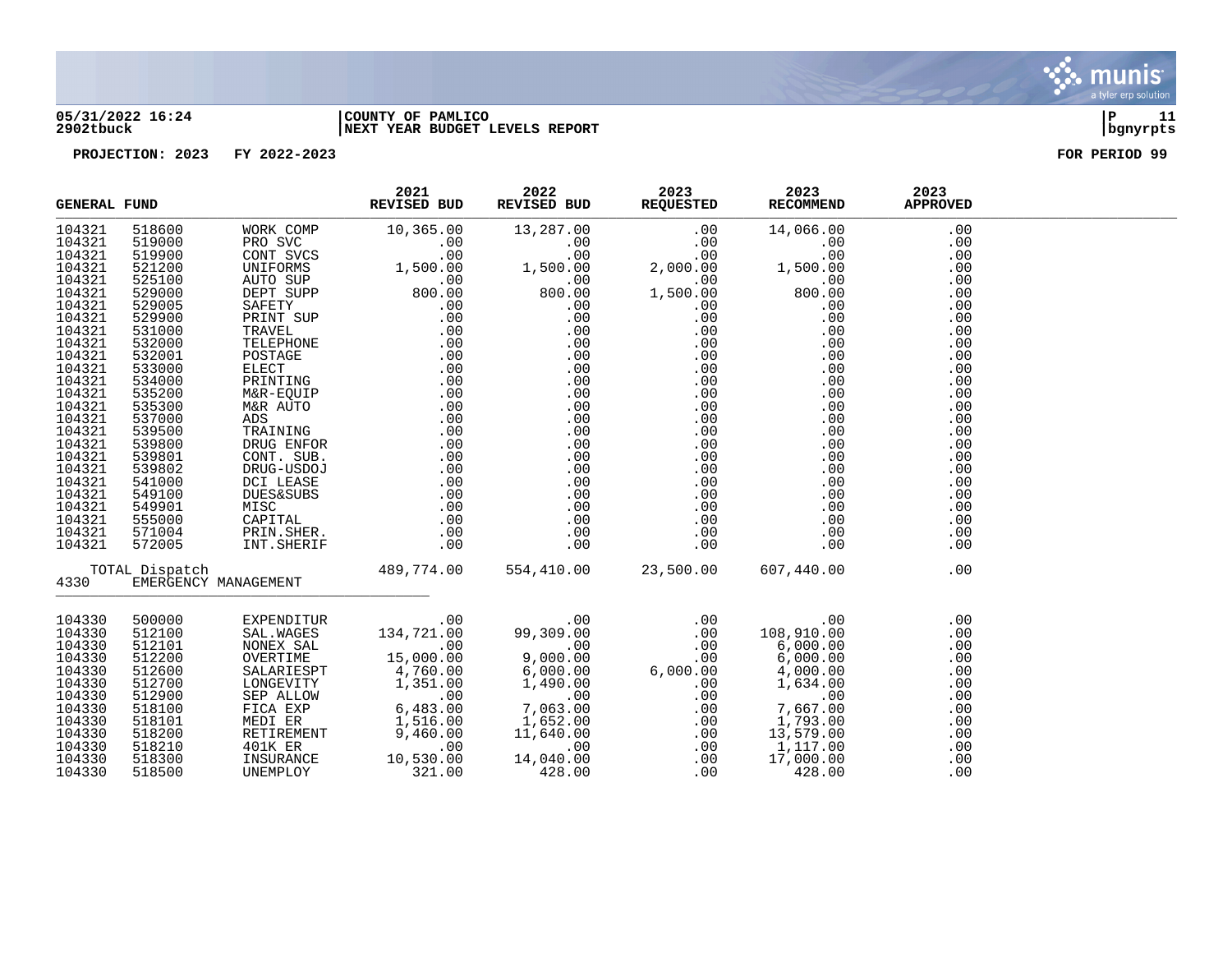05/31/2022 16:24 | COUNTY OF PAMLICO | P 11
2902tbuck | NEXT YEAR BUDGET LEVELS REPORT | bgnyrpts

**PROJECTION: 2023 FY 2022-2023** — **FOR PERIOD 99**

| GENERAL FUND | | | 2021 REVISED BUD | 2022 REVISED BUD | 2023 REQUESTED | 2023 RECOMMEND | 2023 APPROVED |
|---|---|---|---|---|---|---|---|
| 104321 | 518600 | WORK COMP | 10,365.00 | 13,287.00 | .00 | 14,066.00 | .00 |
| 104321 | 519000 | PRO SVC | .00 | .00 | .00 | .00 | .00 |
| 104321 | 519900 | CONT SVCS | .00 | .00 | .00 | .00 | .00 |
| 104321 | 521200 | UNIFORMS | 1,500.00 | 1,500.00 | 2,000.00 | 1,500.00 | .00 |
| 104321 | 525100 | AUTO SUP | .00 | .00 | .00 | .00 | .00 |
| 104321 | 529000 | DEPT SUPP | 800.00 | 800.00 | 1,500.00 | 800.00 | .00 |
| 104321 | 529005 | SAFETY | .00 | .00 | .00 | .00 | .00 |
| 104321 | 529900 | PRINT SUP | .00 | .00 | .00 | .00 | .00 |
| 104321 | 531000 | TRAVEL | .00 | .00 | .00 | .00 | .00 |
| 104321 | 532000 | TELEPHONE | .00 | .00 | .00 | .00 | .00 |
| 104321 | 532001 | POSTAGE | .00 | .00 | .00 | .00 | .00 |
| 104321 | 533000 | ELECT | .00 | .00 | .00 | .00 | .00 |
| 104321 | 534000 | PRINTING | .00 | .00 | .00 | .00 | .00 |
| 104321 | 535200 | M&R-EQUIP | .00 | .00 | .00 | .00 | .00 |
| 104321 | 535300 | M&R AUTO | .00 | .00 | .00 | .00 | .00 |
| 104321 | 537000 | ADS | .00 | .00 | .00 | .00 | .00 |
| 104321 | 539500 | TRAINING | .00 | .00 | .00 | .00 | .00 |
| 104321 | 539800 | DRUG ENFOR | .00 | .00 | .00 | .00 | .00 |
| 104321 | 539801 | CONT. SUB. | .00 | .00 | .00 | .00 | .00 |
| 104321 | 539802 | DRUG-USDOJ | .00 | .00 | .00 | .00 | .00 |
| 104321 | 541000 | DCI LEASE | .00 | .00 | .00 | .00 | .00 |
| 104321 | 549100 | DUES&SUBS | .00 | .00 | .00 | .00 | .00 |
| 104321 | 549901 | MISC | .00 | .00 | .00 | .00 | .00 |
| 104321 | 555000 | CAPITAL | .00 | .00 | .00 | .00 | .00 |
| 104321 | 571004 | PRIN.SHER. | .00 | .00 | .00 | .00 | .00 |
| 104321 | 572005 | INT.SHERIF | .00 | .00 | .00 | .00 | .00 |
| TOTAL Dispatch | | | 489,774.00 | 554,410.00 | 23,500.00 | 607,440.00 | .00 |
| 4330 | EMERGENCY MANAGEMENT | | | | | | |
| 104330 | 500000 | EXPENDITUR | .00 | .00 | .00 | .00 | .00 |
| 104330 | 512100 | SAL.WAGES | 134,721.00 | 99,309.00 | .00 | 108,910.00 | .00 |
| 104330 | 512101 | NONEX SAL | .00 | .00 | .00 | 6,000.00 | .00 |
| 104330 | 512200 | OVERTIME | 15,000.00 | 9,000.00 | .00 | 6,000.00 | .00 |
| 104330 | 512600 | SALARIESPT | 4,760.00 | 6,000.00 | 6,000.00 | 4,000.00 | .00 |
| 104330 | 512700 | LONGEVITY | 1,351.00 | 1,490.00 | .00 | 1,634.00 | .00 |
| 104330 | 512900 | SEP ALLOW | .00 | .00 | .00 | .00 | .00 |
| 104330 | 518100 | FICA EXP | 6,483.00 | 7,063.00 | .00 | 7,667.00 | .00 |
| 104330 | 518101 | MEDI ER | 1,516.00 | 1,652.00 | .00 | 1,793.00 | .00 |
| 104330 | 518200 | RETIREMENT | 9,460.00 | 11,640.00 | .00 | 13,579.00 | .00 |
| 104330 | 518210 | 401K ER | .00 | .00 | .00 | 1,117.00 | .00 |
| 104330 | 518300 | INSURANCE | 10,530.00 | 14,040.00 | .00 | 17,000.00 | .00 |
| 104330 | 518500 | UNEMPLOY | 321.00 | 428.00 | .00 | 428.00 | .00 |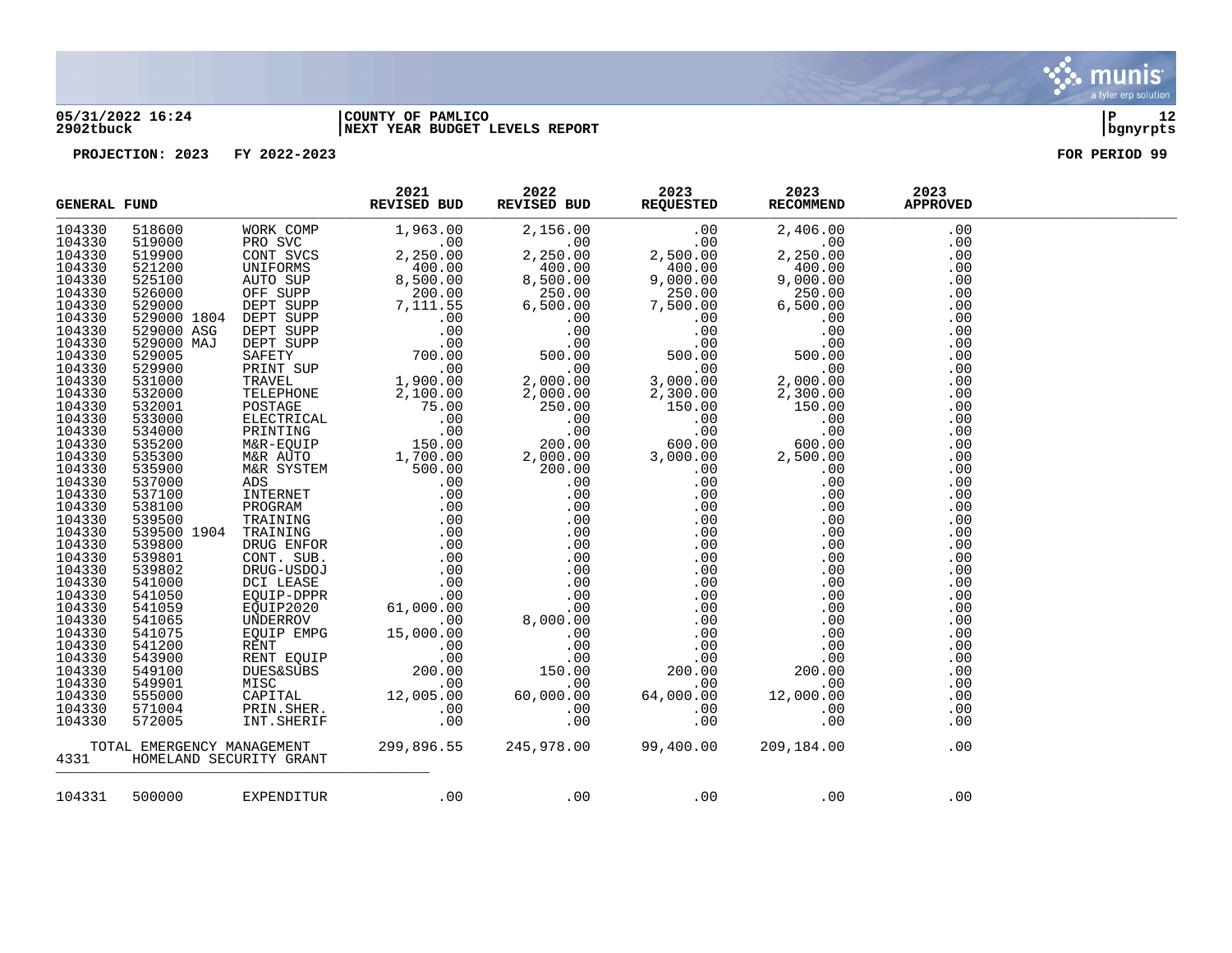05/31/2022 16:24 | COUNTY OF PAMLICO
2902tbuck | NEXT YEAR BUDGET LEVELS REPORT

PROJECTION: 2023 FY 2022-2023 FOR PERIOD 99

| GENERAL FUND | | | 2021 REVISED BUD | 2022 REVISED BUD | 2023 REQUESTED | 2023 RECOMMEND | 2023 APPROVED |
|---|---|---|---|---|---|---|---|
| 104330 | 518600 | WORK COMP | 1,963.00 | 2,156.00 | .00 | 2,406.00 | .00 |
| 104330 | 519000 | PRO SVC | .00 | .00 | .00 | .00 | .00 |
| 104330 | 519900 | CONT SVCS | 2,250.00 | 2,250.00 | 2,500.00 | 2,250.00 | .00 |
| 104330 | 521200 | UNIFORMS | 400.00 | 400.00 | 400.00 | 400.00 | .00 |
| 104330 | 525100 | AUTO SUP | 8,500.00 | 8,500.00 | 9,000.00 | 9,000.00 | .00 |
| 104330 | 526000 | OFF SUPP | 200.00 | 250.00 | 250.00 | 250.00 | .00 |
| 104330 | 529000 | DEPT SUPP | 7,111.55 | 6,500.00 | 7,500.00 | 6,500.00 | .00 |
| 104330 | 529000 1804 | DEPT SUPP | .00 | .00 | .00 | .00 | .00 |
| 104330 | 529000 ASG | DEPT SUPP | .00 | .00 | .00 | .00 | .00 |
| 104330 | 529000 MAJ | DEPT SUPP | .00 | .00 | .00 | .00 | .00 |
| 104330 | 529005 | SAFETY | 700.00 | 500.00 | 500.00 | 500.00 | .00 |
| 104330 | 529900 | PRINT SUP | .00 | .00 | .00 | .00 | .00 |
| 104330 | 531000 | TRAVEL | 1,900.00 | 2,000.00 | 3,000.00 | 2,000.00 | .00 |
| 104330 | 532000 | TELEPHONE | 2,100.00 | 2,000.00 | 2,300.00 | 2,300.00 | .00 |
| 104330 | 532001 | POSTAGE | 75.00 | 250.00 | 150.00 | 150.00 | .00 |
| 104330 | 533000 | ELECTRICAL | .00 | .00 | .00 | .00 | .00 |
| 104330 | 534000 | PRINTING | .00 | .00 | .00 | .00 | .00 |
| 104330 | 535200 | M&R-EQUIP | 150.00 | 200.00 | 600.00 | 600.00 | .00 |
| 104330 | 535300 | M&R AUTO | 1,700.00 | 2,000.00 | 3,000.00 | 2,500.00 | .00 |
| 104330 | 535900 | M&R SYSTEM | 500.00 | 200.00 | .00 | .00 | .00 |
| 104330 | 537000 | ADS | .00 | .00 | .00 | .00 | .00 |
| 104330 | 537100 | INTERNET | .00 | .00 | .00 | .00 | .00 |
| 104330 | 538100 | PROGRAM | .00 | .00 | .00 | .00 | .00 |
| 104330 | 539500 | TRAINING | .00 | .00 | .00 | .00 | .00 |
| 104330 | 539500 1904 | TRAINING | .00 | .00 | .00 | .00 | .00 |
| 104330 | 539800 | DRUG ENFOR | .00 | .00 | .00 | .00 | .00 |
| 104330 | 539801 | CONT. SUB. | .00 | .00 | .00 | .00 | .00 |
| 104330 | 539802 | DRUG-USDOJ | .00 | .00 | .00 | .00 | .00 |
| 104330 | 541000 | DCI LEASE | .00 | .00 | .00 | .00 | .00 |
| 104330 | 541050 | EQUIP-DPPR | .00 | .00 | .00 | .00 | .00 |
| 104330 | 541059 | EQUIP2020 | 61,000.00 | .00 | .00 | .00 | .00 |
| 104330 | 541065 | UNDERROV | .00 | 8,000.00 | .00 | .00 | .00 |
| 104330 | 541075 | EQUIP EMPG | 15,000.00 | .00 | .00 | .00 | .00 |
| 104330 | 541200 | RENT | .00 | .00 | .00 | .00 | .00 |
| 104330 | 543900 | RENT EQUIP | .00 | .00 | .00 | .00 | .00 |
| 104330 | 549100 | DUES&SUBS | 200.00 | 150.00 | 200.00 | 200.00 | .00 |
| 104330 | 549901 | MISC | .00 | .00 | .00 | .00 | .00 |
| 104330 | 555000 | CAPITAL | 12,005.00 | 60,000.00 | 64,000.00 | 12,000.00 | .00 |
| 104330 | 571004 | PRIN.SHER. | .00 | .00 | .00 | .00 | .00 |
| 104330 | 572005 | INT.SHERIF | .00 | .00 | .00 | .00 | .00 |
| TOTAL EMERGENCY MANAGEMENT | | | 299,896.55 | 245,978.00 | 99,400.00 | 209,184.00 | .00 |
| 4331 | HOMELAND SECURITY GRANT | | | | | | |
| 104331 | 500000 | EXPENDITUR | .00 | .00 | .00 | .00 | .00 |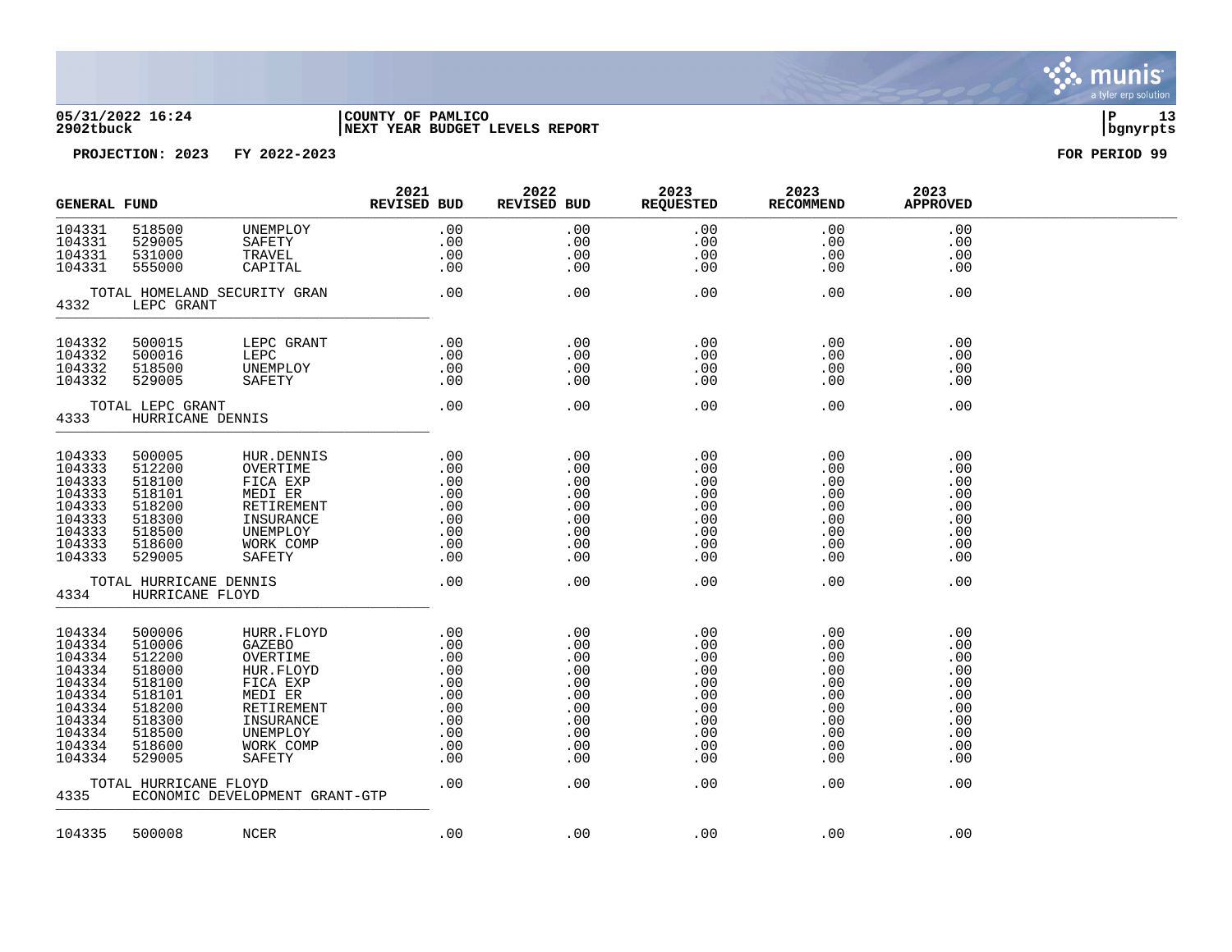05/31/2022 16:24 | COUNTY OF PAMLICO | P 13
2902tbuck | NEXT YEAR BUDGET LEVELS REPORT | bgnyrpts

PROJECTION: 2023 FY 2022-2023 FOR PERIOD 99

| GENERAL FUND | | | 2021 REVISED BUD | 2022 REVISED BUD | 2023 REQUESTED | 2023 RECOMMEND | 2023 APPROVED |
|---|---|---|---|---|---|---|---|
| 104331 | 518500 | UNEMPLOY | .00 | .00 | .00 | .00 | .00 |
| 104331 | 529005 | SAFETY | .00 | .00 | .00 | .00 | .00 |
| 104331 | 531000 | TRAVEL | .00 | .00 | .00 | .00 | .00 |
| 104331 | 555000 | CAPITAL | .00 | .00 | .00 | .00 | .00 |
| TOTAL HOMELAND SECURITY GRAN | | | .00 | .00 | .00 | .00 | .00 |
| 4332 | LEPC GRANT | | | | | | |
| 104332 | 500015 | LEPC GRANT | .00 | .00 | .00 | .00 | .00 |
| 104332 | 500016 | LEPC | .00 | .00 | .00 | .00 | .00 |
| 104332 | 518500 | UNEMPLOY | .00 | .00 | .00 | .00 | .00 |
| 104332 | 529005 | SAFETY | .00 | .00 | .00 | .00 | .00 |
| TOTAL LEPC GRANT | | | .00 | .00 | .00 | .00 | .00 |
| 4333 | HURRICANE DENNIS | | | | | | |
| 104333 | 500005 | HUR.DENNIS | .00 | .00 | .00 | .00 | .00 |
| 104333 | 512200 | OVERTIME | .00 | .00 | .00 | .00 | .00 |
| 104333 | 518100 | FICA EXP | .00 | .00 | .00 | .00 | .00 |
| 104333 | 518101 | MEDI ER | .00 | .00 | .00 | .00 | .00 |
| 104333 | 518200 | RETIREMENT | .00 | .00 | .00 | .00 | .00 |
| 104333 | 518300 | INSURANCE | .00 | .00 | .00 | .00 | .00 |
| 104333 | 518500 | UNEMPLOY | .00 | .00 | .00 | .00 | .00 |
| 104333 | 518600 | WORK COMP | .00 | .00 | .00 | .00 | .00 |
| 104333 | 529005 | SAFETY | .00 | .00 | .00 | .00 | .00 |
| TOTAL HURRICANE DENNIS | | | .00 | .00 | .00 | .00 | .00 |
| 4334 | HURRICANE FLOYD | | | | | | |
| 104334 | 500006 | HURR.FLOYD | .00 | .00 | .00 | .00 | .00 |
| 104334 | 510006 | GAZEBO | .00 | .00 | .00 | .00 | .00 |
| 104334 | 512200 | OVERTIME | .00 | .00 | .00 | .00 | .00 |
| 104334 | 518000 | HUR.FLOYD | .00 | .00 | .00 | .00 | .00 |
| 104334 | 518100 | FICA EXP | .00 | .00 | .00 | .00 | .00 |
| 104334 | 518101 | MEDI ER | .00 | .00 | .00 | .00 | .00 |
| 104334 | 518200 | RETIREMENT | .00 | .00 | .00 | .00 | .00 |
| 104334 | 518300 | INSURANCE | .00 | .00 | .00 | .00 | .00 |
| 104334 | 518500 | UNEMPLOY | .00 | .00 | .00 | .00 | .00 |
| 104334 | 518600 | WORK COMP | .00 | .00 | .00 | .00 | .00 |
| 104334 | 529005 | SAFETY | .00 | .00 | .00 | .00 | .00 |
| TOTAL HURRICANE FLOYD | | | .00 | .00 | .00 | .00 | .00 |
| 4335 | ECONOMIC DEVELOPMENT GRANT-GTP | | | | | | |
| 104335 | 500008 | NCER | .00 | .00 | .00 | .00 | .00 |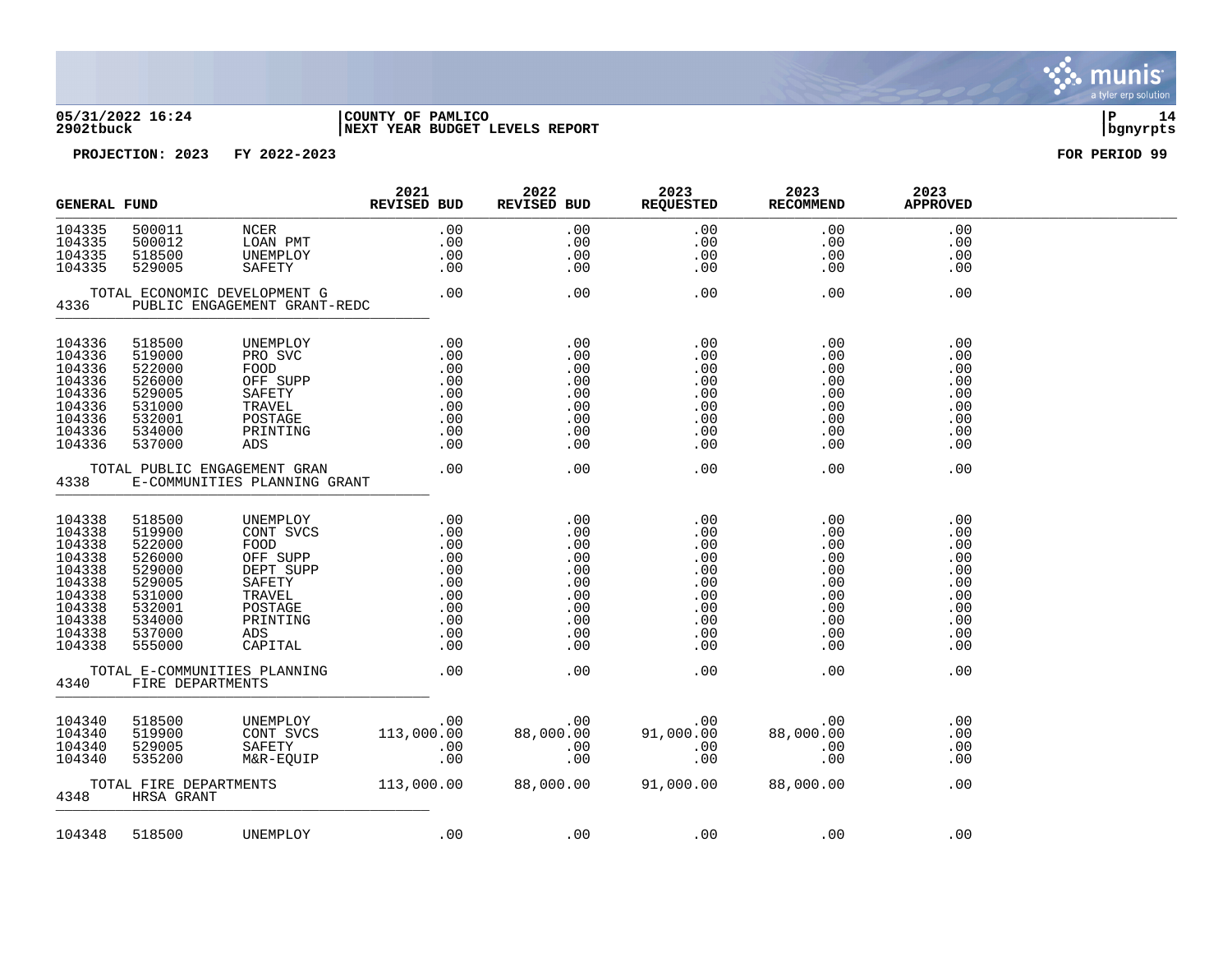**05/31/2022 16:24** | **COUNTY OF PAMLICO** | **P 14**
**2902tbuck** | **NEXT YEAR BUDGET LEVELS REPORT** | **bgnyrpts**

**PROJECTION: 2023 FY 2022-2023** **FOR PERIOD 99**

| GENERAL FUND | | | 2021 REVISED BUD | 2022 REVISED BUD | 2023 REQUESTED | 2023 RECOMMEND | 2023 APPROVED |
|---|---|---|---|---|---|---|---|
| 104335 | 500011 | NCER | .00 | .00 | .00 | .00 | .00 |
| 104335 | 500012 | LOAN PMT | .00 | .00 | .00 | .00 | .00 |
| 104335 | 518500 | UNEMPLOY | .00 | .00 | .00 | .00 | .00 |
| 104335 | 529005 | SAFETY | .00 | .00 | .00 | .00 | .00 |
| TOTAL ECONOMIC DEVELOPMENT G | | | .00 | .00 | .00 | .00 | .00 |
| 4336 | PUBLIC ENGAGEMENT GRANT-REDC | | | | | | |
| 104336 | 518500 | UNEMPLOY | .00 | .00 | .00 | .00 | .00 |
| 104336 | 519000 | PRO SVC | .00 | .00 | .00 | .00 | .00 |
| 104336 | 522000 | FOOD | .00 | .00 | .00 | .00 | .00 |
| 104336 | 526000 | OFF SUPP | .00 | .00 | .00 | .00 | .00 |
| 104336 | 529005 | SAFETY | .00 | .00 | .00 | .00 | .00 |
| 104336 | 531000 | TRAVEL | .00 | .00 | .00 | .00 | .00 |
| 104336 | 532001 | POSTAGE | .00 | .00 | .00 | .00 | .00 |
| 104336 | 534000 | PRINTING | .00 | .00 | .00 | .00 | .00 |
| 104336 | 537000 | ADS | .00 | .00 | .00 | .00 | .00 |
| TOTAL PUBLIC ENGAGEMENT GRAN | | | .00 | .00 | .00 | .00 | .00 |
| 4338 | E-COMMUNITIES PLANNING GRANT | | | | | | |
| 104338 | 518500 | UNEMPLOY | .00 | .00 | .00 | .00 | .00 |
| 104338 | 519900 | CONT SVCS | .00 | .00 | .00 | .00 | .00 |
| 104338 | 522000 | FOOD | .00 | .00 | .00 | .00 | .00 |
| 104338 | 526000 | OFF SUPP | .00 | .00 | .00 | .00 | .00 |
| 104338 | 529000 | DEPT SUPP | .00 | .00 | .00 | .00 | .00 |
| 104338 | 529005 | SAFETY | .00 | .00 | .00 | .00 | .00 |
| 104338 | 531000 | TRAVEL | .00 | .00 | .00 | .00 | .00 |
| 104338 | 532001 | POSTAGE | .00 | .00 | .00 | .00 | .00 |
| 104338 | 534000 | PRINTING | .00 | .00 | .00 | .00 | .00 |
| 104338 | 537000 | ADS | .00 | .00 | .00 | .00 | .00 |
| 104338 | 555000 | CAPITAL | .00 | .00 | .00 | .00 | .00 |
| TOTAL E-COMMUNITIES PLANNING | | | .00 | .00 | .00 | .00 | .00 |
| 4340 | FIRE DEPARTMENTS | | | | | | |
| 104340 | 518500 | UNEMPLOY | .00 | .00 | .00 | .00 | .00 |
| 104340 | 519900 | CONT SVCS | 113,000.00 | 88,000.00 | 91,000.00 | 88,000.00 | .00 |
| 104340 | 529005 | SAFETY | .00 | .00 | .00 | .00 | .00 |
| 104340 | 535200 | M&R-EQUIP | .00 | .00 | .00 | .00 | .00 |
| TOTAL FIRE DEPARTMENTS | | | 113,000.00 | 88,000.00 | 91,000.00 | 88,000.00 | .00 |
| 4348 | HRSA GRANT | | | | | | |
| 104348 | 518500 | UNEMPLOY | .00 | .00 | .00 | .00 | .00 |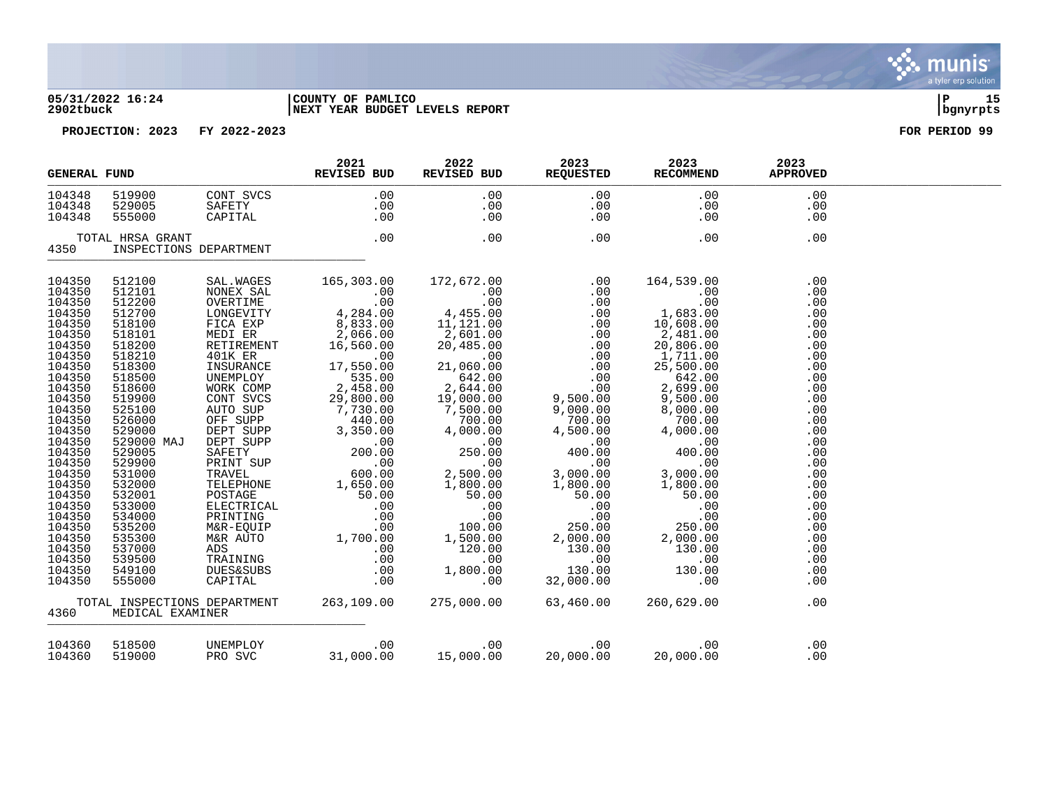05/31/2022 16:24 | COUNTY OF PAMLICO | P 15
2902tbuck | NEXT YEAR BUDGET LEVELS REPORT | bgnyrpts

PROJECTION: 2023 FY 2022-2023 FOR PERIOD 99

| GENERAL FUND | | | 2021 REVISED BUD | 2022 REVISED BUD | 2023 REQUESTED | 2023 RECOMMEND | 2023 APPROVED |
|---|---|---|---|---|---|---|---|
| 104348 | 519900 | CONT SVCS | .00 | .00 | .00 | .00 | .00 |
| 104348 | 529005 | SAFETY | .00 | .00 | .00 | .00 | .00 |
| 104348 | 555000 | CAPITAL | .00 | .00 | .00 | .00 | .00 |
| | TOTAL HRSA GRANT | | .00 | .00 | .00 | .00 | .00 |
| 4350 | INSPECTIONS DEPARTMENT | | | | | | |
| 104350 | 512100 | SAL.WAGES | 165,303.00 | 172,672.00 | .00 | 164,539.00 | .00 |
| 104350 | 512101 | NONEX SAL | .00 | .00 | .00 | .00 | .00 |
| 104350 | 512200 | OVERTIME | .00 | .00 | .00 | .00 | .00 |
| 104350 | 512700 | LONGEVITY | 4,284.00 | 4,455.00 | .00 | 1,683.00 | .00 |
| 104350 | 518100 | FICA EXP | 8,833.00 | 11,121.00 | .00 | 10,608.00 | .00 |
| 104350 | 518101 | MEDI ER | 2,066.00 | 2,601.00 | .00 | 2,481.00 | .00 |
| 104350 | 518200 | RETIREMENT | 16,560.00 | 20,485.00 | .00 | 20,806.00 | .00 |
| 104350 | 518210 | 401K ER | .00 | .00 | .00 | 1,711.00 | .00 |
| 104350 | 518300 | INSURANCE | 17,550.00 | 21,060.00 | .00 | 25,500.00 | .00 |
| 104350 | 518500 | UNEMPLOY | 535.00 | 642.00 | .00 | 642.00 | .00 |
| 104350 | 518600 | WORK COMP | 2,458.00 | 2,644.00 | .00 | 2,699.00 | .00 |
| 104350 | 519900 | CONT SVCS | 29,800.00 | 19,000.00 | 9,500.00 | 9,500.00 | .00 |
| 104350 | 525100 | AUTO SUP | 7,730.00 | 7,500.00 | 9,000.00 | 8,000.00 | .00 |
| 104350 | 526000 | OFF SUPP | 440.00 | 700.00 | 700.00 | 700.00 | .00 |
| 104350 | 529000 | DEPT SUPP | 3,350.00 | 4,000.00 | 4,500.00 | 4,000.00 | .00 |
| 104350 | 529000 MAJ | DEPT SUPP | .00 | .00 | .00 | .00 | .00 |
| 104350 | 529005 | SAFETY | 200.00 | 250.00 | 400.00 | 400.00 | .00 |
| 104350 | 529900 | PRINT SUP | .00 | .00 | .00 | .00 | .00 |
| 104350 | 531000 | TRAVEL | 600.00 | 2,500.00 | 3,000.00 | 3,000.00 | .00 |
| 104350 | 532000 | TELEPHONE | 1,650.00 | 1,800.00 | 1,800.00 | 1,800.00 | .00 |
| 104350 | 532001 | POSTAGE | 50.00 | 50.00 | 50.00 | 50.00 | .00 |
| 104350 | 533000 | ELECTRICAL | .00 | .00 | .00 | .00 | .00 |
| 104350 | 534000 | PRINTING | .00 | .00 | .00 | .00 | .00 |
| 104350 | 535200 | M&R-EQUIP | .00 | 100.00 | 250.00 | 250.00 | .00 |
| 104350 | 535300 | M&R AUTO | 1,700.00 | 1,500.00 | 2,000.00 | 2,000.00 | .00 |
| 104350 | 537000 | ADS | .00 | 120.00 | 130.00 | 130.00 | .00 |
| 104350 | 539500 | TRAINING | .00 | .00 | .00 | .00 | .00 |
| 104350 | 549100 | DUES&SUBS | .00 | 1,800.00 | 130.00 | 130.00 | .00 |
| 104350 | 555000 | CAPITAL | .00 | .00 | 32,000.00 | .00 | .00 |
| | TOTAL INSPECTIONS DEPARTMENT | | 263,109.00 | 275,000.00 | 63,460.00 | 260,629.00 | .00 |
| 4360 | MEDICAL EXAMINER | | | | | | |
| 104360 | 518500 | UNEMPLOY | .00 | .00 | .00 | .00 | .00 |
| 104360 | 519000 | PRO SVC | 31,000.00 | 15,000.00 | 20,000.00 | 20,000.00 | .00 |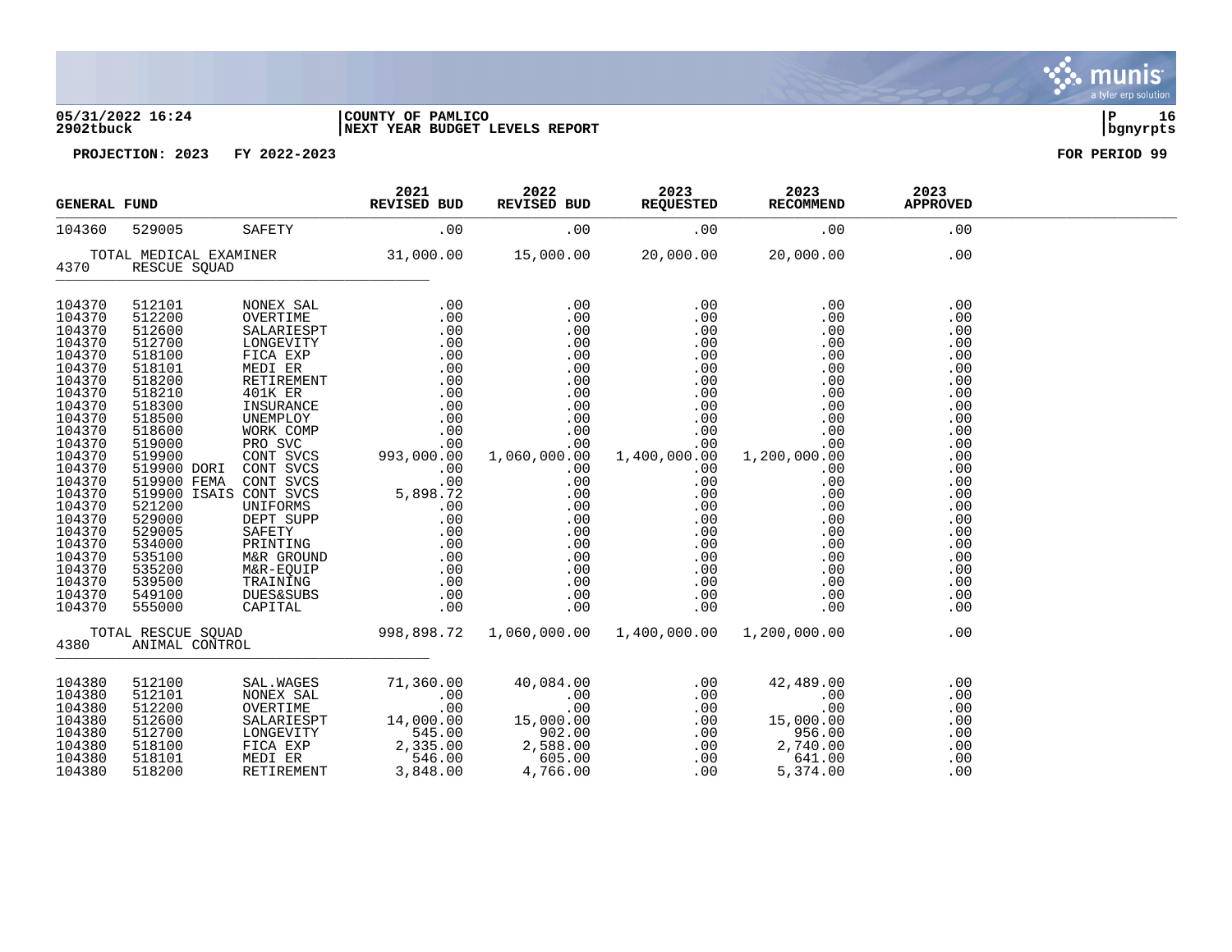05/31/2022 16:24 | COUNTY OF PAMLICO | P 16
2902tbuck | NEXT YEAR BUDGET LEVELS REPORT | bgnyrpts

PROJECTION: 2023 FY 2022-2023 FOR PERIOD 99

| GENERAL FUND | | | 2021 REVISED BUD | 2022 REVISED BUD | 2023 REQUESTED | 2023 RECOMMEND | 2023 APPROVED |
|---|---|---|---|---|---|---|---|
| 104360 | 529005 | SAFETY | .00 | .00 | .00 | .00 | .00 |
| TOTAL MEDICAL EXAMINER | | | 31,000.00 | 15,000.00 | 20,000.00 | 20,000.00 | .00 |
| 4370 | RESCUE SQUAD | | | | | | |
| 104370 | 512101 | NONEX SAL | .00 | .00 | .00 | .00 | .00 |
| 104370 | 512200 | OVERTIME | .00 | .00 | .00 | .00 | .00 |
| 104370 | 512600 | SALARIESPT | .00 | .00 | .00 | .00 | .00 |
| 104370 | 512700 | LONGEVITY | .00 | .00 | .00 | .00 | .00 |
| 104370 | 518100 | FICA EXP | .00 | .00 | .00 | .00 | .00 |
| 104370 | 518101 | MEDI ER | .00 | .00 | .00 | .00 | .00 |
| 104370 | 518200 | RETIREMENT | .00 | .00 | .00 | .00 | .00 |
| 104370 | 518210 | 401K ER | .00 | .00 | .00 | .00 | .00 |
| 104370 | 518300 | INSURANCE | .00 | .00 | .00 | .00 | .00 |
| 104370 | 518500 | UNEMPLOY | .00 | .00 | .00 | .00 | .00 |
| 104370 | 518600 | WORK COMP | .00 | .00 | .00 | .00 | .00 |
| 104370 | 519000 | PRO SVC | .00 | .00 | .00 | .00 | .00 |
| 104370 | 519900 | CONT SVCS | 993,000.00 | 1,060,000.00 | 1,400,000.00 | 1,200,000.00 | .00 |
| 104370 | 519900 DORI | CONT SVCS | .00 | .00 | .00 | .00 | .00 |
| 104370 | 519900 FEMA | CONT SVCS | .00 | .00 | .00 | .00 | .00 |
| 104370 | 519900 ISAIS | CONT SVCS | 5,898.72 | .00 | .00 | .00 | .00 |
| 104370 | 521200 | UNIFORMS | .00 | .00 | .00 | .00 | .00 |
| 104370 | 529000 | DEPT SUPP | .00 | .00 | .00 | .00 | .00 |
| 104370 | 529005 | SAFETY | .00 | .00 | .00 | .00 | .00 |
| 104370 | 534000 | PRINTING | .00 | .00 | .00 | .00 | .00 |
| 104370 | 535100 | M&R GROUND | .00 | .00 | .00 | .00 | .00 |
| 104370 | 535200 | M&R-EQUIP | .00 | .00 | .00 | .00 | .00 |
| 104370 | 539500 | TRAINING | .00 | .00 | .00 | .00 | .00 |
| 104370 | 549100 | DUES&SUBS | .00 | .00 | .00 | .00 | .00 |
| 104370 | 555000 | CAPITAL | .00 | .00 | .00 | .00 | .00 |
| TOTAL RESCUE SQUAD | | | 998,898.72 | 1,060,000.00 | 1,400,000.00 | 1,200,000.00 | .00 |
| 4380 | ANIMAL CONTROL | | | | | | |
| 104380 | 512100 | SAL.WAGES | 71,360.00 | 40,084.00 | .00 | 42,489.00 | .00 |
| 104380 | 512101 | NONEX SAL | .00 | .00 | .00 | .00 | .00 |
| 104380 | 512200 | OVERTIME | .00 | .00 | .00 | .00 | .00 |
| 104380 | 512600 | SALARIESPT | 14,000.00 | 15,000.00 | .00 | 15,000.00 | .00 |
| 104380 | 512700 | LONGEVITY | 545.00 | 902.00 | .00 | 956.00 | .00 |
| 104380 | 518100 | FICA EXP | 2,335.00 | 2,588.00 | .00 | 2,740.00 | .00 |
| 104380 | 518101 | MEDI ER | 546.00 | 605.00 | .00 | 641.00 | .00 |
| 104380 | 518200 | RETIREMENT | 3,848.00 | 4,766.00 | .00 | 5,374.00 | .00 |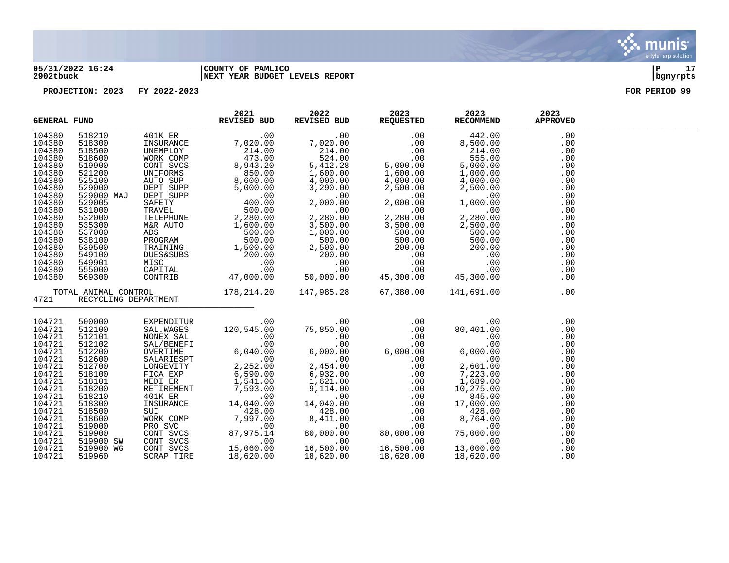**05/31/2022 16:24** | **COUNTY OF PAMLICO** | **P 17**
**2902tbuck** | **NEXT YEAR BUDGET LEVELS REPORT** | **bgnyrpts**

**PROJECTION: 2023 FY 2022-2023** | **FOR PERIOD 99**

| GENERAL FUND | | | 2021 REVISED BUD | 2022 REVISED BUD | 2023 REQUESTED | 2023 RECOMMEND | 2023 APPROVED |
|---|---|---|---|---|---|---|---|
| 104380 | 518210 | 401K ER | .00 | .00 | .00 | 442.00 | .00 |
| 104380 | 518300 | INSURANCE | 7,020.00 | 7,020.00 | .00 | 8,500.00 | .00 |
| 104380 | 518500 | UNEMPLOY | 214.00 | 214.00 | .00 | 214.00 | .00 |
| 104380 | 518600 | WORK COMP | 473.00 | 524.00 | .00 | 555.00 | .00 |
| 104380 | 519900 | CONT SVCS | 8,943.20 | 5,412.28 | 5,000.00 | 5,000.00 | .00 |
| 104380 | 521200 | UNIFORMS | 850.00 | 1,600.00 | 1,600.00 | 1,000.00 | .00 |
| 104380 | 525100 | AUTO SUP | 8,600.00 | 4,000.00 | 4,000.00 | 4,000.00 | .00 |
| 104380 | 529000 | DEPT SUPP | 5,000.00 | 3,290.00 | 2,500.00 | 2,500.00 | .00 |
| 104380 | 529000 MAJ | DEPT SUPP | .00 | .00 | .00 | .00 | .00 |
| 104380 | 529005 | SAFETY | 400.00 | 2,000.00 | 2,000.00 | 1,000.00 | .00 |
| 104380 | 531000 | TRAVEL | 500.00 | .00 | .00 | .00 | .00 |
| 104380 | 532000 | TELEPHONE | 2,280.00 | 2,280.00 | 2,280.00 | 2,280.00 | .00 |
| 104380 | 535300 | M&R AUTO | 1,600.00 | 3,500.00 | 3,500.00 | 2,500.00 | .00 |
| 104380 | 537000 | ADS | 500.00 | 1,000.00 | 500.00 | 500.00 | .00 |
| 104380 | 538100 | PROGRAM | 500.00 | 500.00 | 500.00 | 500.00 | .00 |
| 104380 | 539500 | TRAINING | 1,500.00 | 2,500.00 | 200.00 | 200.00 | .00 |
| 104380 | 549100 | DUES&SUBS | 200.00 | 200.00 | .00 | .00 | .00 |
| 104380 | 549901 | MISC | .00 | .00 | .00 | .00 | .00 |
| 104380 | 555000 | CAPITAL | .00 | .00 | .00 | .00 | .00 |
| 104380 | 569300 | CONTRIB | 47,000.00 | 50,000.00 | 45,300.00 | 45,300.00 | .00 |
| TOTAL ANIMAL CONTROL | | | 178,214.20 | 147,985.28 | 67,380.00 | 141,691.00 | .00 |
| 4721 | RECYCLING DEPARTMENT | | | | | | |
| 104721 | 500000 | EXPENDITUR | .00 | .00 | .00 | .00 | .00 |
| 104721 | 512100 | SAL.WAGES | 120,545.00 | 75,850.00 | .00 | 80,401.00 | .00 |
| 104721 | 512101 | NONEX SAL | .00 | .00 | .00 | .00 | .00 |
| 104721 | 512102 | SAL/BENEFI | .00 | .00 | .00 | .00 | .00 |
| 104721 | 512200 | OVERTIME | 6,040.00 | 6,000.00 | 6,000.00 | 6,000.00 | .00 |
| 104721 | 512600 | SALARIESPT | .00 | .00 | .00 | .00 | .00 |
| 104721 | 512700 | LONGEVITY | 2,252.00 | 2,454.00 | .00 | 2,601.00 | .00 |
| 104721 | 518100 | FICA EXP | 6,590.00 | 6,932.00 | .00 | 7,223.00 | .00 |
| 104721 | 518101 | MEDI ER | 1,541.00 | 1,621.00 | .00 | 1,689.00 | .00 |
| 104721 | 518200 | RETIREMENT | 7,593.00 | 9,114.00 | .00 | 10,275.00 | .00 |
| 104721 | 518210 | 401K ER | .00 | .00 | .00 | 845.00 | .00 |
| 104721 | 518300 | INSURANCE | 14,040.00 | 14,040.00 | .00 | 17,000.00 | .00 |
| 104721 | 518500 | SUI | 428.00 | 428.00 | .00 | 428.00 | .00 |
| 104721 | 518600 | WORK COMP | 7,997.00 | 8,411.00 | .00 | 8,764.00 | .00 |
| 104721 | 519000 | PRO SVC | .00 | .00 | .00 | .00 | .00 |
| 104721 | 519900 | CONT SVCS | 87,975.14 | 80,000.00 | 80,000.00 | 75,000.00 | .00 |
| 104721 | 519900 SW | CONT SVCS | .00 | .00 | .00 | .00 | .00 |
| 104721 | 519900 WG | CONT SVCS | 15,060.00 | 16,500.00 | 16,500.00 | 13,000.00 | .00 |
| 104721 | 519960 | SCRAP TIRE | 18,620.00 | 18,620.00 | 18,620.00 | 18,620.00 | .00 |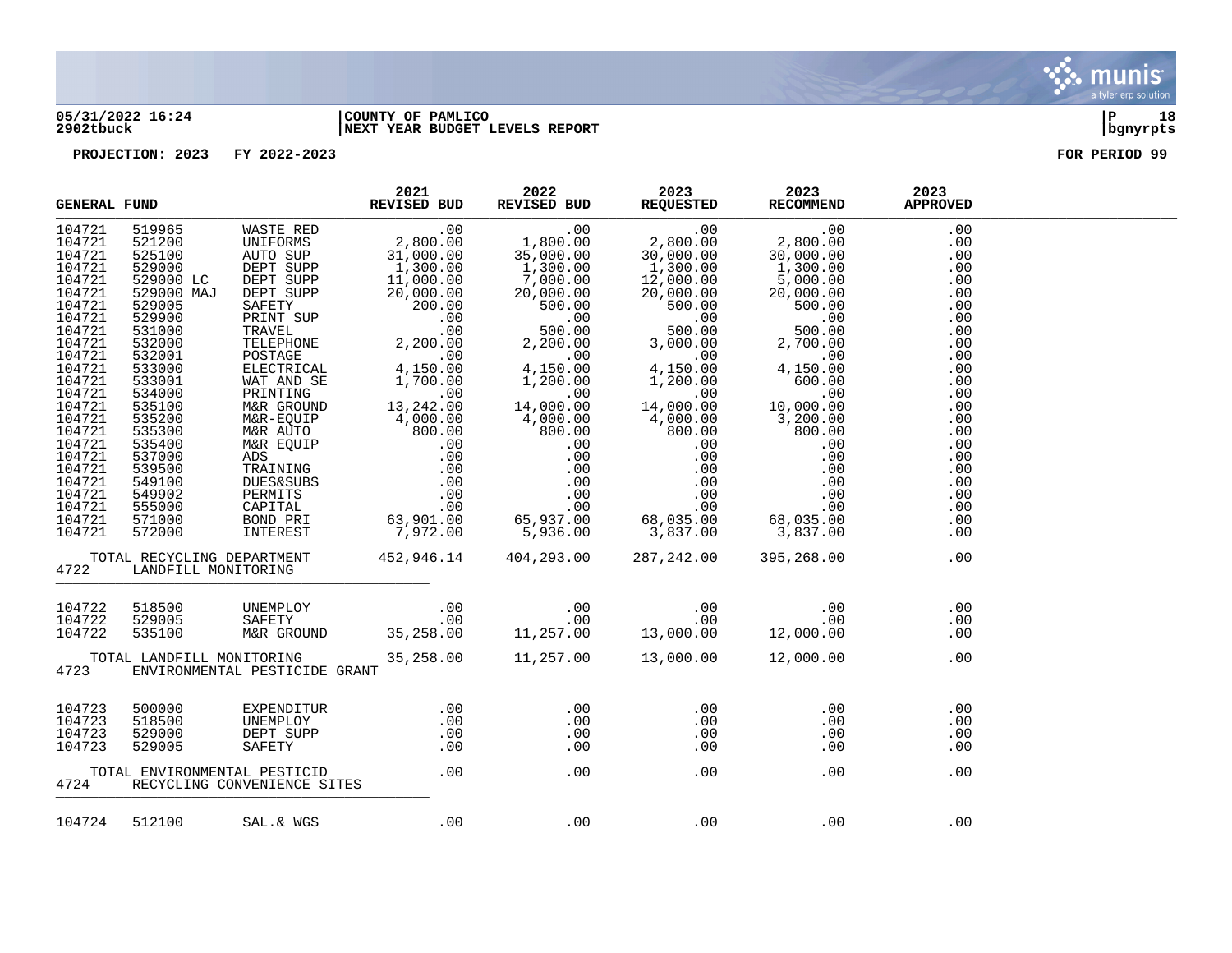**GENERAL FUND** — PROJECTION: 2023 FY 2022-2023

| GENERAL FUND | | | 2021 REVISED BUD | 2022 REVISED BUD | 2023 REQUESTED | 2023 RECOMMEND | 2023 APPROVED |
|---|---|---|---|---|---|---|---|
| 104721 | 519965 | WASTE RED | .00 | .00 | .00 | .00 | .00 |
| 104721 | 521200 | UNIFORMS | 2,800.00 | 1,800.00 | 2,800.00 | 2,800.00 | .00 |
| 104721 | 525100 | AUTO SUP | 31,000.00 | 35,000.00 | 30,000.00 | 30,000.00 | .00 |
| 104721 | 529000 | DEPT SUPP | 1,300.00 | 1,300.00 | 1,300.00 | 1,300.00 | .00 |
| 104721 | 529000 LC | DEPT SUPP | 11,000.00 | 7,000.00 | 12,000.00 | 5,000.00 | .00 |
| 104721 | 529000 MAJ | DEPT SUPP | 20,000.00 | 20,000.00 | 20,000.00 | 20,000.00 | .00 |
| 104721 | 529005 | SAFETY | 200.00 | 500.00 | 500.00 | 500.00 | .00 |
| 104721 | 529900 | PRINT SUP | .00 | .00 | .00 | .00 | .00 |
| 104721 | 531000 | TRAVEL | .00 | 500.00 | 500.00 | 500.00 | .00 |
| 104721 | 532000 | TELEPHONE | 2,200.00 | 2,200.00 | 3,000.00 | 2,700.00 | .00 |
| 104721 | 532001 | POSTAGE | .00 | .00 | .00 | .00 | .00 |
| 104721 | 533000 | ELECTRICAL | 4,150.00 | 4,150.00 | 4,150.00 | 4,150.00 | .00 |
| 104721 | 533001 | WAT AND SE | 1,700.00 | 1,200.00 | 1,200.00 | 600.00 | .00 |
| 104721 | 534000 | PRINTING | .00 | .00 | .00 | .00 | .00 |
| 104721 | 535100 | M&R GROUND | 13,242.00 | 14,000.00 | 14,000.00 | 10,000.00 | .00 |
| 104721 | 535200 | M&R-EQUIP | 4,000.00 | 4,000.00 | 4,000.00 | 3,200.00 | .00 |
| 104721 | 535300 | M&R AUTO | 800.00 | 800.00 | 800.00 | 800.00 | .00 |
| 104721 | 535400 | M&R EQUIP | .00 | .00 | .00 | .00 | .00 |
| 104721 | 537000 | ADS | .00 | .00 | .00 | .00 | .00 |
| 104721 | 539500 | TRAINING | .00 | .00 | .00 | .00 | .00 |
| 104721 | 549100 | DUES&SUBS | .00 | .00 | .00 | .00 | .00 |
| 104721 | 549902 | PERMITS | .00 | .00 | .00 | .00 | .00 |
| 104721 | 555000 | CAPITAL | .00 | .00 | .00 | .00 | .00 |
| 104721 | 571000 | BOND PRI | 63,901.00 | 65,937.00 | 68,035.00 | 68,035.00 | .00 |
| 104721 | 572000 | INTEREST | 7,972.00 | 5,936.00 | 3,837.00 | 3,837.00 | .00 |
| TOTAL RECYCLING DEPARTMENT | | | 452,946.14 | 404,293.00 | 287,242.00 | 395,268.00 | .00 |
| 4722 | LANDFILL MONITORING | | | | | | |
| 104722 | 518500 | UNEMPLOY | .00 | .00 | .00 | .00 | .00 |
| 104722 | 529005 | SAFETY | .00 | .00 | .00 | .00 | .00 |
| 104722 | 535100 | M&R GROUND | 35,258.00 | 11,257.00 | 13,000.00 | 12,000.00 | .00 |
| TOTAL LANDFILL MONITORING | | | 35,258.00 | 11,257.00 | 13,000.00 | 12,000.00 | .00 |
| 4723 | ENVIRONMENTAL PESTICIDE GRANT | | | | | | |
| 104723 | 500000 | EXPENDITUR | .00 | .00 | .00 | .00 | .00 |
| 104723 | 518500 | UNEMPLOY | .00 | .00 | .00 | .00 | .00 |
| 104723 | 529000 | DEPT SUPP | .00 | .00 | .00 | .00 | .00 |
| 104723 | 529005 | SAFETY | .00 | .00 | .00 | .00 | .00 |
| TOTAL ENVIRONMENTAL PESTICID | | | .00 | .00 | .00 | .00 | .00 |
| 4724 | RECYCLING CONVENIENCE SITES | | | | | | |
| 104724 | 512100 | SAL.& WGS | .00 | .00 | .00 | .00 | .00 |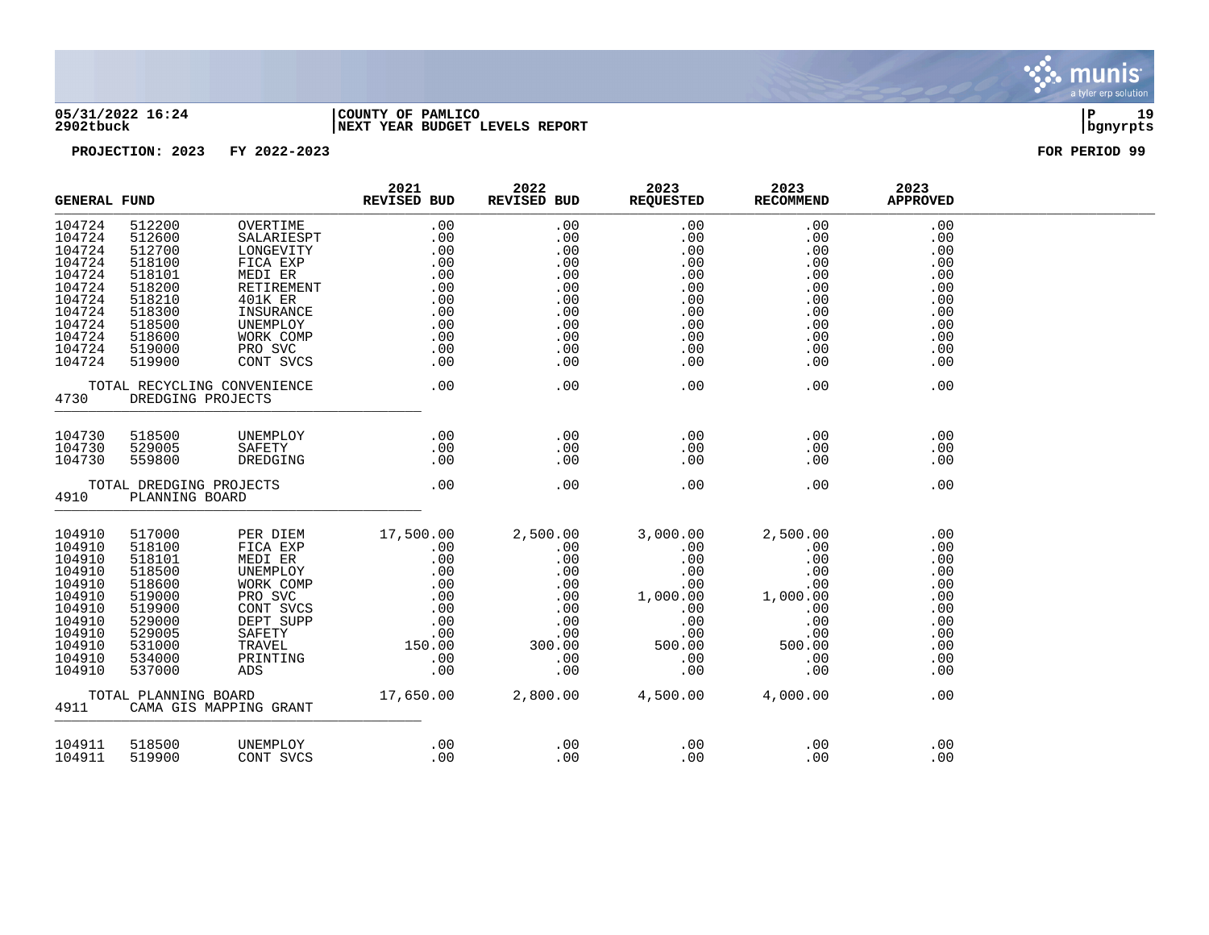**05/31/2022 16:24** | **COUNTY OF PAMLICO**
**2902tbuck** | **NEXT YEAR BUDGET LEVELS REPORT**

**PROJECTION: 2023 FY 2022-2023** — **FOR PERIOD 99**

| GENERAL FUND | | | 2021 REVISED BUD | 2022 REVISED BUD | 2023 REQUESTED | 2023 RECOMMEND | 2023 APPROVED |
|---|---|---|---|---|---|---|---|
| 104724 | 512200 | OVERTIME | .00 | .00 | .00 | .00 | .00 |
| 104724 | 512600 | SALARIESPT | .00 | .00 | .00 | .00 | .00 |
| 104724 | 512700 | LONGEVITY | .00 | .00 | .00 | .00 | .00 |
| 104724 | 518100 | FICA EXP | .00 | .00 | .00 | .00 | .00 |
| 104724 | 518101 | MEDI ER | .00 | .00 | .00 | .00 | .00 |
| 104724 | 518200 | RETIREMENT | .00 | .00 | .00 | .00 | .00 |
| 104724 | 518210 | 401K ER | .00 | .00 | .00 | .00 | .00 |
| 104724 | 518300 | INSURANCE | .00 | .00 | .00 | .00 | .00 |
| 104724 | 518500 | UNEMPLOY | .00 | .00 | .00 | .00 | .00 |
| 104724 | 518600 | WORK COMP | .00 | .00 | .00 | .00 | .00 |
| 104724 | 519000 | PRO SVC | .00 | .00 | .00 | .00 | .00 |
| 104724 | 519900 | CONT SVCS | .00 | .00 | .00 | .00 | .00 |
| TOTAL RECYCLING CONVENIENCE | | | .00 | .00 | .00 | .00 | .00 |
| 4730 | DREDGING PROJECTS | | | | | | |
| 104730 | 518500 | UNEMPLOY | .00 | .00 | .00 | .00 | .00 |
| 104730 | 529005 | SAFETY | .00 | .00 | .00 | .00 | .00 |
| 104730 | 559800 | DREDGING | .00 | .00 | .00 | .00 | .00 |
| TOTAL DREDGING PROJECTS | | | .00 | .00 | .00 | .00 | .00 |
| 4910 | PLANNING BOARD | | | | | | |
| 104910 | 517000 | PER DIEM | 17,500.00 | 2,500.00 | 3,000.00 | 2,500.00 | .00 |
| 104910 | 518100 | FICA EXP | .00 | .00 | .00 | .00 | .00 |
| 104910 | 518101 | MEDI ER | .00 | .00 | .00 | .00 | .00 |
| 104910 | 518500 | UNEMPLOY | .00 | .00 | .00 | .00 | .00 |
| 104910 | 518600 | WORK COMP | .00 | .00 | .00 | .00 | .00 |
| 104910 | 519000 | PRO SVC | .00 | .00 | 1,000.00 | 1,000.00 | .00 |
| 104910 | 519900 | CONT SVCS | .00 | .00 | .00 | .00 | .00 |
| 104910 | 529000 | DEPT SUPP | .00 | .00 | .00 | .00 | .00 |
| 104910 | 529005 | SAFETY | .00 | .00 | .00 | .00 | .00 |
| 104910 | 531000 | TRAVEL | 150.00 | 300.00 | 500.00 | 500.00 | .00 |
| 104910 | 534000 | PRINTING | .00 | .00 | .00 | .00 | .00 |
| 104910 | 537000 | ADS | .00 | .00 | .00 | .00 | .00 |
| TOTAL PLANNING BOARD | | | 17,650.00 | 2,800.00 | 4,500.00 | 4,000.00 | .00 |
| 4911 | CAMA GIS MAPPING GRANT | | | | | | |
| 104911 | 518500 | UNEMPLOY | .00 | .00 | .00 | .00 | .00 |
| 104911 | 519900 | CONT SVCS | .00 | .00 | .00 | .00 | .00 |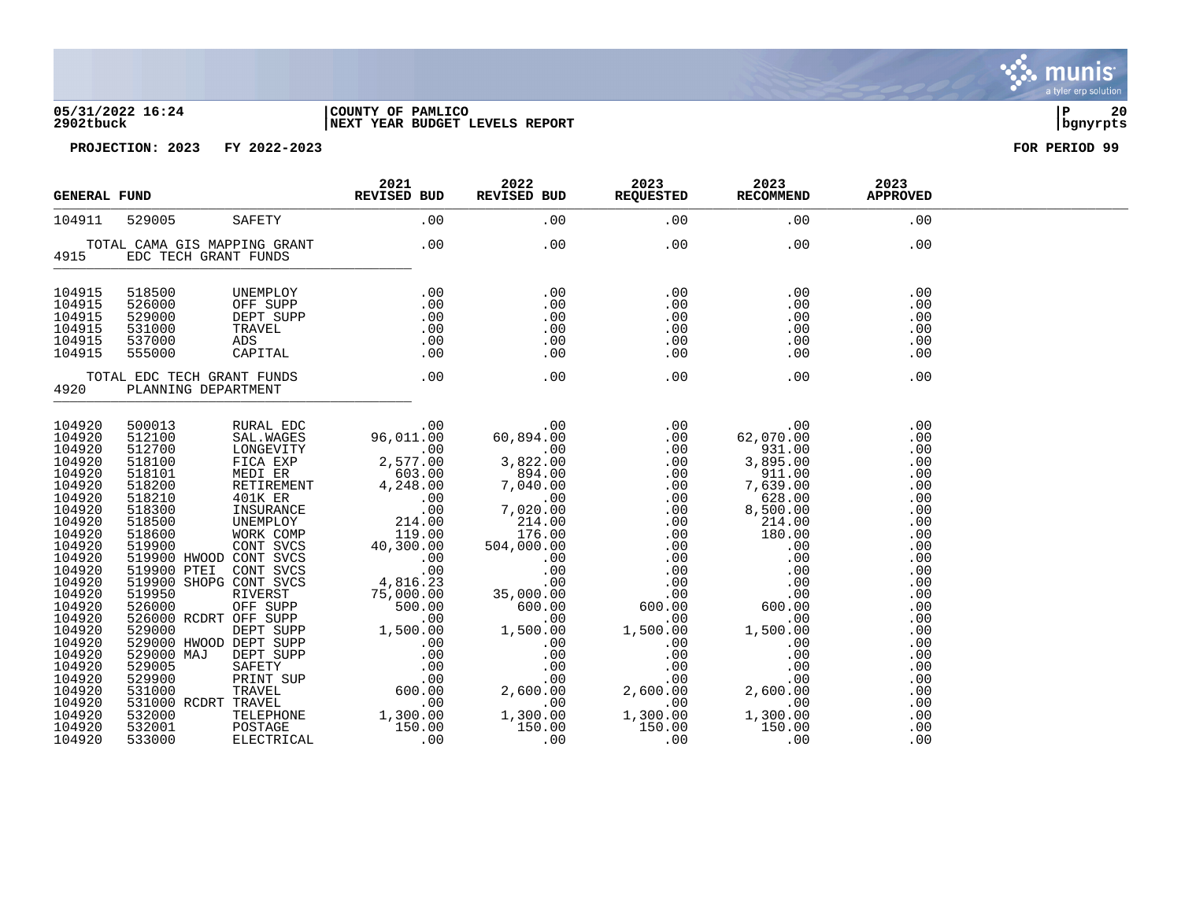**05/31/2022 16:24** | **COUNTY OF PAMLICO** | **P 20**
**2902tbuck** | **NEXT YEAR BUDGET LEVELS REPORT** | **bgnyrpts**

**PROJECTION: 2023 FY 2022-2023** **FOR PERIOD 99**

| GENERAL FUND | | | 2021 REVISED BUD | 2022 REVISED BUD | 2023 REQUESTED | 2023 RECOMMEND | 2023 APPROVED |
|---|---|---|---|---|---|---|---|
| 104911 | 529005 | SAFETY | .00 | .00 | .00 | .00 | .00 |
| TOTAL CAMA GIS MAPPING GRANT | | | .00 | .00 | .00 | .00 | .00 |
| 4915 | EDC TECH GRANT FUNDS | | | | | | |
| 104915 | 518500 | UNEMPLOY | .00 | .00 | .00 | .00 | .00 |
| 104915 | 526000 | OFF SUPP | .00 | .00 | .00 | .00 | .00 |
| 104915 | 529000 | DEPT SUPP | .00 | .00 | .00 | .00 | .00 |
| 104915 | 531000 | TRAVEL | .00 | .00 | .00 | .00 | .00 |
| 104915 | 537000 | ADS | .00 | .00 | .00 | .00 | .00 |
| 104915 | 555000 | CAPITAL | .00 | .00 | .00 | .00 | .00 |
| TOTAL EDC TECH GRANT FUNDS | | | .00 | .00 | .00 | .00 | .00 |
| 4920 | PLANNING DEPARTMENT | | | | | | |
| 104920 | 500013 | RURAL EDC | .00 | .00 | .00 | .00 | .00 |
| 104920 | 512100 | SAL.WAGES | 96,011.00 | 60,894.00 | .00 | 62,070.00 | .00 |
| 104920 | 512700 | LONGEVITY | .00 | .00 | .00 | 931.00 | .00 |
| 104920 | 518100 | FICA EXP | 2,577.00 | 3,822.00 | .00 | 3,895.00 | .00 |
| 104920 | 518101 | MEDI ER | 603.00 | 894.00 | .00 | 911.00 | .00 |
| 104920 | 518200 | RETIREMENT | 4,248.00 | 7,040.00 | .00 | 7,639.00 | .00 |
| 104920 | 518210 | 401K ER | .00 | .00 | .00 | 628.00 | .00 |
| 104920 | 518300 | INSURANCE | .00 | 7,020.00 | .00 | 8,500.00 | .00 |
| 104920 | 518500 | UNEMPLOY | 214.00 | 214.00 | .00 | 214.00 | .00 |
| 104920 | 518600 | WORK COMP | 119.00 | 176.00 | .00 | 180.00 | .00 |
| 104920 | 519900 | CONT SVCS | 40,300.00 | 504,000.00 | .00 | .00 | .00 |
| 104920 | 519900 HWOOD | CONT SVCS | .00 | .00 | .00 | .00 | .00 |
| 104920 | 519900 PTEI | CONT SVCS | .00 | .00 | .00 | .00 | .00 |
| 104920 | 519900 SHOPG | CONT SVCS | 4,816.23 | .00 | .00 | .00 | .00 |
| 104920 | 519950 | RIVERST | 75,000.00 | 35,000.00 | .00 | .00 | .00 |
| 104920 | 526000 | OFF SUPP | 500.00 | 600.00 | 600.00 | 600.00 | .00 |
| 104920 | 526000 RCDRT | OFF SUPP | .00 | .00 | .00 | .00 | .00 |
| 104920 | 529000 | DEPT SUPP | 1,500.00 | 1,500.00 | 1,500.00 | 1,500.00 | .00 |
| 104920 | 529000 HWOOD | DEPT SUPP | .00 | .00 | .00 | .00 | .00 |
| 104920 | 529000 MAJ | DEPT SUPP | .00 | .00 | .00 | .00 | .00 |
| 104920 | 529005 | SAFETY | .00 | .00 | .00 | .00 | .00 |
| 104920 | 529900 | PRINT SUP | .00 | .00 | .00 | .00 | .00 |
| 104920 | 531000 | TRAVEL | 600.00 | 2,600.00 | 2,600.00 | 2,600.00 | .00 |
| 104920 | 531000 RCDRT | TRAVEL | .00 | .00 | .00 | .00 | .00 |
| 104920 | 532000 | TELEPHONE | 1,300.00 | 1,300.00 | 1,300.00 | 1,300.00 | .00 |
| 104920 | 532001 | POSTAGE | 150.00 | 150.00 | 150.00 | 150.00 | .00 |
| 104920 | 533000 | ELECTRICAL | .00 | .00 | .00 | .00 | .00 |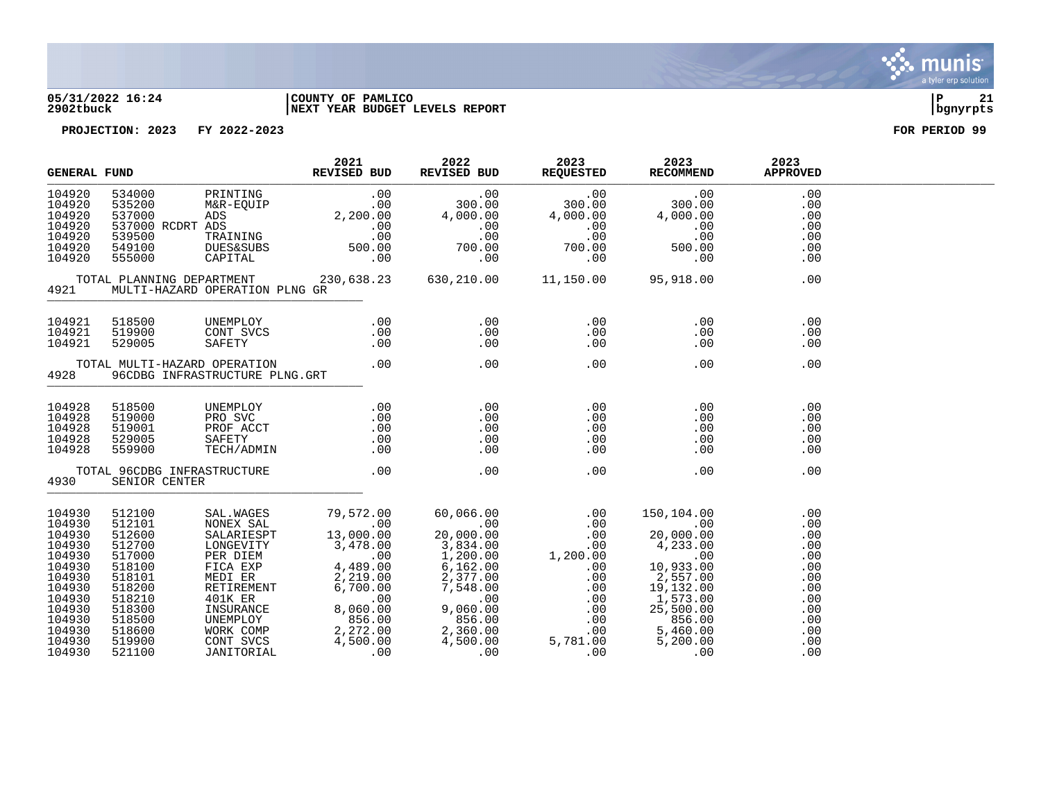05/31/2022 16:24 | COUNTY OF PAMLICO | P 21
2902tbuck | NEXT YEAR BUDGET LEVELS REPORT | bgnyrpts

PROJECTION: 2023 FY 2022-2023 FOR PERIOD 99

| GENERAL FUND | | | 2021 REVISED BUD | 2022 REVISED BUD | 2023 REQUESTED | 2023 RECOMMEND | 2023 APPROVED |
|---|---|---|---|---|---|---|---|
| 104920 | 534000 | PRINTING | .00 | .00 | .00 | .00 | .00 |
| 104920 | 535200 | M&R-EQUIP | .00 | 300.00 | 300.00 | 300.00 | .00 |
| 104920 | 537000 | ADS | 2,200.00 | 4,000.00 | 4,000.00 | 4,000.00 | .00 |
| 104920 | 537000 RCDRT | ADS | .00 | .00 | .00 | .00 | .00 |
| 104920 | 539500 | TRAINING | .00 | .00 | .00 | .00 | .00 |
| 104920 | 549100 | DUES&SUBS | 500.00 | 700.00 | 700.00 | 500.00 | .00 |
| 104920 | 555000 | CAPITAL | .00 | .00 | .00 | .00 | .00 |
| TOTAL PLANNING DEPARTMENT | | | 230,638.23 | 630,210.00 | 11,150.00 | 95,918.00 | .00 |
| 4921 | MULTI-HAZARD OPERATION PLNG GR | | | | | | |
| 104921 | 518500 | UNEMPLOY | .00 | .00 | .00 | .00 | .00 |
| 104921 | 519900 | CONT SVCS | .00 | .00 | .00 | .00 | .00 |
| 104921 | 529005 | SAFETY | .00 | .00 | .00 | .00 | .00 |
| TOTAL MULTI-HAZARD OPERATION | | | .00 | .00 | .00 | .00 | .00 |
| 4928 | 96CDBG INFRASTRUCTURE PLNG.GRT | | | | | | |
| 104928 | 518500 | UNEMPLOY | .00 | .00 | .00 | .00 | .00 |
| 104928 | 519000 | PRO SVC | .00 | .00 | .00 | .00 | .00 |
| 104928 | 519001 | PROF ACCT | .00 | .00 | .00 | .00 | .00 |
| 104928 | 529005 | SAFETY | .00 | .00 | .00 | .00 | .00 |
| 104928 | 559900 | TECH/ADMIN | .00 | .00 | .00 | .00 | .00 |
| TOTAL 96CDBG INFRASTRUCTURE | | | .00 | .00 | .00 | .00 | .00 |
| 4930 | SENIOR CENTER | | | | | | |
| 104930 | 512100 | SAL.WAGES | 79,572.00 | 60,066.00 | .00 | 150,104.00 | .00 |
| 104930 | 512101 | NONEX SAL | .00 | .00 | .00 | .00 | .00 |
| 104930 | 512600 | SALARIESPT | 13,000.00 | 20,000.00 | .00 | 20,000.00 | .00 |
| 104930 | 512700 | LONGEVITY | 3,478.00 | 3,834.00 | .00 | 4,233.00 | .00 |
| 104930 | 517000 | PER DIEM | .00 | 1,200.00 | 1,200.00 | .00 | .00 |
| 104930 | 518100 | FICA EXP | 4,489.00 | 6,162.00 | .00 | 10,933.00 | .00 |
| 104930 | 518101 | MEDI ER | 2,219.00 | 2,377.00 | .00 | 2,557.00 | .00 |
| 104930 | 518200 | RETIREMENT | 6,700.00 | 7,548.00 | .00 | 19,132.00 | .00 |
| 104930 | 518210 | 401K ER | .00 | .00 | .00 | 1,573.00 | .00 |
| 104930 | 518300 | INSURANCE | 8,060.00 | 9,060.00 | .00 | 25,500.00 | .00 |
| 104930 | 518500 | UNEMPLOY | 856.00 | 856.00 | .00 | 856.00 | .00 |
| 104930 | 518600 | WORK COMP | 2,272.00 | 2,360.00 | .00 | 5,460.00 | .00 |
| 104930 | 519900 | CONT SVCS | 4,500.00 | 4,500.00 | 5,781.00 | 5,200.00 | .00 |
| 104930 | 521100 | JANITORIAL | .00 | .00 | .00 | .00 | .00 |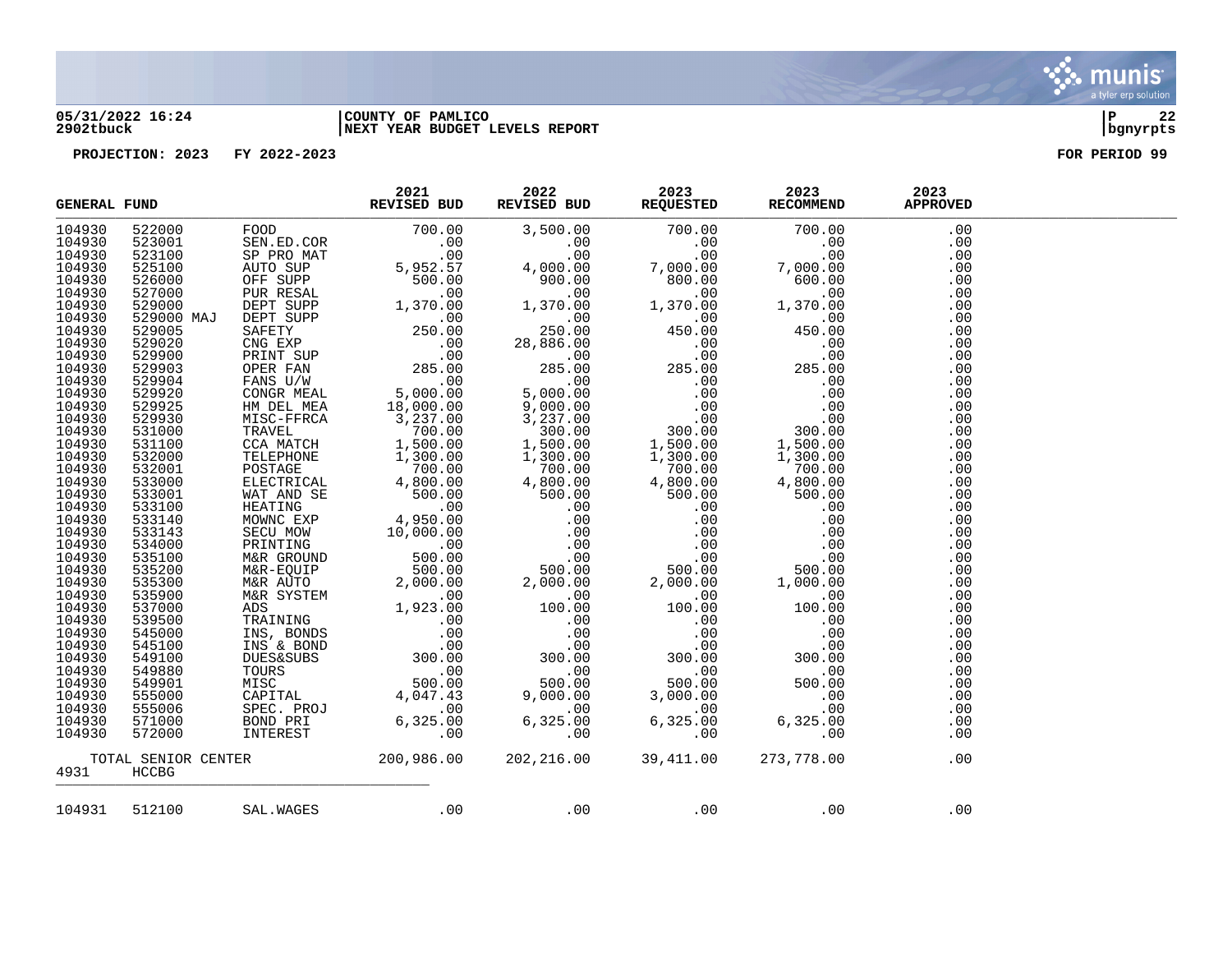05/31/2022 16:24 | COUNTY OF PAMLICO | P 22
2902tbuck | NEXT YEAR BUDGET LEVELS REPORT | bgnyrpts

PROJECTION: 2023 FY 2022-2023 FOR PERIOD 99

| GENERAL FUND | | | 2021 REVISED BUD | 2022 REVISED BUD | 2023 REQUESTED | 2023 RECOMMEND | 2023 APPROVED |
|---|---|---|---|---|---|---|---|
| 104930 | 522000 | FOOD | 700.00 | 3,500.00 | 700.00 | 700.00 | .00 |
| 104930 | 523001 | SEN.ED.COR | .00 | .00 | .00 | .00 | .00 |
| 104930 | 523100 | SP PRO MAT | .00 | .00 | .00 | .00 | .00 |
| 104930 | 525100 | AUTO SUP | 5,952.57 | 4,000.00 | 7,000.00 | 7,000.00 | .00 |
| 104930 | 526000 | OFF SUPP | 500.00 | 900.00 | 800.00 | 600.00 | .00 |
| 104930 | 527000 | PUR RESAL | .00 | .00 | .00 | .00 | .00 |
| 104930 | 529000 | DEPT SUPP | 1,370.00 | 1,370.00 | 1,370.00 | 1,370.00 | .00 |
| 104930 | 529000 MAJ | DEPT SUPP | .00 | .00 | .00 | .00 | .00 |
| 104930 | 529005 | SAFETY | 250.00 | 250.00 | 450.00 | 450.00 | .00 |
| 104930 | 529020 | CNG EXP | .00 | 28,886.00 | .00 | .00 | .00 |
| 104930 | 529900 | PRINT SUP | .00 | .00 | .00 | .00 | .00 |
| 104930 | 529903 | OPER FAN | 285.00 | 285.00 | 285.00 | 285.00 | .00 |
| 104930 | 529904 | FANS U/W | .00 | .00 | .00 | .00 | .00 |
| 104930 | 529920 | CONGR MEAL | 5,000.00 | 5,000.00 | .00 | .00 | .00 |
| 104930 | 529925 | HM DEL MEA | 18,000.00 | 9,000.00 | .00 | .00 | .00 |
| 104930 | 529930 | MISC-FFRCA | 3,237.00 | 3,237.00 | .00 | .00 | .00 |
| 104930 | 531000 | TRAVEL | 700.00 | 300.00 | 300.00 | 300.00 | .00 |
| 104930 | 531100 | CCA MATCH | 1,500.00 | 1,500.00 | 1,500.00 | 1,500.00 | .00 |
| 104930 | 532000 | TELEPHONE | 1,300.00 | 1,300.00 | 1,300.00 | 1,300.00 | .00 |
| 104930 | 532001 | POSTAGE | 700.00 | 700.00 | 700.00 | 700.00 | .00 |
| 104930 | 533000 | ELECTRICAL | 4,800.00 | 4,800.00 | 4,800.00 | 4,800.00 | .00 |
| 104930 | 533001 | WAT AND SE | 500.00 | 500.00 | 500.00 | 500.00 | .00 |
| 104930 | 533100 | HEATING | .00 | .00 | .00 | .00 | .00 |
| 104930 | 533140 | MOWNC EXP | 4,950.00 | .00 | .00 | .00 | .00 |
| 104930 | 533143 | SECU MOW | 10,000.00 | .00 | .00 | .00 | .00 |
| 104930 | 534000 | PRINTING | .00 | .00 | .00 | .00 | .00 |
| 104930 | 535100 | M&R GROUND | 500.00 | .00 | .00 | .00 | .00 |
| 104930 | 535200 | M&R-EQUIP | 500.00 | 500.00 | 500.00 | 500.00 | .00 |
| 104930 | 535300 | M&R AUTO | 2,000.00 | 2,000.00 | 2,000.00 | 1,000.00 | .00 |
| 104930 | 535900 | M&R SYSTEM | .00 | .00 | .00 | .00 | .00 |
| 104930 | 537000 | ADS | 1,923.00 | 100.00 | 100.00 | 100.00 | .00 |
| 104930 | 539500 | TRAINING | .00 | .00 | .00 | .00 | .00 |
| 104930 | 545000 | INS, BONDS | .00 | .00 | .00 | .00 | .00 |
| 104930 | 545100 | INS & BOND | .00 | .00 | .00 | .00 | .00 |
| 104930 | 549100 | DUES&SUBS | 300.00 | 300.00 | 300.00 | 300.00 | .00 |
| 104930 | 549880 | TOURS | .00 | .00 | .00 | .00 | .00 |
| 104930 | 549901 | MISC | 500.00 | 500.00 | 500.00 | 500.00 | .00 |
| 104930 | 555000 | CAPITAL | 4,047.43 | 9,000.00 | 3,000.00 | .00 | .00 |
| 104930 | 555006 | SPEC. PROJ | .00 | .00 | .00 | .00 | .00 |
| 104930 | 571000 | BOND PRI | 6,325.00 | 6,325.00 | 6,325.00 | 6,325.00 | .00 |
| 104930 | 572000 | INTEREST | .00 | .00 | .00 | .00 | .00 |
| TOTAL SENIOR CENTER | | | 200,986.00 | 202,216.00 | 39,411.00 | 273,778.00 | .00 |
| 4931 | HCCBG | | | | | | |
| 104931 | 512100 | SAL.WAGES | .00 | .00 | .00 | .00 | .00 |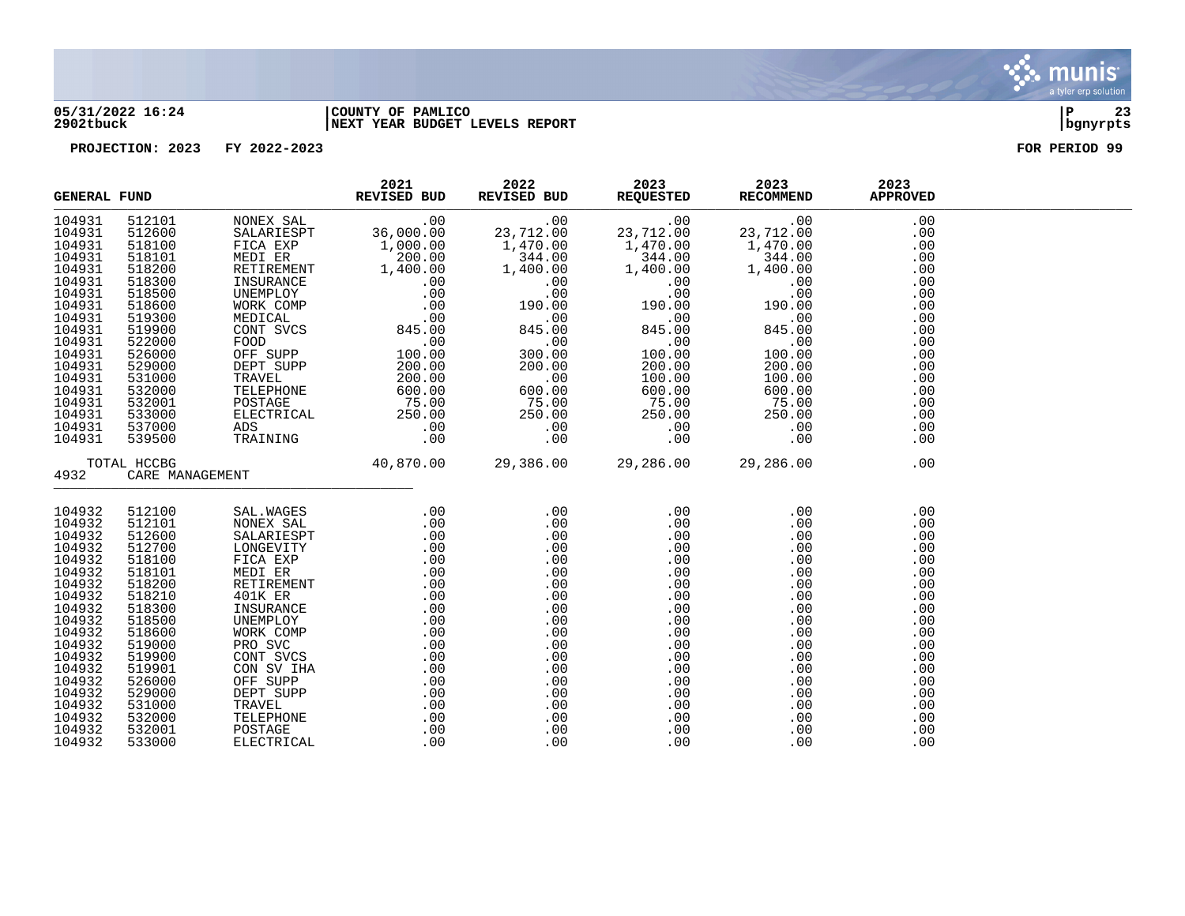05/31/2022 16:24 | COUNTY OF PAMLICO | P 23
2902tbuck | NEXT YEAR BUDGET LEVELS REPORT | bgnyrpts

PROJECTION: 2023 FY 2022-2023 FOR PERIOD 99

| GENERAL FUND | | | 2021 REVISED BUD | 2022 REVISED BUD | 2023 REQUESTED | 2023 RECOMMEND | 2023 APPROVED |
|---|---|---|---|---|---|---|---|
| 104931 | 512101 | NONEX SAL | .00 | .00 | .00 | .00 | .00 |
| 104931 | 512600 | SALARIESPT | 36,000.00 | 23,712.00 | 23,712.00 | 23,712.00 | .00 |
| 104931 | 518100 | FICA EXP | 1,000.00 | 1,470.00 | 1,470.00 | 1,470.00 | .00 |
| 104931 | 518101 | MEDI ER | 200.00 | 344.00 | 344.00 | 344.00 | .00 |
| 104931 | 518200 | RETIREMENT | 1,400.00 | 1,400.00 | 1,400.00 | 1,400.00 | .00 |
| 104931 | 518300 | INSURANCE | .00 | .00 | .00 | .00 | .00 |
| 104931 | 518500 | UNEMPLOY | .00 | .00 | .00 | .00 | .00 |
| 104931 | 518600 | WORK COMP | .00 | 190.00 | 190.00 | 190.00 | .00 |
| 104931 | 519300 | MEDICAL | .00 | .00 | .00 | .00 | .00 |
| 104931 | 519900 | CONT SVCS | 845.00 | 845.00 | 845.00 | 845.00 | .00 |
| 104931 | 522000 | FOOD | .00 | .00 | .00 | .00 | .00 |
| 104931 | 526000 | OFF SUPP | 100.00 | 300.00 | 100.00 | 100.00 | .00 |
| 104931 | 529000 | DEPT SUPP | 200.00 | 200.00 | 200.00 | 200.00 | .00 |
| 104931 | 531000 | TRAVEL | 200.00 | .00 | 100.00 | 100.00 | .00 |
| 104931 | 532000 | TELEPHONE | 600.00 | 600.00 | 600.00 | 600.00 | .00 |
| 104931 | 532001 | POSTAGE | 75.00 | 75.00 | 75.00 | 75.00 | .00 |
| 104931 | 533000 | ELECTRICAL | 250.00 | 250.00 | 250.00 | 250.00 | .00 |
| 104931 | 537000 | ADS | .00 | .00 | .00 | .00 | .00 |
| 104931 | 539500 | TRAINING | .00 | .00 | .00 | .00 | .00 |
| TOTAL HCCBG | | | 40,870.00 | 29,386.00 | 29,286.00 | 29,286.00 | .00 |
| 4932 | CARE MANAGEMENT | | | | | | |
| 104932 | 512100 | SAL.WAGES | .00 | .00 | .00 | .00 | .00 |
| 104932 | 512101 | NONEX SAL | .00 | .00 | .00 | .00 | .00 |
| 104932 | 512600 | SALARIESPT | .00 | .00 | .00 | .00 | .00 |
| 104932 | 512700 | LONGEVITY | .00 | .00 | .00 | .00 | .00 |
| 104932 | 518100 | FICA EXP | .00 | .00 | .00 | .00 | .00 |
| 104932 | 518101 | MEDI ER | .00 | .00 | .00 | .00 | .00 |
| 104932 | 518200 | RETIREMENT | .00 | .00 | .00 | .00 | .00 |
| 104932 | 518210 | 401K ER | .00 | .00 | .00 | .00 | .00 |
| 104932 | 518300 | INSURANCE | .00 | .00 | .00 | .00 | .00 |
| 104932 | 518500 | UNEMPLOY | .00 | .00 | .00 | .00 | .00 |
| 104932 | 518600 | WORK COMP | .00 | .00 | .00 | .00 | .00 |
| 104932 | 519000 | PRO SVC | .00 | .00 | .00 | .00 | .00 |
| 104932 | 519900 | CONT SVCS | .00 | .00 | .00 | .00 | .00 |
| 104932 | 519901 | CON SV IHA | .00 | .00 | .00 | .00 | .00 |
| 104932 | 526000 | OFF SUPP | .00 | .00 | .00 | .00 | .00 |
| 104932 | 529000 | DEPT SUPP | .00 | .00 | .00 | .00 | .00 |
| 104932 | 531000 | TRAVEL | .00 | .00 | .00 | .00 | .00 |
| 104932 | 532000 | TELEPHONE | .00 | .00 | .00 | .00 | .00 |
| 104932 | 532001 | POSTAGE | .00 | .00 | .00 | .00 | .00 |
| 104932 | 533000 | ELECTRICAL | .00 | .00 | .00 | .00 | .00 |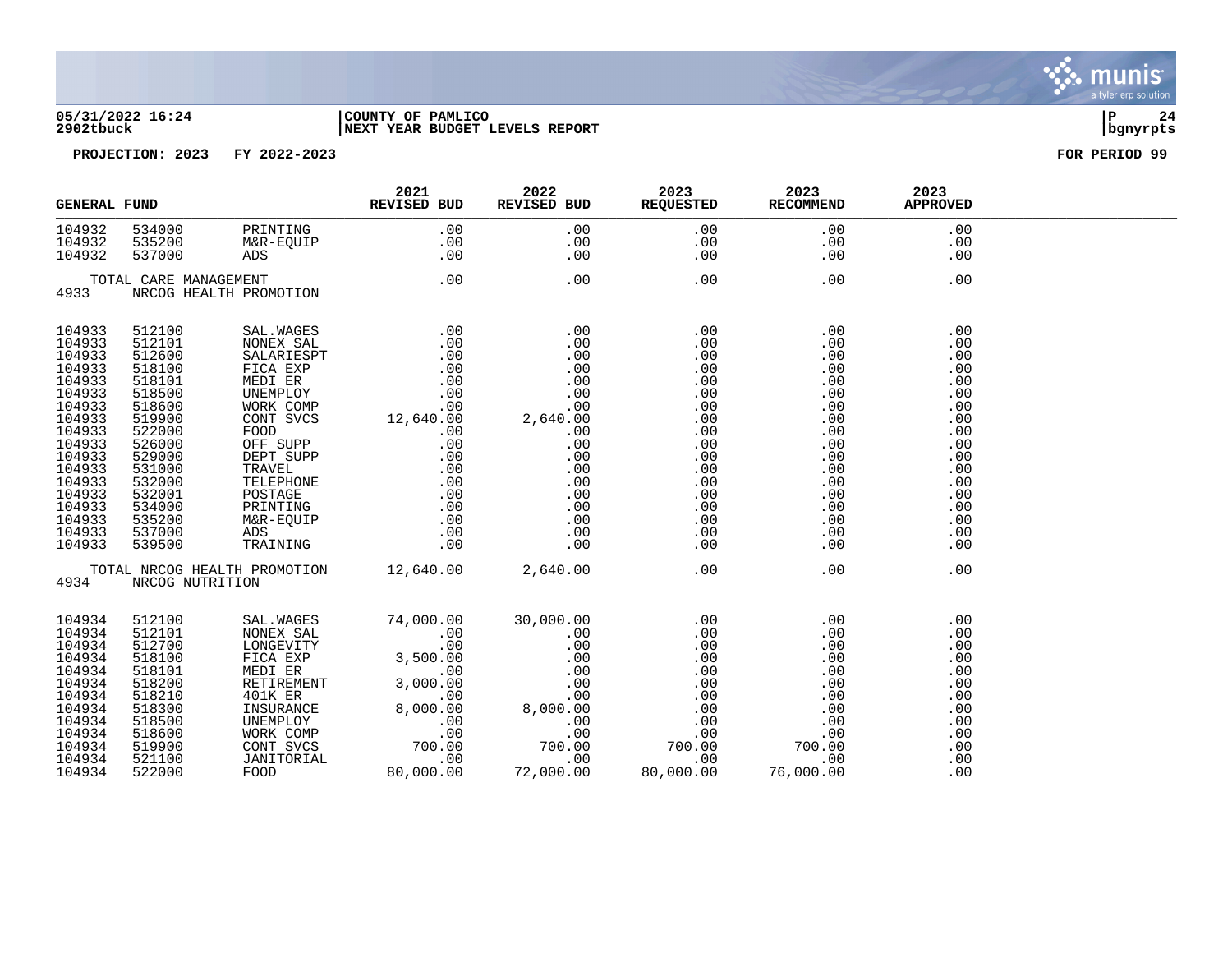05/31/2022 16:24 | COUNTY OF PAMLICO
2902tbuck | NEXT YEAR BUDGET LEVELS REPORT

PROJECTION: 2023 FY 2022-2023 FOR PERIOD 99

| GENERAL FUND | | | 2021 REVISED BUD | 2022 REVISED BUD | 2023 REQUESTED | 2023 RECOMMEND | 2023 APPROVED |
|---|---|---|---|---|---|---|---|
| 104932 | 534000 | PRINTING | .00 | .00 | .00 | .00 | .00 |
| 104932 | 535200 | M&R-EQUIP | .00 | .00 | .00 | .00 | .00 |
| 104932 | 537000 | ADS | .00 | .00 | .00 | .00 | .00 |
| | TOTAL CARE MANAGEMENT | | .00 | .00 | .00 | .00 | .00 |
| 4933 | NRCOG HEALTH PROMOTION | | | | | | |
| 104933 | 512100 | SAL.WAGES | .00 | .00 | .00 | .00 | .00 |
| 104933 | 512101 | NONEX SAL | .00 | .00 | .00 | .00 | .00 |
| 104933 | 512600 | SALARIESPT | .00 | .00 | .00 | .00 | .00 |
| 104933 | 518100 | FICA EXP | .00 | .00 | .00 | .00 | .00 |
| 104933 | 518101 | MEDI ER | .00 | .00 | .00 | .00 | .00 |
| 104933 | 518500 | UNEMPLOY | .00 | .00 | .00 | .00 | .00 |
| 104933 | 518600 | WORK COMP | .00 | .00 | .00 | .00 | .00 |
| 104933 | 519900 | CONT SVCS | 12,640.00 | 2,640.00 | .00 | .00 | .00 |
| 104933 | 522000 | FOOD | .00 | .00 | .00 | .00 | .00 |
| 104933 | 526000 | OFF SUPP | .00 | .00 | .00 | .00 | .00 |
| 104933 | 529000 | DEPT SUPP | .00 | .00 | .00 | .00 | .00 |
| 104933 | 531000 | TRAVEL | .00 | .00 | .00 | .00 | .00 |
| 104933 | 532000 | TELEPHONE | .00 | .00 | .00 | .00 | .00 |
| 104933 | 532001 | POSTAGE | .00 | .00 | .00 | .00 | .00 |
| 104933 | 534000 | PRINTING | .00 | .00 | .00 | .00 | .00 |
| 104933 | 535200 | M&R-EQUIP | .00 | .00 | .00 | .00 | .00 |
| 104933 | 537000 | ADS | .00 | .00 | .00 | .00 | .00 |
| 104933 | 539500 | TRAINING | .00 | .00 | .00 | .00 | .00 |
| | TOTAL NRCOG HEALTH PROMOTION | | 12,640.00 | 2,640.00 | .00 | .00 | .00 |
| 4934 | NRCOG NUTRITION | | | | | | |
| 104934 | 512100 | SAL.WAGES | 74,000.00 | 30,000.00 | .00 | .00 | .00 |
| 104934 | 512101 | NONEX SAL | .00 | .00 | .00 | .00 | .00 |
| 104934 | 512700 | LONGEVITY | .00 | .00 | .00 | .00 | .00 |
| 104934 | 518100 | FICA EXP | 3,500.00 | .00 | .00 | .00 | .00 |
| 104934 | 518101 | MEDI ER | .00 | .00 | .00 | .00 | .00 |
| 104934 | 518200 | RETIREMENT | 3,000.00 | .00 | .00 | .00 | .00 |
| 104934 | 518210 | 401K ER | .00 | .00 | .00 | .00 | .00 |
| 104934 | 518300 | INSURANCE | 8,000.00 | 8,000.00 | .00 | .00 | .00 |
| 104934 | 518500 | UNEMPLOY | .00 | .00 | .00 | .00 | .00 |
| 104934 | 518600 | WORK COMP | .00 | .00 | .00 | .00 | .00 |
| 104934 | 519900 | CONT SVCS | 700.00 | 700.00 | 700.00 | 700.00 | .00 |
| 104934 | 521100 | JANITORIAL | .00 | .00 | .00 | .00 | .00 |
| 104934 | 522000 | FOOD | 80,000.00 | 72,000.00 | 80,000.00 | 76,000.00 | .00 |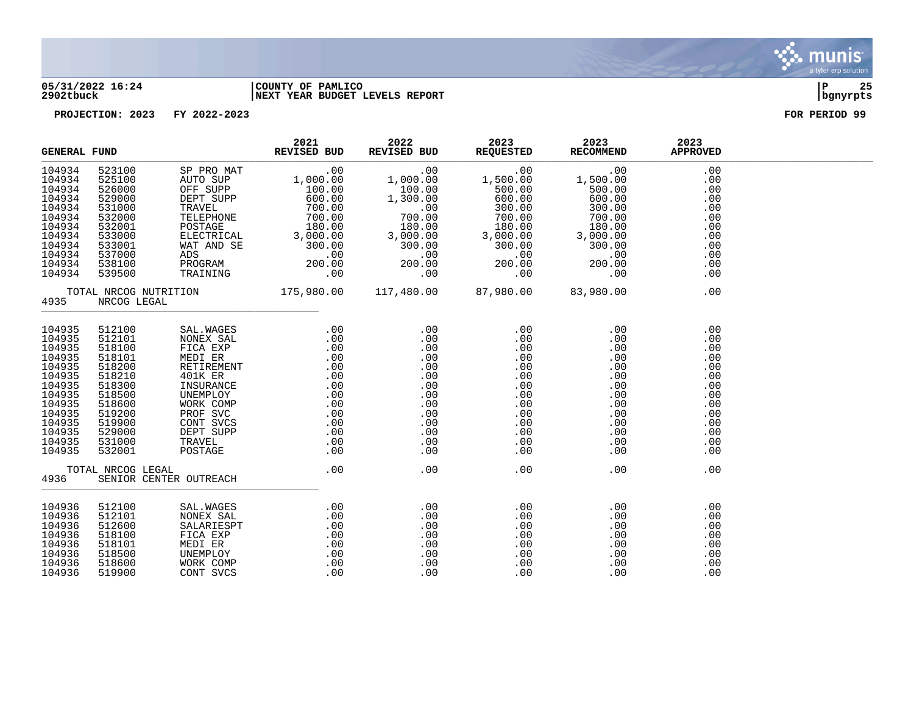05/31/2022 16:24 | COUNTY OF PAMLICO
2902tbuck | NEXT YEAR BUDGET LEVELS REPORT | bgnyrpts

PROJECTION: 2023 FY 2022-2023 FOR PERIOD 99

| GENERAL FUND | | | 2021 REVISED BUD | 2022 REVISED BUD | 2023 REQUESTED | 2023 RECOMMEND | 2023 APPROVED |
|---|---|---|---|---|---|---|---|
| 104934 | 523100 | SP PRO MAT | .00 | .00 | .00 | .00 | .00 |
| 104934 | 525100 | AUTO SUP | 1,000.00 | 1,000.00 | 1,500.00 | 1,500.00 | .00 |
| 104934 | 526000 | OFF SUPP | 100.00 | 100.00 | 500.00 | 500.00 | .00 |
| 104934 | 529000 | DEPT SUPP | 600.00 | 1,300.00 | 600.00 | 600.00 | .00 |
| 104934 | 531000 | TRAVEL | 700.00 | .00 | 300.00 | 300.00 | .00 |
| 104934 | 532000 | TELEPHONE | 700.00 | 700.00 | 700.00 | 700.00 | .00 |
| 104934 | 532001 | POSTAGE | 180.00 | 180.00 | 180.00 | 180.00 | .00 |
| 104934 | 533000 | ELECTRICAL | 3,000.00 | 3,000.00 | 3,000.00 | 3,000.00 | .00 |
| 104934 | 533001 | WAT AND SE | 300.00 | 300.00 | 300.00 | 300.00 | .00 |
| 104934 | 537000 | ADS | .00 | .00 | .00 | .00 | .00 |
| 104934 | 538100 | PROGRAM | 200.00 | 200.00 | 200.00 | 200.00 | .00 |
| 104934 | 539500 | TRAINING | .00 | .00 | .00 | .00 | .00 |
| TOTAL NRCOG NUTRITION | | | 175,980.00 | 117,480.00 | 87,980.00 | 83,980.00 | .00 |
| 4935 | NRCOG LEGAL | | | | | | |
| 104935 | 512100 | SAL.WAGES | .00 | .00 | .00 | .00 | .00 |
| 104935 | 512101 | NONEX SAL | .00 | .00 | .00 | .00 | .00 |
| 104935 | 518100 | FICA EXP | .00 | .00 | .00 | .00 | .00 |
| 104935 | 518101 | MEDI ER | .00 | .00 | .00 | .00 | .00 |
| 104935 | 518200 | RETIREMENT | .00 | .00 | .00 | .00 | .00 |
| 104935 | 518210 | 401K ER | .00 | .00 | .00 | .00 | .00 |
| 104935 | 518300 | INSURANCE | .00 | .00 | .00 | .00 | .00 |
| 104935 | 518500 | UNEMPLOY | .00 | .00 | .00 | .00 | .00 |
| 104935 | 518600 | WORK COMP | .00 | .00 | .00 | .00 | .00 |
| 104935 | 519200 | PROF SVC | .00 | .00 | .00 | .00 | .00 |
| 104935 | 519900 | CONT SVCS | .00 | .00 | .00 | .00 | .00 |
| 104935 | 529000 | DEPT SUPP | .00 | .00 | .00 | .00 | .00 |
| 104935 | 531000 | TRAVEL | .00 | .00 | .00 | .00 | .00 |
| 104935 | 532001 | POSTAGE | .00 | .00 | .00 | .00 | .00 |
| TOTAL NRCOG LEGAL | | | .00 | .00 | .00 | .00 | .00 |
| 4936 | SENIOR CENTER OUTREACH | | | | | | |
| 104936 | 512100 | SAL.WAGES | .00 | .00 | .00 | .00 | .00 |
| 104936 | 512101 | NONEX SAL | .00 | .00 | .00 | .00 | .00 |
| 104936 | 512600 | SALARIESPT | .00 | .00 | .00 | .00 | .00 |
| 104936 | 518100 | FICA EXP | .00 | .00 | .00 | .00 | .00 |
| 104936 | 518101 | MEDI ER | .00 | .00 | .00 | .00 | .00 |
| 104936 | 518500 | UNEMPLOY | .00 | .00 | .00 | .00 | .00 |
| 104936 | 518600 | WORK COMP | .00 | .00 | .00 | .00 | .00 |
| 104936 | 519900 | CONT SVCS | .00 | .00 | .00 | .00 | .00 |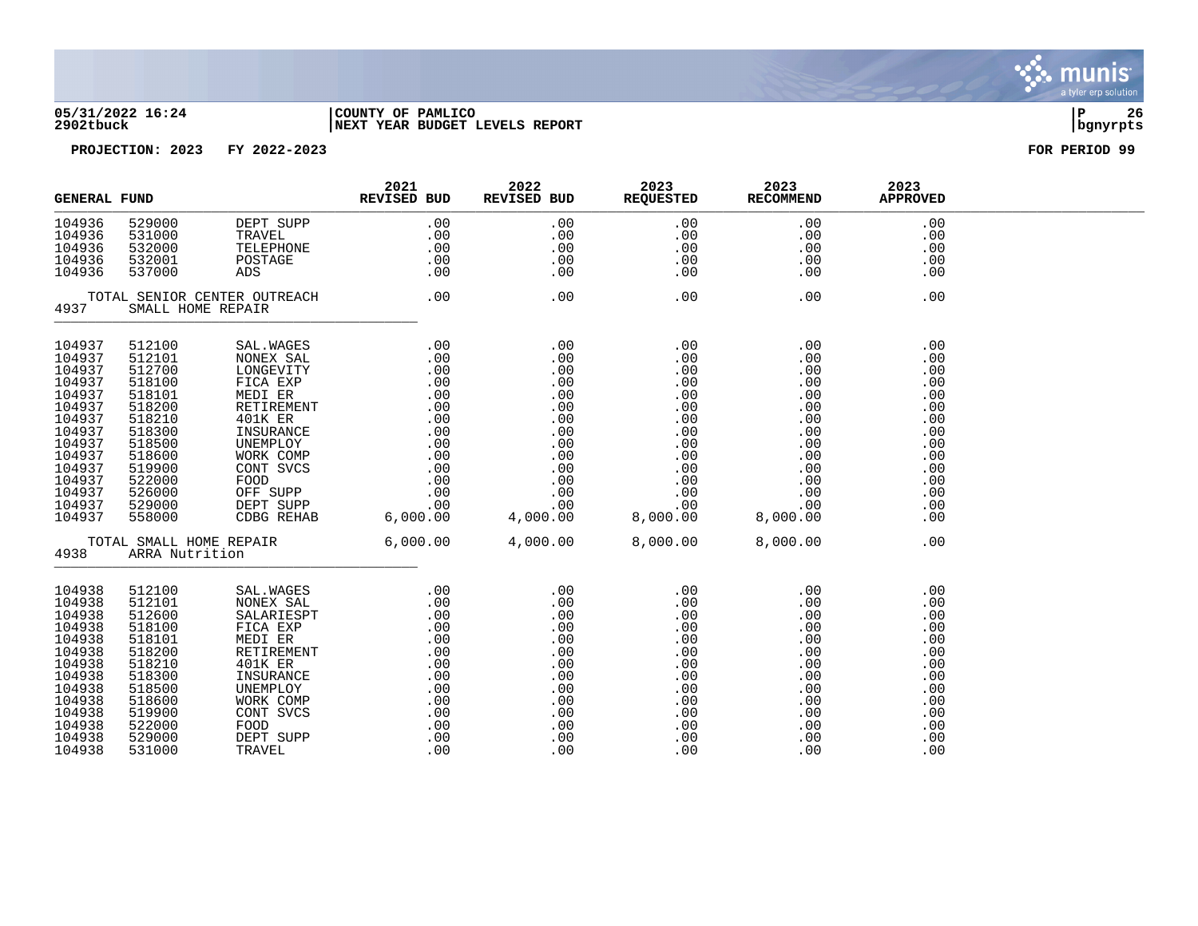05/31/2022 16:24 | COUNTY OF PAMLICO
2902tbuck | NEXT YEAR BUDGET LEVELS REPORT | bgnyrpts

PROJECTION: 2023 FY 2022-2023 FOR PERIOD 99

| GENERAL FUND | | | 2021 REVISED BUD | 2022 REVISED BUD | 2023 REQUESTED | 2023 RECOMMEND | 2023 APPROVED |
|---|---|---|---|---|---|---|---|
| 104936 | 529000 | DEPT SUPP | .00 | .00 | .00 | .00 | .00 |
| 104936 | 531000 | TRAVEL | .00 | .00 | .00 | .00 | .00 |
| 104936 | 532000 | TELEPHONE | .00 | .00 | .00 | .00 | .00 |
| 104936 | 532001 | POSTAGE | .00 | .00 | .00 | .00 | .00 |
| 104936 | 537000 | ADS | .00 | .00 | .00 | .00 | .00 |
| | TOTAL SENIOR CENTER OUTREACH | | .00 | .00 | .00 | .00 | .00 |
| 4937 | SMALL HOME REPAIR | | | | | | |
| 104937 | 512100 | SAL.WAGES | .00 | .00 | .00 | .00 | .00 |
| 104937 | 512101 | NONEX SAL | .00 | .00 | .00 | .00 | .00 |
| 104937 | 512700 | LONGEVITY | .00 | .00 | .00 | .00 | .00 |
| 104937 | 518100 | FICA EXP | .00 | .00 | .00 | .00 | .00 |
| 104937 | 518101 | MEDI ER | .00 | .00 | .00 | .00 | .00 |
| 104937 | 518200 | RETIREMENT | .00 | .00 | .00 | .00 | .00 |
| 104937 | 518210 | 401K ER | .00 | .00 | .00 | .00 | .00 |
| 104937 | 518300 | INSURANCE | .00 | .00 | .00 | .00 | .00 |
| 104937 | 518500 | UNEMPLOY | .00 | .00 | .00 | .00 | .00 |
| 104937 | 518600 | WORK COMP | .00 | .00 | .00 | .00 | .00 |
| 104937 | 519900 | CONT SVCS | .00 | .00 | .00 | .00 | .00 |
| 104937 | 522000 | FOOD | .00 | .00 | .00 | .00 | .00 |
| 104937 | 526000 | OFF SUPP | .00 | .00 | .00 | .00 | .00 |
| 104937 | 529000 | DEPT SUPP | .00 | .00 | .00 | .00 | .00 |
| 104937 | 558000 | CDBG REHAB | 6,000.00 | 4,000.00 | 8,000.00 | 8,000.00 | .00 |
| | TOTAL SMALL HOME REPAIR | | 6,000.00 | 4,000.00 | 8,000.00 | 8,000.00 | .00 |
| 4938 | ARRA Nutrition | | | | | | |
| 104938 | 512100 | SAL.WAGES | .00 | .00 | .00 | .00 | .00 |
| 104938 | 512101 | NONEX SAL | .00 | .00 | .00 | .00 | .00 |
| 104938 | 512600 | SALARIESPT | .00 | .00 | .00 | .00 | .00 |
| 104938 | 518100 | FICA EXP | .00 | .00 | .00 | .00 | .00 |
| 104938 | 518101 | MEDI ER | .00 | .00 | .00 | .00 | .00 |
| 104938 | 518200 | RETIREMENT | .00 | .00 | .00 | .00 | .00 |
| 104938 | 518210 | 401K ER | .00 | .00 | .00 | .00 | .00 |
| 104938 | 518300 | INSURANCE | .00 | .00 | .00 | .00 | .00 |
| 104938 | 518500 | UNEMPLOY | .00 | .00 | .00 | .00 | .00 |
| 104938 | 518600 | WORK COMP | .00 | .00 | .00 | .00 | .00 |
| 104938 | 519900 | CONT SVCS | .00 | .00 | .00 | .00 | .00 |
| 104938 | 522000 | FOOD | .00 | .00 | .00 | .00 | .00 |
| 104938 | 529000 | DEPT SUPP | .00 | .00 | .00 | .00 | .00 |
| 104938 | 531000 | TRAVEL | .00 | .00 | .00 | .00 | .00 |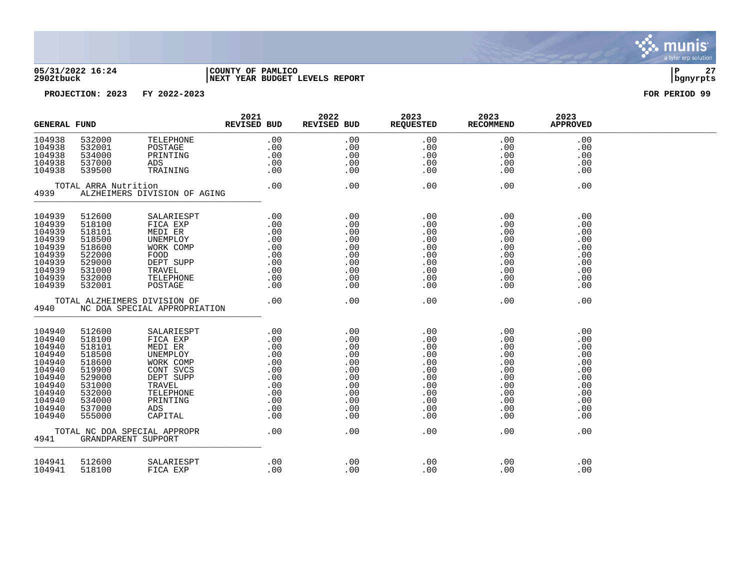05/31/2022 16:24 | COUNTY OF PAMLICO | P 27
2902tbuck | NEXT YEAR BUDGET LEVELS REPORT | bgnyrpts

PROJECTION: 2023 FY 2022-2023 FOR PERIOD 99

| GENERAL FUND | | | 2021 REVISED BUD | 2022 REVISED BUD | 2023 REQUESTED | 2023 RECOMMEND | 2023 APPROVED |
|---|---|---|---|---|---|---|---|
| 104938 | 532000 | TELEPHONE | .00 | .00 | .00 | .00 | .00 |
| 104938 | 532001 | POSTAGE | .00 | .00 | .00 | .00 | .00 |
| 104938 | 534000 | PRINTING | .00 | .00 | .00 | .00 | .00 |
| 104938 | 537000 | ADS | .00 | .00 | .00 | .00 | .00 |
| 104938 | 539500 | TRAINING | .00 | .00 | .00 | .00 | .00 |
| TOTAL ARRA Nutrition | | | .00 | .00 | .00 | .00 | .00 |
| 4939 | ALZHEIMERS DIVISION OF AGING | | | | | | |
| 104939 | 512600 | SALARIESPT | .00 | .00 | .00 | .00 | .00 |
| 104939 | 518100 | FICA EXP | .00 | .00 | .00 | .00 | .00 |
| 104939 | 518101 | MEDI ER | .00 | .00 | .00 | .00 | .00 |
| 104939 | 518500 | UNEMPLOY | .00 | .00 | .00 | .00 | .00 |
| 104939 | 518600 | WORK COMP | .00 | .00 | .00 | .00 | .00 |
| 104939 | 522000 | FOOD | .00 | .00 | .00 | .00 | .00 |
| 104939 | 529000 | DEPT SUPP | .00 | .00 | .00 | .00 | .00 |
| 104939 | 531000 | TRAVEL | .00 | .00 | .00 | .00 | .00 |
| 104939 | 532000 | TELEPHONE | .00 | .00 | .00 | .00 | .00 |
| 104939 | 532001 | POSTAGE | .00 | .00 | .00 | .00 | .00 |
| TOTAL ALZHEIMERS DIVISION OF | | | .00 | .00 | .00 | .00 | .00 |
| 4940 | NC DOA SPECIAL APPROPRIATION | | | | | | |
| 104940 | 512600 | SALARIESPT | .00 | .00 | .00 | .00 | .00 |
| 104940 | 518100 | FICA EXP | .00 | .00 | .00 | .00 | .00 |
| 104940 | 518101 | MEDI ER | .00 | .00 | .00 | .00 | .00 |
| 104940 | 518500 | UNEMPLOY | .00 | .00 | .00 | .00 | .00 |
| 104940 | 518600 | WORK COMP | .00 | .00 | .00 | .00 | .00 |
| 104940 | 519900 | CONT SVCS | .00 | .00 | .00 | .00 | .00 |
| 104940 | 529000 | DEPT SUPP | .00 | .00 | .00 | .00 | .00 |
| 104940 | 531000 | TRAVEL | .00 | .00 | .00 | .00 | .00 |
| 104940 | 532000 | TELEPHONE | .00 | .00 | .00 | .00 | .00 |
| 104940 | 534000 | PRINTING | .00 | .00 | .00 | .00 | .00 |
| 104940 | 537000 | ADS | .00 | .00 | .00 | .00 | .00 |
| 104940 | 555000 | CAPITAL | .00 | .00 | .00 | .00 | .00 |
| TOTAL NC DOA SPECIAL APPROPR | | | .00 | .00 | .00 | .00 | .00 |
| 4941 | GRANDPARENT SUPPORT | | | | | | |
| 104941 | 512600 | SALARIESPT | .00 | .00 | .00 | .00 | .00 |
| 104941 | 518100 | FICA EXP | .00 | .00 | .00 | .00 | .00 |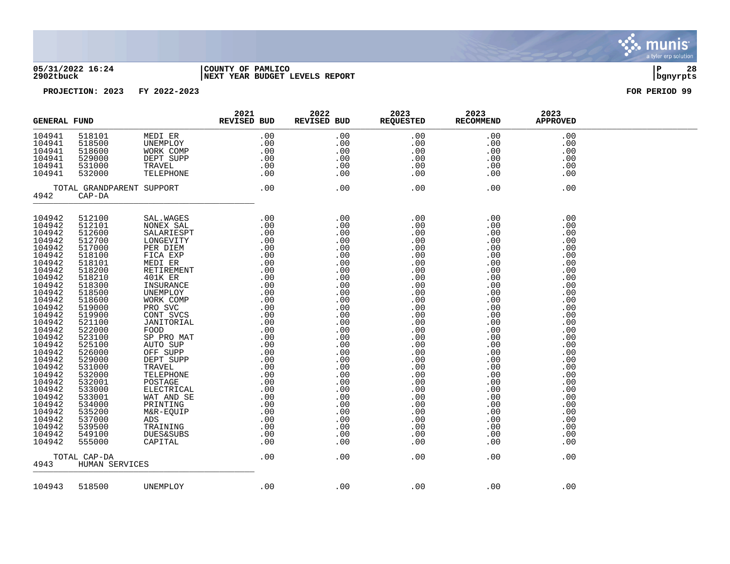05/31/2022 16:24 | COUNTY OF PAMLICO | P 28
2902tbuck | NEXT YEAR BUDGET LEVELS REPORT | bgnyrpts

PROJECTION: 2023 FY 2022-2023 FOR PERIOD 99

| GENERAL FUND | | | 2021 REVISED BUD | 2022 REVISED BUD | 2023 REQUESTED | 2023 RECOMMEND | 2023 APPROVED |
|---|---|---|---|---|---|---|---|
| 104941 | 518101 | MEDI ER | .00 | .00 | .00 | .00 | .00 |
| 104941 | 518500 | UNEMPLOY | .00 | .00 | .00 | .00 | .00 |
| 104941 | 518600 | WORK COMP | .00 | .00 | .00 | .00 | .00 |
| 104941 | 529000 | DEPT SUPP | .00 | .00 | .00 | .00 | .00 |
| 104941 | 531000 | TRAVEL | .00 | .00 | .00 | .00 | .00 |
| 104941 | 532000 | TELEPHONE | .00 | .00 | .00 | .00 | .00 |
| TOTAL GRANDPARENT SUPPORT | | | .00 | .00 | .00 | .00 | .00 |
| 4942 | CAP-DA | | | | | | |
| 104942 | 512100 | SAL.WAGES | .00 | .00 | .00 | .00 | .00 |
| 104942 | 512101 | NONEX SAL | .00 | .00 | .00 | .00 | .00 |
| 104942 | 512600 | SALARIESPT | .00 | .00 | .00 | .00 | .00 |
| 104942 | 512700 | LONGEVITY | .00 | .00 | .00 | .00 | .00 |
| 104942 | 517000 | PER DIEM | .00 | .00 | .00 | .00 | .00 |
| 104942 | 518100 | FICA EXP | .00 | .00 | .00 | .00 | .00 |
| 104942 | 518101 | MEDI ER | .00 | .00 | .00 | .00 | .00 |
| 104942 | 518200 | RETIREMENT | .00 | .00 | .00 | .00 | .00 |
| 104942 | 518210 | 401K ER | .00 | .00 | .00 | .00 | .00 |
| 104942 | 518300 | INSURANCE | .00 | .00 | .00 | .00 | .00 |
| 104942 | 518500 | UNEMPLOY | .00 | .00 | .00 | .00 | .00 |
| 104942 | 518600 | WORK COMP | .00 | .00 | .00 | .00 | .00 |
| 104942 | 519000 | PRO SVC | .00 | .00 | .00 | .00 | .00 |
| 104942 | 519900 | CONT SVCS | .00 | .00 | .00 | .00 | .00 |
| 104942 | 521100 | JANITORIAL | .00 | .00 | .00 | .00 | .00 |
| 104942 | 522000 | FOOD | .00 | .00 | .00 | .00 | .00 |
| 104942 | 523100 | SP PRO MAT | .00 | .00 | .00 | .00 | .00 |
| 104942 | 525100 | AUTO SUP | .00 | .00 | .00 | .00 | .00 |
| 104942 | 526000 | OFF SUPP | .00 | .00 | .00 | .00 | .00 |
| 104942 | 529000 | DEPT SUPP | .00 | .00 | .00 | .00 | .00 |
| 104942 | 531000 | TRAVEL | .00 | .00 | .00 | .00 | .00 |
| 104942 | 532000 | TELEPHONE | .00 | .00 | .00 | .00 | .00 |
| 104942 | 532001 | POSTAGE | .00 | .00 | .00 | .00 | .00 |
| 104942 | 533000 | ELECTRICAL | .00 | .00 | .00 | .00 | .00 |
| 104942 | 533001 | WAT AND SE | .00 | .00 | .00 | .00 | .00 |
| 104942 | 534000 | PRINTING | .00 | .00 | .00 | .00 | .00 |
| 104942 | 535200 | M&R-EQUIP | .00 | .00 | .00 | .00 | .00 |
| 104942 | 537000 | ADS | .00 | .00 | .00 | .00 | .00 |
| 104942 | 539500 | TRAINING | .00 | .00 | .00 | .00 | .00 |
| 104942 | 549100 | DUES&SUBS | .00 | .00 | .00 | .00 | .00 |
| 104942 | 555000 | CAPITAL | .00 | .00 | .00 | .00 | .00 |
| TOTAL CAP-DA | | | .00 | .00 | .00 | .00 | .00 |
| 4943 | HUMAN SERVICES | | | | | | |
| 104943 | 518500 | UNEMPLOY | .00 | .00 | .00 | .00 | .00 |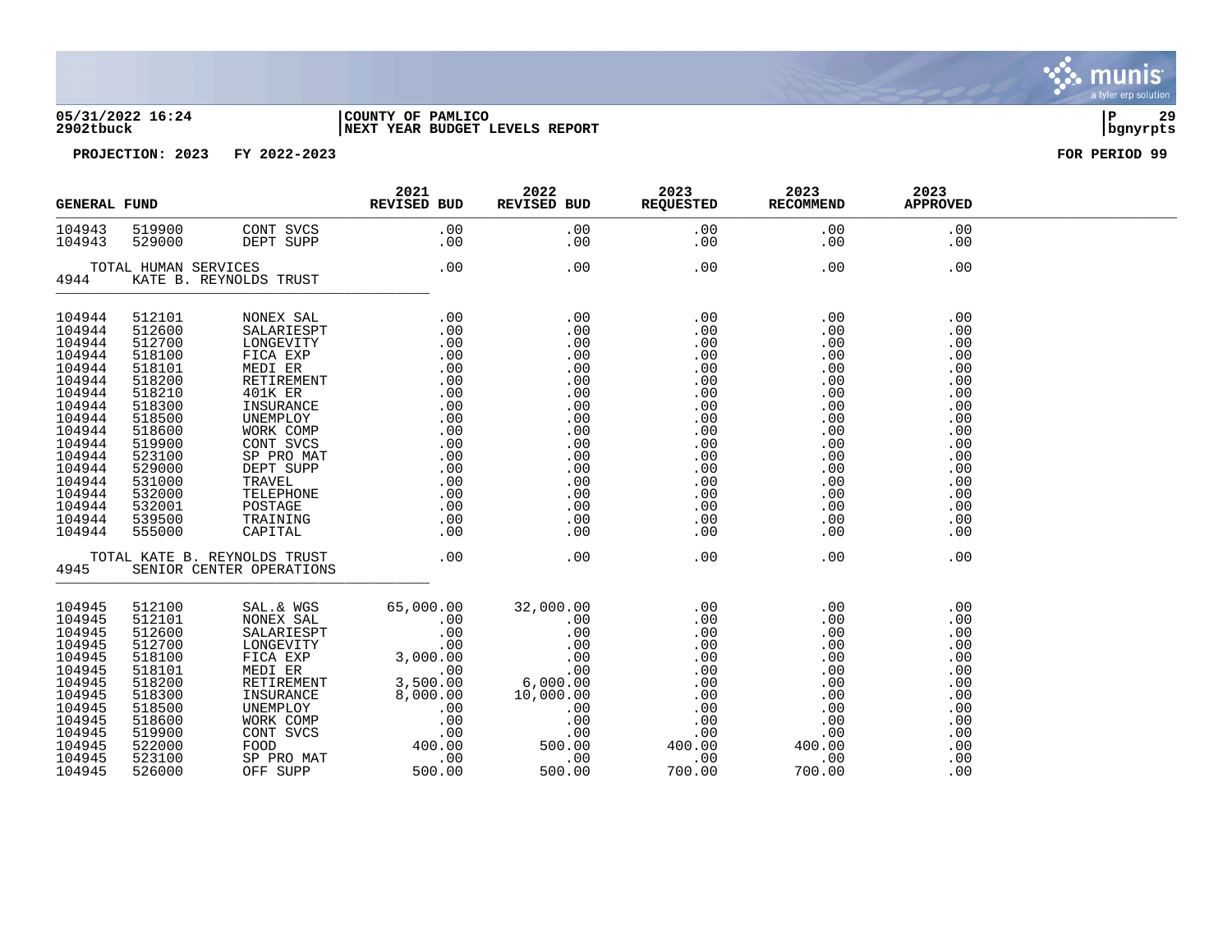05/31/2022 16:24 | COUNTY OF PAMLICO | P 29
2902tbuck | NEXT YEAR BUDGET LEVELS REPORT | bgnyrpts

PROJECTION: 2023 FY 2022-2023 FOR PERIOD 99

| GENERAL FUND | | | 2021 REVISED BUD | 2022 REVISED BUD | 2023 REQUESTED | 2023 RECOMMEND | 2023 APPROVED |
|---|---|---|---|---|---|---|---|
| 104943 | 519900 | CONT SVCS | .00 | .00 | .00 | .00 | .00 |
| 104943 | 529000 | DEPT SUPP | .00 | .00 | .00 | .00 | .00 |
| | TOTAL HUMAN SERVICES | | .00 | .00 | .00 | .00 | .00 |
| 4944 | KATE B. REYNOLDS TRUST | | | | | | |
| 104944 | 512101 | NONEX SAL | .00 | .00 | .00 | .00 | .00 |
| 104944 | 512600 | SALARIESPT | .00 | .00 | .00 | .00 | .00 |
| 104944 | 512700 | LONGEVITY | .00 | .00 | .00 | .00 | .00 |
| 104944 | 518100 | FICA EXP | .00 | .00 | .00 | .00 | .00 |
| 104944 | 518101 | MEDI ER | .00 | .00 | .00 | .00 | .00 |
| 104944 | 518200 | RETIREMENT | .00 | .00 | .00 | .00 | .00 |
| 104944 | 518210 | 401K ER | .00 | .00 | .00 | .00 | .00 |
| 104944 | 518300 | INSURANCE | .00 | .00 | .00 | .00 | .00 |
| 104944 | 518500 | UNEMPLOY | .00 | .00 | .00 | .00 | .00 |
| 104944 | 518600 | WORK COMP | .00 | .00 | .00 | .00 | .00 |
| 104944 | 519900 | CONT SVCS | .00 | .00 | .00 | .00 | .00 |
| 104944 | 523100 | SP PRO MAT | .00 | .00 | .00 | .00 | .00 |
| 104944 | 529000 | DEPT SUPP | .00 | .00 | .00 | .00 | .00 |
| 104944 | 531000 | TRAVEL | .00 | .00 | .00 | .00 | .00 |
| 104944 | 532000 | TELEPHONE | .00 | .00 | .00 | .00 | .00 |
| 104944 | 532001 | POSTAGE | .00 | .00 | .00 | .00 | .00 |
| 104944 | 539500 | TRAINING | .00 | .00 | .00 | .00 | .00 |
| 104944 | 555000 | CAPITAL | .00 | .00 | .00 | .00 | .00 |
| | TOTAL KATE B. REYNOLDS TRUST | | .00 | .00 | .00 | .00 | .00 |
| 4945 | SENIOR CENTER OPERATIONS | | | | | | |
| 104945 | 512100 | SAL.& WGS | 65,000.00 | 32,000.00 | .00 | .00 | .00 |
| 104945 | 512101 | NONEX SAL | .00 | .00 | .00 | .00 | .00 |
| 104945 | 512600 | SALARIESPT | .00 | .00 | .00 | .00 | .00 |
| 104945 | 512700 | LONGEVITY | .00 | .00 | .00 | .00 | .00 |
| 104945 | 518100 | FICA EXP | 3,000.00 | .00 | .00 | .00 | .00 |
| 104945 | 518101 | MEDI ER | .00 | .00 | .00 | .00 | .00 |
| 104945 | 518200 | RETIREMENT | 3,500.00 | 6,000.00 | .00 | .00 | .00 |
| 104945 | 518300 | INSURANCE | 8,000.00 | 10,000.00 | .00 | .00 | .00 |
| 104945 | 518500 | UNEMPLOY | .00 | .00 | .00 | .00 | .00 |
| 104945 | 518600 | WORK COMP | .00 | .00 | .00 | .00 | .00 |
| 104945 | 519900 | CONT SVCS | .00 | .00 | .00 | .00 | .00 |
| 104945 | 522000 | FOOD | 400.00 | 500.00 | 400.00 | 400.00 | .00 |
| 104945 | 523100 | SP PRO MAT | .00 | .00 | .00 | .00 | .00 |
| 104945 | 526000 | OFF SUPP | 500.00 | 500.00 | 700.00 | 700.00 | .00 |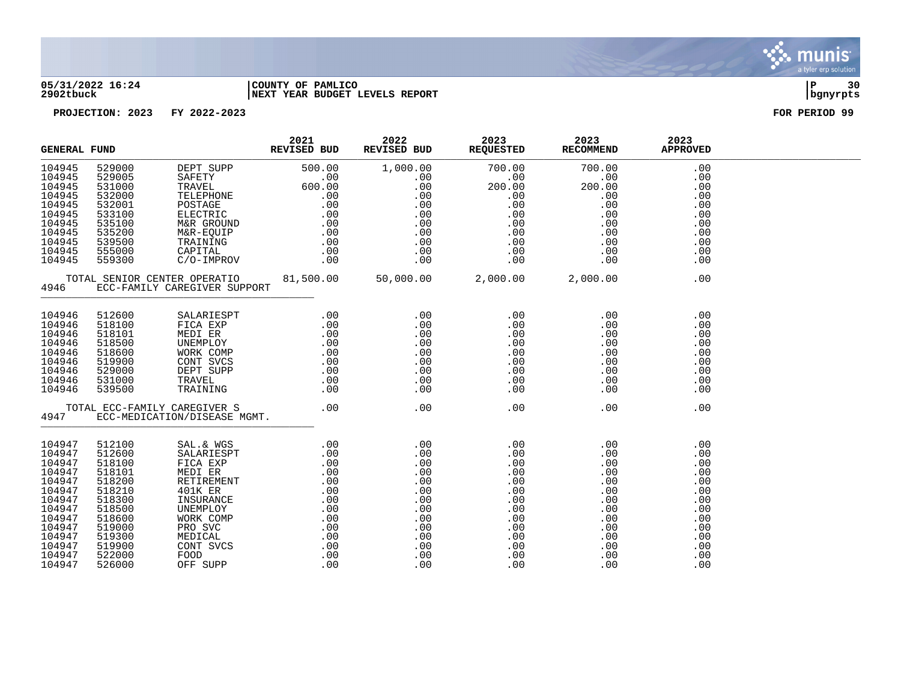05/31/2022 16:24 | COUNTY OF PAMLICO
2902tbuck | NEXT YEAR BUDGET LEVELS REPORT

PROJECTION: 2023 FY 2022-2023 — FOR PERIOD 99

| GENERAL FUND | | | 2021 REVISED BUD | 2022 REVISED BUD | 2023 REQUESTED | 2023 RECOMMEND | 2023 APPROVED |
|---|---|---|---|---|---|---|---|
| 104945 | 529000 | DEPT SUPP | 500.00 | 1,000.00 | 700.00 | 700.00 | .00 |
| 104945 | 529005 | SAFETY | .00 | .00 | .00 | .00 | .00 |
| 104945 | 531000 | TRAVEL | 600.00 | .00 | 200.00 | 200.00 | .00 |
| 104945 | 532000 | TELEPHONE | .00 | .00 | .00 | .00 | .00 |
| 104945 | 532001 | POSTAGE | .00 | .00 | .00 | .00 | .00 |
| 104945 | 533100 | ELECTRIC | .00 | .00 | .00 | .00 | .00 |
| 104945 | 535100 | M&R GROUND | .00 | .00 | .00 | .00 | .00 |
| 104945 | 535200 | M&R-EQUIP | .00 | .00 | .00 | .00 | .00 |
| 104945 | 539500 | TRAINING | .00 | .00 | .00 | .00 | .00 |
| 104945 | 555000 | CAPITAL | .00 | .00 | .00 | .00 | .00 |
| 104945 | 559300 | C/O-IMPROV | .00 | .00 | .00 | .00 | .00 |
| TOTAL SENIOR CENTER OPERATIO | | | 81,500.00 | 50,000.00 | 2,000.00 | 2,000.00 | .00 |
| 4946 | ECC-FAMILY CAREGIVER SUPPORT | | | | | | |
| 104946 | 512600 | SALARIESPT | .00 | .00 | .00 | .00 | .00 |
| 104946 | 518100 | FICA EXP | .00 | .00 | .00 | .00 | .00 |
| 104946 | 518101 | MEDI ER | .00 | .00 | .00 | .00 | .00 |
| 104946 | 518500 | UNEMPLOY | .00 | .00 | .00 | .00 | .00 |
| 104946 | 518600 | WORK COMP | .00 | .00 | .00 | .00 | .00 |
| 104946 | 519900 | CONT SVCS | .00 | .00 | .00 | .00 | .00 |
| 104946 | 529000 | DEPT SUPP | .00 | .00 | .00 | .00 | .00 |
| 104946 | 531000 | TRAVEL | .00 | .00 | .00 | .00 | .00 |
| 104946 | 539500 | TRAINING | .00 | .00 | .00 | .00 | .00 |
| TOTAL ECC-FAMILY CAREGIVER S | | | .00 | .00 | .00 | .00 | .00 |
| 4947 | ECC-MEDICATION/DISEASE MGMT. | | | | | | |
| 104947 | 512100 | SAL.& WGS | .00 | .00 | .00 | .00 | .00 |
| 104947 | 512600 | SALARIESPT | .00 | .00 | .00 | .00 | .00 |
| 104947 | 518100 | FICA EXP | .00 | .00 | .00 | .00 | .00 |
| 104947 | 518101 | MEDI ER | .00 | .00 | .00 | .00 | .00 |
| 104947 | 518200 | RETIREMENT | .00 | .00 | .00 | .00 | .00 |
| 104947 | 518210 | 401K ER | .00 | .00 | .00 | .00 | .00 |
| 104947 | 518300 | INSURANCE | .00 | .00 | .00 | .00 | .00 |
| 104947 | 518500 | UNEMPLOY | .00 | .00 | .00 | .00 | .00 |
| 104947 | 518600 | WORK COMP | .00 | .00 | .00 | .00 | .00 |
| 104947 | 519000 | PRO SVC | .00 | .00 | .00 | .00 | .00 |
| 104947 | 519300 | MEDICAL | .00 | .00 | .00 | .00 | .00 |
| 104947 | 519900 | CONT SVCS | .00 | .00 | .00 | .00 | .00 |
| 104947 | 522000 | FOOD | .00 | .00 | .00 | .00 | .00 |
| 104947 | 526000 | OFF SUPP | .00 | .00 | .00 | .00 | .00 |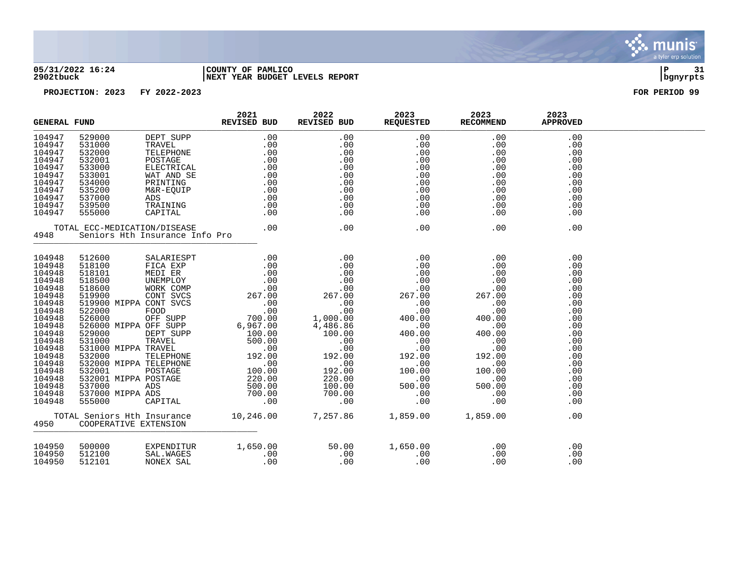05/31/2022 16:24 | COUNTY OF PAMLICO
2902tbuck | NEXT YEAR BUDGET LEVELS REPORT

PROJECTION: 2023 FY 2022-2023 FOR PERIOD 99

| GENERAL FUND | | | 2021 REVISED BUD | 2022 REVISED BUD | 2023 REQUESTED | 2023 RECOMMEND | 2023 APPROVED |
|---|---|---|---|---|---|---|---|
| 104947 | 529000 | DEPT SUPP | .00 | .00 | .00 | .00 | .00 |
| 104947 | 531000 | TRAVEL | .00 | .00 | .00 | .00 | .00 |
| 104947 | 532000 | TELEPHONE | .00 | .00 | .00 | .00 | .00 |
| 104947 | 532001 | POSTAGE | .00 | .00 | .00 | .00 | .00 |
| 104947 | 533000 | ELECTRICAL | .00 | .00 | .00 | .00 | .00 |
| 104947 | 533001 | WAT AND SE | .00 | .00 | .00 | .00 | .00 |
| 104947 | 534000 | PRINTING | .00 | .00 | .00 | .00 | .00 |
| 104947 | 535200 | M&R-EQUIP | .00 | .00 | .00 | .00 | .00 |
| 104947 | 537000 | ADS | .00 | .00 | .00 | .00 | .00 |
| 104947 | 539500 | TRAINING | .00 | .00 | .00 | .00 | .00 |
| 104947 | 555000 | CAPITAL | .00 | .00 | .00 | .00 | .00 |
| | TOTAL ECC-MEDICATION/DISEASE | | .00 | .00 | .00 | .00 | .00 |
| 4948 | Seniors Hth Insurance Info Pro | | | | | | |
| 104948 | 512600 | SALARIESPT | .00 | .00 | .00 | .00 | .00 |
| 104948 | 518100 | FICA EXP | .00 | .00 | .00 | .00 | .00 |
| 104948 | 518101 | MEDI ER | .00 | .00 | .00 | .00 | .00 |
| 104948 | 518500 | UNEMPLOY | .00 | .00 | .00 | .00 | .00 |
| 104948 | 518600 | WORK COMP | .00 | .00 | .00 | .00 | .00 |
| 104948 | 519900 | CONT SVCS | 267.00 | 267.00 | 267.00 | 267.00 | .00 |
| 104948 | 519900 MIPPA | CONT SVCS | .00 | .00 | .00 | .00 | .00 |
| 104948 | 522000 | FOOD | .00 | .00 | .00 | .00 | .00 |
| 104948 | 526000 | OFF SUPP | 700.00 | 1,000.00 | 400.00 | 400.00 | .00 |
| 104948 | 526000 MIPPA | OFF SUPP | 6,967.00 | 4,486.86 | .00 | .00 | .00 |
| 104948 | 529000 | DEPT SUPP | 100.00 | 100.00 | 400.00 | 400.00 | .00 |
| 104948 | 531000 | TRAVEL | 500.00 | .00 | .00 | .00 | .00 |
| 104948 | 531000 MIPPA | TRAVEL | .00 | .00 | .00 | .00 | .00 |
| 104948 | 532000 | TELEPHONE | 192.00 | 192.00 | 192.00 | 192.00 | .00 |
| 104948 | 532000 MIPPA | TELEPHONE | .00 | .00 | .00 | .00 | .00 |
| 104948 | 532001 | POSTAGE | 100.00 | 192.00 | 100.00 | 100.00 | .00 |
| 104948 | 532001 MIPPA | POSTAGE | 220.00 | 220.00 | .00 | .00 | .00 |
| 104948 | 537000 | ADS | 500.00 | 100.00 | 500.00 | 500.00 | .00 |
| 104948 | 537000 MIPPA | ADS | 700.00 | 700.00 | .00 | .00 | .00 |
| 104948 | 555000 | CAPITAL | .00 | .00 | .00 | .00 | .00 |
| | TOTAL Seniors Hth Insurance | | 10,246.00 | 7,257.86 | 1,859.00 | 1,859.00 | .00 |
| 4950 | COOPERATIVE EXTENSION | | | | | | |
| 104950 | 500000 | EXPENDITUR | 1,650.00 | 50.00 | 1,650.00 | .00 | .00 |
| 104950 | 512100 | SAL.WAGES | .00 | .00 | .00 | .00 | .00 |
| 104950 | 512101 | NONEX SAL | .00 | .00 | .00 | .00 | .00 |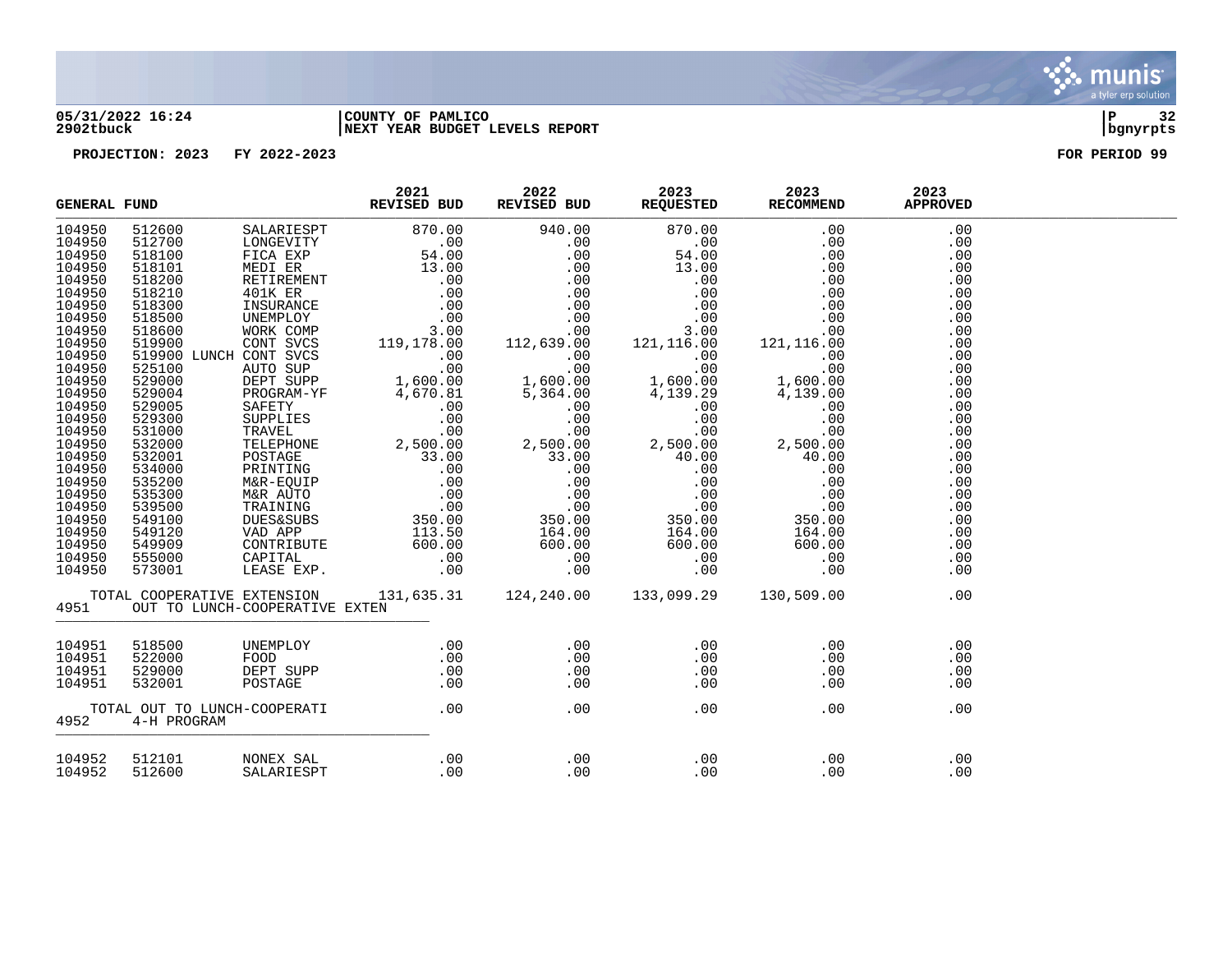**05/31/2022 16:24** | **COUNTY OF PAMLICO**
**2902tbuck** | **NEXT YEAR BUDGET LEVELS REPORT**

**PROJECTION: 2023 FY 2022-2023** — **FOR PERIOD 99**

| GENERAL FUND | | | 2021 REVISED BUD | 2022 REVISED BUD | 2023 REQUESTED | 2023 RECOMMEND | 2023 APPROVED |
|---|---|---|---|---|---|---|---|
| 104950 | 512600 | SALARIESPT | 870.00 | 940.00 | 870.00 | .00 | .00 |
| 104950 | 512700 | LONGEVITY | .00 | .00 | .00 | .00 | .00 |
| 104950 | 518100 | FICA EXP | 54.00 | .00 | 54.00 | .00 | .00 |
| 104950 | 518101 | MEDI ER | 13.00 | .00 | 13.00 | .00 | .00 |
| 104950 | 518200 | RETIREMENT | .00 | .00 | .00 | .00 | .00 |
| 104950 | 518210 | 401K ER | .00 | .00 | .00 | .00 | .00 |
| 104950 | 518300 | INSURANCE | .00 | .00 | .00 | .00 | .00 |
| 104950 | 518500 | UNEMPLOY | .00 | .00 | .00 | .00 | .00 |
| 104950 | 518600 | WORK COMP | 3.00 | .00 | 3.00 | .00 | .00 |
| 104950 | 519900 | CONT SVCS | 119,178.00 | 112,639.00 | 121,116.00 | 121,116.00 | .00 |
| 104950 | 519900 LUNCH | CONT SVCS | .00 | .00 | .00 | .00 | .00 |
| 104950 | 525100 | AUTO SUP | .00 | .00 | .00 | .00 | .00 |
| 104950 | 529000 | DEPT SUPP | 1,600.00 | 1,600.00 | 1,600.00 | 1,600.00 | .00 |
| 104950 | 529004 | PROGRAM-YF | 4,670.81 | 5,364.00 | 4,139.29 | 4,139.00 | .00 |
| 104950 | 529005 | SAFETY | .00 | .00 | .00 | .00 | .00 |
| 104950 | 529300 | SUPPLIES | .00 | .00 | .00 | .00 | .00 |
| 104950 | 531000 | TRAVEL | .00 | .00 | .00 | .00 | .00 |
| 104950 | 532000 | TELEPHONE | 2,500.00 | 2,500.00 | 2,500.00 | 2,500.00 | .00 |
| 104950 | 532001 | POSTAGE | 33.00 | 33.00 | 40.00 | 40.00 | .00 |
| 104950 | 534000 | PRINTING | .00 | .00 | .00 | .00 | .00 |
| 104950 | 535200 | M&R-EQUIP | .00 | .00 | .00 | .00 | .00 |
| 104950 | 535300 | M&R AUTO | .00 | .00 | .00 | .00 | .00 |
| 104950 | 539500 | TRAINING | .00 | .00 | .00 | .00 | .00 |
| 104950 | 549100 | DUES&SUBS | 350.00 | 350.00 | 350.00 | 350.00 | .00 |
| 104950 | 549120 | VAD APP | 113.50 | 164.00 | 164.00 | 164.00 | .00 |
| 104950 | 549909 | CONTRIBUTE | 600.00 | 600.00 | 600.00 | 600.00 | .00 |
| 104950 | 555000 | CAPITAL | .00 | .00 | .00 | .00 | .00 |
| 104950 | 573001 | LEASE EXP. | .00 | .00 | .00 | .00 | .00 |
| TOTAL COOPERATIVE EXTENSION | | | 131,635.31 | 124,240.00 | 133,099.29 | 130,509.00 | .00 |
| **4951** | **OUT TO LUNCH-COOPERATIVE EXTEN** | | | | | | |
| 104951 | 518500 | UNEMPLOY | .00 | .00 | .00 | .00 | .00 |
| 104951 | 522000 | FOOD | .00 | .00 | .00 | .00 | .00 |
| 104951 | 529000 | DEPT SUPP | .00 | .00 | .00 | .00 | .00 |
| 104951 | 532001 | POSTAGE | .00 | .00 | .00 | .00 | .00 |
| TOTAL OUT TO LUNCH-COOPERATI | | | .00 | .00 | .00 | .00 | .00 |
| **4952** | **4-H PROGRAM** | | | | | | |
| 104952 | 512101 | NONEX SAL | .00 | .00 | .00 | .00 | .00 |
| 104952 | 512600 | SALARIESPT | .00 | .00 | .00 | .00 | .00 |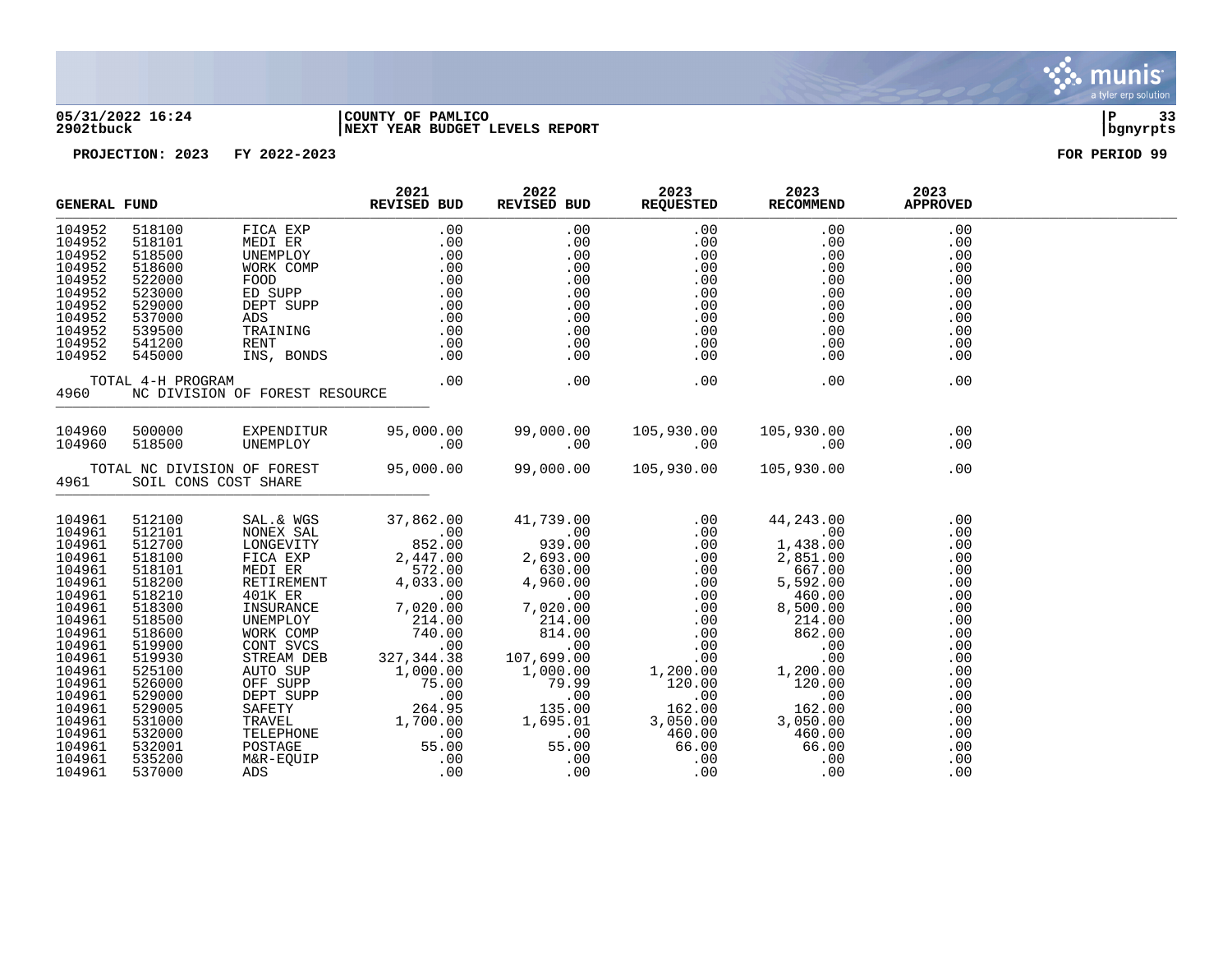**05/31/2022 16:24** | **COUNTY OF PAMLICO** | **P 33**
**2902tbuck** | **NEXT YEAR BUDGET LEVELS REPORT** | **bgnyrpts**

**PROJECTION: 2023 FY 2022-2023** **FOR PERIOD 99**

| GENERAL FUND | | | 2021 REVISED BUD | 2022 REVISED BUD | 2023 REQUESTED | 2023 RECOMMEND | 2023 APPROVED |
|---|---|---|---|---|---|---|---|
| 104952 | 518100 | FICA EXP | .00 | .00 | .00 | .00 | .00 |
| 104952 | 518101 | MEDI ER | .00 | .00 | .00 | .00 | .00 |
| 104952 | 518500 | UNEMPLOY | .00 | .00 | .00 | .00 | .00 |
| 104952 | 518600 | WORK COMP | .00 | .00 | .00 | .00 | .00 |
| 104952 | 522000 | FOOD | .00 | .00 | .00 | .00 | .00 |
| 104952 | 523000 | ED SUPP | .00 | .00 | .00 | .00 | .00 |
| 104952 | 529000 | DEPT SUPP | .00 | .00 | .00 | .00 | .00 |
| 104952 | 537000 | ADS | .00 | .00 | .00 | .00 | .00 |
| 104952 | 539500 | TRAINING | .00 | .00 | .00 | .00 | .00 |
| 104952 | 541200 | RENT | .00 | .00 | .00 | .00 | .00 |
| 104952 | 545000 | INS, BONDS | .00 | .00 | .00 | .00 | .00 |
| | TOTAL 4-H PROGRAM | | .00 | .00 | .00 | .00 | .00 |
| 4960 | NC DIVISION OF FOREST RESOURCE | | | | | | |
| 104960 | 500000 | EXPENDITUR | 95,000.00 | 99,000.00 | 105,930.00 | 105,930.00 | .00 |
| 104960 | 518500 | UNEMPLOY | .00 | .00 | .00 | .00 | .00 |
| | TOTAL NC DIVISION OF FOREST | | 95,000.00 | 99,000.00 | 105,930.00 | 105,930.00 | .00 |
| 4961 | SOIL CONS COST SHARE | | | | | | |
| 104961 | 512100 | SAL.& WGS | 37,862.00 | 41,739.00 | .00 | 44,243.00 | .00 |
| 104961 | 512101 | NONEX SAL | .00 | .00 | .00 | .00 | .00 |
| 104961 | 512700 | LONGEVITY | 852.00 | 939.00 | .00 | 1,438.00 | .00 |
| 104961 | 518100 | FICA EXP | 2,447.00 | 2,693.00 | .00 | 2,851.00 | .00 |
| 104961 | 518101 | MEDI ER | 572.00 | 630.00 | .00 | 667.00 | .00 |
| 104961 | 518200 | RETIREMENT | 4,033.00 | 4,960.00 | .00 | 5,592.00 | .00 |
| 104961 | 518210 | 401K ER | .00 | .00 | .00 | 460.00 | .00 |
| 104961 | 518300 | INSURANCE | 7,020.00 | 7,020.00 | .00 | 8,500.00 | .00 |
| 104961 | 518500 | UNEMPLOY | 214.00 | 214.00 | .00 | 214.00 | .00 |
| 104961 | 518600 | WORK COMP | 740.00 | 814.00 | .00 | 862.00 | .00 |
| 104961 | 519900 | CONT SVCS | .00 | .00 | .00 | .00 | .00 |
| 104961 | 519930 | STREAM DEB | 327,344.38 | 107,699.00 | .00 | .00 | .00 |
| 104961 | 525100 | AUTO SUP | 1,000.00 | 1,000.00 | 1,200.00 | 1,200.00 | .00 |
| 104961 | 526000 | OFF SUPP | 75.00 | 79.99 | 120.00 | 120.00 | .00 |
| 104961 | 529000 | DEPT SUPP | .00 | .00 | .00 | .00 | .00 |
| 104961 | 529005 | SAFETY | 264.95 | 135.00 | 162.00 | 162.00 | .00 |
| 104961 | 531000 | TRAVEL | 1,700.00 | 1,695.01 | 3,050.00 | 3,050.00 | .00 |
| 104961 | 532000 | TELEPHONE | .00 | .00 | 460.00 | 460.00 | .00 |
| 104961 | 532001 | POSTAGE | 55.00 | 55.00 | 66.00 | 66.00 | .00 |
| 104961 | 535200 | M&R-EQUIP | .00 | .00 | .00 | .00 | .00 |
| 104961 | 537000 | ADS | .00 | .00 | .00 | .00 | .00 |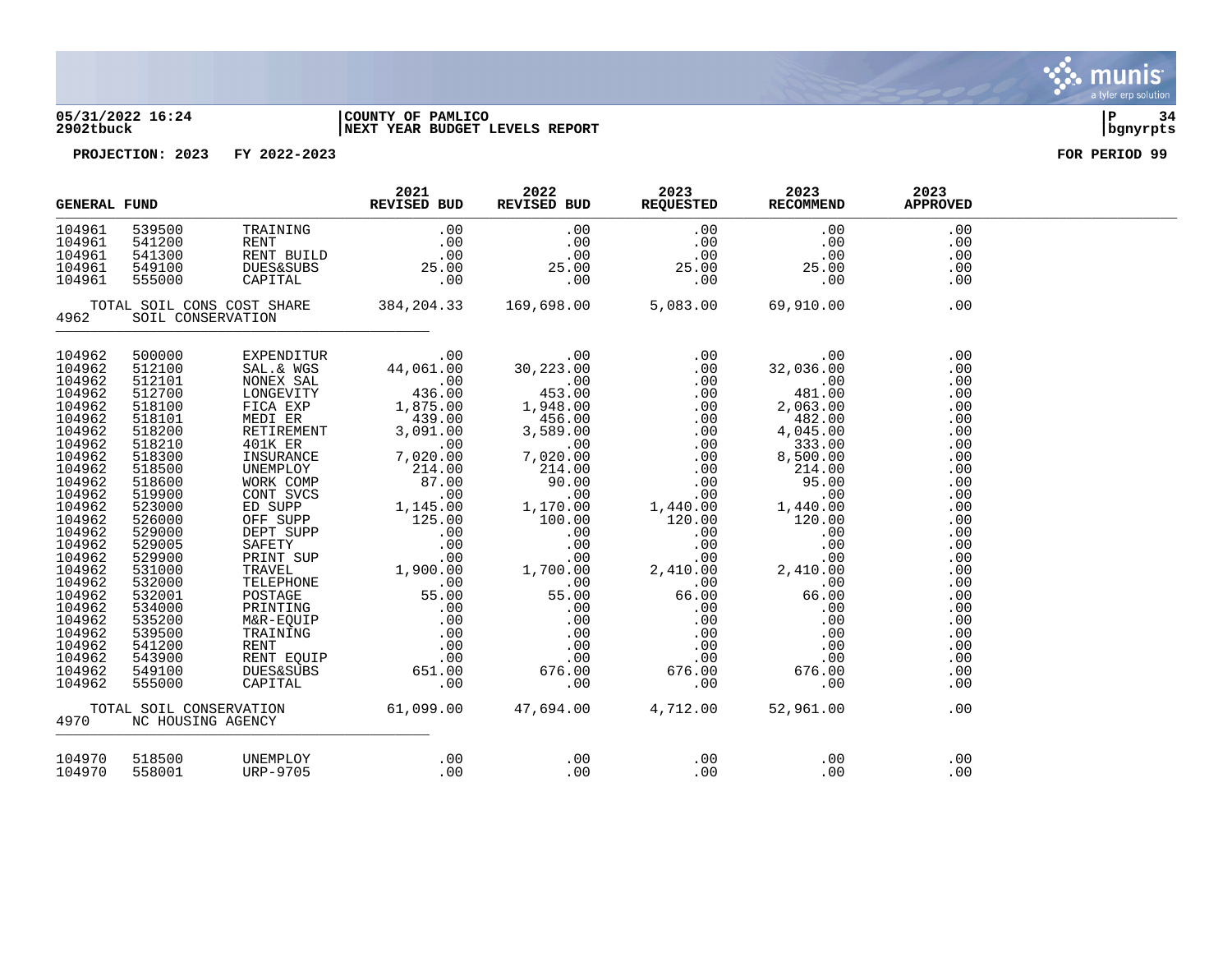**05/31/2022 16:24** | **COUNTY OF PAMLICO** | **P 34**
**2902tbuck** | **NEXT YEAR BUDGET LEVELS REPORT** | **bgnyrpts**

**PROJECTION: 2023 FY 2022-2023** **FOR PERIOD 99**

| GENERAL FUND | | | 2021 REVISED BUD | 2022 REVISED BUD | 2023 REQUESTED | 2023 RECOMMEND | 2023 APPROVED |
|---|---|---|---|---|---|---|---|
| 104961 | 539500 | TRAINING | .00 | .00 | .00 | .00 | .00 |
| 104961 | 541200 | RENT | .00 | .00 | .00 | .00 | .00 |
| 104961 | 541300 | RENT BUILD | .00 | .00 | .00 | .00 | .00 |
| 104961 | 549100 | DUES&SUBS | 25.00 | 25.00 | 25.00 | 25.00 | .00 |
| 104961 | 555000 | CAPITAL | .00 | .00 | .00 | .00 | .00 |
| | | TOTAL SOIL CONS COST SHARE | 384,204.33 | 169,698.00 | 5,083.00 | 69,910.00 | .00 |
| 4962 | SOIL CONSERVATION | | | | | | |
| 104962 | 500000 | EXPENDITUR | .00 | .00 | .00 | .00 | .00 |
| 104962 | 512100 | SAL.& WGS | 44,061.00 | 30,223.00 | .00 | 32,036.00 | .00 |
| 104962 | 512101 | NONEX SAL | .00 | .00 | .00 | .00 | .00 |
| 104962 | 512700 | LONGEVITY | 436.00 | 453.00 | .00 | 481.00 | .00 |
| 104962 | 518100 | FICA EXP | 1,875.00 | 1,948.00 | .00 | 2,063.00 | .00 |
| 104962 | 518101 | MEDI ER | 439.00 | 456.00 | .00 | 482.00 | .00 |
| 104962 | 518200 | RETIREMENT | 3,091.00 | 3,589.00 | .00 | 4,045.00 | .00 |
| 104962 | 518210 | 401K ER | .00 | .00 | .00 | 333.00 | .00 |
| 104962 | 518300 | INSURANCE | 7,020.00 | 7,020.00 | .00 | 8,500.00 | .00 |
| 104962 | 518500 | UNEMPLOY | 214.00 | 214.00 | .00 | 214.00 | .00 |
| 104962 | 518600 | WORK COMP | 87.00 | 90.00 | .00 | 95.00 | .00 |
| 104962 | 519900 | CONT SVCS | .00 | .00 | .00 | .00 | .00 |
| 104962 | 523000 | ED SUPP | 1,145.00 | 1,170.00 | 1,440.00 | 1,440.00 | .00 |
| 104962 | 526000 | OFF SUPP | 125.00 | 100.00 | 120.00 | 120.00 | .00 |
| 104962 | 529000 | DEPT SUPP | .00 | .00 | .00 | .00 | .00 |
| 104962 | 529005 | SAFETY | .00 | .00 | .00 | .00 | .00 |
| 104962 | 529900 | PRINT SUP | .00 | .00 | .00 | .00 | .00 |
| 104962 | 531000 | TRAVEL | 1,900.00 | 1,700.00 | 2,410.00 | 2,410.00 | .00 |
| 104962 | 532000 | TELEPHONE | .00 | .00 | .00 | .00 | .00 |
| 104962 | 532001 | POSTAGE | 55.00 | 55.00 | 66.00 | 66.00 | .00 |
| 104962 | 534000 | PRINTING | .00 | .00 | .00 | .00 | .00 |
| 104962 | 535200 | M&R-EQUIP | .00 | .00 | .00 | .00 | .00 |
| 104962 | 539500 | TRAINING | .00 | .00 | .00 | .00 | .00 |
| 104962 | 541200 | RENT | .00 | .00 | .00 | .00 | .00 |
| 104962 | 543900 | RENT EQUIP | .00 | .00 | .00 | .00 | .00 |
| 104962 | 549100 | DUES&SUBS | 651.00 | 676.00 | 676.00 | 676.00 | .00 |
| 104962 | 555000 | CAPITAL | .00 | .00 | .00 | .00 | .00 |
| | | TOTAL SOIL CONSERVATION | 61,099.00 | 47,694.00 | 4,712.00 | 52,961.00 | .00 |
| 4970 | NC HOUSING AGENCY | | | | | | |
| 104970 | 518500 | UNEMPLOY | .00 | .00 | .00 | .00 | .00 |
| 104970 | 558001 | URP-9705 | .00 | .00 | .00 | .00 | .00 |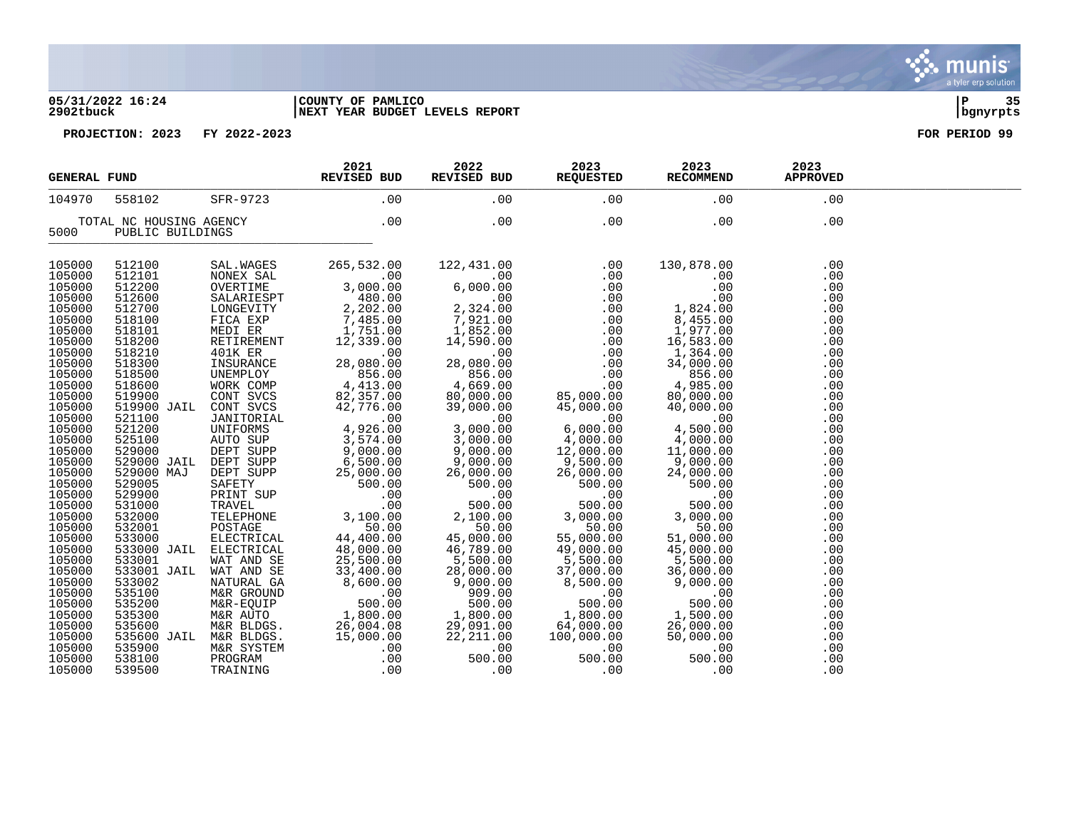**05/31/2022 16:24** | **COUNTY OF PAMLICO**
**2902tbuck** | **NEXT YEAR BUDGET LEVELS REPORT**

**PROJECTION: 2023 FY 2022-2023** — **FOR PERIOD 99**

| GENERAL FUND | | | 2021 REVISED BUD | 2022 REVISED BUD | 2023 REQUESTED | 2023 RECOMMEND | 2023 APPROVED |
|---|---|---|---|---|---|---|---|
| 104970 | 558102 | SFR-9723 | .00 | .00 | .00 | .00 | .00 |
| TOTAL NC HOUSING AGENCY | | | .00 | .00 | .00 | .00 | .00 |
| 5000 | PUBLIC BUILDINGS | | | | | | |
| 105000 | 512100 | SAL.WAGES | 265,532.00 | 122,431.00 | .00 | 130,878.00 | .00 |
| 105000 | 512101 | NONEX SAL | .00 | .00 | .00 | .00 | .00 |
| 105000 | 512200 | OVERTIME | 3,000.00 | 6,000.00 | .00 | .00 | .00 |
| 105000 | 512600 | SALARIESPT | 480.00 | .00 | .00 | .00 | .00 |
| 105000 | 512700 | LONGEVITY | 2,202.00 | 2,324.00 | .00 | 1,824.00 | .00 |
| 105000 | 518100 | FICA EXP | 7,485.00 | 7,921.00 | .00 | 8,455.00 | .00 |
| 105000 | 518101 | MEDI ER | 1,751.00 | 1,852.00 | .00 | 1,977.00 | .00 |
| 105000 | 518200 | RETIREMENT | 12,339.00 | 14,590.00 | .00 | 16,583.00 | .00 |
| 105000 | 518210 | 401K ER | .00 | .00 | .00 | 1,364.00 | .00 |
| 105000 | 518300 | INSURANCE | 28,080.00 | 28,080.00 | .00 | 34,000.00 | .00 |
| 105000 | 518500 | UNEMPLOY | 856.00 | 856.00 | .00 | 856.00 | .00 |
| 105000 | 518600 | WORK COMP | 4,413.00 | 4,669.00 | .00 | 4,985.00 | .00 |
| 105000 | 519900 | CONT SVCS | 82,357.00 | 80,000.00 | 85,000.00 | 80,000.00 | .00 |
| 105000 | 519900 JAIL | CONT SVCS | 42,776.00 | 39,000.00 | 45,000.00 | 40,000.00 | .00 |
| 105000 | 521100 | JANITORIAL | .00 | .00 | .00 | .00 | .00 |
| 105000 | 521200 | UNIFORMS | 4,926.00 | 3,000.00 | 6,000.00 | 4,500.00 | .00 |
| 105000 | 525100 | AUTO SUP | 3,574.00 | 3,000.00 | 4,000.00 | 4,000.00 | .00 |
| 105000 | 529000 | DEPT SUPP | 9,000.00 | 9,000.00 | 12,000.00 | 11,000.00 | .00 |
| 105000 | 529000 JAIL | DEPT SUPP | 6,500.00 | 9,000.00 | 9,500.00 | 9,000.00 | .00 |
| 105000 | 529000 MAJ | DEPT SUPP | 25,000.00 | 26,000.00 | 26,000.00 | 24,000.00 | .00 |
| 105000 | 529005 | SAFETY | 500.00 | 500.00 | 500.00 | 500.00 | .00 |
| 105000 | 529900 | PRINT SUP | .00 | .00 | .00 | .00 | .00 |
| 105000 | 531000 | TRAVEL | .00 | 500.00 | 500.00 | 500.00 | .00 |
| 105000 | 532000 | TELEPHONE | 3,100.00 | 2,100.00 | 3,000.00 | 3,000.00 | .00 |
| 105000 | 532001 | POSTAGE | 50.00 | 50.00 | 50.00 | 50.00 | .00 |
| 105000 | 533000 | ELECTRICAL | 44,400.00 | 45,000.00 | 55,000.00 | 51,000.00 | .00 |
| 105000 | 533000 JAIL | ELECTRICAL | 48,000.00 | 46,789.00 | 49,000.00 | 45,000.00 | .00 |
| 105000 | 533001 | WAT AND SE | 25,500.00 | 5,500.00 | 5,500.00 | 5,500.00 | .00 |
| 105000 | 533001 JAIL | WAT AND SE | 33,400.00 | 28,000.00 | 37,000.00 | 36,000.00 | .00 |
| 105000 | 533002 | NATURAL GA | 8,600.00 | 9,000.00 | 8,500.00 | 9,000.00 | .00 |
| 105000 | 535100 | M&R GROUND | .00 | 909.00 | .00 | .00 | .00 |
| 105000 | 535200 | M&R-EQUIP | 500.00 | 500.00 | 500.00 | 500.00 | .00 |
| 105000 | 535300 | M&R AUTO | 1,800.00 | 1,800.00 | 1,800.00 | 1,500.00 | .00 |
| 105000 | 535600 | M&R BLDGS. | 26,004.08 | 29,091.00 | 64,000.00 | 26,000.00 | .00 |
| 105000 | 535600 JAIL | M&R BLDGS. | 15,000.00 | 22,211.00 | 100,000.00 | 50,000.00 | .00 |
| 105000 | 535900 | M&R SYSTEM | .00 | .00 | .00 | .00 | .00 |
| 105000 | 538100 | PROGRAM | .00 | 500.00 | 500.00 | 500.00 | .00 |
| 105000 | 539500 | TRAINING | .00 | .00 | .00 | .00 | .00 |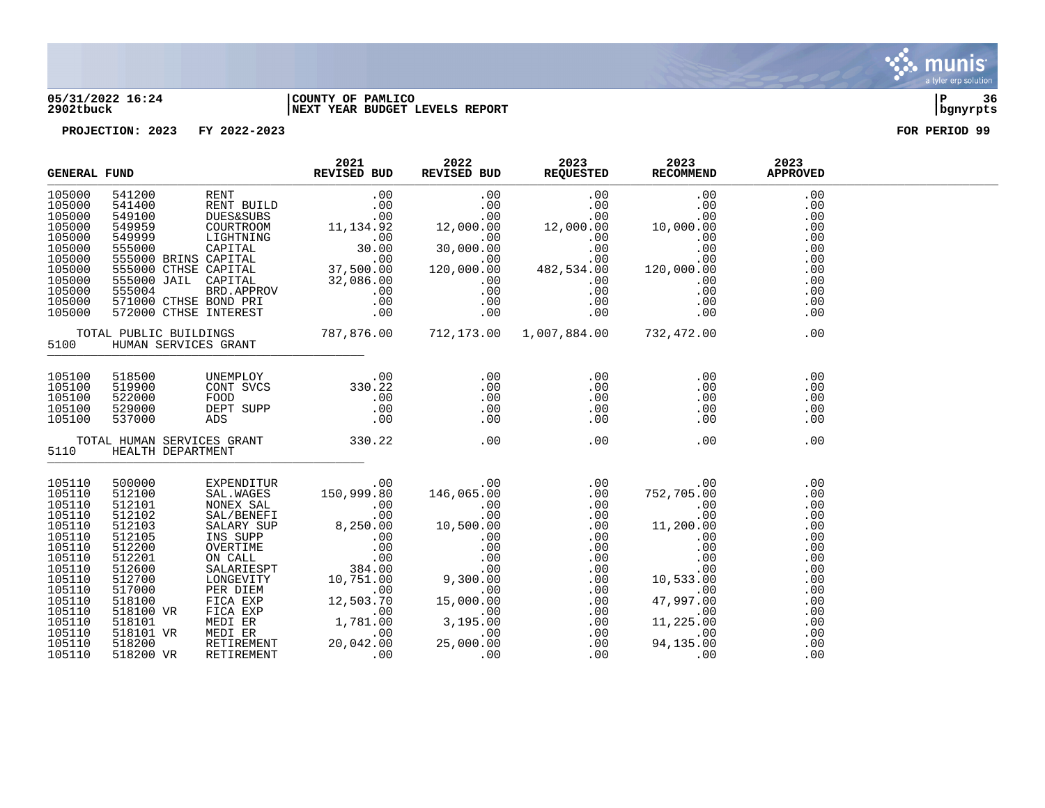05/31/2022 16:24 | COUNTY OF PAMLICO
2902tbuck | NEXT YEAR BUDGET LEVELS REPORT

**PROJECTION: 2023 FY 2022-2023** **FOR PERIOD 99**

| GENERAL FUND | | | 2021 REVISED BUD | 2022 REVISED BUD | 2023 REQUESTED | 2023 RECOMMEND | 2023 APPROVED |
|---|---|---|---|---|---|---|---|
| 105000 | 541200 | RENT | .00 | .00 | .00 | .00 | .00 |
| 105000 | 541400 | RENT BUILD | .00 | .00 | .00 | .00 | .00 |
| 105000 | 549100 | DUES&SUBS | .00 | .00 | .00 | .00 | .00 |
| 105000 | 549959 | COURTROOM | 11,134.92 | 12,000.00 | 12,000.00 | 10,000.00 | .00 |
| 105000 | 549999 | LIGHTNING | .00 | .00 | .00 | .00 | .00 |
| 105000 | 555000 | CAPITAL | 30.00 | 30,000.00 | .00 | .00 | .00 |
| 105000 | 555000 BRINS | CAPITAL | .00 | .00 | .00 | .00 | .00 |
| 105000 | 555000 CTHSE | CAPITAL | 37,500.00 | 120,000.00 | 482,534.00 | 120,000.00 | .00 |
| 105000 | 555000 JAIL | CAPITAL | 32,086.00 | .00 | .00 | .00 | .00 |
| 105000 | 555004 | BRD.APPROV | .00 | .00 | .00 | .00 | .00 |
| 105000 | 571000 CTHSE | BOND PRI | .00 | .00 | .00 | .00 | .00 |
| 105000 | 572000 CTHSE | INTEREST | .00 | .00 | .00 | .00 | .00 |
| TOTAL PUBLIC BUILDINGS | | | 787,876.00 | 712,173.00 | 1,007,884.00 | 732,472.00 | .00 |
| 5100 | HUMAN SERVICES GRANT | | | | | | |
| 105100 | 518500 | UNEMPLOY | .00 | .00 | .00 | .00 | .00 |
| 105100 | 519900 | CONT SVCS | 330.22 | .00 | .00 | .00 | .00 |
| 105100 | 522000 | FOOD | .00 | .00 | .00 | .00 | .00 |
| 105100 | 529000 | DEPT SUPP | .00 | .00 | .00 | .00 | .00 |
| 105100 | 537000 | ADS | .00 | .00 | .00 | .00 | .00 |
| TOTAL HUMAN SERVICES GRANT | | | 330.22 | .00 | .00 | .00 | .00 |
| 5110 | HEALTH DEPARTMENT | | | | | | |
| 105110 | 500000 | EXPENDITUR | .00 | .00 | .00 | .00 | .00 |
| 105110 | 512100 | SAL.WAGES | 150,999.80 | 146,065.00 | .00 | 752,705.00 | .00 |
| 105110 | 512101 | NONEX SAL | .00 | .00 | .00 | .00 | .00 |
| 105110 | 512102 | SAL/BENEFI | .00 | .00 | .00 | .00 | .00 |
| 105110 | 512103 | SALARY SUP | 8,250.00 | 10,500.00 | .00 | 11,200.00 | .00 |
| 105110 | 512105 | INS SUPP | .00 | .00 | .00 | .00 | .00 |
| 105110 | 512200 | OVERTIME | .00 | .00 | .00 | .00 | .00 |
| 105110 | 512201 | ON CALL | .00 | .00 | .00 | .00 | .00 |
| 105110 | 512600 | SALARIESPT | 384.00 | .00 | .00 | .00 | .00 |
| 105110 | 512700 | LONGEVITY | 10,751.00 | 9,300.00 | .00 | 10,533.00 | .00 |
| 105110 | 517000 | PER DIEM | .00 | .00 | .00 | .00 | .00 |
| 105110 | 518100 | FICA EXP | 12,503.70 | 15,000.00 | .00 | 47,997.00 | .00 |
| 105110 | 518100 VR | FICA EXP | .00 | .00 | .00 | .00 | .00 |
| 105110 | 518101 | MEDI ER | 1,781.00 | 3,195.00 | .00 | 11,225.00 | .00 |
| 105110 | 518101 VR | MEDI ER | .00 | .00 | .00 | .00 | .00 |
| 105110 | 518200 | RETIREMENT | 20,042.00 | 25,000.00 | .00 | 94,135.00 | .00 |
| 105110 | 518200 VR | RETIREMENT | .00 | .00 | .00 | .00 | .00 |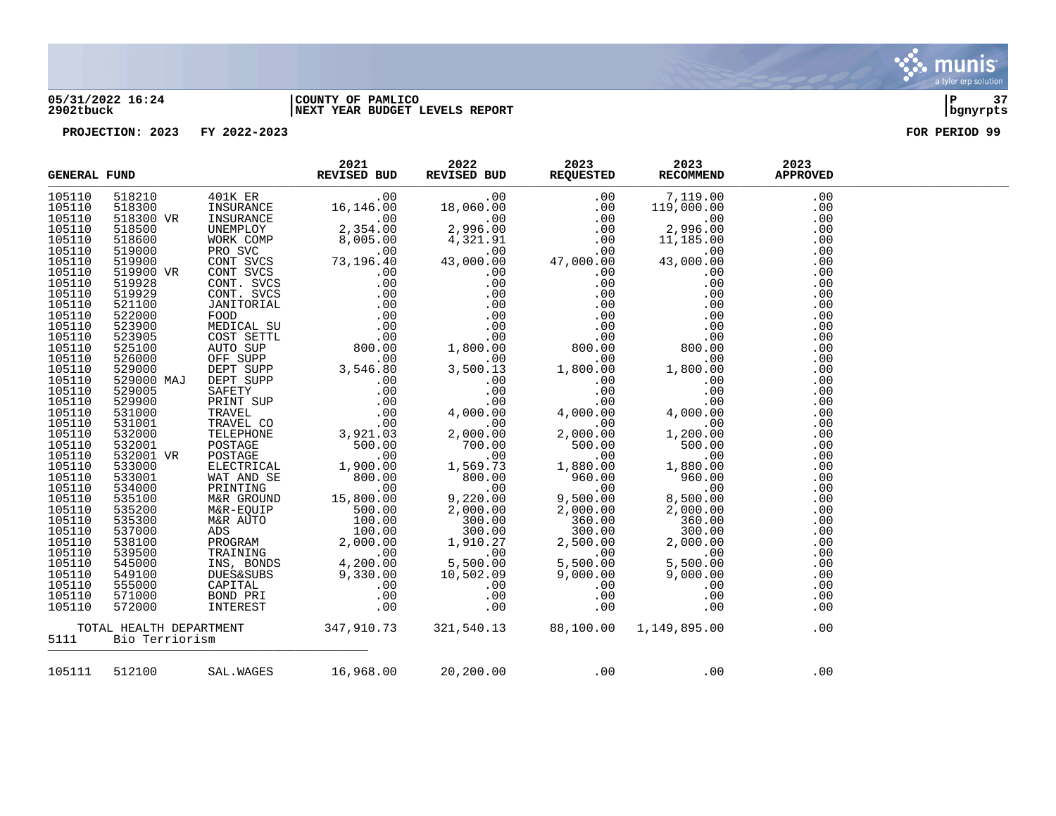**COUNTY OF PAMLICO**
**NEXT YEAR BUDGET LEVELS REPORT**

**05/31/2022 16:24**
**2902tbuck**

**PROJECTION: 2023 FY 2022-2023** **FOR PERIOD 99**

| GENERAL FUND | | | 2021 REVISED BUD | 2022 REVISED BUD | 2023 REQUESTED | 2023 RECOMMEND | 2023 APPROVED |
|---|---|---|---|---|---|---|---|
| 105110 | 518210 | 401K ER | .00 | .00 | .00 | 7,119.00 | .00 |
| 105110 | 518300 | INSURANCE | 16,146.00 | 18,060.00 | .00 | 119,000.00 | .00 |
| 105110 | 518300 VR | INSURANCE | .00 | .00 | .00 | .00 | .00 |
| 105110 | 518500 | UNEMPLOY | 2,354.00 | 2,996.00 | .00 | 2,996.00 | .00 |
| 105110 | 518600 | WORK COMP | 8,005.00 | 4,321.91 | .00 | 11,185.00 | .00 |
| 105110 | 519000 | PRO SVC | .00 | .00 | .00 | .00 | .00 |
| 105110 | 519900 | CONT SVCS | 73,196.40 | 43,000.00 | 47,000.00 | 43,000.00 | .00 |
| 105110 | 519900 VR | CONT SVCS | .00 | .00 | .00 | .00 | .00 |
| 105110 | 519928 | CONT. SVCS | .00 | .00 | .00 | .00 | .00 |
| 105110 | 519929 | CONT. SVCS | .00 | .00 | .00 | .00 | .00 |
| 105110 | 521100 | JANITORIAL | .00 | .00 | .00 | .00 | .00 |
| 105110 | 522000 | FOOD | .00 | .00 | .00 | .00 | .00 |
| 105110 | 523900 | MEDICAL SU | .00 | .00 | .00 | .00 | .00 |
| 105110 | 523905 | COST SETTL | .00 | .00 | .00 | .00 | .00 |
| 105110 | 525100 | AUTO SUP | 800.00 | 1,800.00 | 800.00 | 800.00 | .00 |
| 105110 | 526000 | OFF SUPP | .00 | .00 | .00 | .00 | .00 |
| 105110 | 529000 | DEPT SUPP | 3,546.80 | 3,500.13 | 1,800.00 | 1,800.00 | .00 |
| 105110 | 529000 MAJ | DEPT SUPP | .00 | .00 | .00 | .00 | .00 |
| 105110 | 529005 | SAFETY | .00 | .00 | .00 | .00 | .00 |
| 105110 | 529900 | PRINT SUP | .00 | .00 | .00 | .00 | .00 |
| 105110 | 531000 | TRAVEL | .00 | 4,000.00 | 4,000.00 | 4,000.00 | .00 |
| 105110 | 531001 | TRAVEL CO | .00 | .00 | .00 | .00 | .00 |
| 105110 | 532000 | TELEPHONE | 3,921.03 | 2,000.00 | 2,000.00 | 1,200.00 | .00 |
| 105110 | 532001 | POSTAGE | 500.00 | 700.00 | 500.00 | 500.00 | .00 |
| 105110 | 532001 VR | POSTAGE | .00 | .00 | .00 | .00 | .00 |
| 105110 | 533000 | ELECTRICAL | 1,900.00 | 1,569.73 | 1,880.00 | 1,880.00 | .00 |
| 105110 | 533001 | WAT AND SE | 800.00 | 800.00 | 960.00 | 960.00 | .00 |
| 105110 | 534000 | PRINTING | .00 | .00 | .00 | .00 | .00 |
| 105110 | 535100 | M&R GROUND | 15,800.00 | 9,220.00 | 9,500.00 | 8,500.00 | .00 |
| 105110 | 535200 | M&R-EQUIP | 500.00 | 2,000.00 | 2,000.00 | 2,000.00 | .00 |
| 105110 | 535300 | M&R AUTO | 100.00 | 300.00 | 360.00 | 360.00 | .00 |
| 105110 | 537000 | ADS | 100.00 | 300.00 | 300.00 | 300.00 | .00 |
| 105110 | 538100 | PROGRAM | 2,000.00 | 1,910.27 | 2,500.00 | 2,000.00 | .00 |
| 105110 | 539500 | TRAINING | .00 | .00 | .00 | .00 | .00 |
| 105110 | 545000 | INS, BONDS | 4,200.00 | 5,500.00 | 5,500.00 | 5,500.00 | .00 |
| 105110 | 549100 | DUES&SUBS | 9,330.00 | 10,502.09 | 9,000.00 | 9,000.00 | .00 |
| 105110 | 555000 | CAPITAL | .00 | .00 | .00 | .00 | .00 |
| 105110 | 571000 | BOND PRI | .00 | .00 | .00 | .00 | .00 |
| 105110 | 572000 | INTEREST | .00 | .00 | .00 | .00 | .00 |
| TOTAL HEALTH DEPARTMENT | | | 347,910.73 | 321,540.13 | 88,100.00 | 1,149,895.00 | .00 |
| 5111 | Bio Terriorism | | | | | | |
| 105111 | 512100 | SAL.WAGES | 16,968.00 | 20,200.00 | .00 | .00 | .00 |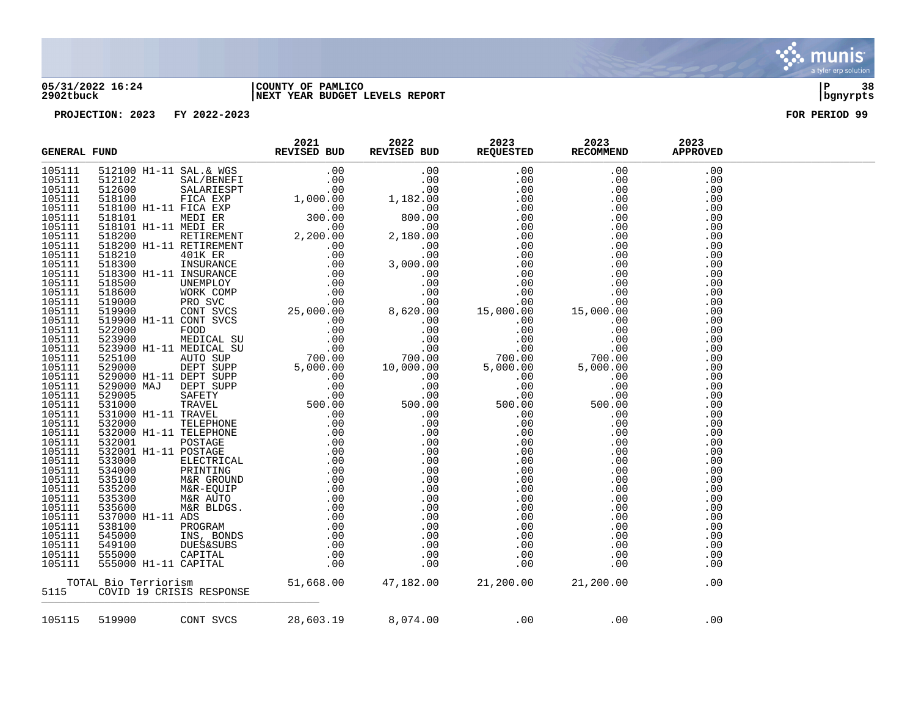**05/31/2022 16:24** | **COUNTY OF PAMLICO**
**2902tbuck** | **NEXT YEAR BUDGET LEVELS REPORT**

**PROJECTION: 2023 FY 2022-2023** — **FOR PERIOD 99**

| GENERAL FUND | | | | 2021 REVISED BUD | 2022 REVISED BUD | 2023 REQUESTED | 2023 RECOMMEND | 2023 APPROVED |
|---|---|---|---|---|---|---|---|---|
| 105111 | 512100 | H1-11 | SAL.& WGS | .00 | .00 | .00 | .00 | .00 |
| 105111 | 512102 | | SAL/BENEFI | .00 | .00 | .00 | .00 | .00 |
| 105111 | 512600 | | SALARIESPT | .00 | .00 | .00 | .00 | .00 |
| 105111 | 518100 | | FICA EXP | 1,000.00 | 1,182.00 | .00 | .00 | .00 |
| 105111 | 518100 | H1-11 | FICA EXP | .00 | .00 | .00 | .00 | .00 |
| 105111 | 518101 | | MEDI ER | 300.00 | 800.00 | .00 | .00 | .00 |
| 105111 | 518101 | H1-11 | MEDI ER | .00 | .00 | .00 | .00 | .00 |
| 105111 | 518200 | | RETIREMENT | 2,200.00 | 2,180.00 | .00 | .00 | .00 |
| 105111 | 518200 | H1-11 | RETIREMENT | .00 | .00 | .00 | .00 | .00 |
| 105111 | 518210 | | 401K ER | .00 | .00 | .00 | .00 | .00 |
| 105111 | 518300 | | INSURANCE | .00 | 3,000.00 | .00 | .00 | .00 |
| 105111 | 518300 | H1-11 | INSURANCE | .00 | .00 | .00 | .00 | .00 |
| 105111 | 518500 | | UNEMPLOY | .00 | .00 | .00 | .00 | .00 |
| 105111 | 518600 | | WORK COMP | .00 | .00 | .00 | .00 | .00 |
| 105111 | 519000 | | PRO SVC | .00 | .00 | .00 | .00 | .00 |
| 105111 | 519900 | | CONT SVCS | 25,000.00 | 8,620.00 | 15,000.00 | 15,000.00 | .00 |
| 105111 | 519900 | H1-11 | CONT SVCS | .00 | .00 | .00 | .00 | .00 |
| 105111 | 522000 | | FOOD | .00 | .00 | .00 | .00 | .00 |
| 105111 | 523900 | | MEDICAL SU | .00 | .00 | .00 | .00 | .00 |
| 105111 | 523900 | H1-11 | MEDICAL SU | .00 | .00 | .00 | .00 | .00 |
| 105111 | 525100 | | AUTO SUP | 700.00 | 700.00 | 700.00 | 700.00 | .00 |
| 105111 | 529000 | | DEPT SUPP | 5,000.00 | 10,000.00 | 5,000.00 | 5,000.00 | .00 |
| 105111 | 529000 | H1-11 | DEPT SUPP | .00 | .00 | .00 | .00 | .00 |
| 105111 | 529000 | MAJ | DEPT SUPP | .00 | .00 | .00 | .00 | .00 |
| 105111 | 529005 | | SAFETY | .00 | .00 | .00 | .00 | .00 |
| 105111 | 531000 | | TRAVEL | 500.00 | 500.00 | 500.00 | 500.00 | .00 |
| 105111 | 531000 | H1-11 | TRAVEL | .00 | .00 | .00 | .00 | .00 |
| 105111 | 532000 | | TELEPHONE | .00 | .00 | .00 | .00 | .00 |
| 105111 | 532000 | H1-11 | TELEPHONE | .00 | .00 | .00 | .00 | .00 |
| 105111 | 532001 | | POSTAGE | .00 | .00 | .00 | .00 | .00 |
| 105111 | 532001 | H1-11 | POSTAGE | .00 | .00 | .00 | .00 | .00 |
| 105111 | 533000 | | ELECTRICAL | .00 | .00 | .00 | .00 | .00 |
| 105111 | 534000 | | PRINTING | .00 | .00 | .00 | .00 | .00 |
| 105111 | 535100 | | M&R GROUND | .00 | .00 | .00 | .00 | .00 |
| 105111 | 535200 | | M&R-EQUIP | .00 | .00 | .00 | .00 | .00 |
| 105111 | 535300 | | M&R AUTO | .00 | .00 | .00 | .00 | .00 |
| 105111 | 535600 | | M&R BLDGS. | .00 | .00 | .00 | .00 | .00 |
| 105111 | 537000 | H1-11 | ADS | .00 | .00 | .00 | .00 | .00 |
| 105111 | 538100 | | PROGRAM | .00 | .00 | .00 | .00 | .00 |
| 105111 | 545000 | | INS, BONDS | .00 | .00 | .00 | .00 | .00 |
| 105111 | 549100 | | DUES&SUBS | .00 | .00 | .00 | .00 | .00 |
| 105111 | 555000 | | CAPITAL | .00 | .00 | .00 | .00 | .00 |
| 105111 | 555000 | H1-11 | CAPITAL | .00 | .00 | .00 | .00 | .00 |
| | TOTAL Bio Terriorism | | | 51,668.00 | 47,182.00 | 21,200.00 | 21,200.00 | .00 |
| 5115 | COVID 19 CRISIS RESPONSE | | | | | | | |
| 105115 | 519900 | | CONT SVCS | 28,603.19 | 8,074.00 | .00 | .00 | .00 |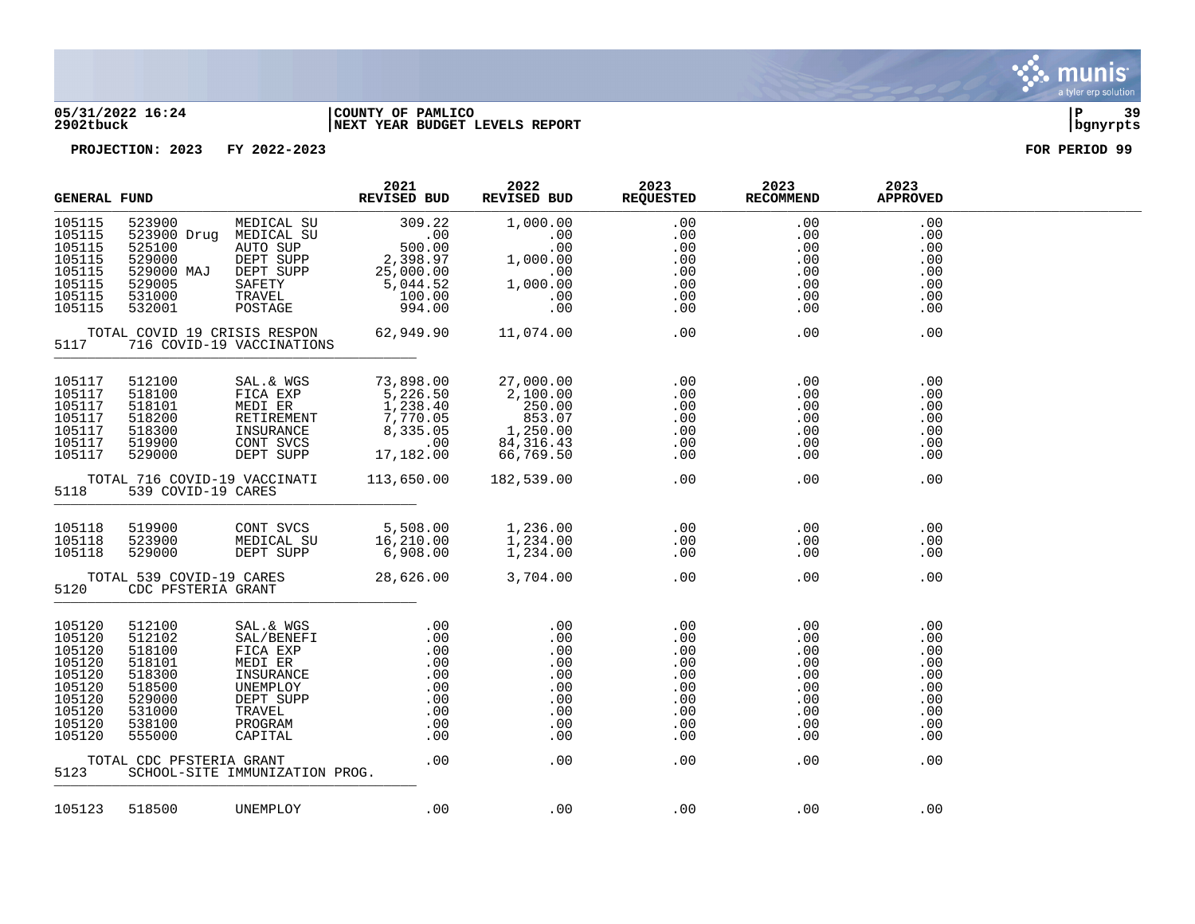05/31/2022 16:24 | COUNTY OF PAMLICO
2902tbuck | NEXT YEAR BUDGET LEVELS REPORT | bgnyrpts

PROJECTION: 2023 FY 2022-2023 FOR PERIOD 99

| GENERAL FUND | | | 2021 REVISED BUD | 2022 REVISED BUD | 2023 REQUESTED | 2023 RECOMMEND | 2023 APPROVED |
|---|---|---|---|---|---|---|---|
| 105115 | 523900 | MEDICAL SU | 309.22 | 1,000.00 | .00 | .00 | .00 |
| 105115 | 523900 Drug | MEDICAL SU | .00 | .00 | .00 | .00 | .00 |
| 105115 | 525100 | AUTO SUP | 500.00 | .00 | .00 | .00 | .00 |
| 105115 | 529000 | DEPT SUPP | 2,398.97 | 1,000.00 | .00 | .00 | .00 |
| 105115 | 529000 MAJ | DEPT SUPP | 25,000.00 | .00 | .00 | .00 | .00 |
| 105115 | 529005 | SAFETY | 5,044.52 | 1,000.00 | .00 | .00 | .00 |
| 105115 | 531000 | TRAVEL | 100.00 | .00 | .00 | .00 | .00 |
| 105115 | 532001 | POSTAGE | 994.00 | .00 | .00 | .00 | .00 |
| TOTAL COVID 19 CRISIS RESPON | | | 62,949.90 | 11,074.00 | .00 | .00 | .00 |
| 5117 | 716 COVID-19 VACCINATIONS | | | | | | |
| 105117 | 512100 | SAL.& WGS | 73,898.00 | 27,000.00 | .00 | .00 | .00 |
| 105117 | 518100 | FICA EXP | 5,226.50 | 2,100.00 | .00 | .00 | .00 |
| 105117 | 518101 | MEDI ER | 1,238.40 | 250.00 | .00 | .00 | .00 |
| 105117 | 518200 | RETIREMENT | 7,770.05 | 853.07 | .00 | .00 | .00 |
| 105117 | 518300 | INSURANCE | 8,335.05 | 1,250.00 | .00 | .00 | .00 |
| 105117 | 519900 | CONT SVCS | .00 | 84,316.43 | .00 | .00 | .00 |
| 105117 | 529000 | DEPT SUPP | 17,182.00 | 66,769.50 | .00 | .00 | .00 |
| TOTAL 716 COVID-19 VACCINATI | | | 113,650.00 | 182,539.00 | .00 | .00 | .00 |
| 5118 | 539 COVID-19 CARES | | | | | | |
| 105118 | 519900 | CONT SVCS | 5,508.00 | 1,236.00 | .00 | .00 | .00 |
| 105118 | 523900 | MEDICAL SU | 16,210.00 | 1,234.00 | .00 | .00 | .00 |
| 105118 | 529000 | DEPT SUPP | 6,908.00 | 1,234.00 | .00 | .00 | .00 |
| TOTAL 539 COVID-19 CARES | | | 28,626.00 | 3,704.00 | .00 | .00 | .00 |
| 5120 | CDC PFSTERIA GRANT | | | | | | |
| 105120 | 512100 | SAL.& WGS | .00 | .00 | .00 | .00 | .00 |
| 105120 | 512102 | SAL/BENEFI | .00 | .00 | .00 | .00 | .00 |
| 105120 | 518100 | FICA EXP | .00 | .00 | .00 | .00 | .00 |
| 105120 | 518101 | MEDI ER | .00 | .00 | .00 | .00 | .00 |
| 105120 | 518300 | INSURANCE | .00 | .00 | .00 | .00 | .00 |
| 105120 | 518500 | UNEMPLOY | .00 | .00 | .00 | .00 | .00 |
| 105120 | 529000 | DEPT SUPP | .00 | .00 | .00 | .00 | .00 |
| 105120 | 531000 | TRAVEL | .00 | .00 | .00 | .00 | .00 |
| 105120 | 538100 | PROGRAM | .00 | .00 | .00 | .00 | .00 |
| 105120 | 555000 | CAPITAL | .00 | .00 | .00 | .00 | .00 |
| TOTAL CDC PFSTERIA GRANT | | | .00 | .00 | .00 | .00 | .00 |
| 5123 | SCHOOL-SITE IMMUNIZATION PROG. | | | | | | |
| 105123 | 518500 | UNEMPLOY | .00 | .00 | .00 | .00 | .00 |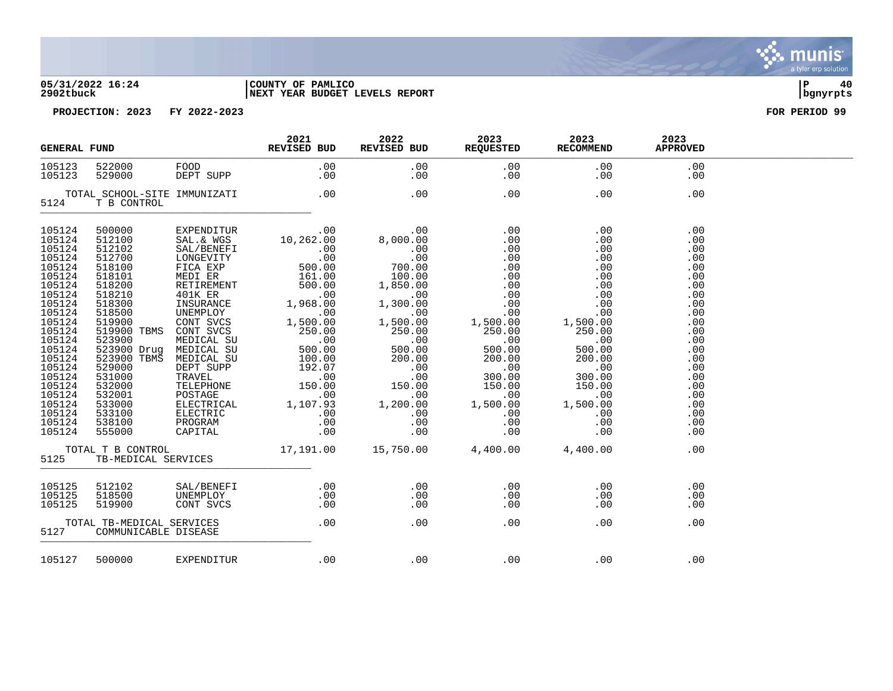05/31/2022 16:24 | COUNTY OF PAMLICO | P 40
2902tbuck | NEXT YEAR BUDGET LEVELS REPORT | bgnyrpts

**PROJECTION: 2023 FY 2022-2023** **FOR PERIOD 99**

| GENERAL FUND | | | 2021 REVISED BUD | 2022 REVISED BUD | 2023 REQUESTED | 2023 RECOMMEND | 2023 APPROVED |
|---|---|---|---|---|---|---|---|
| 105123 | 522000 | FOOD | .00 | .00 | .00 | .00 | .00 |
| 105123 | 529000 | DEPT SUPP | .00 | .00 | .00 | .00 | .00 |
| | TOTAL SCHOOL-SITE IMMUNIZATI | | .00 | .00 | .00 | .00 | .00 |
| 5124 | T B CONTROL | | | | | | |
| 105124 | 500000 | EXPENDITUR | .00 | .00 | .00 | .00 | .00 |
| 105124 | 512100 | SAL.& WGS | 10,262.00 | 8,000.00 | .00 | .00 | .00 |
| 105124 | 512102 | SAL/BENEFI | .00 | .00 | .00 | .00 | .00 |
| 105124 | 512700 | LONGEVITY | .00 | .00 | .00 | .00 | .00 |
| 105124 | 518100 | FICA EXP | 500.00 | 700.00 | .00 | .00 | .00 |
| 105124 | 518101 | MEDI ER | 161.00 | 100.00 | .00 | .00 | .00 |
| 105124 | 518200 | RETIREMENT | 500.00 | 1,850.00 | .00 | .00 | .00 |
| 105124 | 518210 | 401K ER | .00 | .00 | .00 | .00 | .00 |
| 105124 | 518300 | INSURANCE | 1,968.00 | 1,300.00 | .00 | .00 | .00 |
| 105124 | 518500 | UNEMPLOY | .00 | .00 | .00 | .00 | .00 |
| 105124 | 519900 | CONT SVCS | 1,500.00 | 1,500.00 | 1,500.00 | 1,500.00 | .00 |
| 105124 | 519900 TBMS | CONT SVCS | 250.00 | 250.00 | 250.00 | 250.00 | .00 |
| 105124 | 523900 | MEDICAL SU | .00 | .00 | .00 | .00 | .00 |
| 105124 | 523900 Drug | MEDICAL SU | 500.00 | 500.00 | 500.00 | 500.00 | .00 |
| 105124 | 523900 TBMS | MEDICAL SU | 100.00 | 200.00 | 200.00 | 200.00 | .00 |
| 105124 | 529000 | DEPT SUPP | 192.07 | .00 | .00 | .00 | .00 |
| 105124 | 531000 | TRAVEL | .00 | .00 | 300.00 | 300.00 | .00 |
| 105124 | 532000 | TELEPHONE | 150.00 | 150.00 | 150.00 | 150.00 | .00 |
| 105124 | 532001 | POSTAGE | .00 | .00 | .00 | .00 | .00 |
| 105124 | 533000 | ELECTRICAL | 1,107.93 | 1,200.00 | 1,500.00 | 1,500.00 | .00 |
| 105124 | 533100 | ELECTRIC | .00 | .00 | .00 | .00 | .00 |
| 105124 | 538100 | PROGRAM | .00 | .00 | .00 | .00 | .00 |
| 105124 | 555000 | CAPITAL | .00 | .00 | .00 | .00 | .00 |
| | TOTAL T B CONTROL | | 17,191.00 | 15,750.00 | 4,400.00 | 4,400.00 | .00 |
| 5125 | TB-MEDICAL SERVICES | | | | | | |
| 105125 | 512102 | SAL/BENEFI | .00 | .00 | .00 | .00 | .00 |
| 105125 | 518500 | UNEMPLOY | .00 | .00 | .00 | .00 | .00 |
| 105125 | 519900 | CONT SVCS | .00 | .00 | .00 | .00 | .00 |
| | TOTAL TB-MEDICAL SERVICES | | .00 | .00 | .00 | .00 | .00 |
| 5127 | COMMUNICABLE DISEASE | | | | | | |
| 105127 | 500000 | EXPENDITUR | .00 | .00 | .00 | .00 | .00 |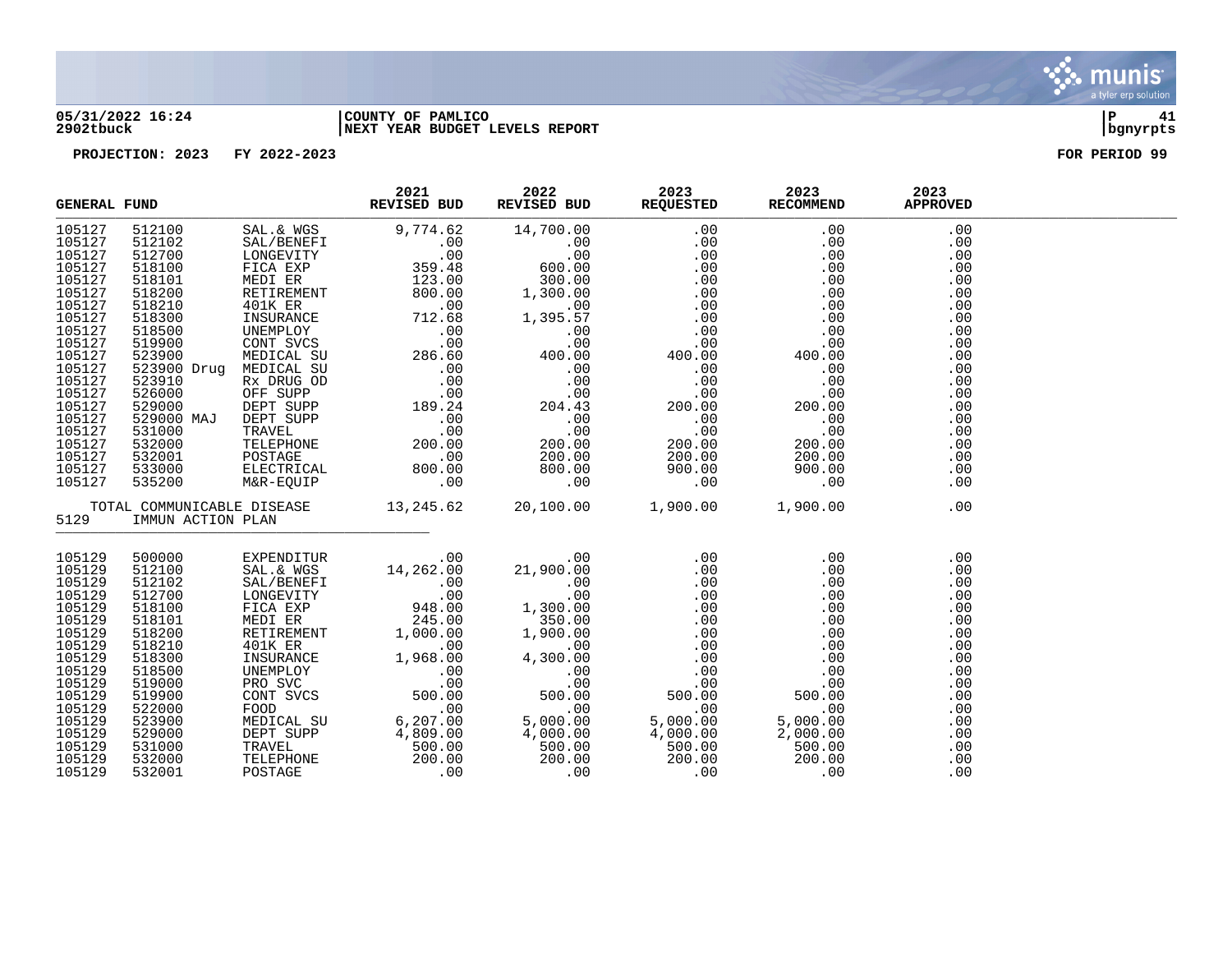05/31/2022 16:24 | COUNTY OF PAMLICO
2902tbuck | NEXT YEAR BUDGET LEVELS REPORT

PROJECTION: 2023 FY 2022-2023 FOR PERIOD 99

| GENERAL FUND | | | 2021 REVISED BUD | 2022 REVISED BUD | 2023 REQUESTED | 2023 RECOMMEND | 2023 APPROVED |
|---|---|---|---|---|---|---|---|
| 105127 | 512100 | SAL.& WGS | 9,774.62 | 14,700.00 | .00 | .00 | .00 |
| 105127 | 512102 | SAL/BENEFI | .00 | .00 | .00 | .00 | .00 |
| 105127 | 512700 | LONGEVITY | .00 | .00 | .00 | .00 | .00 |
| 105127 | 518100 | FICA EXP | 359.48 | 600.00 | .00 | .00 | .00 |
| 105127 | 518101 | MEDI ER | 123.00 | 300.00 | .00 | .00 | .00 |
| 105127 | 518200 | RETIREMENT | 800.00 | 1,300.00 | .00 | .00 | .00 |
| 105127 | 518210 | 401K ER | .00 | .00 | .00 | .00 | .00 |
| 105127 | 518300 | INSURANCE | 712.68 | 1,395.57 | .00 | .00 | .00 |
| 105127 | 518500 | UNEMPLOY | .00 | .00 | .00 | .00 | .00 |
| 105127 | 519900 | CONT SVCS | .00 | .00 | .00 | .00 | .00 |
| 105127 | 523900 | MEDICAL SU | 286.60 | 400.00 | 400.00 | 400.00 | .00 |
| 105127 | 523900 Drug | MEDICAL SU | .00 | .00 | .00 | .00 | .00 |
| 105127 | 523910 | Rx DRUG OD | .00 | .00 | .00 | .00 | .00 |
| 105127 | 526000 | OFF SUPP | .00 | .00 | .00 | .00 | .00 |
| 105127 | 529000 | DEPT SUPP | 189.24 | 204.43 | 200.00 | 200.00 | .00 |
| 105127 | 529000 MAJ | DEPT SUPP | .00 | .00 | .00 | .00 | .00 |
| 105127 | 531000 | TRAVEL | .00 | .00 | .00 | .00 | .00 |
| 105127 | 532000 | TELEPHONE | 200.00 | 200.00 | 200.00 | 200.00 | .00 |
| 105127 | 532001 | POSTAGE | .00 | 200.00 | 200.00 | 200.00 | .00 |
| 105127 | 533000 | ELECTRICAL | 800.00 | 800.00 | 900.00 | 900.00 | .00 |
| 105127 | 535200 | M&R-EQUIP | .00 | .00 | .00 | .00 | .00 |
| TOTAL COMMUNICABLE DISEASE | | | 13,245.62 | 20,100.00 | 1,900.00 | 1,900.00 | .00 |
| 5129 | IMMUN ACTION PLAN | | | | | | |
| 105129 | 500000 | EXPENDITUR | .00 | .00 | .00 | .00 | .00 |
| 105129 | 512100 | SAL.& WGS | 14,262.00 | 21,900.00 | .00 | .00 | .00 |
| 105129 | 512102 | SAL/BENEFI | .00 | .00 | .00 | .00 | .00 |
| 105129 | 512700 | LONGEVITY | .00 | .00 | .00 | .00 | .00 |
| 105129 | 518100 | FICA EXP | 948.00 | 1,300.00 | .00 | .00 | .00 |
| 105129 | 518101 | MEDI ER | 245.00 | 350.00 | .00 | .00 | .00 |
| 105129 | 518200 | RETIREMENT | 1,000.00 | 1,900.00 | .00 | .00 | .00 |
| 105129 | 518210 | 401K ER | .00 | .00 | .00 | .00 | .00 |
| 105129 | 518300 | INSURANCE | 1,968.00 | 4,300.00 | .00 | .00 | .00 |
| 105129 | 518500 | UNEMPLOY | .00 | .00 | .00 | .00 | .00 |
| 105129 | 519000 | PRO SVC | .00 | .00 | .00 | .00 | .00 |
| 105129 | 519900 | CONT SVCS | 500.00 | 500.00 | 500.00 | 500.00 | .00 |
| 105129 | 522000 | FOOD | .00 | .00 | .00 | .00 | .00 |
| 105129 | 523900 | MEDICAL SU | 6,207.00 | 5,000.00 | 5,000.00 | 5,000.00 | .00 |
| 105129 | 529000 | DEPT SUPP | 4,809.00 | 4,000.00 | 4,000.00 | 2,000.00 | .00 |
| 105129 | 531000 | TRAVEL | 500.00 | 500.00 | 500.00 | 500.00 | .00 |
| 105129 | 532000 | TELEPHONE | 200.00 | 200.00 | 200.00 | 200.00 | .00 |
| 105129 | 532001 | POSTAGE | .00 | .00 | .00 | .00 | .00 |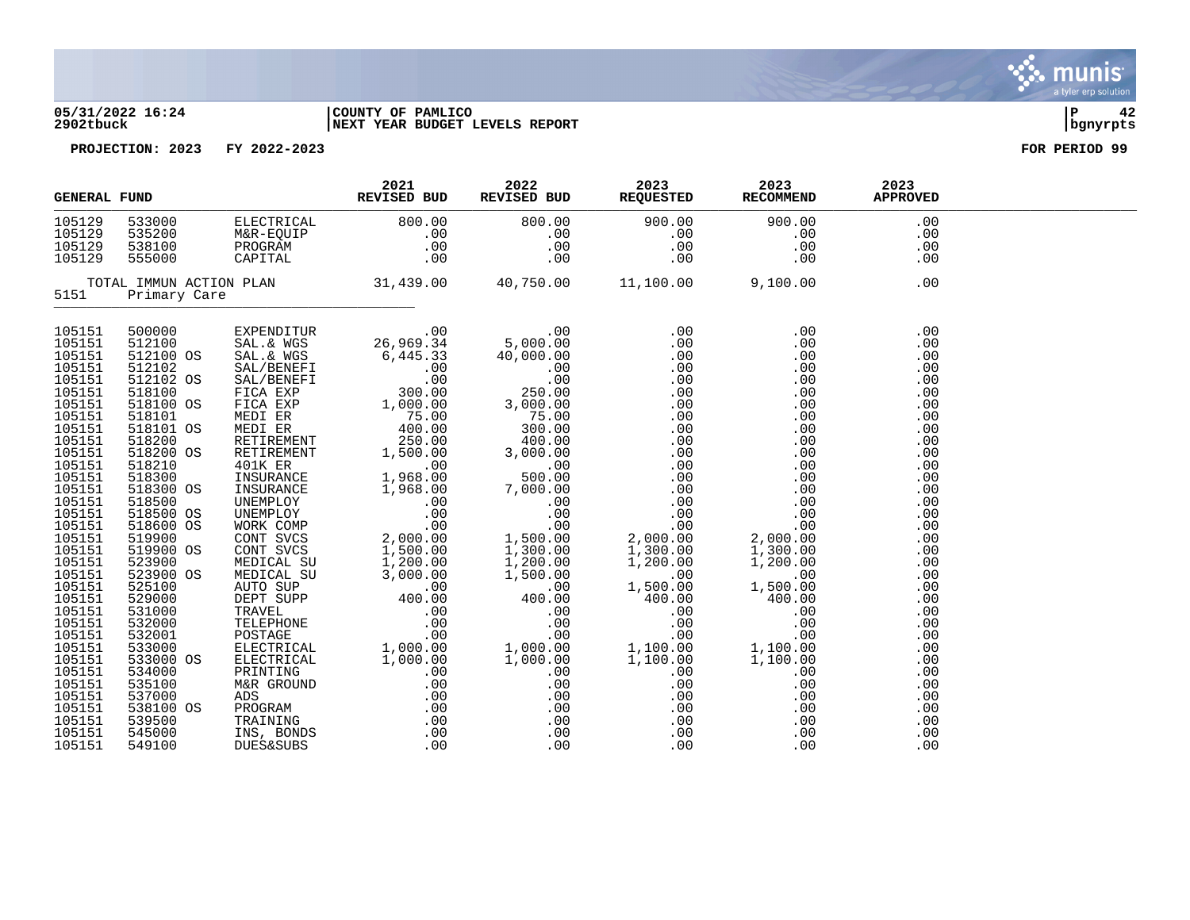05/31/2022 16:24 | COUNTY OF PAMLICO | P 42
2902tbuck | NEXT YEAR BUDGET LEVELS REPORT | bgnyrpts

PROJECTION: 2023 FY 2022-2023 FOR PERIOD 99

| GENERAL FUND | | | 2021 REVISED BUD | 2022 REVISED BUD | 2023 REQUESTED | 2023 RECOMMEND | 2023 APPROVED |
|---|---|---|---|---|---|---|---|
| 105129 | 533000 | ELECTRICAL | 800.00 | 800.00 | 900.00 | 900.00 | .00 |
| 105129 | 535200 | M&R-EQUIP | .00 | .00 | .00 | .00 | .00 |
| 105129 | 538100 | PROGRAM | .00 | .00 | .00 | .00 | .00 |
| 105129 | 555000 | CAPITAL | .00 | .00 | .00 | .00 | .00 |
| TOTAL IMMUN ACTION PLAN | | | 31,439.00 | 40,750.00 | 11,100.00 | 9,100.00 | .00 |
| 5151 | Primary Care | | | | | | |
| 105151 | 500000 | EXPENDITUR | .00 | .00 | .00 | .00 | .00 |
| 105151 | 512100 | SAL.& WGS | 26,969.34 | 5,000.00 | .00 | .00 | .00 |
| 105151 | 512100 OS | SAL.& WGS | 6,445.33 | 40,000.00 | .00 | .00 | .00 |
| 105151 | 512102 | SAL/BENEFI | .00 | .00 | .00 | .00 | .00 |
| 105151 | 512102 OS | SAL/BENEFI | .00 | .00 | .00 | .00 | .00 |
| 105151 | 518100 | FICA EXP | 300.00 | 250.00 | .00 | .00 | .00 |
| 105151 | 518100 OS | FICA EXP | 1,000.00 | 3,000.00 | .00 | .00 | .00 |
| 105151 | 518101 | MEDI ER | 75.00 | 75.00 | .00 | .00 | .00 |
| 105151 | 518101 OS | MEDI ER | 400.00 | 300.00 | .00 | .00 | .00 |
| 105151 | 518200 | RETIREMENT | 250.00 | 400.00 | .00 | .00 | .00 |
| 105151 | 518200 OS | RETIREMENT | 1,500.00 | 3,000.00 | .00 | .00 | .00 |
| 105151 | 518210 | 401K ER | .00 | .00 | .00 | .00 | .00 |
| 105151 | 518300 | INSURANCE | 1,968.00 | 500.00 | .00 | .00 | .00 |
| 105151 | 518300 OS | INSURANCE | 1,968.00 | 7,000.00 | .00 | .00 | .00 |
| 105151 | 518500 | UNEMPLOY | .00 | .00 | .00 | .00 | .00 |
| 105151 | 518500 OS | UNEMPLOY | .00 | .00 | .00 | .00 | .00 |
| 105151 | 518600 OS | WORK COMP | .00 | .00 | .00 | .00 | .00 |
| 105151 | 519900 | CONT SVCS | 2,000.00 | 1,500.00 | 2,000.00 | 2,000.00 | .00 |
| 105151 | 519900 OS | CONT SVCS | 1,500.00 | 1,300.00 | 1,300.00 | 1,300.00 | .00 |
| 105151 | 523900 | MEDICAL SU | 1,200.00 | 1,200.00 | 1,200.00 | 1,200.00 | .00 |
| 105151 | 523900 OS | MEDICAL SU | 3,000.00 | 1,500.00 | .00 | .00 | .00 |
| 105151 | 525100 | AUTO SUP | .00 | .00 | 1,500.00 | 1,500.00 | .00 |
| 105151 | 529000 | DEPT SUPP | 400.00 | 400.00 | 400.00 | 400.00 | .00 |
| 105151 | 531000 | TRAVEL | .00 | .00 | .00 | .00 | .00 |
| 105151 | 532000 | TELEPHONE | .00 | .00 | .00 | .00 | .00 |
| 105151 | 532001 | POSTAGE | .00 | .00 | .00 | .00 | .00 |
| 105151 | 533000 | ELECTRICAL | 1,000.00 | 1,000.00 | 1,100.00 | 1,100.00 | .00 |
| 105151 | 533000 OS | ELECTRICAL | 1,000.00 | 1,000.00 | 1,100.00 | 1,100.00 | .00 |
| 105151 | 534000 | PRINTING | .00 | .00 | .00 | .00 | .00 |
| 105151 | 535100 | M&R GROUND | .00 | .00 | .00 | .00 | .00 |
| 105151 | 537000 | ADS | .00 | .00 | .00 | .00 | .00 |
| 105151 | 538100 OS | PROGRAM | .00 | .00 | .00 | .00 | .00 |
| 105151 | 539500 | TRAINING | .00 | .00 | .00 | .00 | .00 |
| 105151 | 545000 | INS, BONDS | .00 | .00 | .00 | .00 | .00 |
| 105151 | 549100 | DUES&SUBS | .00 | .00 | .00 | .00 | .00 |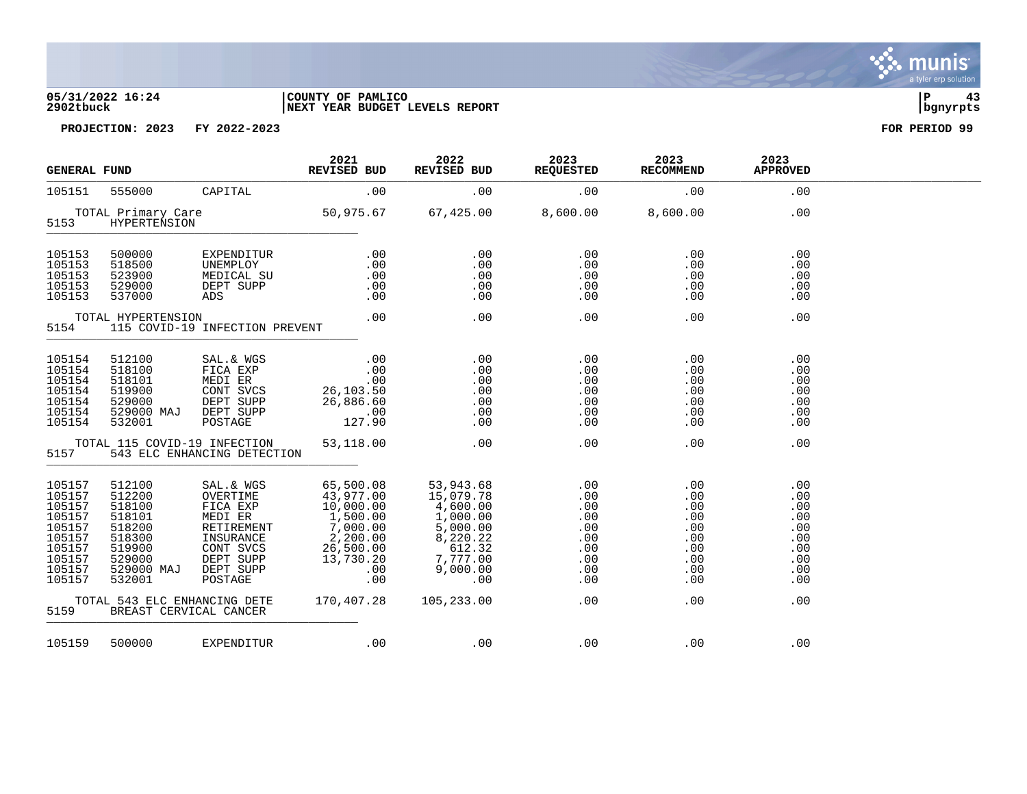05/31/2022 16:24 | COUNTY OF PAMLICO | P 43
2902tbuck | NEXT YEAR BUDGET LEVELS REPORT | bgnyrpts

PROJECTION: 2023 FY 2022-2023 FOR PERIOD 99

| GENERAL FUND | | | 2021 REVISED BUD | 2022 REVISED BUD | 2023 REQUESTED | 2023 RECOMMEND | 2023 APPROVED |
|---|---|---|---|---|---|---|---|
| 105151 | 555000 | CAPITAL | .00 | .00 | .00 | .00 | .00 |
| | TOTAL Primary Care | | 50,975.67 | 67,425.00 | 8,600.00 | 8,600.00 | .00 |
| 5153 | HYPERTENSION | | | | | | |
| 105153 | 500000 | EXPENDITUR | .00 | .00 | .00 | .00 | .00 |
| 105153 | 518500 | UNEMPLOY | .00 | .00 | .00 | .00 | .00 |
| 105153 | 523900 | MEDICAL SU | .00 | .00 | .00 | .00 | .00 |
| 105153 | 529000 | DEPT SUPP | .00 | .00 | .00 | .00 | .00 |
| 105153 | 537000 | ADS | .00 | .00 | .00 | .00 | .00 |
| | TOTAL HYPERTENSION | | .00 | .00 | .00 | .00 | .00 |
| 5154 | 115 COVID-19 INFECTION PREVENT | | | | | | |
| 105154 | 512100 | SAL.& WGS | .00 | .00 | .00 | .00 | .00 |
| 105154 | 518100 | FICA EXP | .00 | .00 | .00 | .00 | .00 |
| 105154 | 518101 | MEDI ER | .00 | .00 | .00 | .00 | .00 |
| 105154 | 519900 | CONT SVCS | 26,103.50 | .00 | .00 | .00 | .00 |
| 105154 | 529000 | DEPT SUPP | 26,886.60 | .00 | .00 | .00 | .00 |
| 105154 | 529000 MAJ | DEPT SUPP | .00 | .00 | .00 | .00 | .00 |
| 105154 | 532001 | POSTAGE | 127.90 | .00 | .00 | .00 | .00 |
| | TOTAL 115 COVID-19 INFECTION | | 53,118.00 | .00 | .00 | .00 | .00 |
| 5157 | 543 ELC ENHANCING DETECTION | | | | | | |
| 105157 | 512100 | SAL.& WGS | 65,500.08 | 53,943.68 | .00 | .00 | .00 |
| 105157 | 512200 | OVERTIME | 43,977.00 | 15,079.78 | .00 | .00 | .00 |
| 105157 | 518100 | FICA EXP | 10,000.00 | 4,600.00 | .00 | .00 | .00 |
| 105157 | 518101 | MEDI ER | 1,500.00 | 1,000.00 | .00 | .00 | .00 |
| 105157 | 518200 | RETIREMENT | 7,000.00 | 5,000.00 | .00 | .00 | .00 |
| 105157 | 518300 | INSURANCE | 2,200.00 | 8,220.22 | .00 | .00 | .00 |
| 105157 | 519900 | CONT SVCS | 26,500.00 | 612.32 | .00 | .00 | .00 |
| 105157 | 529000 | DEPT SUPP | 13,730.20 | 7,777.00 | .00 | .00 | .00 |
| 105157 | 529000 MAJ | DEPT SUPP | .00 | 9,000.00 | .00 | .00 | .00 |
| 105157 | 532001 | POSTAGE | .00 | .00 | .00 | .00 | .00 |
| | TOTAL 543 ELC ENHANCING DETE | | 170,407.28 | 105,233.00 | .00 | .00 | .00 |
| 5159 | BREAST CERVICAL CANCER | | | | | | |
| 105159 | 500000 | EXPENDITUR | .00 | .00 | .00 | .00 | .00 |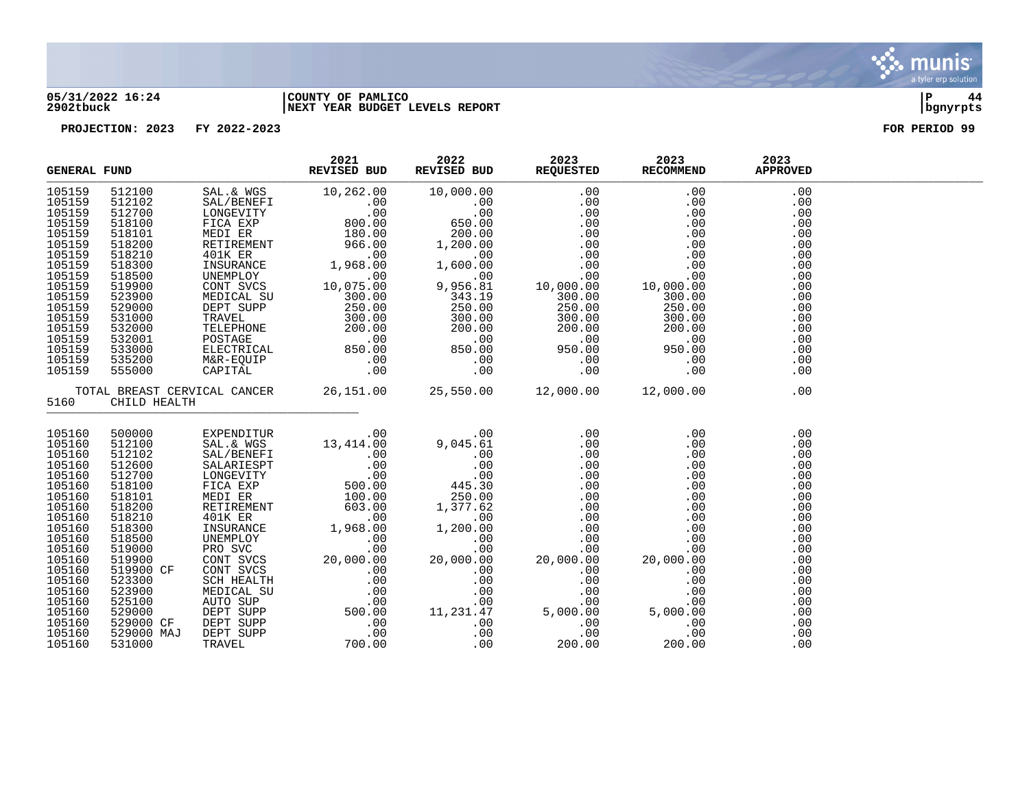05/31/2022 16:24 | COUNTY OF PAMLICO | P 44
2902tbuck | NEXT YEAR BUDGET LEVELS REPORT | bgnyrpts

PROJECTION: 2023 FY 2022-2023 FOR PERIOD 99

| GENERAL FUND | | | 2021 REVISED BUD | 2022 REVISED BUD | 2023 REQUESTED | 2023 RECOMMEND | 2023 APPROVED |
|---|---|---|---|---|---|---|---|
| 105159 | 512100 | SAL.& WGS | 10,262.00 | 10,000.00 | .00 | .00 | .00 |
| 105159 | 512102 | SAL/BENEFI | .00 | .00 | .00 | .00 | .00 |
| 105159 | 512700 | LONGEVITY | .00 | .00 | .00 | .00 | .00 |
| 105159 | 518100 | FICA EXP | 800.00 | 650.00 | .00 | .00 | .00 |
| 105159 | 518101 | MEDI ER | 180.00 | 200.00 | .00 | .00 | .00 |
| 105159 | 518200 | RETIREMENT | 966.00 | 1,200.00 | .00 | .00 | .00 |
| 105159 | 518210 | 401K ER | .00 | .00 | .00 | .00 | .00 |
| 105159 | 518300 | INSURANCE | 1,968.00 | 1,600.00 | .00 | .00 | .00 |
| 105159 | 518500 | UNEMPLOY | .00 | .00 | .00 | .00 | .00 |
| 105159 | 519900 | CONT SVCS | 10,075.00 | 9,956.81 | 10,000.00 | 10,000.00 | .00 |
| 105159 | 523900 | MEDICAL SU | 300.00 | 343.19 | 300.00 | 300.00 | .00 |
| 105159 | 529000 | DEPT SUPP | 250.00 | 250.00 | 250.00 | 250.00 | .00 |
| 105159 | 531000 | TRAVEL | 300.00 | 300.00 | 300.00 | 300.00 | .00 |
| 105159 | 532000 | TELEPHONE | 200.00 | 200.00 | 200.00 | 200.00 | .00 |
| 105159 | 532001 | POSTAGE | .00 | .00 | .00 | .00 | .00 |
| 105159 | 533000 | ELECTRICAL | 850.00 | 850.00 | 950.00 | 950.00 | .00 |
| 105159 | 535200 | M&R-EQUIP | .00 | .00 | .00 | .00 | .00 |
| 105159 | 555000 | CAPITAL | .00 | .00 | .00 | .00 | .00 |
| TOTAL BREAST CERVICAL CANCER | | | 26,151.00 | 25,550.00 | 12,000.00 | 12,000.00 | .00 |
| 5160 | CHILD HEALTH | | | | | | |
| 105160 | 500000 | EXPENDITUR | .00 | .00 | .00 | .00 | .00 |
| 105160 | 512100 | SAL.& WGS | 13,414.00 | 9,045.61 | .00 | .00 | .00 |
| 105160 | 512102 | SAL/BENEFI | .00 | .00 | .00 | .00 | .00 |
| 105160 | 512600 | SALARIESPT | .00 | .00 | .00 | .00 | .00 |
| 105160 | 512700 | LONGEVITY | .00 | .00 | .00 | .00 | .00 |
| 105160 | 518100 | FICA EXP | 500.00 | 445.30 | .00 | .00 | .00 |
| 105160 | 518101 | MEDI ER | 100.00 | 250.00 | .00 | .00 | .00 |
| 105160 | 518200 | RETIREMENT | 603.00 | 1,377.62 | .00 | .00 | .00 |
| 105160 | 518210 | 401K ER | .00 | .00 | .00 | .00 | .00 |
| 105160 | 518300 | INSURANCE | 1,968.00 | 1,200.00 | .00 | .00 | .00 |
| 105160 | 518500 | UNEMPLOY | .00 | .00 | .00 | .00 | .00 |
| 105160 | 519000 | PRO SVC | .00 | .00 | .00 | .00 | .00 |
| 105160 | 519900 | CONT SVCS | 20,000.00 | 20,000.00 | 20,000.00 | 20,000.00 | .00 |
| 105160 | 519900 CF | CONT SVCS | .00 | .00 | .00 | .00 | .00 |
| 105160 | 523300 | SCH HEALTH | .00 | .00 | .00 | .00 | .00 |
| 105160 | 523900 | MEDICAL SU | .00 | .00 | .00 | .00 | .00 |
| 105160 | 525100 | AUTO SUP | .00 | .00 | .00 | .00 | .00 |
| 105160 | 529000 | DEPT SUPP | 500.00 | 11,231.47 | 5,000.00 | 5,000.00 | .00 |
| 105160 | 529000 CF | DEPT SUPP | .00 | .00 | .00 | .00 | .00 |
| 105160 | 529000 MAJ | DEPT SUPP | .00 | .00 | .00 | .00 | .00 |
| 105160 | 531000 | TRAVEL | 700.00 | .00 | 200.00 | 200.00 | .00 |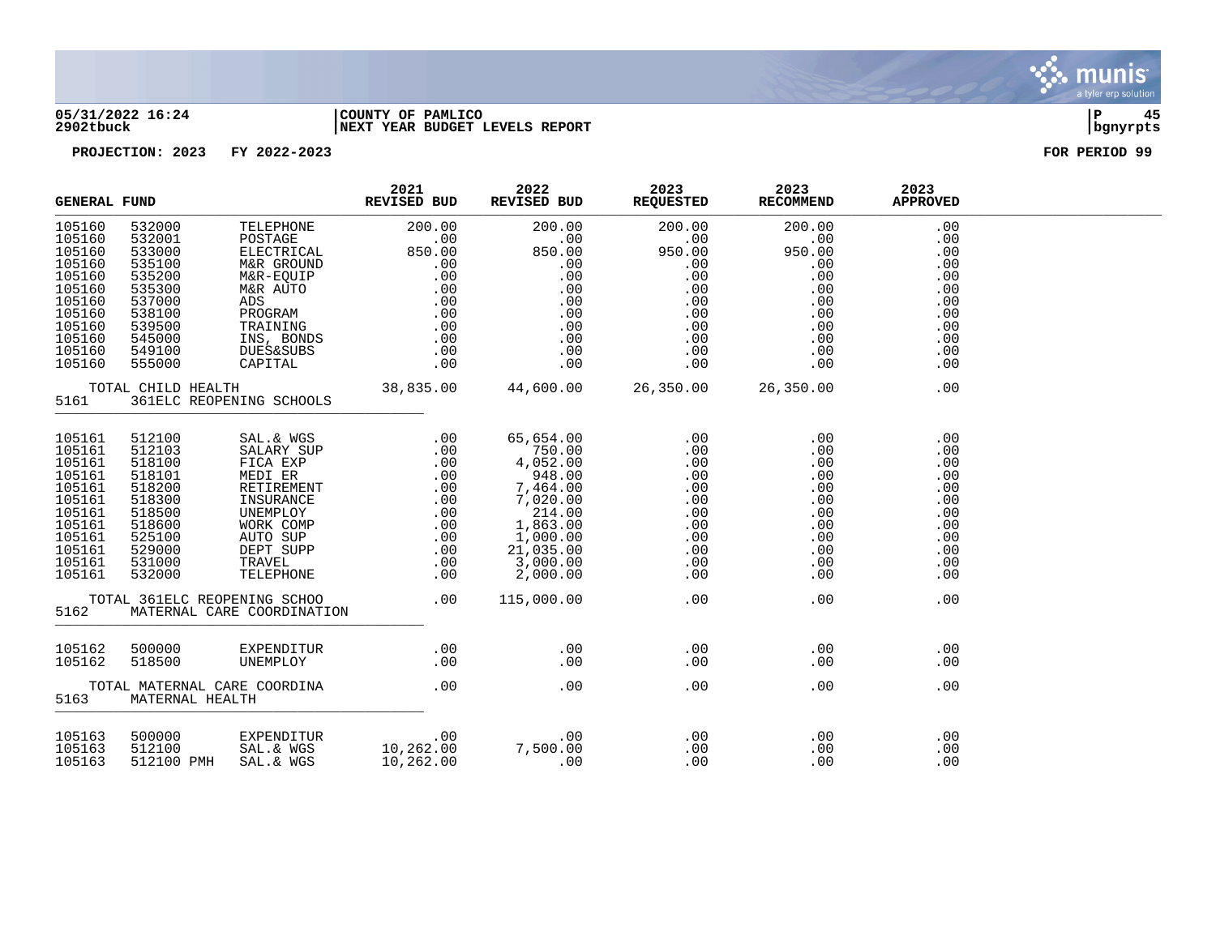05/31/2022 16:24
2902tbuck

COUNTY OF PAMLICO
NEXT YEAR BUDGET LEVELS REPORT

P 45
bgnyrpts

PROJECTION: 2023 FY 2022-2023

FOR PERIOD 99

| GENERAL FUND | | | 2021 REVISED BUD | 2022 REVISED BUD | 2023 REQUESTED | 2023 RECOMMEND | 2023 APPROVED |
|---|---|---|---|---|---|---|---|
| 105160 | 532000 | TELEPHONE | 200.00 | 200.00 | 200.00 | 200.00 | .00 |
| 105160 | 532001 | POSTAGE | .00 | .00 | .00 | .00 | .00 |
| 105160 | 533000 | ELECTRICAL | 850.00 | 850.00 | 950.00 | 950.00 | .00 |
| 105160 | 535100 | M&R GROUND | .00 | .00 | .00 | .00 | .00 |
| 105160 | 535200 | M&R-EQUIP | .00 | .00 | .00 | .00 | .00 |
| 105160 | 535300 | M&R AUTO | .00 | .00 | .00 | .00 | .00 |
| 105160 | 537000 | ADS | .00 | .00 | .00 | .00 | .00 |
| 105160 | 538100 | PROGRAM | .00 | .00 | .00 | .00 | .00 |
| 105160 | 539500 | TRAINING | .00 | .00 | .00 | .00 | .00 |
| 105160 | 545000 | INS, BONDS | .00 | .00 | .00 | .00 | .00 |
| 105160 | 549100 | DUES&SUBS | .00 | .00 | .00 | .00 | .00 |
| 105160 | 555000 | CAPITAL | .00 | .00 | .00 | .00 | .00 |
| TOTAL CHILD HEALTH | | | 38,835.00 | 44,600.00 | 26,350.00 | 26,350.00 | .00 |
| 5161 | 361ELC REOPENING SCHOOLS | | | | | | |
| 105161 | 512100 | SAL.& WGS | .00 | 65,654.00 | .00 | .00 | .00 |
| 105161 | 512103 | SALARY SUP | .00 | 750.00 | .00 | .00 | .00 |
| 105161 | 518100 | FICA EXP | .00 | 4,052.00 | .00 | .00 | .00 |
| 105161 | 518101 | MEDI ER | .00 | 948.00 | .00 | .00 | .00 |
| 105161 | 518200 | RETIREMENT | .00 | 7,464.00 | .00 | .00 | .00 |
| 105161 | 518300 | INSURANCE | .00 | 7,020.00 | .00 | .00 | .00 |
| 105161 | 518500 | UNEMPLOY | .00 | 214.00 | .00 | .00 | .00 |
| 105161 | 518600 | WORK COMP | .00 | 1,863.00 | .00 | .00 | .00 |
| 105161 | 525100 | AUTO SUP | .00 | 1,000.00 | .00 | .00 | .00 |
| 105161 | 529000 | DEPT SUPP | .00 | 21,035.00 | .00 | .00 | .00 |
| 105161 | 531000 | TRAVEL | .00 | 3,000.00 | .00 | .00 | .00 |
| 105161 | 532000 | TELEPHONE | .00 | 2,000.00 | .00 | .00 | .00 |
| TOTAL 361ELC REOPENING SCHOO | | | .00 | 115,000.00 | .00 | .00 | .00 |
| 5162 | MATERNAL CARE COORDINATION | | | | | | |
| 105162 | 500000 | EXPENDITUR | .00 | .00 | .00 | .00 | .00 |
| 105162 | 518500 | UNEMPLOY | .00 | .00 | .00 | .00 | .00 |
| TOTAL MATERNAL CARE COORDINA | | | .00 | .00 | .00 | .00 | .00 |
| 5163 | MATERNAL HEALTH | | | | | | |
| 105163 | 500000 | EXPENDITUR | .00 | .00 | .00 | .00 | .00 |
| 105163 | 512100 | SAL.& WGS | 10,262.00 | 7,500.00 | .00 | .00 | .00 |
| 105163 | 512100 PMH | SAL.& WGS | 10,262.00 | .00 | .00 | .00 | .00 |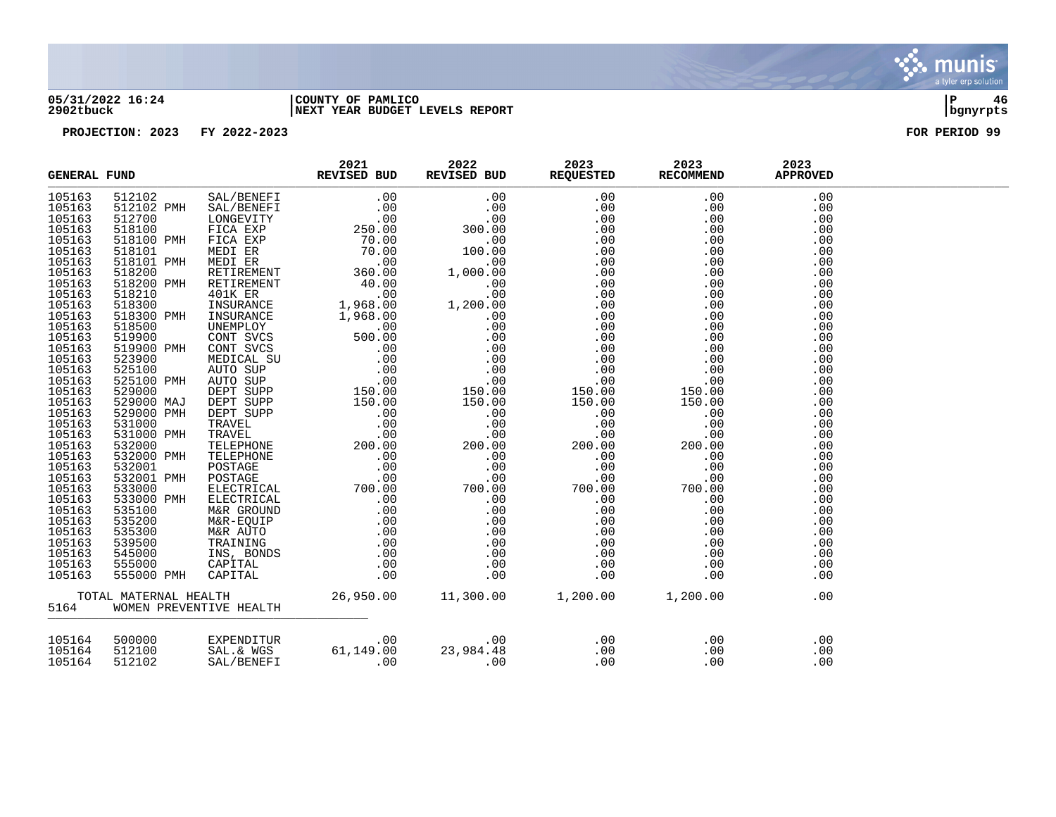05/31/2022 16:24 | COUNTY OF PAMLICO | P 46
2902tbuck | NEXT YEAR BUDGET LEVELS REPORT | bgnyrpts

PROJECTION: 2023 FY 2022-2023 FOR PERIOD 99

| GENERAL FUND | | | 2021 REVISED BUD | 2022 REVISED BUD | 2023 REQUESTED | 2023 RECOMMEND | 2023 APPROVED |
|---|---|---|---|---|---|---|---|
| 105163 | 512102 | SAL/BENEFI | .00 | .00 | .00 | .00 | .00 |
| 105163 | 512102 PMH | SAL/BENEFI | .00 | .00 | .00 | .00 | .00 |
| 105163 | 512700 | LONGEVITY | .00 | .00 | .00 | .00 | .00 |
| 105163 | 518100 | FICA EXP | 250.00 | 300.00 | .00 | .00 | .00 |
| 105163 | 518100 PMH | FICA EXP | 70.00 | .00 | .00 | .00 | .00 |
| 105163 | 518101 | MEDI ER | 70.00 | 100.00 | .00 | .00 | .00 |
| 105163 | 518101 PMH | MEDI ER | .00 | .00 | .00 | .00 | .00 |
| 105163 | 518200 | RETIREMENT | 360.00 | 1,000.00 | .00 | .00 | .00 |
| 105163 | 518200 PMH | RETIREMENT | 40.00 | .00 | .00 | .00 | .00 |
| 105163 | 518210 | 401K ER | .00 | .00 | .00 | .00 | .00 |
| 105163 | 518300 | INSURANCE | 1,968.00 | 1,200.00 | .00 | .00 | .00 |
| 105163 | 518300 PMH | INSURANCE | 1,968.00 | .00 | .00 | .00 | .00 |
| 105163 | 518500 | UNEMPLOY | .00 | .00 | .00 | .00 | .00 |
| 105163 | 519900 | CONT SVCS | 500.00 | .00 | .00 | .00 | .00 |
| 105163 | 519900 PMH | CONT SVCS | .00 | .00 | .00 | .00 | .00 |
| 105163 | 523900 | MEDICAL SU | .00 | .00 | .00 | .00 | .00 |
| 105163 | 525100 | AUTO SUP | .00 | .00 | .00 | .00 | .00 |
| 105163 | 525100 PMH | AUTO SUP | .00 | .00 | .00 | .00 | .00 |
| 105163 | 529000 | DEPT SUPP | 150.00 | 150.00 | 150.00 | 150.00 | .00 |
| 105163 | 529000 MAJ | DEPT SUPP | 150.00 | 150.00 | 150.00 | 150.00 | .00 |
| 105163 | 529000 PMH | DEPT SUPP | .00 | .00 | .00 | .00 | .00 |
| 105163 | 531000 | TRAVEL | .00 | .00 | .00 | .00 | .00 |
| 105163 | 531000 PMH | TRAVEL | .00 | .00 | .00 | .00 | .00 |
| 105163 | 532000 | TELEPHONE | 200.00 | 200.00 | 200.00 | 200.00 | .00 |
| 105163 | 532000 PMH | TELEPHONE | .00 | .00 | .00 | .00 | .00 |
| 105163 | 532001 | POSTAGE | .00 | .00 | .00 | .00 | .00 |
| 105163 | 532001 PMH | POSTAGE | .00 | .00 | .00 | .00 | .00 |
| 105163 | 533000 | ELECTRICAL | 700.00 | 700.00 | 700.00 | 700.00 | .00 |
| 105163 | 533000 PMH | ELECTRICAL | .00 | .00 | .00 | .00 | .00 |
| 105163 | 535100 | M&R GROUND | .00 | .00 | .00 | .00 | .00 |
| 105163 | 535200 | M&R-EQUIP | .00 | .00 | .00 | .00 | .00 |
| 105163 | 535300 | M&R AUTO | .00 | .00 | .00 | .00 | .00 |
| 105163 | 539500 | TRAINING | .00 | .00 | .00 | .00 | .00 |
| 105163 | 545000 | INS, BONDS | .00 | .00 | .00 | .00 | .00 |
| 105163 | 555000 | CAPITAL | .00 | .00 | .00 | .00 | .00 |
| 105163 | 555000 PMH | CAPITAL | .00 | .00 | .00 | .00 | .00 |
| TOTAL MATERNAL HEALTH | | | 26,950.00 | 11,300.00 | 1,200.00 | 1,200.00 | .00 |
| 5164 | WOMEN PREVENTIVE HEALTH | | | | | | |
| 105164 | 500000 | EXPENDITUR | .00 | .00 | .00 | .00 | .00 |
| 105164 | 512100 | SAL.& WGS | 61,149.00 | 23,984.48 | .00 | .00 | .00 |
| 105164 | 512102 | SAL/BENEFI | .00 | .00 | .00 | .00 | .00 |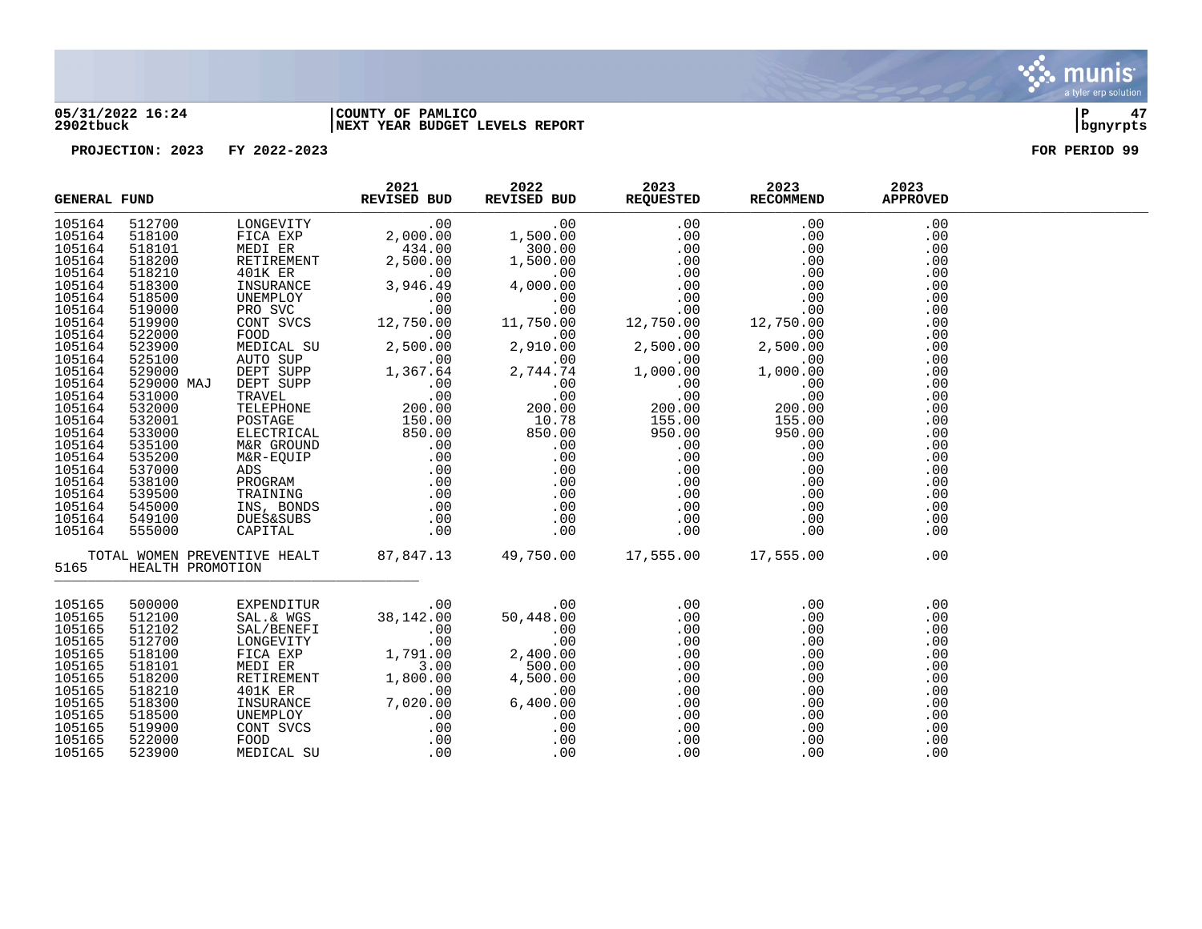05/31/2022 16:24 | COUNTY OF PAMLICO
2902tbuck | NEXT YEAR BUDGET LEVELS REPORT

PROJECTION: 2023 FY 2022-2023 — FOR PERIOD 99

| GENERAL FUND | | | 2021 REVISED BUD | 2022 REVISED BUD | 2023 REQUESTED | 2023 RECOMMEND | 2023 APPROVED |
|---|---|---|---|---|---|---|---|
| 105164 | 512700 | LONGEVITY | .00 | .00 | .00 | .00 | .00 |
| 105164 | 518100 | FICA EXP | 2,000.00 | 1,500.00 | .00 | .00 | .00 |
| 105164 | 518101 | MEDI ER | 434.00 | 300.00 | .00 | .00 | .00 |
| 105164 | 518200 | RETIREMENT | 2,500.00 | 1,500.00 | .00 | .00 | .00 |
| 105164 | 518210 | 401K ER | .00 | .00 | .00 | .00 | .00 |
| 105164 | 518300 | INSURANCE | 3,946.49 | 4,000.00 | .00 | .00 | .00 |
| 105164 | 518500 | UNEMPLOY | .00 | .00 | .00 | .00 | .00 |
| 105164 | 519000 | PRO SVC | .00 | .00 | .00 | .00 | .00 |
| 105164 | 519900 | CONT SVCS | 12,750.00 | 11,750.00 | 12,750.00 | 12,750.00 | .00 |
| 105164 | 522000 | FOOD | .00 | .00 | .00 | .00 | .00 |
| 105164 | 523900 | MEDICAL SU | 2,500.00 | 2,910.00 | 2,500.00 | 2,500.00 | .00 |
| 105164 | 525100 | AUTO SUP | .00 | .00 | .00 | .00 | .00 |
| 105164 | 529000 | DEPT SUPP | 1,367.64 | 2,744.74 | 1,000.00 | 1,000.00 | .00 |
| 105164 | 529000 MAJ | DEPT SUPP | .00 | .00 | .00 | .00 | .00 |
| 105164 | 531000 | TRAVEL | .00 | .00 | .00 | .00 | .00 |
| 105164 | 532000 | TELEPHONE | 200.00 | 200.00 | 200.00 | 200.00 | .00 |
| 105164 | 532001 | POSTAGE | 150.00 | 10.78 | 155.00 | 155.00 | .00 |
| 105164 | 533000 | ELECTRICAL | 850.00 | 850.00 | 950.00 | 950.00 | .00 |
| 105164 | 535100 | M&R GROUND | .00 | .00 | .00 | .00 | .00 |
| 105164 | 535200 | M&R-EQUIP | .00 | .00 | .00 | .00 | .00 |
| 105164 | 537000 | ADS | .00 | .00 | .00 | .00 | .00 |
| 105164 | 538100 | PROGRAM | .00 | .00 | .00 | .00 | .00 |
| 105164 | 539500 | TRAINING | .00 | .00 | .00 | .00 | .00 |
| 105164 | 545000 | INS, BONDS | .00 | .00 | .00 | .00 | .00 |
| 105164 | 549100 | DUES&SUBS | .00 | .00 | .00 | .00 | .00 |
| 105164 | 555000 | CAPITAL | .00 | .00 | .00 | .00 | .00 |
| TOTAL WOMEN PREVENTIVE HEALT | | | 87,847.13 | 49,750.00 | 17,555.00 | 17,555.00 | .00 |
| 5165 | HEALTH PROMOTION | | | | | | |
| 105165 | 500000 | EXPENDITUR | .00 | .00 | .00 | .00 | .00 |
| 105165 | 512100 | SAL.& WGS | 38,142.00 | 50,448.00 | .00 | .00 | .00 |
| 105165 | 512102 | SAL/BENEFI | .00 | .00 | .00 | .00 | .00 |
| 105165 | 512700 | LONGEVITY | .00 | .00 | .00 | .00 | .00 |
| 105165 | 518100 | FICA EXP | 1,791.00 | 2,400.00 | .00 | .00 | .00 |
| 105165 | 518101 | MEDI ER | 3.00 | 500.00 | .00 | .00 | .00 |
| 105165 | 518200 | RETIREMENT | 1,800.00 | 4,500.00 | .00 | .00 | .00 |
| 105165 | 518210 | 401K ER | .00 | .00 | .00 | .00 | .00 |
| 105165 | 518300 | INSURANCE | 7,020.00 | 6,400.00 | .00 | .00 | .00 |
| 105165 | 518500 | UNEMPLOY | .00 | .00 | .00 | .00 | .00 |
| 105165 | 519900 | CONT SVCS | .00 | .00 | .00 | .00 | .00 |
| 105165 | 522000 | FOOD | .00 | .00 | .00 | .00 | .00 |
| 105165 | 523900 | MEDICAL SU | .00 | .00 | .00 | .00 | .00 |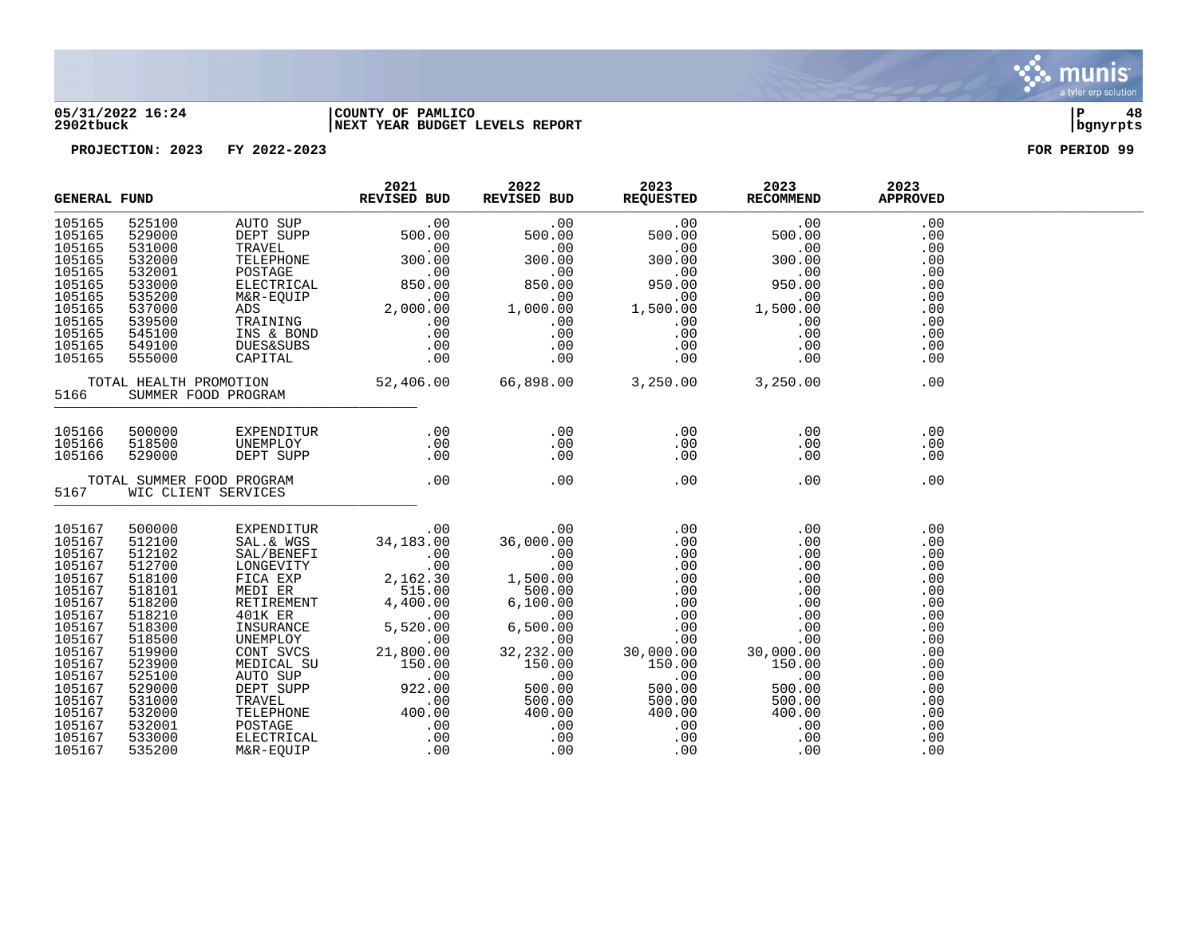**COUNTY OF PAMLICO**
**NEXT YEAR BUDGET LEVELS REPORT**

**PROJECTION: 2023 FY 2022-2023** **FOR PERIOD 99**

| GENERAL FUND | | | 2021 REVISED BUD | 2022 REVISED BUD | 2023 REQUESTED | 2023 RECOMMEND | 2023 APPROVED |
|---|---|---|---|---|---|---|---|
| 105165 | 525100 | AUTO SUP | .00 | .00 | .00 | .00 | .00 |
| 105165 | 529000 | DEPT SUPP | 500.00 | 500.00 | 500.00 | 500.00 | .00 |
| 105165 | 531000 | TRAVEL | .00 | .00 | .00 | .00 | .00 |
| 105165 | 532000 | TELEPHONE | 300.00 | 300.00 | 300.00 | 300.00 | .00 |
| 105165 | 532001 | POSTAGE | .00 | .00 | .00 | .00 | .00 |
| 105165 | 533000 | ELECTRICAL | 850.00 | 850.00 | 950.00 | 950.00 | .00 |
| 105165 | 535200 | M&R-EQUIP | .00 | .00 | .00 | .00 | .00 |
| 105165 | 537000 | ADS | 2,000.00 | 1,000.00 | 1,500.00 | 1,500.00 | .00 |
| 105165 | 539500 | TRAINING | .00 | .00 | .00 | .00 | .00 |
| 105165 | 545100 | INS & BOND | .00 | .00 | .00 | .00 | .00 |
| 105165 | 549100 | DUES&SUBS | .00 | .00 | .00 | .00 | .00 |
| 105165 | 555000 | CAPITAL | .00 | .00 | .00 | .00 | .00 |
| TOTAL HEALTH PROMOTION | | | 52,406.00 | 66,898.00 | 3,250.00 | 3,250.00 | .00 |
| 5166 | SUMMER FOOD PROGRAM | | | | | | |
| 105166 | 500000 | EXPENDITUR | .00 | .00 | .00 | .00 | .00 |
| 105166 | 518500 | UNEMPLOY | .00 | .00 | .00 | .00 | .00 |
| 105166 | 529000 | DEPT SUPP | .00 | .00 | .00 | .00 | .00 |
| TOTAL SUMMER FOOD PROGRAM | | | .00 | .00 | .00 | .00 | .00 |
| 5167 | WIC CLIENT SERVICES | | | | | | |
| 105167 | 500000 | EXPENDITUR | .00 | .00 | .00 | .00 | .00 |
| 105167 | 512100 | SAL.& WGS | 34,183.00 | 36,000.00 | .00 | .00 | .00 |
| 105167 | 512102 | SAL/BENEFI | .00 | .00 | .00 | .00 | .00 |
| 105167 | 512700 | LONGEVITY | .00 | .00 | .00 | .00 | .00 |
| 105167 | 518100 | FICA EXP | 2,162.30 | 1,500.00 | .00 | .00 | .00 |
| 105167 | 518101 | MEDI ER | 515.00 | 500.00 | .00 | .00 | .00 |
| 105167 | 518200 | RETIREMENT | 4,400.00 | 6,100.00 | .00 | .00 | .00 |
| 105167 | 518210 | 401K ER | .00 | .00 | .00 | .00 | .00 |
| 105167 | 518300 | INSURANCE | 5,520.00 | 6,500.00 | .00 | .00 | .00 |
| 105167 | 518500 | UNEMPLOY | .00 | .00 | .00 | .00 | .00 |
| 105167 | 519900 | CONT SVCS | 21,800.00 | 32,232.00 | 30,000.00 | 30,000.00 | .00 |
| 105167 | 523900 | MEDICAL SU | 150.00 | 150.00 | 150.00 | 150.00 | .00 |
| 105167 | 525100 | AUTO SUP | .00 | .00 | .00 | .00 | .00 |
| 105167 | 529000 | DEPT SUPP | 922.00 | 500.00 | 500.00 | 500.00 | .00 |
| 105167 | 531000 | TRAVEL | .00 | 500.00 | 500.00 | 500.00 | .00 |
| 105167 | 532000 | TELEPHONE | 400.00 | 400.00 | 400.00 | 400.00 | .00 |
| 105167 | 532001 | POSTAGE | .00 | .00 | .00 | .00 | .00 |
| 105167 | 533000 | ELECTRICAL | .00 | .00 | .00 | .00 | .00 |
| 105167 | 535200 | M&R-EQUIP | .00 | .00 | .00 | .00 | .00 |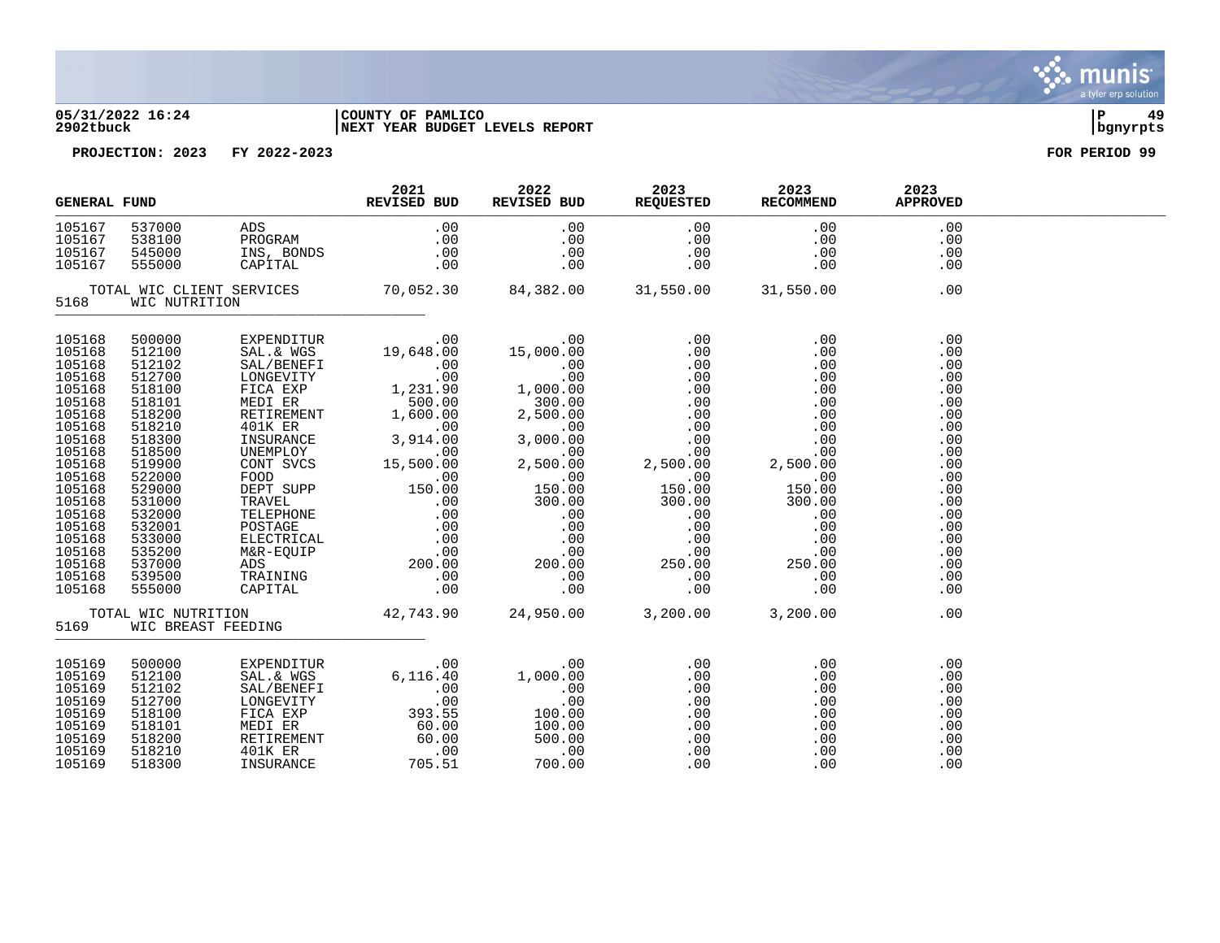05/31/2022 16:24 | COUNTY OF PAMLICO | P 49
2902tbuck | NEXT YEAR BUDGET LEVELS REPORT | bgnyrpts

PROJECTION: 2023 FY 2022-2023 FOR PERIOD 99

| GENERAL FUND | | | 2021 REVISED BUD | 2022 REVISED BUD | 2023 REQUESTED | 2023 RECOMMEND | 2023 APPROVED |
|---|---|---|---|---|---|---|---|
| 105167 | 537000 | ADS | .00 | .00 | .00 | .00 | .00 |
| 105167 | 538100 | PROGRAM | .00 | .00 | .00 | .00 | .00 |
| 105167 | 545000 | INS, BONDS | .00 | .00 | .00 | .00 | .00 |
| 105167 | 555000 | CAPITAL | .00 | .00 | .00 | .00 | .00 |
| TOTAL WIC CLIENT SERVICES | | | 70,052.30 | 84,382.00 | 31,550.00 | 31,550.00 | .00 |
| 5168 | WIC NUTRITION | | | | | | |
| 105168 | 500000 | EXPENDITUR | .00 | .00 | .00 | .00 | .00 |
| 105168 | 512100 | SAL.& WGS | 19,648.00 | 15,000.00 | .00 | .00 | .00 |
| 105168 | 512102 | SAL/BENEFI | .00 | .00 | .00 | .00 | .00 |
| 105168 | 512700 | LONGEVITY | .00 | .00 | .00 | .00 | .00 |
| 105168 | 518100 | FICA EXP | 1,231.90 | 1,000.00 | .00 | .00 | .00 |
| 105168 | 518101 | MEDI ER | 500.00 | 300.00 | .00 | .00 | .00 |
| 105168 | 518200 | RETIREMENT | 1,600.00 | 2,500.00 | .00 | .00 | .00 |
| 105168 | 518210 | 401K ER | .00 | .00 | .00 | .00 | .00 |
| 105168 | 518300 | INSURANCE | 3,914.00 | 3,000.00 | .00 | .00 | .00 |
| 105168 | 518500 | UNEMPLOY | .00 | .00 | .00 | .00 | .00 |
| 105168 | 519900 | CONT SVCS | 15,500.00 | 2,500.00 | 2,500.00 | 2,500.00 | .00 |
| 105168 | 522000 | FOOD | .00 | .00 | .00 | .00 | .00 |
| 105168 | 529000 | DEPT SUPP | 150.00 | 150.00 | 150.00 | 150.00 | .00 |
| 105168 | 531000 | TRAVEL | .00 | 300.00 | 300.00 | 300.00 | .00 |
| 105168 | 532000 | TELEPHONE | .00 | .00 | .00 | .00 | .00 |
| 105168 | 532001 | POSTAGE | .00 | .00 | .00 | .00 | .00 |
| 105168 | 533000 | ELECTRICAL | .00 | .00 | .00 | .00 | .00 |
| 105168 | 535200 | M&R-EQUIP | .00 | .00 | .00 | .00 | .00 |
| 105168 | 537000 | ADS | 200.00 | 200.00 | 250.00 | 250.00 | .00 |
| 105168 | 539500 | TRAINING | .00 | .00 | .00 | .00 | .00 |
| 105168 | 555000 | CAPITAL | .00 | .00 | .00 | .00 | .00 |
| TOTAL WIC NUTRITION | | | 42,743.90 | 24,950.00 | 3,200.00 | 3,200.00 | .00 |
| 5169 | WIC BREAST FEEDING | | | | | | |
| 105169 | 500000 | EXPENDITUR | .00 | .00 | .00 | .00 | .00 |
| 105169 | 512100 | SAL.& WGS | 6,116.40 | 1,000.00 | .00 | .00 | .00 |
| 105169 | 512102 | SAL/BENEFI | .00 | .00 | .00 | .00 | .00 |
| 105169 | 512700 | LONGEVITY | .00 | .00 | .00 | .00 | .00 |
| 105169 | 518100 | FICA EXP | 393.55 | 100.00 | .00 | .00 | .00 |
| 105169 | 518101 | MEDI ER | 60.00 | 100.00 | .00 | .00 | .00 |
| 105169 | 518200 | RETIREMENT | 60.00 | 500.00 | .00 | .00 | .00 |
| 105169 | 518210 | 401K ER | .00 | .00 | .00 | .00 | .00 |
| 105169 | 518300 | INSURANCE | 705.51 | 700.00 | .00 | .00 | .00 |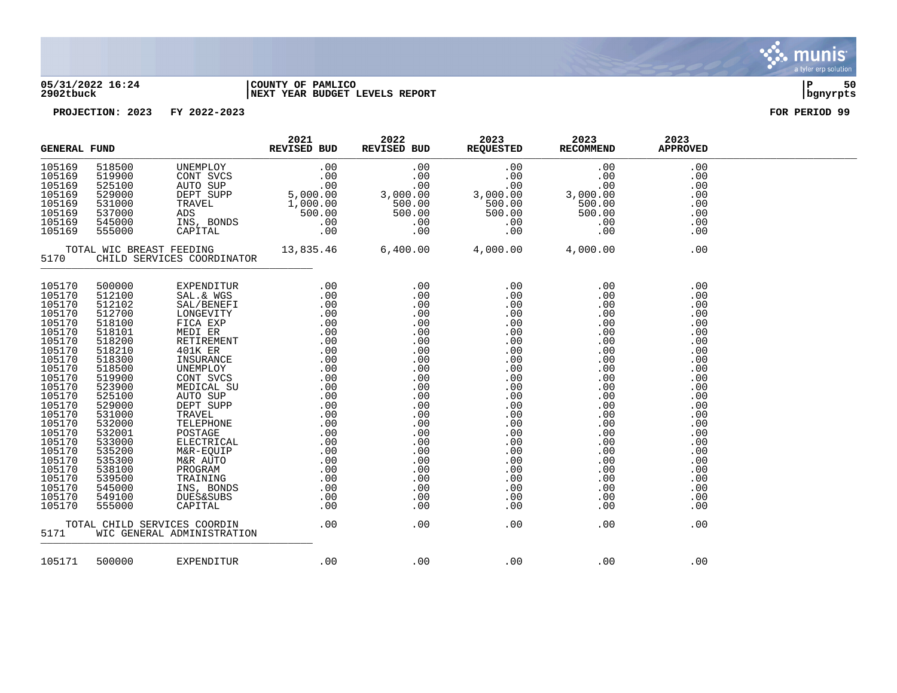COUNTY OF PAMLICO
NEXT YEAR BUDGET LEVELS REPORT

PROJECTION: 2023 FY 2022-2023 — FOR PERIOD 99

| GENERAL FUND | | | 2021 REVISED BUD | 2022 REVISED BUD | 2023 REQUESTED | 2023 RECOMMEND | 2023 APPROVED |
|---|---|---|---|---|---|---|---|
| 105169 | 518500 | UNEMPLOY | .00 | .00 | .00 | .00 | .00 |
| 105169 | 519900 | CONT SVCS | .00 | .00 | .00 | .00 | .00 |
| 105169 | 525100 | AUTO SUP | .00 | .00 | .00 | .00 | .00 |
| 105169 | 529000 | DEPT SUPP | 5,000.00 | 3,000.00 | 3,000.00 | 3,000.00 | .00 |
| 105169 | 531000 | TRAVEL | 1,000.00 | 500.00 | 500.00 | 500.00 | .00 |
| 105169 | 537000 | ADS | 500.00 | 500.00 | 500.00 | 500.00 | .00 |
| 105169 | 545000 | INS, BONDS | .00 | .00 | .00 | .00 | .00 |
| 105169 | 555000 | CAPITAL | .00 | .00 | .00 | .00 | .00 |
| TOTAL WIC BREAST FEEDING | | | 13,835.46 | 6,400.00 | 4,000.00 | 4,000.00 | .00 |
| 5170 | CHILD SERVICES COORDINATOR | | | | | | |
| 105170 | 500000 | EXPENDITUR | .00 | .00 | .00 | .00 | .00 |
| 105170 | 512100 | SAL.& WGS | .00 | .00 | .00 | .00 | .00 |
| 105170 | 512102 | SAL/BENEFI | .00 | .00 | .00 | .00 | .00 |
| 105170 | 512700 | LONGEVITY | .00 | .00 | .00 | .00 | .00 |
| 105170 | 518100 | FICA EXP | .00 | .00 | .00 | .00 | .00 |
| 105170 | 518101 | MEDI ER | .00 | .00 | .00 | .00 | .00 |
| 105170 | 518200 | RETIREMENT | .00 | .00 | .00 | .00 | .00 |
| 105170 | 518210 | 401K ER | .00 | .00 | .00 | .00 | .00 |
| 105170 | 518300 | INSURANCE | .00 | .00 | .00 | .00 | .00 |
| 105170 | 518500 | UNEMPLOY | .00 | .00 | .00 | .00 | .00 |
| 105170 | 519900 | CONT SVCS | .00 | .00 | .00 | .00 | .00 |
| 105170 | 523900 | MEDICAL SU | .00 | .00 | .00 | .00 | .00 |
| 105170 | 525100 | AUTO SUP | .00 | .00 | .00 | .00 | .00 |
| 105170 | 529000 | DEPT SUPP | .00 | .00 | .00 | .00 | .00 |
| 105170 | 531000 | TRAVEL | .00 | .00 | .00 | .00 | .00 |
| 105170 | 532000 | TELEPHONE | .00 | .00 | .00 | .00 | .00 |
| 105170 | 532001 | POSTAGE | .00 | .00 | .00 | .00 | .00 |
| 105170 | 533000 | ELECTRICAL | .00 | .00 | .00 | .00 | .00 |
| 105170 | 535200 | M&R-EQUIP | .00 | .00 | .00 | .00 | .00 |
| 105170 | 535300 | M&R AUTO | .00 | .00 | .00 | .00 | .00 |
| 105170 | 538100 | PROGRAM | .00 | .00 | .00 | .00 | .00 |
| 105170 | 539500 | TRAINING | .00 | .00 | .00 | .00 | .00 |
| 105170 | 545000 | INS, BONDS | .00 | .00 | .00 | .00 | .00 |
| 105170 | 549100 | DUES&SUBS | .00 | .00 | .00 | .00 | .00 |
| 105170 | 555000 | CAPITAL | .00 | .00 | .00 | .00 | .00 |
| TOTAL CHILD SERVICES COORDIN | | | .00 | .00 | .00 | .00 | .00 |
| 5171 | WIC GENERAL ADMINISTRATION | | | | | | |
| 105171 | 500000 | EXPENDITUR | .00 | .00 | .00 | .00 | .00 |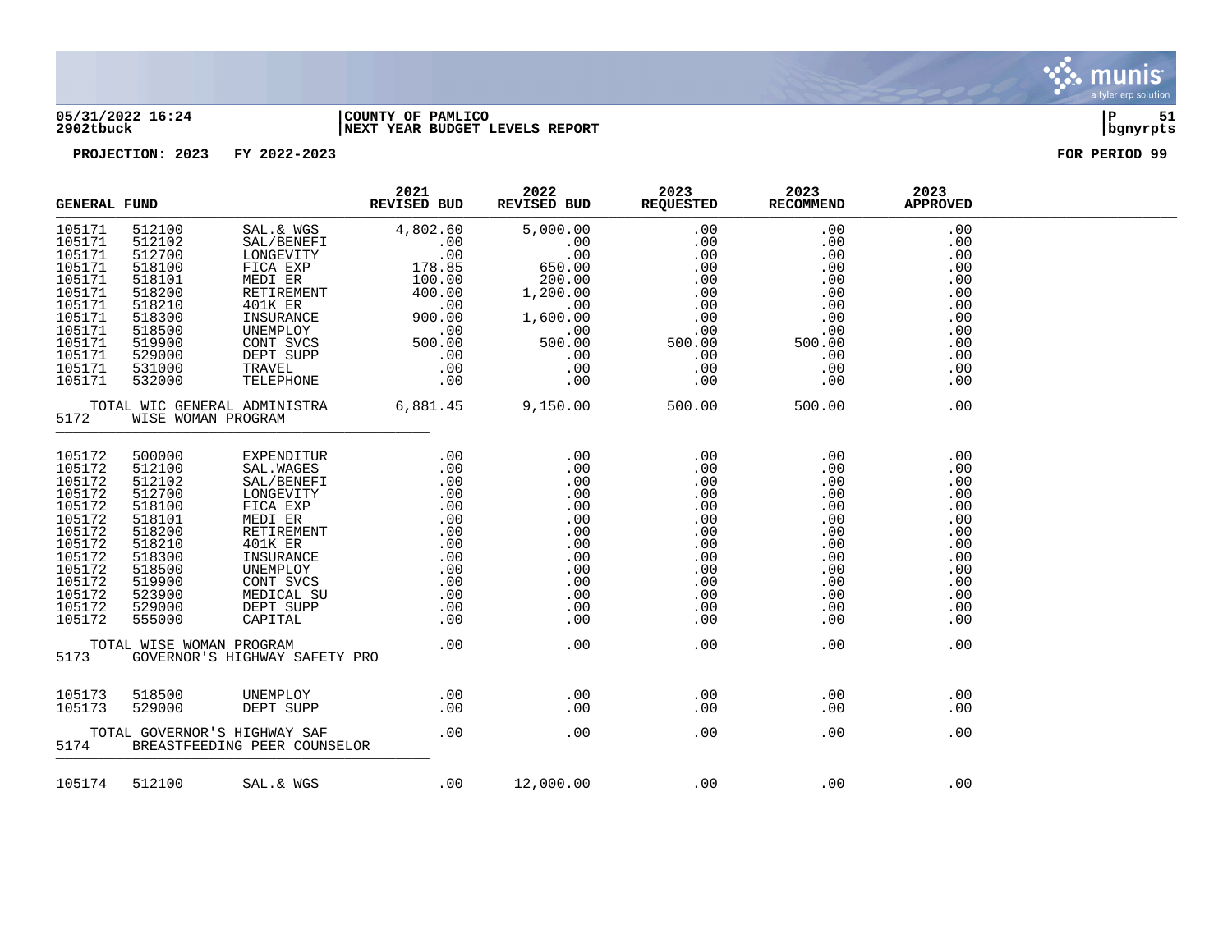05/31/2022 16:24 | COUNTY OF PAMLICO | P 51
2902tbuck | NEXT YEAR BUDGET LEVELS REPORT | bgnyrpts

**PROJECTION: 2023 FY 2022-2023** | **FOR PERIOD 99**

| GENERAL FUND | | | 2021 REVISED BUD | 2022 REVISED BUD | 2023 REQUESTED | 2023 RECOMMEND | 2023 APPROVED |
|---|---|---|---|---|---|---|---|
| 105171 | 512100 | SAL.& WGS | 4,802.60 | 5,000.00 | .00 | .00 | .00 |
| 105171 | 512102 | SAL/BENEFI | .00 | .00 | .00 | .00 | .00 |
| 105171 | 512700 | LONGEVITY | .00 | .00 | .00 | .00 | .00 |
| 105171 | 518100 | FICA EXP | 178.85 | 650.00 | .00 | .00 | .00 |
| 105171 | 518101 | MEDI ER | 100.00 | 200.00 | .00 | .00 | .00 |
| 105171 | 518200 | RETIREMENT | 400.00 | 1,200.00 | .00 | .00 | .00 |
| 105171 | 518210 | 401K ER | .00 | .00 | .00 | .00 | .00 |
| 105171 | 518300 | INSURANCE | 900.00 | 1,600.00 | .00 | .00 | .00 |
| 105171 | 518500 | UNEMPLOY | .00 | .00 | .00 | .00 | .00 |
| 105171 | 519900 | CONT SVCS | 500.00 | 500.00 | 500.00 | 500.00 | .00 |
| 105171 | 529000 | DEPT SUPP | .00 | .00 | .00 | .00 | .00 |
| 105171 | 531000 | TRAVEL | .00 | .00 | .00 | .00 | .00 |
| 105171 | 532000 | TELEPHONE | .00 | .00 | .00 | .00 | .00 |
| TOTAL WIC GENERAL ADMINISTRA | | | 6,881.45 | 9,150.00 | 500.00 | 500.00 | .00 |
| 5172 | WISE WOMAN PROGRAM | | | | | | |
| 105172 | 500000 | EXPENDITUR | .00 | .00 | .00 | .00 | .00 |
| 105172 | 512100 | SAL.WAGES | .00 | .00 | .00 | .00 | .00 |
| 105172 | 512102 | SAL/BENEFI | .00 | .00 | .00 | .00 | .00 |
| 105172 | 512700 | LONGEVITY | .00 | .00 | .00 | .00 | .00 |
| 105172 | 518100 | FICA EXP | .00 | .00 | .00 | .00 | .00 |
| 105172 | 518101 | MEDI ER | .00 | .00 | .00 | .00 | .00 |
| 105172 | 518200 | RETIREMENT | .00 | .00 | .00 | .00 | .00 |
| 105172 | 518210 | 401K ER | .00 | .00 | .00 | .00 | .00 |
| 105172 | 518300 | INSURANCE | .00 | .00 | .00 | .00 | .00 |
| 105172 | 518500 | UNEMPLOY | .00 | .00 | .00 | .00 | .00 |
| 105172 | 519900 | CONT SVCS | .00 | .00 | .00 | .00 | .00 |
| 105172 | 523900 | MEDICAL SU | .00 | .00 | .00 | .00 | .00 |
| 105172 | 529000 | DEPT SUPP | .00 | .00 | .00 | .00 | .00 |
| 105172 | 555000 | CAPITAL | .00 | .00 | .00 | .00 | .00 |
| TOTAL WISE WOMAN PROGRAM | | | .00 | .00 | .00 | .00 | .00 |
| 5173 | GOVERNOR'S HIGHWAY SAFETY PRO | | | | | | |
| 105173 | 518500 | UNEMPLOY | .00 | .00 | .00 | .00 | .00 |
| 105173 | 529000 | DEPT SUPP | .00 | .00 | .00 | .00 | .00 |
| TOTAL GOVERNOR'S HIGHWAY SAF | | | .00 | .00 | .00 | .00 | .00 |
| 5174 | BREASTFEEDING PEER COUNSELOR | | | | | | |
| 105174 | 512100 | SAL.& WGS | .00 | 12,000.00 | .00 | .00 | .00 |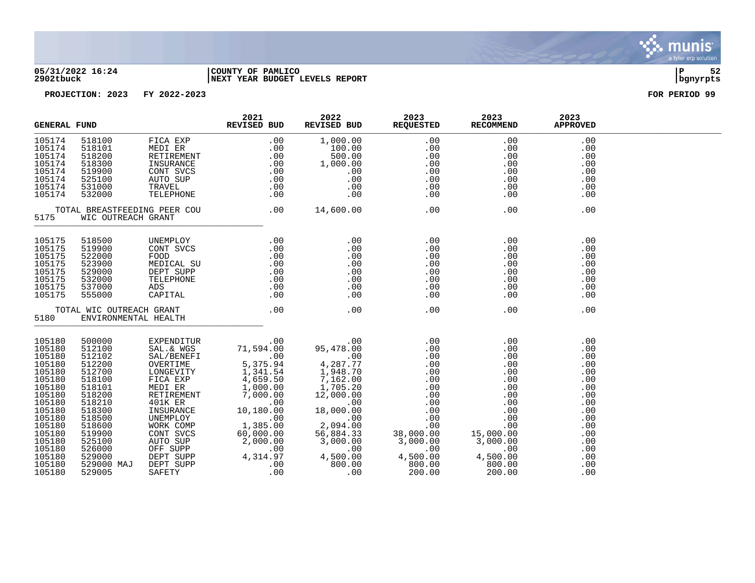05/31/2022 16:24 | COUNTY OF PAMLICO
2902tbuck | NEXT YEAR BUDGET LEVELS REPORT

PROJECTION: 2023 FY 2022-2023 FOR PERIOD 99

| GENERAL FUND | | | 2021 REVISED BUD | 2022 REVISED BUD | 2023 REQUESTED | 2023 RECOMMEND | 2023 APPROVED |
|---|---|---|---|---|---|---|---|
| 105174 | 518100 | FICA EXP | .00 | 1,000.00 | .00 | .00 | .00 |
| 105174 | 518101 | MEDI ER | .00 | 100.00 | .00 | .00 | .00 |
| 105174 | 518200 | RETIREMENT | .00 | 500.00 | .00 | .00 | .00 |
| 105174 | 518300 | INSURANCE | .00 | 1,000.00 | .00 | .00 | .00 |
| 105174 | 519900 | CONT SVCS | .00 | .00 | .00 | .00 | .00 |
| 105174 | 525100 | AUTO SUP | .00 | .00 | .00 | .00 | .00 |
| 105174 | 531000 | TRAVEL | .00 | .00 | .00 | .00 | .00 |
| 105174 | 532000 | TELEPHONE | .00 | .00 | .00 | .00 | .00 |
| TOTAL BREASTFEEDING PEER COU | | | .00 | 14,600.00 | .00 | .00 | .00 |
| 5175 | WIC OUTREACH GRANT | | | | | | |
| 105175 | 518500 | UNEMPLOY | .00 | .00 | .00 | .00 | .00 |
| 105175 | 519900 | CONT SVCS | .00 | .00 | .00 | .00 | .00 |
| 105175 | 522000 | FOOD | .00 | .00 | .00 | .00 | .00 |
| 105175 | 523900 | MEDICAL SU | .00 | .00 | .00 | .00 | .00 |
| 105175 | 529000 | DEPT SUPP | .00 | .00 | .00 | .00 | .00 |
| 105175 | 532000 | TELEPHONE | .00 | .00 | .00 | .00 | .00 |
| 105175 | 537000 | ADS | .00 | .00 | .00 | .00 | .00 |
| 105175 | 555000 | CAPITAL | .00 | .00 | .00 | .00 | .00 |
| TOTAL WIC OUTREACH GRANT | | | .00 | .00 | .00 | .00 | .00 |
| 5180 | ENVIRONMENTAL HEALTH | | | | | | |
| 105180 | 500000 | EXPENDITUR | .00 | .00 | .00 | .00 | .00 |
| 105180 | 512100 | SAL.& WGS | 71,594.00 | 95,478.00 | .00 | .00 | .00 |
| 105180 | 512102 | SAL/BENEFI | .00 | .00 | .00 | .00 | .00 |
| 105180 | 512200 | OVERTIME | 5,375.94 | 4,287.77 | .00 | .00 | .00 |
| 105180 | 512700 | LONGEVITY | 1,341.54 | 1,948.70 | .00 | .00 | .00 |
| 105180 | 518100 | FICA EXP | 4,659.50 | 7,162.00 | .00 | .00 | .00 |
| 105180 | 518101 | MEDI ER | 1,000.00 | 1,705.20 | .00 | .00 | .00 |
| 105180 | 518200 | RETIREMENT | 7,000.00 | 12,000.00 | .00 | .00 | .00 |
| 105180 | 518210 | 401K ER | .00 | .00 | .00 | .00 | .00 |
| 105180 | 518300 | INSURANCE | 10,180.00 | 18,000.00 | .00 | .00 | .00 |
| 105180 | 518500 | UNEMPLOY | .00 | .00 | .00 | .00 | .00 |
| 105180 | 518600 | WORK COMP | 1,385.00 | 2,094.00 | .00 | .00 | .00 |
| 105180 | 519900 | CONT SVCS | 60,000.00 | 56,884.33 | 38,000.00 | 15,000.00 | .00 |
| 105180 | 525100 | AUTO SUP | 2,000.00 | 3,000.00 | 3,000.00 | 3,000.00 | .00 |
| 105180 | 526000 | OFF SUPP | .00 | .00 | .00 | .00 | .00 |
| 105180 | 529000 | DEPT SUPP | 4,314.97 | 4,500.00 | 4,500.00 | 4,500.00 | .00 |
| 105180 | 529000 MAJ | DEPT SUPP | .00 | 800.00 | 800.00 | 800.00 | .00 |
| 105180 | 529005 | SAFETY | .00 | .00 | 200.00 | 200.00 | .00 |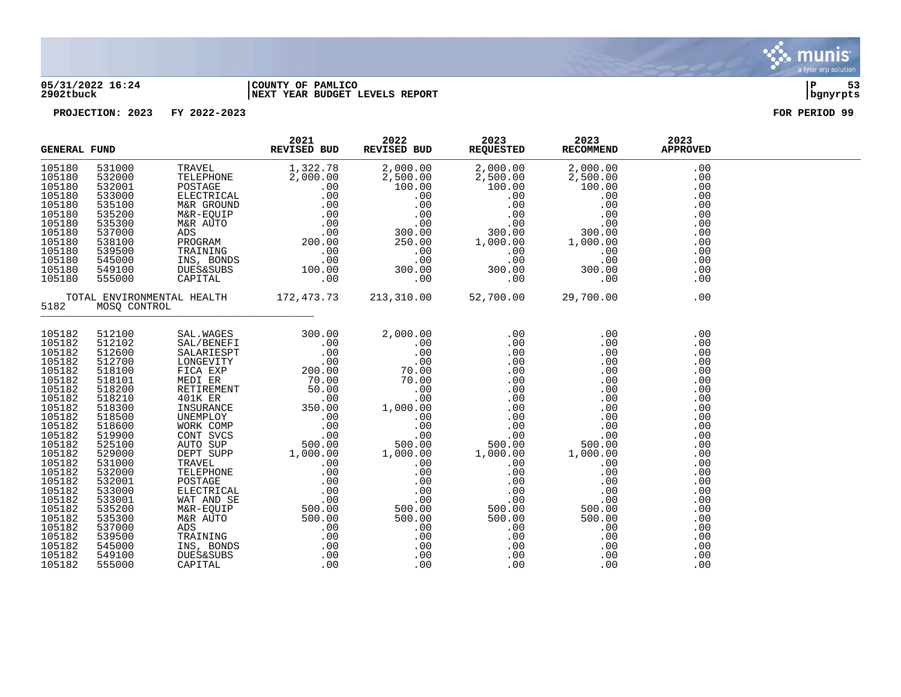05/31/2022 16:24 | COUNTY OF PAMLICO | P 53
2902tbuck | NEXT YEAR BUDGET LEVELS REPORT | bgnyrpts

PROJECTION: 2023 FY 2022-2023 FOR PERIOD 99

| GENERAL FUND | | | 2021 REVISED BUD | 2022 REVISED BUD | 2023 REQUESTED | 2023 RECOMMEND | 2023 APPROVED |
|---|---|---|---|---|---|---|---|
| 105180 | 531000 | TRAVEL | 1,322.78 | 2,000.00 | 2,000.00 | 2,000.00 | .00 |
| 105180 | 532000 | TELEPHONE | 2,000.00 | 2,500.00 | 2,500.00 | 2,500.00 | .00 |
| 105180 | 532001 | POSTAGE | .00 | 100.00 | 100.00 | 100.00 | .00 |
| 105180 | 533000 | ELECTRICAL | .00 | .00 | .00 | .00 | .00 |
| 105180 | 535100 | M&R GROUND | .00 | .00 | .00 | .00 | .00 |
| 105180 | 535200 | M&R-EQUIP | .00 | .00 | .00 | .00 | .00 |
| 105180 | 535300 | M&R AUTO | .00 | .00 | .00 | .00 | .00 |
| 105180 | 537000 | ADS | .00 | 300.00 | 300.00 | 300.00 | .00 |
| 105180 | 538100 | PROGRAM | 200.00 | 250.00 | 1,000.00 | 1,000.00 | .00 |
| 105180 | 539500 | TRAINING | .00 | .00 | .00 | .00 | .00 |
| 105180 | 545000 | INS, BONDS | .00 | .00 | .00 | .00 | .00 |
| 105180 | 549100 | DUES&SUBS | 100.00 | 300.00 | 300.00 | 300.00 | .00 |
| 105180 | 555000 | CAPITAL | .00 | .00 | .00 | .00 | .00 |
| | TOTAL ENVIRONMENTAL HEALTH | | 172,473.73 | 213,310.00 | 52,700.00 | 29,700.00 | .00 |
| 5182 | MOSQ CONTROL | | | | | | |
| 105182 | 512100 | SAL.WAGES | 300.00 | 2,000.00 | .00 | .00 | .00 |
| 105182 | 512102 | SAL/BENEFI | .00 | .00 | .00 | .00 | .00 |
| 105182 | 512600 | SALARIESPT | .00 | .00 | .00 | .00 | .00 |
| 105182 | 512700 | LONGEVITY | .00 | .00 | .00 | .00 | .00 |
| 105182 | 518100 | FICA EXP | 200.00 | 70.00 | .00 | .00 | .00 |
| 105182 | 518101 | MEDI ER | 70.00 | 70.00 | .00 | .00 | .00 |
| 105182 | 518200 | RETIREMENT | 50.00 | .00 | .00 | .00 | .00 |
| 105182 | 518210 | 401K ER | .00 | .00 | .00 | .00 | .00 |
| 105182 | 518300 | INSURANCE | 350.00 | 1,000.00 | .00 | .00 | .00 |
| 105182 | 518500 | UNEMPLOY | .00 | .00 | .00 | .00 | .00 |
| 105182 | 518600 | WORK COMP | .00 | .00 | .00 | .00 | .00 |
| 105182 | 519900 | CONT SVCS | .00 | .00 | .00 | .00 | .00 |
| 105182 | 525100 | AUTO SUP | 500.00 | 500.00 | 500.00 | 500.00 | .00 |
| 105182 | 529000 | DEPT SUPP | 1,000.00 | 1,000.00 | 1,000.00 | 1,000.00 | .00 |
| 105182 | 531000 | TRAVEL | .00 | .00 | .00 | .00 | .00 |
| 105182 | 532000 | TELEPHONE | .00 | .00 | .00 | .00 | .00 |
| 105182 | 532001 | POSTAGE | .00 | .00 | .00 | .00 | .00 |
| 105182 | 533000 | ELECTRICAL | .00 | .00 | .00 | .00 | .00 |
| 105182 | 533001 | WAT AND SE | .00 | .00 | .00 | .00 | .00 |
| 105182 | 535200 | M&R-EQUIP | 500.00 | 500.00 | 500.00 | 500.00 | .00 |
| 105182 | 535300 | M&R AUTO | 500.00 | 500.00 | 500.00 | 500.00 | .00 |
| 105182 | 537000 | ADS | .00 | .00 | .00 | .00 | .00 |
| 105182 | 539500 | TRAINING | .00 | .00 | .00 | .00 | .00 |
| 105182 | 545000 | INS, BONDS | .00 | .00 | .00 | .00 | .00 |
| 105182 | 549100 | DUES&SUBS | .00 | .00 | .00 | .00 | .00 |
| 105182 | 555000 | CAPITAL | .00 | .00 | .00 | .00 | .00 |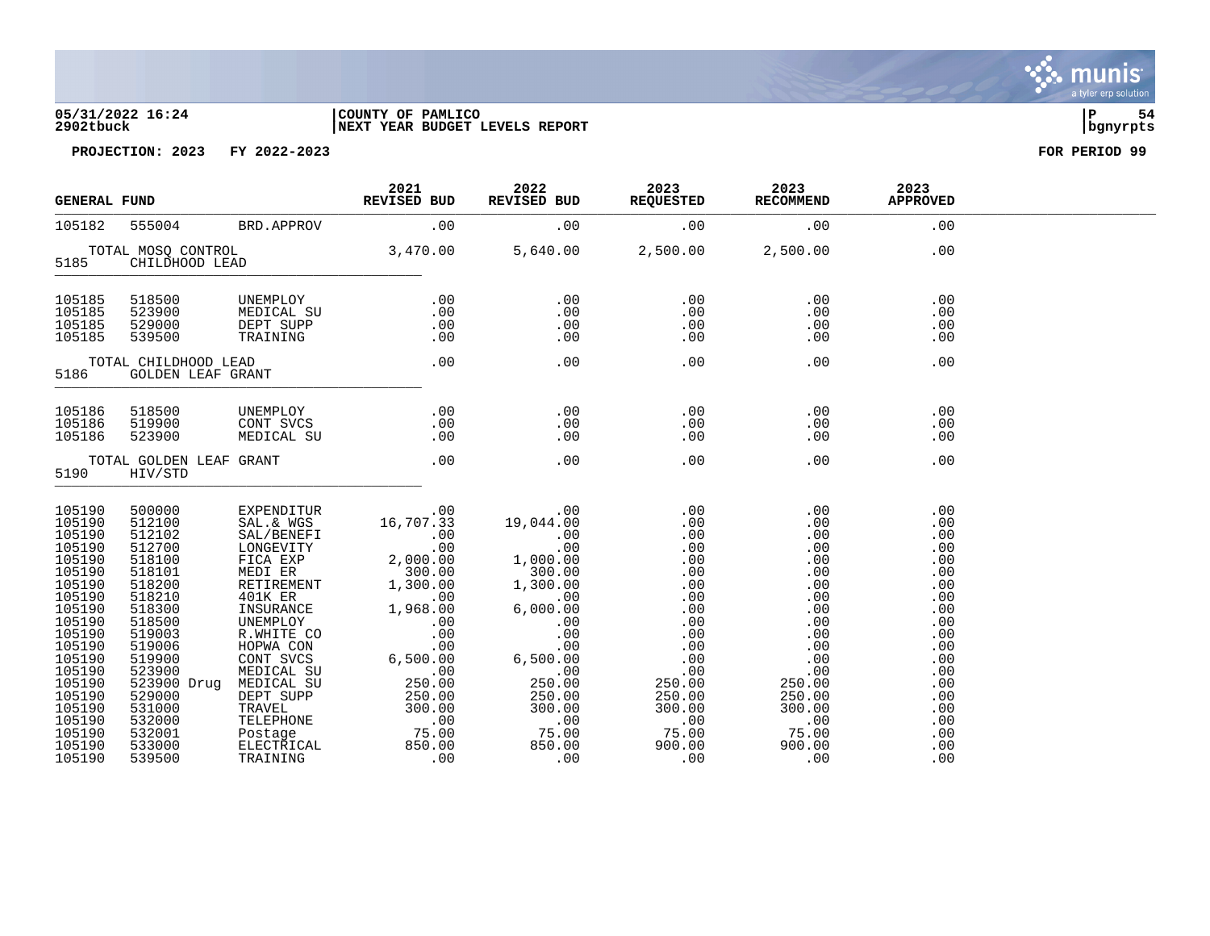**05/31/2022 16:24** | **COUNTY OF PAMLICO** | **P 54**
**2902tbuck** | **NEXT YEAR BUDGET LEVELS REPORT** | **bgnyrpts**

**PROJECTION: 2023 FY 2022-2023** — **FOR PERIOD 99**

| GENERAL FUND | | | 2021 REVISED BUD | 2022 REVISED BUD | 2023 REQUESTED | 2023 RECOMMEND | 2023 APPROVED |
|---|---|---|---|---|---|---|---|
| 105182 | 555004 | BRD.APPROV | .00 | .00 | .00 | .00 | .00 |
| | TOTAL MOSQ CONTROL | | 3,470.00 | 5,640.00 | 2,500.00 | 2,500.00 | .00 |
| 5185 | CHILDHOOD LEAD | | | | | | |
| 105185 | 518500 | UNEMPLOY | .00 | .00 | .00 | .00 | .00 |
| 105185 | 523900 | MEDICAL SU | .00 | .00 | .00 | .00 | .00 |
| 105185 | 529000 | DEPT SUPP | .00 | .00 | .00 | .00 | .00 |
| 105185 | 539500 | TRAINING | .00 | .00 | .00 | .00 | .00 |
| | TOTAL CHILDHOOD LEAD | | .00 | .00 | .00 | .00 | .00 |
| 5186 | GOLDEN LEAF GRANT | | | | | | |
| 105186 | 518500 | UNEMPLOY | .00 | .00 | .00 | .00 | .00 |
| 105186 | 519900 | CONT SVCS | .00 | .00 | .00 | .00 | .00 |
| 105186 | 523900 | MEDICAL SU | .00 | .00 | .00 | .00 | .00 |
| | TOTAL GOLDEN LEAF GRANT | | .00 | .00 | .00 | .00 | .00 |
| 5190 | HIV/STD | | | | | | |
| 105190 | 500000 | EXPENDITUR | .00 | .00 | .00 | .00 | .00 |
| 105190 | 512100 | SAL.& WGS | 16,707.33 | 19,044.00 | .00 | .00 | .00 |
| 105190 | 512102 | SAL/BENEFI | .00 | .00 | .00 | .00 | .00 |
| 105190 | 512700 | LONGEVITY | .00 | .00 | .00 | .00 | .00 |
| 105190 | 518100 | FICA EXP | 2,000.00 | 1,000.00 | .00 | .00 | .00 |
| 105190 | 518101 | MEDI ER | 300.00 | 300.00 | .00 | .00 | .00 |
| 105190 | 518200 | RETIREMENT | 1,300.00 | 1,300.00 | .00 | .00 | .00 |
| 105190 | 518210 | 401K ER | .00 | .00 | .00 | .00 | .00 |
| 105190 | 518300 | INSURANCE | 1,968.00 | 6,000.00 | .00 | .00 | .00 |
| 105190 | 518500 | UNEMPLOY | .00 | .00 | .00 | .00 | .00 |
| 105190 | 519003 | R.WHITE CO | .00 | .00 | .00 | .00 | .00 |
| 105190 | 519006 | HOPWA CON | .00 | .00 | .00 | .00 | .00 |
| 105190 | 519900 | CONT SVCS | 6,500.00 | 6,500.00 | .00 | .00 | .00 |
| 105190 | 523900 | MEDICAL SU | .00 | .00 | .00 | .00 | .00 |
| 105190 | 523900 Drug | MEDICAL SU | 250.00 | 250.00 | 250.00 | 250.00 | .00 |
| 105190 | 529000 | DEPT SUPP | 250.00 | 250.00 | 250.00 | 250.00 | .00 |
| 105190 | 531000 | TRAVEL | 300.00 | 300.00 | 300.00 | 300.00 | .00 |
| 105190 | 532000 | TELEPHONE | .00 | .00 | .00 | .00 | .00 |
| 105190 | 532001 | Postage | 75.00 | 75.00 | 75.00 | 75.00 | .00 |
| 105190 | 533000 | ELECTRICAL | 850.00 | 850.00 | 900.00 | 900.00 | .00 |
| 105190 | 539500 | TRAINING | .00 | .00 | .00 | .00 | .00 |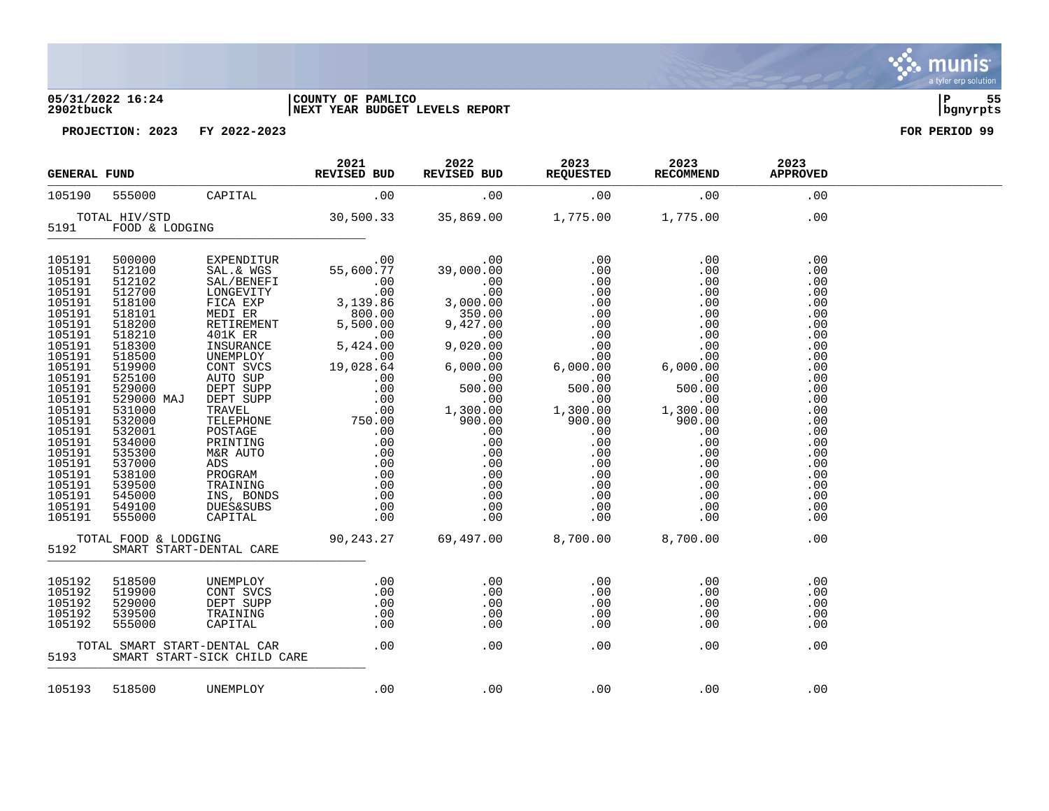05/31/2022 16:24 | COUNTY OF PAMLICO | P 55
2902tbuck | NEXT YEAR BUDGET LEVELS REPORT | bgnyrpts

PROJECTION: 2023 FY 2022-2023 — FOR PERIOD 99

| GENERAL FUND | | | 2021 REVISED BUD | 2022 REVISED BUD | 2023 REQUESTED | 2023 RECOMMEND | 2023 APPROVED |
|---|---|---|---|---|---|---|---|
| 105190 | 555000 | CAPITAL | .00 | .00 | .00 | .00 | .00 |
| TOTAL HIV/STD | | | 30,500.33 | 35,869.00 | 1,775.00 | 1,775.00 | .00 |
| 5191 | FOOD & LODGING | | | | | | |
| 105191 | 500000 | EXPENDITUR | .00 | .00 | .00 | .00 | .00 |
| 105191 | 512100 | SAL.& WGS | 55,600.77 | 39,000.00 | .00 | .00 | .00 |
| 105191 | 512102 | SAL/BENEFI | .00 | .00 | .00 | .00 | .00 |
| 105191 | 512700 | LONGEVITY | .00 | .00 | .00 | .00 | .00 |
| 105191 | 518100 | FICA EXP | 3,139.86 | 3,000.00 | .00 | .00 | .00 |
| 105191 | 518101 | MEDI ER | 800.00 | 350.00 | .00 | .00 | .00 |
| 105191 | 518200 | RETIREMENT | 5,500.00 | 9,427.00 | .00 | .00 | .00 |
| 105191 | 518210 | 401K ER | .00 | .00 | .00 | .00 | .00 |
| 105191 | 518300 | INSURANCE | 5,424.00 | 9,020.00 | .00 | .00 | .00 |
| 105191 | 518500 | UNEMPLOY | .00 | .00 | .00 | .00 | .00 |
| 105191 | 519900 | CONT SVCS | 19,028.64 | 6,000.00 | 6,000.00 | 6,000.00 | .00 |
| 105191 | 525100 | AUTO SUP | .00 | .00 | .00 | .00 | .00 |
| 105191 | 529000 | DEPT SUPP | .00 | 500.00 | 500.00 | 500.00 | .00 |
| 105191 | 529000 MAJ | DEPT SUPP | .00 | .00 | .00 | .00 | .00 |
| 105191 | 531000 | TRAVEL | .00 | 1,300.00 | 1,300.00 | 1,300.00 | .00 |
| 105191 | 532000 | TELEPHONE | 750.00 | 900.00 | 900.00 | 900.00 | .00 |
| 105191 | 532001 | POSTAGE | .00 | .00 | .00 | .00 | .00 |
| 105191 | 534000 | PRINTING | .00 | .00 | .00 | .00 | .00 |
| 105191 | 535300 | M&R AUTO | .00 | .00 | .00 | .00 | .00 |
| 105191 | 537000 | ADS | .00 | .00 | .00 | .00 | .00 |
| 105191 | 538100 | PROGRAM | .00 | .00 | .00 | .00 | .00 |
| 105191 | 539500 | TRAINING | .00 | .00 | .00 | .00 | .00 |
| 105191 | 545000 | INS, BONDS | .00 | .00 | .00 | .00 | .00 |
| 105191 | 549100 | DUES&SUBS | .00 | .00 | .00 | .00 | .00 |
| 105191 | 555000 | CAPITAL | .00 | .00 | .00 | .00 | .00 |
| TOTAL FOOD & LODGING | | | 90,243.27 | 69,497.00 | 8,700.00 | 8,700.00 | .00 |
| 5192 | SMART START-DENTAL CARE | | | | | | |
| 105192 | 518500 | UNEMPLOY | .00 | .00 | .00 | .00 | .00 |
| 105192 | 519900 | CONT SVCS | .00 | .00 | .00 | .00 | .00 |
| 105192 | 529000 | DEPT SUPP | .00 | .00 | .00 | .00 | .00 |
| 105192 | 539500 | TRAINING | .00 | .00 | .00 | .00 | .00 |
| 105192 | 555000 | CAPITAL | .00 | .00 | .00 | .00 | .00 |
| TOTAL SMART START-DENTAL CAR | | | .00 | .00 | .00 | .00 | .00 |
| 5193 | SMART START-SICK CHILD CARE | | | | | | |
| 105193 | 518500 | UNEMPLOY | .00 | .00 | .00 | .00 | .00 |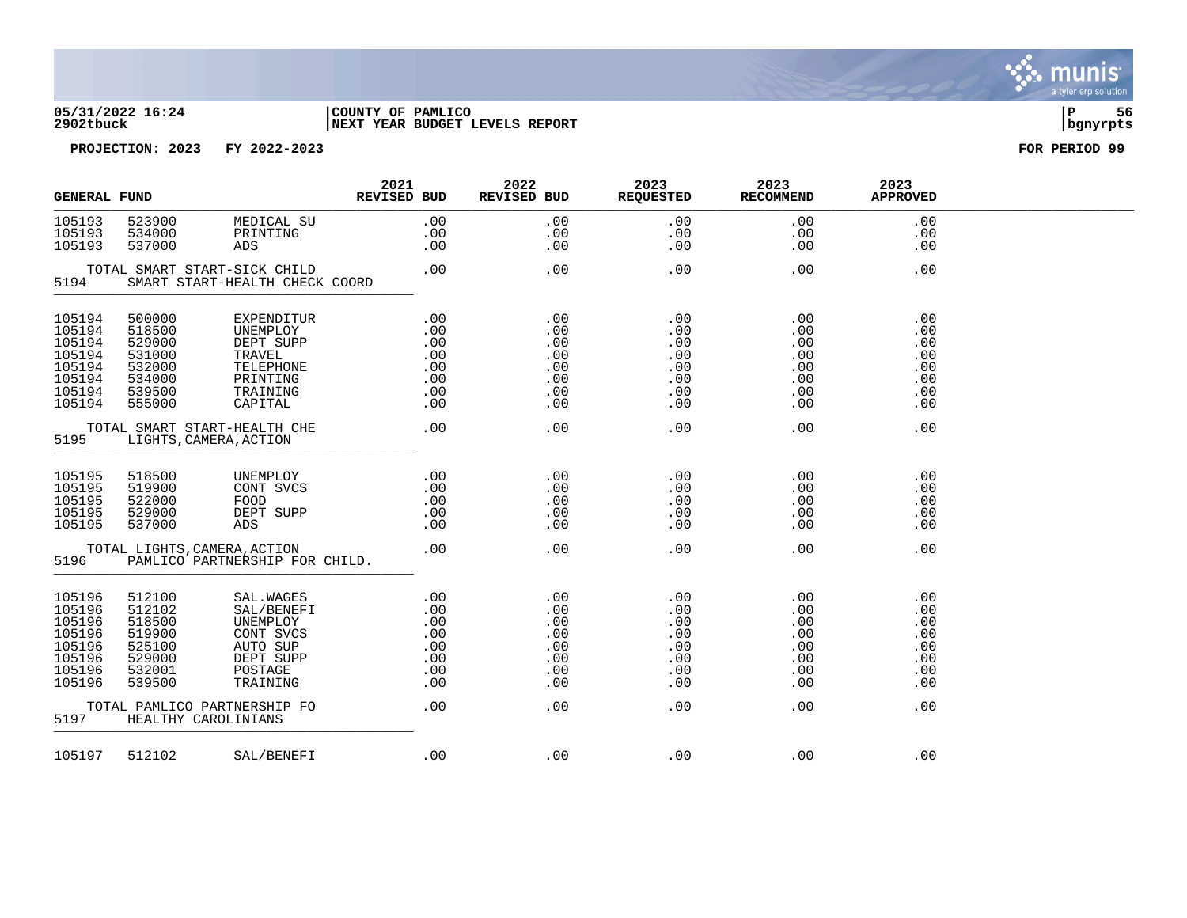05/31/2022 16:24 | COUNTY OF PAMLICO
2902tbuck | NEXT YEAR BUDGET LEVELS REPORT

PROJECTION: 2023 FY 2022-2023 FOR PERIOD 99

| GENERAL FUND | | | 2021 REVISED BUD | 2022 REVISED BUD | 2023 REQUESTED | 2023 RECOMMEND | 2023 APPROVED |
|---|---|---|---|---|---|---|---|
| 105193 | 523900 | MEDICAL SU | .00 | .00 | .00 | .00 | .00 |
| 105193 | 534000 | PRINTING | .00 | .00 | .00 | .00 | .00 |
| 105193 | 537000 | ADS | .00 | .00 | .00 | .00 | .00 |
| TOTAL SMART START-SICK CHILD | | | .00 | .00 | .00 | .00 | .00 |
| 5194 | SMART START-HEALTH CHECK COORD | | | | | | |
| 105194 | 500000 | EXPENDITUR | .00 | .00 | .00 | .00 | .00 |
| 105194 | 518500 | UNEMPLOY | .00 | .00 | .00 | .00 | .00 |
| 105194 | 529000 | DEPT SUPP | .00 | .00 | .00 | .00 | .00 |
| 105194 | 531000 | TRAVEL | .00 | .00 | .00 | .00 | .00 |
| 105194 | 532000 | TELEPHONE | .00 | .00 | .00 | .00 | .00 |
| 105194 | 534000 | PRINTING | .00 | .00 | .00 | .00 | .00 |
| 105194 | 539500 | TRAINING | .00 | .00 | .00 | .00 | .00 |
| 105194 | 555000 | CAPITAL | .00 | .00 | .00 | .00 | .00 |
| TOTAL SMART START-HEALTH CHE | | | .00 | .00 | .00 | .00 | .00 |
| 5195 | LIGHTS, CAMERA, ACTION | | | | | | |
| 105195 | 518500 | UNEMPLOY | .00 | .00 | .00 | .00 | .00 |
| 105195 | 519900 | CONT SVCS | .00 | .00 | .00 | .00 | .00 |
| 105195 | 522000 | FOOD | .00 | .00 | .00 | .00 | .00 |
| 105195 | 529000 | DEPT SUPP | .00 | .00 | .00 | .00 | .00 |
| 105195 | 537000 | ADS | .00 | .00 | .00 | .00 | .00 |
| TOTAL LIGHTS, CAMERA, ACTION | | | .00 | .00 | .00 | .00 | .00 |
| 5196 | PAMLICO PARTNERSHIP FOR CHILD. | | | | | | |
| 105196 | 512100 | SAL.WAGES | .00 | .00 | .00 | .00 | .00 |
| 105196 | 512102 | SAL/BENEFI | .00 | .00 | .00 | .00 | .00 |
| 105196 | 518500 | UNEMPLOY | .00 | .00 | .00 | .00 | .00 |
| 105196 | 519900 | CONT SVCS | .00 | .00 | .00 | .00 | .00 |
| 105196 | 525100 | AUTO SUP | .00 | .00 | .00 | .00 | .00 |
| 105196 | 529000 | DEPT SUPP | .00 | .00 | .00 | .00 | .00 |
| 105196 | 532001 | POSTAGE | .00 | .00 | .00 | .00 | .00 |
| 105196 | 539500 | TRAINING | .00 | .00 | .00 | .00 | .00 |
| TOTAL PAMLICO PARTNERSHIP FO | | | .00 | .00 | .00 | .00 | .00 |
| 5197 | HEALTHY CAROLINIANS | | | | | | |
| 105197 | 512102 | SAL/BENEFI | .00 | .00 | .00 | .00 | .00 |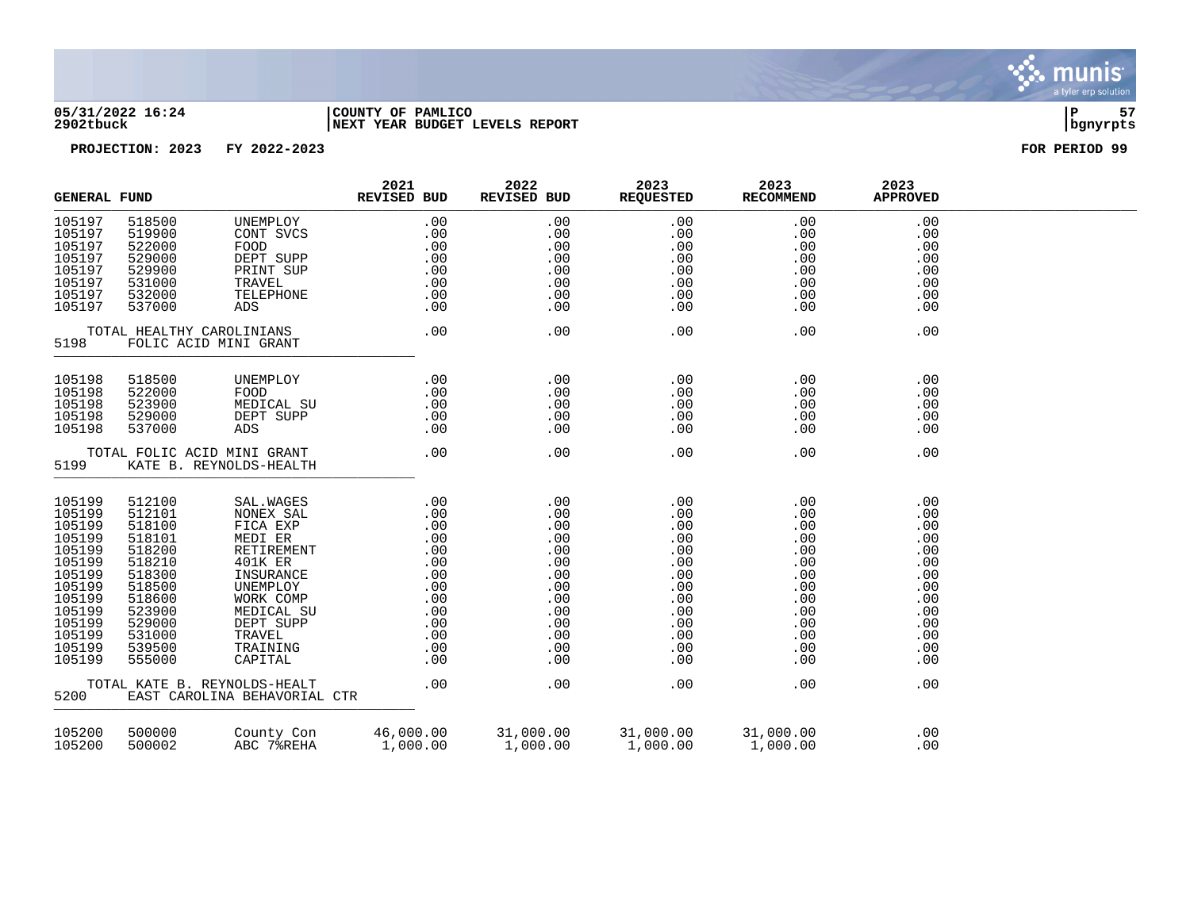| GENERAL FUND | | | 2021 REVISED BUD | 2022 REVISED BUD | 2023 REQUESTED | 2023 RECOMMEND | 2023 APPROVED |
|---|---|---|---|---|---|---|---|
| 105197 | 518500 | UNEMPLOY | .00 | .00 | .00 | .00 | .00 |
| 105197 | 519900 | CONT SVCS | .00 | .00 | .00 | .00 | .00 |
| 105197 | 522000 | FOOD | .00 | .00 | .00 | .00 | .00 |
| 105197 | 529000 | DEPT SUPP | .00 | .00 | .00 | .00 | .00 |
| 105197 | 529900 | PRINT SUP | .00 | .00 | .00 | .00 | .00 |
| 105197 | 531000 | TRAVEL | .00 | .00 | .00 | .00 | .00 |
| 105197 | 532000 | TELEPHONE | .00 | .00 | .00 | .00 | .00 |
| 105197 | 537000 | ADS | .00 | .00 | .00 | .00 | .00 |
| TOTAL HEALTHY CAROLINIANS | | | .00 | .00 | .00 | .00 | .00 |
| 5198 | FOLIC ACID MINI GRANT | | | | | | |
| 105198 | 518500 | UNEMPLOY | .00 | .00 | .00 | .00 | .00 |
| 105198 | 522000 | FOOD | .00 | .00 | .00 | .00 | .00 |
| 105198 | 523900 | MEDICAL SU | .00 | .00 | .00 | .00 | .00 |
| 105198 | 529000 | DEPT SUPP | .00 | .00 | .00 | .00 | .00 |
| 105198 | 537000 | ADS | .00 | .00 | .00 | .00 | .00 |
| TOTAL FOLIC ACID MINI GRANT | | | .00 | .00 | .00 | .00 | .00 |
| 5199 | KATE B. REYNOLDS-HEALTH | | | | | | |
| 105199 | 512100 | SAL.WAGES | .00 | .00 | .00 | .00 | .00 |
| 105199 | 512101 | NONEX SAL | .00 | .00 | .00 | .00 | .00 |
| 105199 | 518100 | FICA EXP | .00 | .00 | .00 | .00 | .00 |
| 105199 | 518101 | MEDI ER | .00 | .00 | .00 | .00 | .00 |
| 105199 | 518200 | RETIREMENT | .00 | .00 | .00 | .00 | .00 |
| 105199 | 518210 | 401K ER | .00 | .00 | .00 | .00 | .00 |
| 105199 | 518300 | INSURANCE | .00 | .00 | .00 | .00 | .00 |
| 105199 | 518500 | UNEMPLOY | .00 | .00 | .00 | .00 | .00 |
| 105199 | 518600 | WORK COMP | .00 | .00 | .00 | .00 | .00 |
| 105199 | 523900 | MEDICAL SU | .00 | .00 | .00 | .00 | .00 |
| 105199 | 529000 | DEPT SUPP | .00 | .00 | .00 | .00 | .00 |
| 105199 | 531000 | TRAVEL | .00 | .00 | .00 | .00 | .00 |
| 105199 | 539500 | TRAINING | .00 | .00 | .00 | .00 | .00 |
| 105199 | 555000 | CAPITAL | .00 | .00 | .00 | .00 | .00 |
| TOTAL KATE B. REYNOLDS-HEALT | | | .00 | .00 | .00 | .00 | .00 |
| 5200 | EAST CAROLINA BEHAVORIAL CTR | | | | | | |
| 105200 | 500000 | County Con | 46,000.00 | 31,000.00 | 31,000.00 | 31,000.00 | .00 |
| 105200 | 500002 | ABC 7%REHA | 1,000.00 | 1,000.00 | 1,000.00 | 1,000.00 | .00 |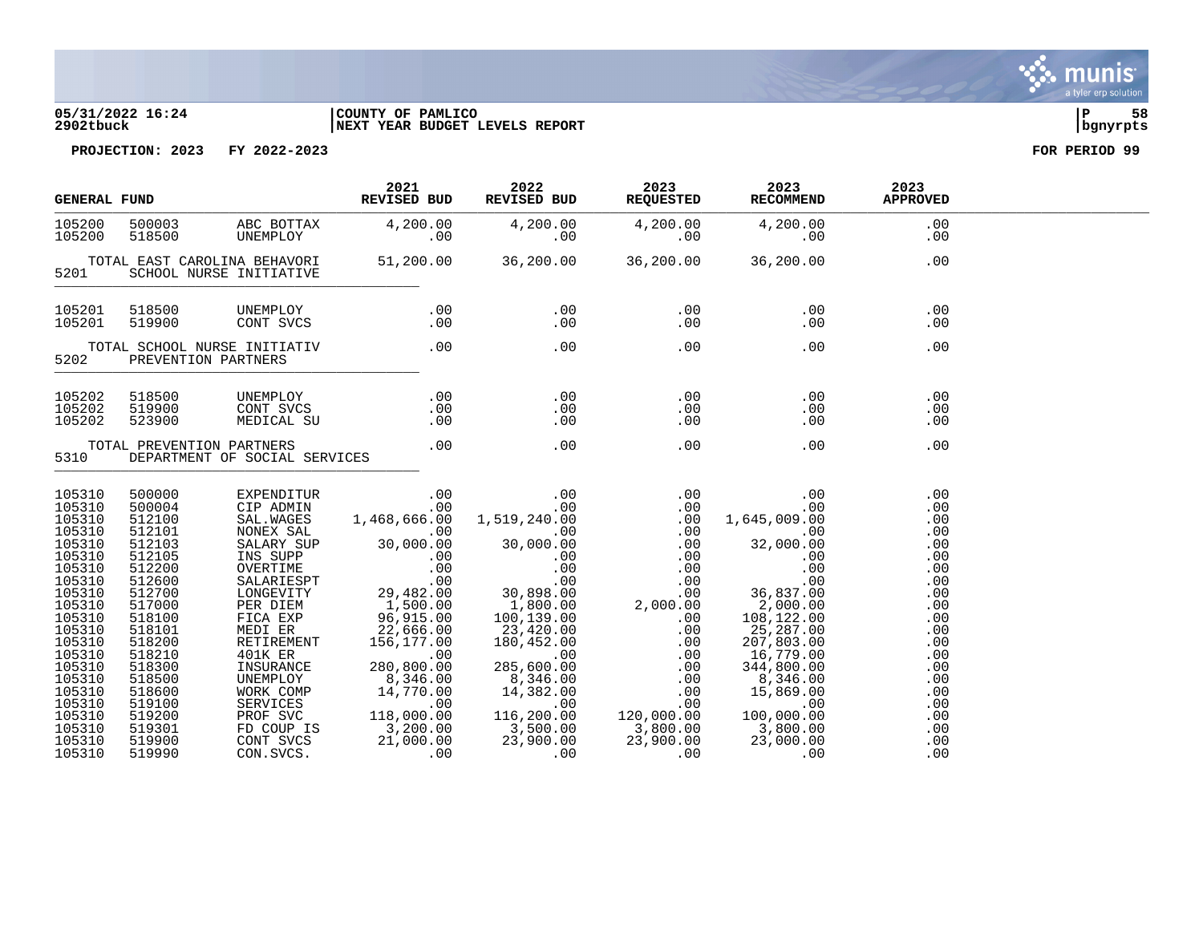05/31/2022 16:24 | COUNTY OF PAMLICO
2902tbuck | NEXT YEAR BUDGET LEVELS REPORT

PROJECTION: 2023 FY 2022-2023 — FOR PERIOD 99

| GENERAL FUND | | | 2021 REVISED BUD | 2022 REVISED BUD | 2023 REQUESTED | 2023 RECOMMEND | 2023 APPROVED |
|---|---|---|---|---|---|---|---|
| 105200 | 500003 | ABC BOTTAX | 4,200.00 | 4,200.00 | 4,200.00 | 4,200.00 | .00 |
| 105200 | 518500 | UNEMPLOY | .00 | .00 | .00 | .00 | .00 |
| | TOTAL EAST CAROLINA BEHAVORI | | 51,200.00 | 36,200.00 | 36,200.00 | 36,200.00 | .00 |
| 5201 | SCHOOL NURSE INITIATIVE | | | | | | |
| 105201 | 518500 | UNEMPLOY | .00 | .00 | .00 | .00 | .00 |
| 105201 | 519900 | CONT SVCS | .00 | .00 | .00 | .00 | .00 |
| | TOTAL SCHOOL NURSE INITIATIV | | .00 | .00 | .00 | .00 | .00 |
| 5202 | PREVENTION PARTNERS | | | | | | |
| 105202 | 518500 | UNEMPLOY | .00 | .00 | .00 | .00 | .00 |
| 105202 | 519900 | CONT SVCS | .00 | .00 | .00 | .00 | .00 |
| 105202 | 523900 | MEDICAL SU | .00 | .00 | .00 | .00 | .00 |
| | TOTAL PREVENTION PARTNERS | | .00 | .00 | .00 | .00 | .00 |
| 5310 | DEPARTMENT OF SOCIAL SERVICES | | | | | | |
| 105310 | 500000 | EXPENDITUR | .00 | .00 | .00 | .00 | .00 |
| 105310 | 500004 | CIP ADMIN | .00 | .00 | .00 | .00 | .00 |
| 105310 | 512100 | SAL.WAGES | 1,468,666.00 | 1,519,240.00 | .00 | 1,645,009.00 | .00 |
| 105310 | 512101 | NONEX SAL | .00 | .00 | .00 | .00 | .00 |
| 105310 | 512103 | SALARY SUP | 30,000.00 | 30,000.00 | .00 | 32,000.00 | .00 |
| 105310 | 512105 | INS SUPP | .00 | .00 | .00 | .00 | .00 |
| 105310 | 512200 | OVERTIME | .00 | .00 | .00 | .00 | .00 |
| 105310 | 512600 | SALARIESPT | .00 | .00 | .00 | .00 | .00 |
| 105310 | 512700 | LONGEVITY | 29,482.00 | 30,898.00 | .00 | 36,837.00 | .00 |
| 105310 | 517000 | PER DIEM | 1,500.00 | 1,800.00 | 2,000.00 | 2,000.00 | .00 |
| 105310 | 518100 | FICA EXP | 96,915.00 | 100,139.00 | .00 | 108,122.00 | .00 |
| 105310 | 518101 | MEDI ER | 22,666.00 | 23,420.00 | .00 | 25,287.00 | .00 |
| 105310 | 518200 | RETIREMENT | 156,177.00 | 180,452.00 | .00 | 207,803.00 | .00 |
| 105310 | 518210 | 401K ER | .00 | .00 | .00 | 16,779.00 | .00 |
| 105310 | 518300 | INSURANCE | 280,800.00 | 285,600.00 | .00 | 344,800.00 | .00 |
| 105310 | 518500 | UNEMPLOY | 8,346.00 | 8,346.00 | .00 | 8,346.00 | .00 |
| 105310 | 518600 | WORK COMP | 14,770.00 | 14,382.00 | .00 | 15,869.00 | .00 |
| 105310 | 519100 | SERVICES | .00 | .00 | .00 | .00 | .00 |
| 105310 | 519200 | PROF SVC | 118,000.00 | 116,200.00 | 120,000.00 | 100,000.00 | .00 |
| 105310 | 519301 | FD COUP IS | 3,200.00 | 3,500.00 | 3,800.00 | 3,800.00 | .00 |
| 105310 | 519900 | CONT SVCS | 21,000.00 | 23,900.00 | 23,900.00 | 23,000.00 | .00 |
| 105310 | 519990 | CON.SVCS. | .00 | .00 | .00 | .00 | .00 |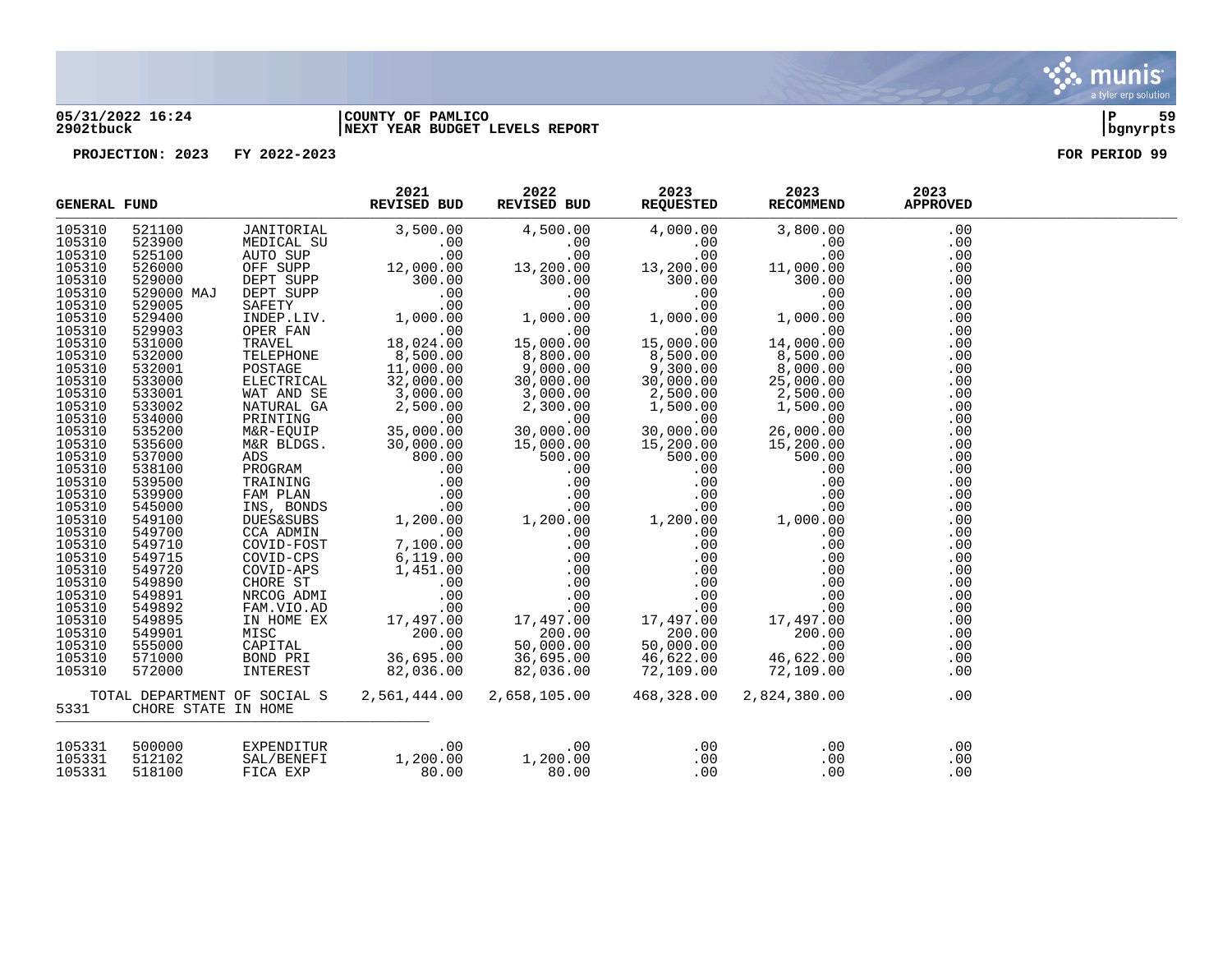05/31/2022 16:24 | COUNTY OF PAMLICO
2902tbuck | NEXT YEAR BUDGET LEVELS REPORT | bgnyrpts

PROJECTION: 2023 FY 2022-2023 FOR PERIOD 99

| GENERAL FUND | | | 2021 REVISED BUD | 2022 REVISED BUD | 2023 REQUESTED | 2023 RECOMMEND | 2023 APPROVED |
|---|---|---|---|---|---|---|---|
| 105310 | 521100 | JANITORIAL | 3,500.00 | 4,500.00 | 4,000.00 | 3,800.00 | .00 |
| 105310 | 523900 | MEDICAL SU | .00 | .00 | .00 | .00 | .00 |
| 105310 | 525100 | AUTO SUP | .00 | .00 | .00 | .00 | .00 |
| 105310 | 526000 | OFF SUPP | 12,000.00 | 13,200.00 | 13,200.00 | 11,000.00 | .00 |
| 105310 | 529000 | DEPT SUPP | 300.00 | 300.00 | 300.00 | 300.00 | .00 |
| 105310 | 529000 MAJ | DEPT SUPP | .00 | .00 | .00 | .00 | .00 |
| 105310 | 529005 | SAFETY | .00 | .00 | .00 | .00 | .00 |
| 105310 | 529400 | INDEP.LIV. | 1,000.00 | 1,000.00 | 1,000.00 | 1,000.00 | .00 |
| 105310 | 529903 | OPER FAN | .00 | .00 | .00 | .00 | .00 |
| 105310 | 531000 | TRAVEL | 18,024.00 | 15,000.00 | 15,000.00 | 14,000.00 | .00 |
| 105310 | 532000 | TELEPHONE | 8,500.00 | 8,800.00 | 8,500.00 | 8,500.00 | .00 |
| 105310 | 532001 | POSTAGE | 11,000.00 | 9,000.00 | 9,300.00 | 8,000.00 | .00 |
| 105310 | 533000 | ELECTRICAL | 32,000.00 | 30,000.00 | 30,000.00 | 25,000.00 | .00 |
| 105310 | 533001 | WAT AND SE | 3,000.00 | 3,000.00 | 2,500.00 | 2,500.00 | .00 |
| 105310 | 533002 | NATURAL GA | 2,500.00 | 2,300.00 | 1,500.00 | 1,500.00 | .00 |
| 105310 | 534000 | PRINTING | .00 | .00 | .00 | .00 | .00 |
| 105310 | 535200 | M&R-EQUIP | 35,000.00 | 30,000.00 | 30,000.00 | 26,000.00 | .00 |
| 105310 | 535600 | M&R BLDGS. | 30,000.00 | 15,000.00 | 15,200.00 | 15,200.00 | .00 |
| 105310 | 537000 | ADS | 800.00 | 500.00 | 500.00 | 500.00 | .00 |
| 105310 | 538100 | PROGRAM | .00 | .00 | .00 | .00 | .00 |
| 105310 | 539500 | TRAINING | .00 | .00 | .00 | .00 | .00 |
| 105310 | 539900 | FAM PLAN | .00 | .00 | .00 | .00 | .00 |
| 105310 | 545000 | INS, BONDS | .00 | .00 | .00 | .00 | .00 |
| 105310 | 549100 | DUES&SUBS | 1,200.00 | 1,200.00 | 1,200.00 | 1,000.00 | .00 |
| 105310 | 549700 | CCA ADMIN | .00 | .00 | .00 | .00 | .00 |
| 105310 | 549710 | COVID-FOST | 7,100.00 | .00 | .00 | .00 | .00 |
| 105310 | 549715 | COVID-CPS | 6,119.00 | .00 | .00 | .00 | .00 |
| 105310 | 549720 | COVID-APS | 1,451.00 | .00 | .00 | .00 | .00 |
| 105310 | 549890 | CHORE ST | .00 | .00 | .00 | .00 | .00 |
| 105310 | 549891 | NRCOG ADMI | .00 | .00 | .00 | .00 | .00 |
| 105310 | 549892 | FAM.VIO.AD | .00 | .00 | .00 | .00 | .00 |
| 105310 | 549895 | IN HOME EX | 17,497.00 | 17,497.00 | 17,497.00 | 17,497.00 | .00 |
| 105310 | 549901 | MISC | 200.00 | 200.00 | 200.00 | 200.00 | .00 |
| 105310 | 555000 | CAPITAL | .00 | 50,000.00 | 50,000.00 | .00 | .00 |
| 105310 | 571000 | BOND PRI | 36,695.00 | 36,695.00 | 46,622.00 | 46,622.00 | .00 |
| 105310 | 572000 | INTEREST | 82,036.00 | 82,036.00 | 72,109.00 | 72,109.00 | .00 |
| TOTAL DEPARTMENT OF SOCIAL S | | | 2,561,444.00 | 2,658,105.00 | 468,328.00 | 2,824,380.00 | .00 |
| 5331 | CHORE STATE IN HOME | | | | | | |
| 105331 | 500000 | EXPENDITUR | .00 | .00 | .00 | .00 | .00 |
| 105331 | 512102 | SAL/BENEFI | 1,200.00 | 1,200.00 | .00 | .00 | .00 |
| 105331 | 518100 | FICA EXP | 80.00 | 80.00 | .00 | .00 | .00 |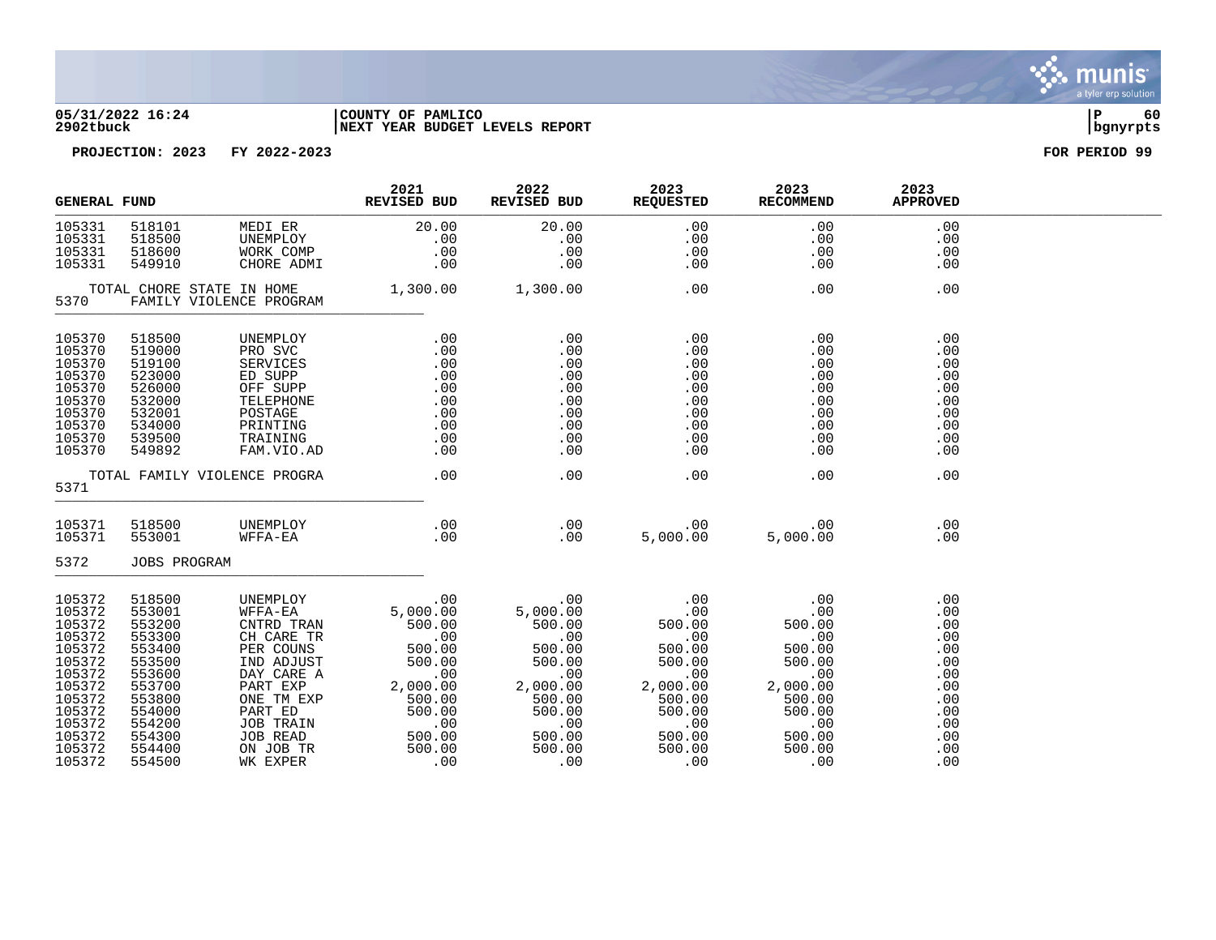**05/31/2022 16:24** | **COUNTY OF PAMLICO** | **NEXT YEAR BUDGET LEVELS REPORT**

**2902tbuck** | **bgnyrpts**

**PROJECTION: 2023 FY 2022-2023** **FOR PERIOD 99**

| GENERAL FUND | | | 2021 REVISED BUD | 2022 REVISED BUD | 2023 REQUESTED | 2023 RECOMMEND | 2023 APPROVED |
|---|---|---|---|---|---|---|---|
| 105331 | 518101 | MEDI ER | 20.00 | 20.00 | .00 | .00 | .00 |
| 105331 | 518500 | UNEMPLOY | .00 | .00 | .00 | .00 | .00 |
| 105331 | 518600 | WORK COMP | .00 | .00 | .00 | .00 | .00 |
| 105331 | 549910 | CHORE ADMI | .00 | .00 | .00 | .00 | .00 |
| TOTAL CHORE STATE IN HOME | | | 1,300.00 | 1,300.00 | .00 | .00 | .00 |
| 5370 | FAMILY VIOLENCE PROGRAM | | | | | | |
| 105370 | 518500 | UNEMPLOY | .00 | .00 | .00 | .00 | .00 |
| 105370 | 519000 | PRO SVC | .00 | .00 | .00 | .00 | .00 |
| 105370 | 519100 | SERVICES | .00 | .00 | .00 | .00 | .00 |
| 105370 | 523000 | ED SUPP | .00 | .00 | .00 | .00 | .00 |
| 105370 | 526000 | OFF SUPP | .00 | .00 | .00 | .00 | .00 |
| 105370 | 532000 | TELEPHONE | .00 | .00 | .00 | .00 | .00 |
| 105370 | 532001 | POSTAGE | .00 | .00 | .00 | .00 | .00 |
| 105370 | 534000 | PRINTING | .00 | .00 | .00 | .00 | .00 |
| 105370 | 539500 | TRAINING | .00 | .00 | .00 | .00 | .00 |
| 105370 | 549892 | FAM.VIO.AD | .00 | .00 | .00 | .00 | .00 |
| TOTAL FAMILY VIOLENCE PROGRA | | | .00 | .00 | .00 | .00 | .00 |
| 5371 | | | | | | | |
| 105371 | 518500 | UNEMPLOY | .00 | .00 | .00 | .00 | .00 |
| 105371 | 553001 | WFFA-EA | .00 | .00 | 5,000.00 | 5,000.00 | .00 |
| 5372 | JOBS PROGRAM | | | | | | |
| 105372 | 518500 | UNEMPLOY | .00 | .00 | .00 | .00 | .00 |
| 105372 | 553001 | WFFA-EA | 5,000.00 | 5,000.00 | .00 | .00 | .00 |
| 105372 | 553200 | CNTRD TRAN | 500.00 | 500.00 | 500.00 | 500.00 | .00 |
| 105372 | 553300 | CH CARE TR | .00 | .00 | .00 | .00 | .00 |
| 105372 | 553400 | PER COUNS | 500.00 | 500.00 | 500.00 | 500.00 | .00 |
| 105372 | 553500 | IND ADJUST | 500.00 | 500.00 | 500.00 | 500.00 | .00 |
| 105372 | 553600 | DAY CARE A | .00 | .00 | .00 | .00 | .00 |
| 105372 | 553700 | PART EXP | 2,000.00 | 2,000.00 | 2,000.00 | 2,000.00 | .00 |
| 105372 | 553800 | ONE TM EXP | 500.00 | 500.00 | 500.00 | 500.00 | .00 |
| 105372 | 554000 | PART ED | 500.00 | 500.00 | 500.00 | 500.00 | .00 |
| 105372 | 554200 | JOB TRAIN | .00 | .00 | .00 | .00 | .00 |
| 105372 | 554300 | JOB READ | 500.00 | 500.00 | 500.00 | 500.00 | .00 |
| 105372 | 554400 | ON JOB TR | 500.00 | 500.00 | 500.00 | 500.00 | .00 |
| 105372 | 554500 | WK EXPER | .00 | .00 | .00 | .00 | .00 |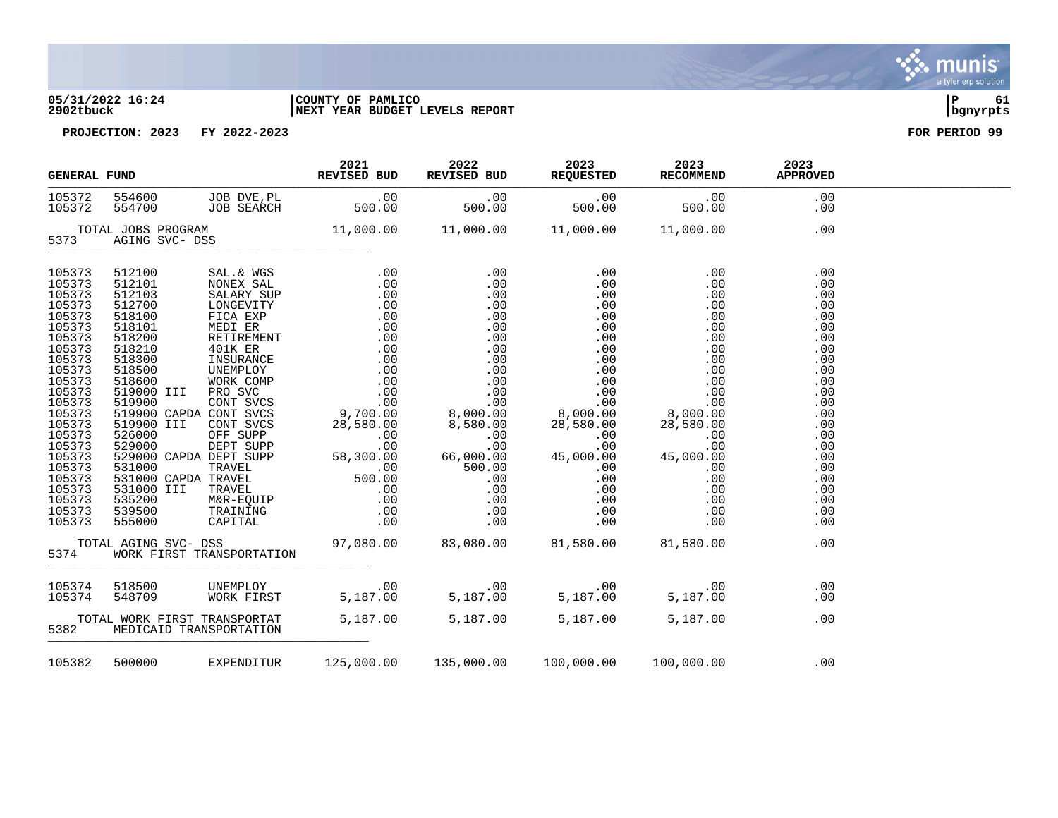**COUNTY OF PAMLICO**
**NEXT YEAR BUDGET LEVELS REPORT**

**PROJECTION: 2023 FY 2022-2023** — **FOR PERIOD 99**

| GENERAL FUND | | | 2021 REVISED BUD | 2022 REVISED BUD | 2023 REQUESTED | 2023 RECOMMEND | 2023 APPROVED |
|---|---|---|---|---|---|---|---|
| 105372 | 554600 | JOB DVE,PL | .00 | .00 | .00 | .00 | .00 |
| 105372 | 554700 | JOB SEARCH | 500.00 | 500.00 | 500.00 | 500.00 | .00 |
| TOTAL JOBS PROGRAM | | | 11,000.00 | 11,000.00 | 11,000.00 | 11,000.00 | .00 |
| 5373 | AGING SVC- DSS | | | | | | |
| 105373 | 512100 | SAL.& WGS | .00 | .00 | .00 | .00 | .00 |
| 105373 | 512101 | NONEX SAL | .00 | .00 | .00 | .00 | .00 |
| 105373 | 512103 | SALARY SUP | .00 | .00 | .00 | .00 | .00 |
| 105373 | 512700 | LONGEVITY | .00 | .00 | .00 | .00 | .00 |
| 105373 | 518100 | FICA EXP | .00 | .00 | .00 | .00 | .00 |
| 105373 | 518101 | MEDI ER | .00 | .00 | .00 | .00 | .00 |
| 105373 | 518200 | RETIREMENT | .00 | .00 | .00 | .00 | .00 |
| 105373 | 518210 | 401K ER | .00 | .00 | .00 | .00 | .00 |
| 105373 | 518300 | INSURANCE | .00 | .00 | .00 | .00 | .00 |
| 105373 | 518500 | UNEMPLOY | .00 | .00 | .00 | .00 | .00 |
| 105373 | 518600 | WORK COMP | .00 | .00 | .00 | .00 | .00 |
| 105373 | 519000 III | PRO SVC | .00 | .00 | .00 | .00 | .00 |
| 105373 | 519900 | CONT SVCS | .00 | .00 | .00 | .00 | .00 |
| 105373 | 519900 CAPDA | CONT SVCS | 9,700.00 | 8,000.00 | 8,000.00 | 8,000.00 | .00 |
| 105373 | 519900 III | CONT SVCS | 28,580.00 | 8,580.00 | 28,580.00 | 28,580.00 | .00 |
| 105373 | 526000 | OFF SUPP | .00 | .00 | .00 | .00 | .00 |
| 105373 | 529000 | DEPT SUPP | .00 | .00 | .00 | .00 | .00 |
| 105373 | 529000 CAPDA | DEPT SUPP | 58,300.00 | 66,000.00 | 45,000.00 | 45,000.00 | .00 |
| 105373 | 531000 | TRAVEL | .00 | 500.00 | .00 | .00 | .00 |
| 105373 | 531000 CAPDA | TRAVEL | 500.00 | .00 | .00 | .00 | .00 |
| 105373 | 531000 III | TRAVEL | .00 | .00 | .00 | .00 | .00 |
| 105373 | 535200 | M&R-EQUIP | .00 | .00 | .00 | .00 | .00 |
| 105373 | 539500 | TRAINING | .00 | .00 | .00 | .00 | .00 |
| 105373 | 555000 | CAPITAL | .00 | .00 | .00 | .00 | .00 |
| TOTAL AGING SVC- DSS | | | 97,080.00 | 83,080.00 | 81,580.00 | 81,580.00 | .00 |
| 5374 | WORK FIRST TRANSPORTATION | | | | | | |
| 105374 | 518500 | UNEMPLOY | .00 | .00 | .00 | .00 | .00 |
| 105374 | 548709 | WORK FIRST | 5,187.00 | 5,187.00 | 5,187.00 | 5,187.00 | .00 |
| TOTAL WORK FIRST TRANSPORTAT | | | 5,187.00 | 5,187.00 | 5,187.00 | 5,187.00 | .00 |
| 5382 | MEDICAID TRANSPORTATION | | | | | | |
| 105382 | 500000 | EXPENDITUR | 125,000.00 | 135,000.00 | 100,000.00 | 100,000.00 | .00 |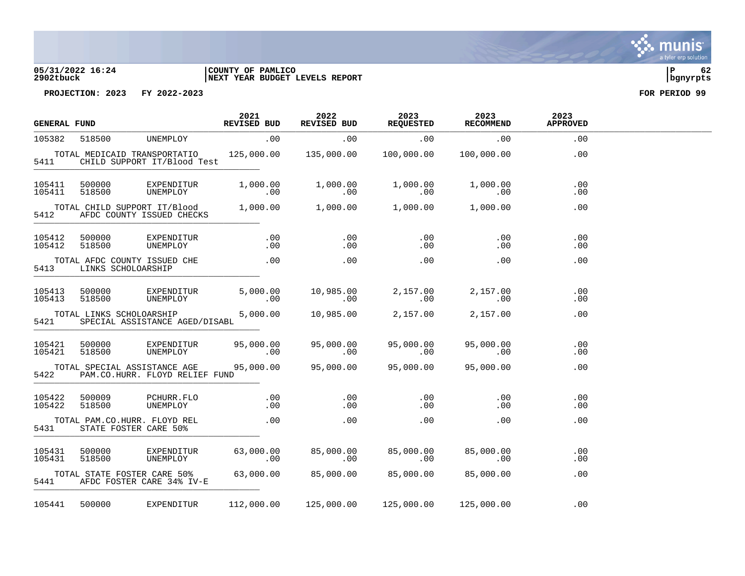05/31/2022 16:24 | COUNTY OF PAMLICO | P 62
2902tbuck | NEXT YEAR BUDGET LEVELS REPORT | bgnyrpts

PROJECTION: 2023 FY 2022-2023 FOR PERIOD 99

| GENERAL FUND | | | 2021 REVISED BUD | 2022 REVISED BUD | 2023 REQUESTED | 2023 RECOMMEND | 2023 APPROVED |
|---|---|---|---|---|---|---|---|
| 105382 | 518500 | UNEMPLOY | .00 | .00 | .00 | .00 | .00 |
| | TOTAL MEDICAID TRANSPORTATIO | | 125,000.00 | 135,000.00 | 100,000.00 | 100,000.00 | .00 |
| 5411 | CHILD SUPPORT IT/Blood Test | | | | | | |
| 105411 | 500000 | EXPENDITUR | 1,000.00 | 1,000.00 | 1,000.00 | 1,000.00 | .00 |
| 105411 | 518500 | UNEMPLOY | .00 | .00 | .00 | .00 | .00 |
| | TOTAL CHILD SUPPORT IT/Blood | | 1,000.00 | 1,000.00 | 1,000.00 | 1,000.00 | .00 |
| 5412 | AFDC COUNTY ISSUED CHECKS | | | | | | |
| 105412 | 500000 | EXPENDITUR | .00 | .00 | .00 | .00 | .00 |
| 105412 | 518500 | UNEMPLOY | .00 | .00 | .00 | .00 | .00 |
| | TOTAL AFDC COUNTY ISSUED CHE | | .00 | .00 | .00 | .00 | .00 |
| 5413 | LINKS SCHOLOARSHIP | | | | | | |
| 105413 | 500000 | EXPENDITUR | 5,000.00 | 10,985.00 | 2,157.00 | 2,157.00 | .00 |
| 105413 | 518500 | UNEMPLOY | .00 | .00 | .00 | .00 | .00 |
| | TOTAL LINKS SCHOLOARSHIP | | 5,000.00 | 10,985.00 | 2,157.00 | 2,157.00 | .00 |
| 5421 | SPECIAL ASSISTANCE AGED/DISABL | | | | | | |
| 105421 | 500000 | EXPENDITUR | 95,000.00 | 95,000.00 | 95,000.00 | 95,000.00 | .00 |
| 105421 | 518500 | UNEMPLOY | .00 | .00 | .00 | .00 | .00 |
| | TOTAL SPECIAL ASSISTANCE AGE | | 95,000.00 | 95,000.00 | 95,000.00 | 95,000.00 | .00 |
| 5422 | PAM.CO.HURR. FLOYD RELIEF FUND | | | | | | |
| 105422 | 500009 | PCHURR.FLO | .00 | .00 | .00 | .00 | .00 |
| 105422 | 518500 | UNEMPLOY | .00 | .00 | .00 | .00 | .00 |
| | TOTAL PAM.CO.HURR. FLOYD REL | | .00 | .00 | .00 | .00 | .00 |
| 5431 | STATE FOSTER CARE 50% | | | | | | |
| 105431 | 500000 | EXPENDITUR | 63,000.00 | 85,000.00 | 85,000.00 | 85,000.00 | .00 |
| 105431 | 518500 | UNEMPLOY | .00 | .00 | .00 | .00 | .00 |
| | TOTAL STATE FOSTER CARE 50% | | 63,000.00 | 85,000.00 | 85,000.00 | 85,000.00 | .00 |
| 5441 | AFDC FOSTER CARE 34% IV-E | | | | | | |
| 105441 | 500000 | EXPENDITUR | 112,000.00 | 125,000.00 | 125,000.00 | 125,000.00 | .00 |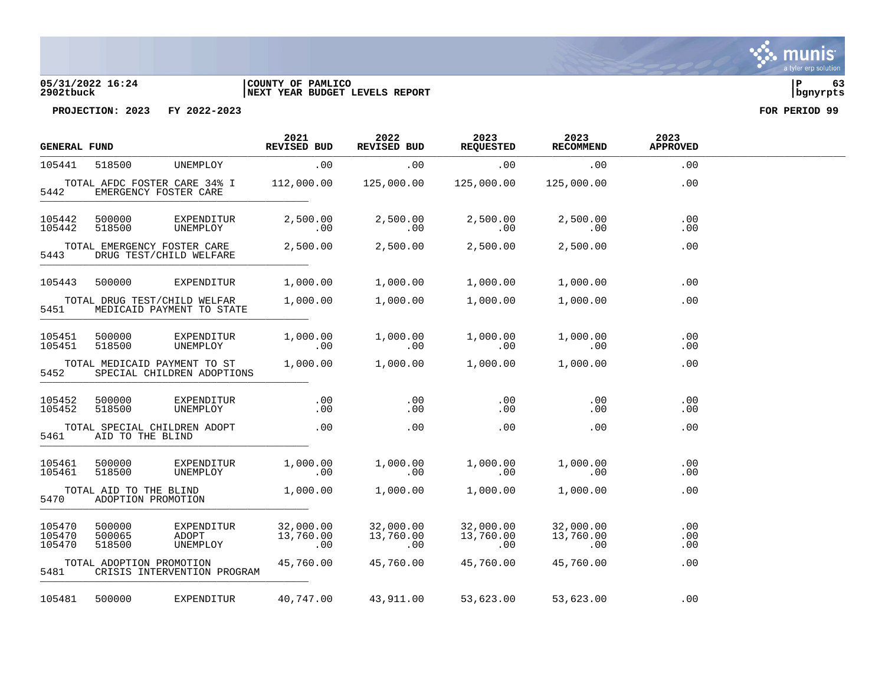PROJECTION: 2023 FY 2022-2023 FOR PERIOD 99

| GENERAL FUND | | | 2021 REVISED BUD | 2022 REVISED BUD | 2023 REQUESTED | 2023 RECOMMEND | 2023 APPROVED |
|---|---|---|---|---|---|---|---|
| 105441 | 518500 | UNEMPLOY | .00 | .00 | .00 | .00 | .00 |
| TOTAL AFDC FOSTER CARE 34% I | | | 112,000.00 | 125,000.00 | 125,000.00 | 125,000.00 | .00 |
| 5442 | EMERGENCY FOSTER CARE | | | | | | |
| 105442 | 500000 | EXPENDITUR | 2,500.00 | 2,500.00 | 2,500.00 | 2,500.00 | .00 |
| 105442 | 518500 | UNEMPLOY | .00 | .00 | .00 | .00 | .00 |
| TOTAL EMERGENCY FOSTER CARE | | | 2,500.00 | 2,500.00 | 2,500.00 | 2,500.00 | .00 |
| 5443 | DRUG TEST/CHILD WELFARE | | | | | | |
| 105443 | 500000 | EXPENDITUR | 1,000.00 | 1,000.00 | 1,000.00 | 1,000.00 | .00 |
| TOTAL DRUG TEST/CHILD WELFAR | | | 1,000.00 | 1,000.00 | 1,000.00 | 1,000.00 | .00 |
| 5451 | MEDICAID PAYMENT TO STATE | | | | | | |
| 105451 | 500000 | EXPENDITUR | 1,000.00 | 1,000.00 | 1,000.00 | 1,000.00 | .00 |
| 105451 | 518500 | UNEMPLOY | .00 | .00 | .00 | .00 | .00 |
| TOTAL MEDICAID PAYMENT TO ST | | | 1,000.00 | 1,000.00 | 1,000.00 | 1,000.00 | .00 |
| 5452 | SPECIAL CHILDREN ADOPTIONS | | | | | | |
| 105452 | 500000 | EXPENDITUR | .00 | .00 | .00 | .00 | .00 |
| 105452 | 518500 | UNEMPLOY | .00 | .00 | .00 | .00 | .00 |
| TOTAL SPECIAL CHILDREN ADOPT | | | .00 | .00 | .00 | .00 | .00 |
| 5461 | AID TO THE BLIND | | | | | | |
| 105461 | 500000 | EXPENDITUR | 1,000.00 | 1,000.00 | 1,000.00 | 1,000.00 | .00 |
| 105461 | 518500 | UNEMPLOY | .00 | .00 | .00 | .00 | .00 |
| TOTAL AID TO THE BLIND | | | 1,000.00 | 1,000.00 | 1,000.00 | 1,000.00 | .00 |
| 5470 | ADOPTION PROMOTION | | | | | | |
| 105470 | 500000 | EXPENDITUR | 32,000.00 | 32,000.00 | 32,000.00 | 32,000.00 | .00 |
| 105470 | 500065 | ADOPT | 13,760.00 | 13,760.00 | 13,760.00 | 13,760.00 | .00 |
| 105470 | 518500 | UNEMPLOY | .00 | .00 | .00 | .00 | .00 |
| TOTAL ADOPTION PROMOTION | | | 45,760.00 | 45,760.00 | 45,760.00 | 45,760.00 | .00 |
| 5481 | CRISIS INTERVENTION PROGRAM | | | | | | |
| 105481 | 500000 | EXPENDITUR | 40,747.00 | 43,911.00 | 53,623.00 | 53,623.00 | .00 |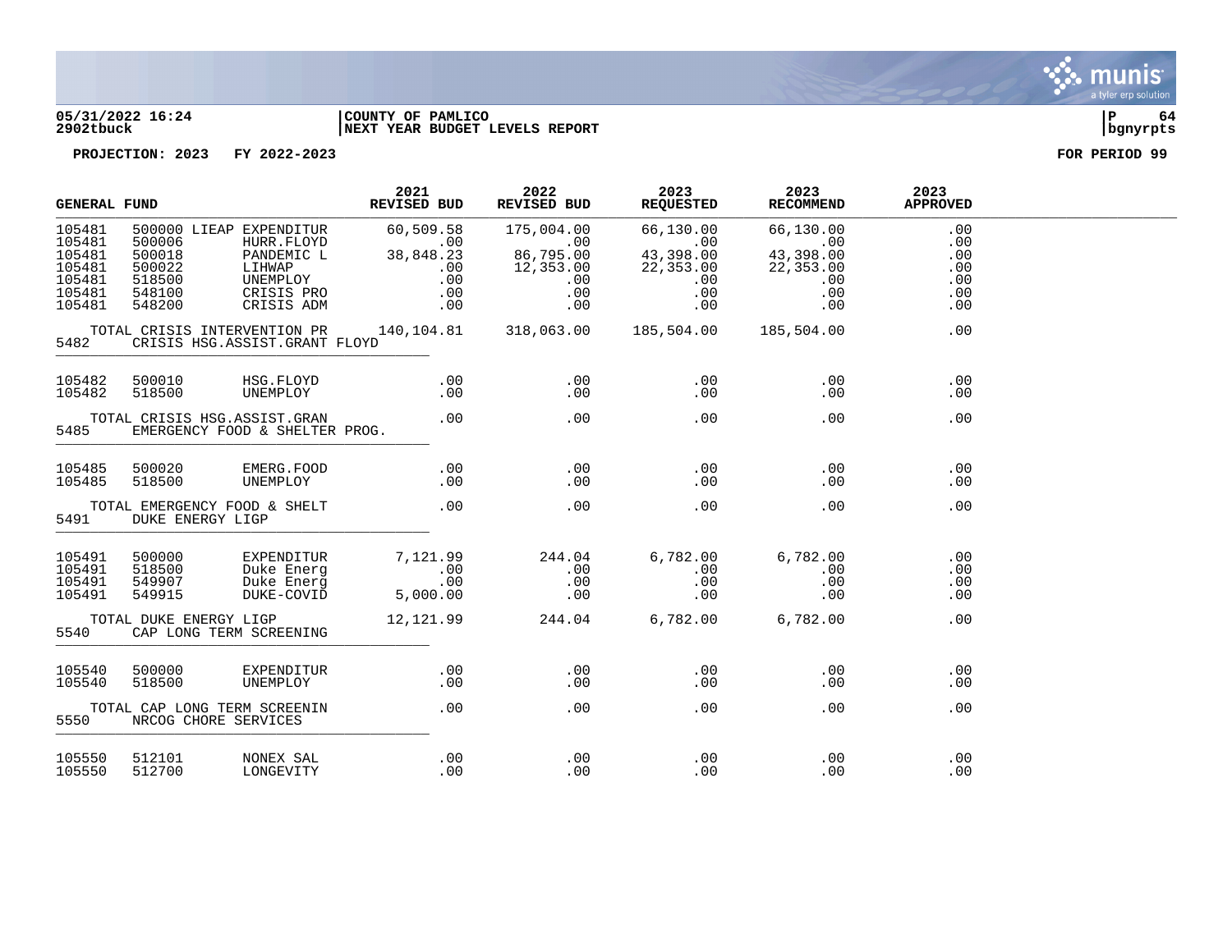05/31/2022 16:24 | COUNTY OF PAMLICO | P 64
2902tbuck | NEXT YEAR BUDGET LEVELS REPORT | bgnyrpts

PROJECTION: 2023 FY 2022-2023 FOR PERIOD 99

| GENERAL FUND | | | 2021 REVISED BUD | 2022 REVISED BUD | 2023 REQUESTED | 2023 RECOMMEND | 2023 APPROVED |
|---|---|---|---|---|---|---|---|
| 105481 | 500000 | LIEAP EXPENDITUR | 60,509.58 | 175,004.00 | 66,130.00 | 66,130.00 | .00 |
| 105481 | 500006 | HURR.FLOYD | .00 | .00 | .00 | .00 | .00 |
| 105481 | 500018 | PANDEMIC L | 38,848.23 | 86,795.00 | 43,398.00 | 43,398.00 | .00 |
| 105481 | 500022 | LIHWAP | .00 | 12,353.00 | 22,353.00 | 22,353.00 | .00 |
| 105481 | 518500 | UNEMPLOY | .00 | .00 | .00 | .00 | .00 |
| 105481 | 548100 | CRISIS PRO | .00 | .00 | .00 | .00 | .00 |
| 105481 | 548200 | CRISIS ADM | .00 | .00 | .00 | .00 | .00 |
| | TOTAL CRISIS INTERVENTION PR | | 140,104.81 | 318,063.00 | 185,504.00 | 185,504.00 | .00 |
| 5482 | CRISIS HSG.ASSIST.GRANT FLOYD | | | | | | |
| 105482 | 500010 | HSG.FLOYD | .00 | .00 | .00 | .00 | .00 |
| 105482 | 518500 | UNEMPLOY | .00 | .00 | .00 | .00 | .00 |
| | TOTAL CRISIS HSG.ASSIST.GRAN | | .00 | .00 | .00 | .00 | .00 |
| 5485 | EMERGENCY FOOD & SHELTER PROG. | | | | | | |
| 105485 | 500020 | EMERG.FOOD | .00 | .00 | .00 | .00 | .00 |
| 105485 | 518500 | UNEMPLOY | .00 | .00 | .00 | .00 | .00 |
| | TOTAL EMERGENCY FOOD & SHELT | | .00 | .00 | .00 | .00 | .00 |
| 5491 | DUKE ENERGY LIGP | | | | | | |
| 105491 | 500000 | EXPENDITUR | 7,121.99 | 244.04 | 6,782.00 | 6,782.00 | .00 |
| 105491 | 518500 | Duke Energ | .00 | .00 | .00 | .00 | .00 |
| 105491 | 549907 | Duke Energ | .00 | .00 | .00 | .00 | .00 |
| 105491 | 549915 | DUKE-COVID | 5,000.00 | .00 | .00 | .00 | .00 |
| | TOTAL DUKE ENERGY LIGP | | 12,121.99 | 244.04 | 6,782.00 | 6,782.00 | .00 |
| 5540 | CAP LONG TERM SCREENING | | | | | | |
| 105540 | 500000 | EXPENDITUR | .00 | .00 | .00 | .00 | .00 |
| 105540 | 518500 | UNEMPLOY | .00 | .00 | .00 | .00 | .00 |
| | TOTAL CAP LONG TERM SCREENIN | | .00 | .00 | .00 | .00 | .00 |
| 5550 | NRCOG CHORE SERVICES | | | | | | |
| 105550 | 512101 | NONEX SAL | .00 | .00 | .00 | .00 | .00 |
| 105550 | 512700 | LONGEVITY | .00 | .00 | .00 | .00 | .00 |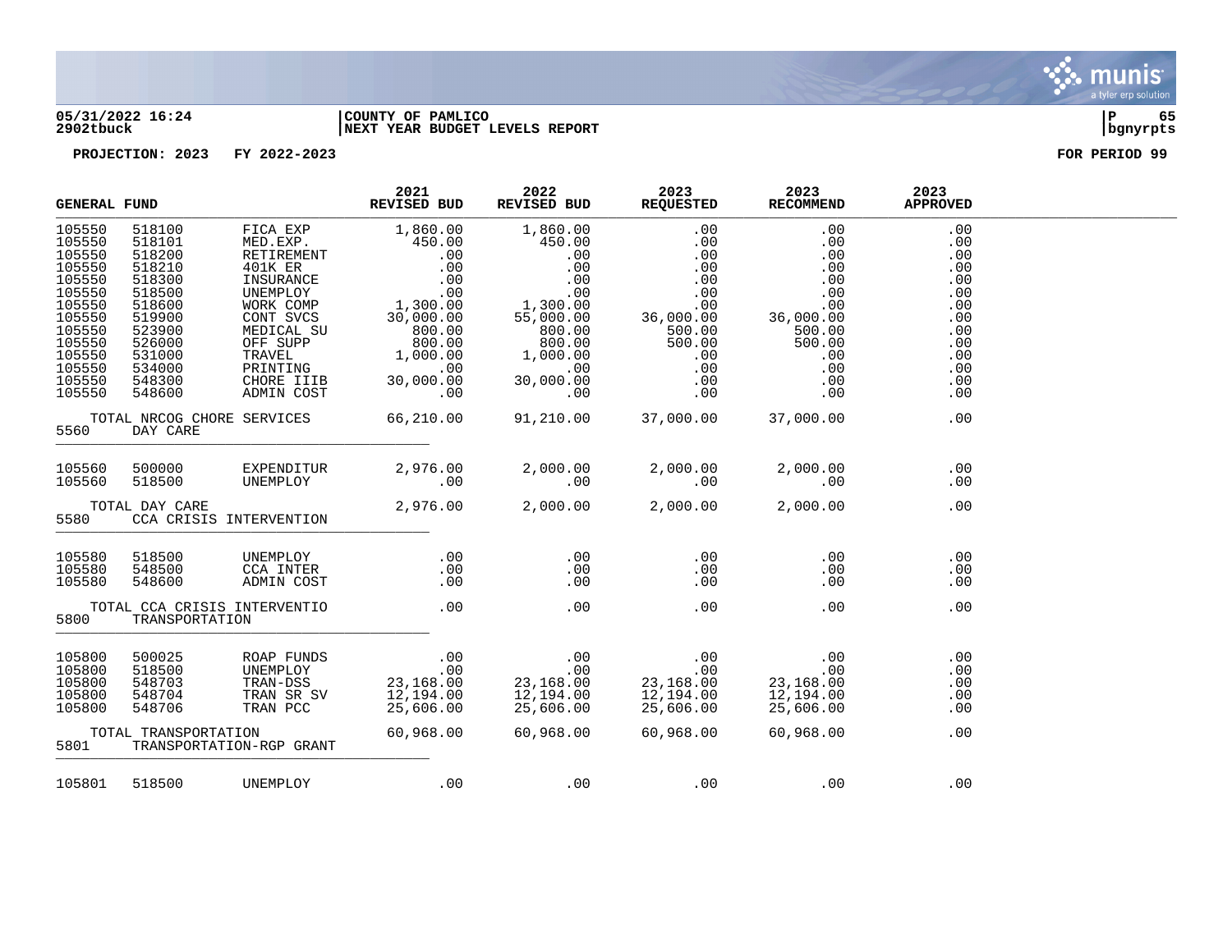COUNTY OF PAMLICO
NEXT YEAR BUDGET LEVELS REPORT

PROJECTION: 2023 FY 2022-2023 — FOR PERIOD 99

| GENERAL FUND | | | 2021 REVISED BUD | 2022 REVISED BUD | 2023 REQUESTED | 2023 RECOMMEND | 2023 APPROVED |
|---|---|---|---|---|---|---|---|
| 105550 | 518100 | FICA EXP | 1,860.00 | 1,860.00 | .00 | .00 | .00 |
| 105550 | 518101 | MED.EXP. | 450.00 | 450.00 | .00 | .00 | .00 |
| 105550 | 518200 | RETIREMENT | .00 | .00 | .00 | .00 | .00 |
| 105550 | 518210 | 401K ER | .00 | .00 | .00 | .00 | .00 |
| 105550 | 518300 | INSURANCE | .00 | .00 | .00 | .00 | .00 |
| 105550 | 518500 | UNEMPLOY | .00 | .00 | .00 | .00 | .00 |
| 105550 | 518600 | WORK COMP | 1,300.00 | 1,300.00 | .00 | .00 | .00 |
| 105550 | 519900 | CONT SVCS | 30,000.00 | 55,000.00 | 36,000.00 | 36,000.00 | .00 |
| 105550 | 523900 | MEDICAL SU | 800.00 | 800.00 | 500.00 | 500.00 | .00 |
| 105550 | 526000 | OFF SUPP | 800.00 | 800.00 | 500.00 | 500.00 | .00 |
| 105550 | 531000 | TRAVEL | 1,000.00 | 1,000.00 | .00 | .00 | .00 |
| 105550 | 534000 | PRINTING | .00 | .00 | .00 | .00 | .00 |
| 105550 | 548300 | CHORE IIIB | 30,000.00 | 30,000.00 | .00 | .00 | .00 |
| 105550 | 548600 | ADMIN COST | .00 | .00 | .00 | .00 | .00 |
| TOTAL NRCOG CHORE SERVICES | | | 66,210.00 | 91,210.00 | 37,000.00 | 37,000.00 | .00 |
| 5560 | DAY CARE | | | | | | |
| 105560 | 500000 | EXPENDITUR | 2,976.00 | 2,000.00 | 2,000.00 | 2,000.00 | .00 |
| 105560 | 518500 | UNEMPLOY | .00 | .00 | .00 | .00 | .00 |
| TOTAL DAY CARE | | | 2,976.00 | 2,000.00 | 2,000.00 | 2,000.00 | .00 |
| 5580 | CCA CRISIS INTERVENTION | | | | | | |
| 105580 | 518500 | UNEMPLOY | .00 | .00 | .00 | .00 | .00 |
| 105580 | 548500 | CCA INTER | .00 | .00 | .00 | .00 | .00 |
| 105580 | 548600 | ADMIN COST | .00 | .00 | .00 | .00 | .00 |
| TOTAL CCA CRISIS INTERVENTIO | | | .00 | .00 | .00 | .00 | .00 |
| 5800 | TRANSPORTATION | | | | | | |
| 105800 | 500025 | ROAP FUNDS | .00 | .00 | .00 | .00 | .00 |
| 105800 | 518500 | UNEMPLOY | .00 | .00 | .00 | .00 | .00 |
| 105800 | 548703 | TRAN-DSS | 23,168.00 | 23,168.00 | 23,168.00 | 23,168.00 | .00 |
| 105800 | 548704 | TRAN SR SV | 12,194.00 | 12,194.00 | 12,194.00 | 12,194.00 | .00 |
| 105800 | 548706 | TRAN PCC | 25,606.00 | 25,606.00 | 25,606.00 | 25,606.00 | .00 |
| TOTAL TRANSPORTATION | | | 60,968.00 | 60,968.00 | 60,968.00 | 60,968.00 | .00 |
| 5801 | TRANSPORTATION-RGP GRANT | | | | | | |
| 105801 | 518500 | UNEMPLOY | .00 | .00 | .00 | .00 | .00 |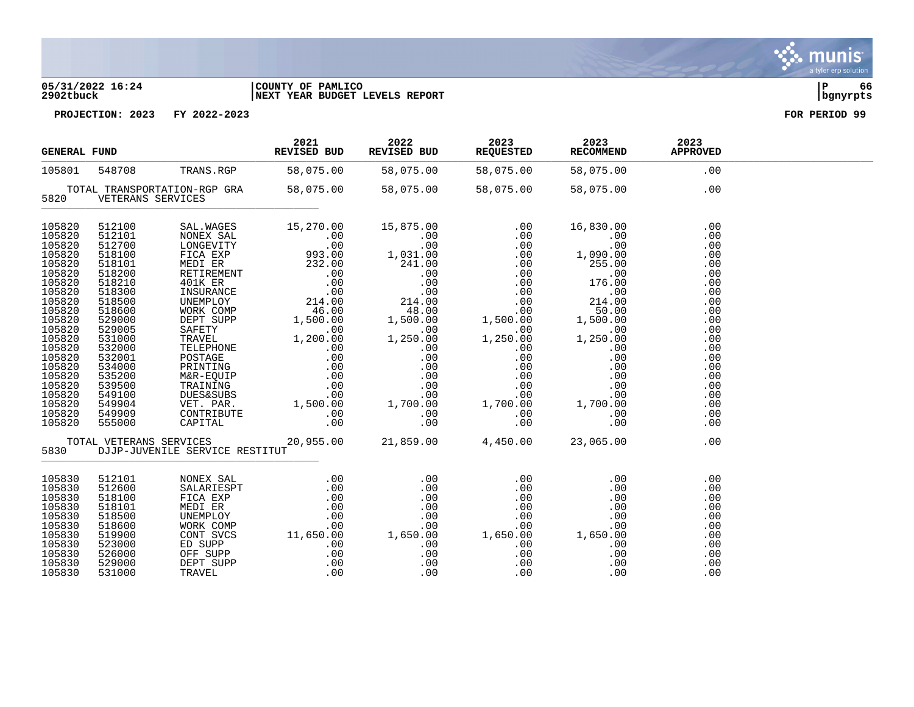05/31/2022 16:24 | COUNTY OF PAMLICO | P 66
2902tbuck | NEXT YEAR BUDGET LEVELS REPORT | bgnyrpts

PROJECTION: 2023 FY 2022-2023 FOR PERIOD 99

| GENERAL FUND | | | 2021 REVISED BUD | 2022 REVISED BUD | 2023 REQUESTED | 2023 RECOMMEND | 2023 APPROVED |
|---|---|---|---|---|---|---|---|
| 105801 | 548708 | TRANS.RGP | 58,075.00 | 58,075.00 | 58,075.00 | 58,075.00 | .00 |
| TOTAL TRANSPORTATION-RGP GRA | | | 58,075.00 | 58,075.00 | 58,075.00 | 58,075.00 | .00 |
| 5820 | VETERANS SERVICES | | | | | | |
| 105820 | 512100 | SAL.WAGES | 15,270.00 | 15,875.00 | .00 | 16,830.00 | .00 |
| 105820 | 512101 | NONEX SAL | .00 | .00 | .00 | .00 | .00 |
| 105820 | 512700 | LONGEVITY | .00 | .00 | .00 | .00 | .00 |
| 105820 | 518100 | FICA EXP | 993.00 | 1,031.00 | .00 | 1,090.00 | .00 |
| 105820 | 518101 | MEDI ER | 232.00 | 241.00 | .00 | 255.00 | .00 |
| 105820 | 518200 | RETIREMENT | .00 | .00 | .00 | .00 | .00 |
| 105820 | 518210 | 401K ER | .00 | .00 | .00 | 176.00 | .00 |
| 105820 | 518300 | INSURANCE | .00 | .00 | .00 | .00 | .00 |
| 105820 | 518500 | UNEMPLOY | 214.00 | 214.00 | .00 | 214.00 | .00 |
| 105820 | 518600 | WORK COMP | 46.00 | 48.00 | .00 | 50.00 | .00 |
| 105820 | 529000 | DEPT SUPP | 1,500.00 | 1,500.00 | 1,500.00 | 1,500.00 | .00 |
| 105820 | 529005 | SAFETY | .00 | .00 | .00 | .00 | .00 |
| 105820 | 531000 | TRAVEL | 1,200.00 | 1,250.00 | 1,250.00 | 1,250.00 | .00 |
| 105820 | 532000 | TELEPHONE | .00 | .00 | .00 | .00 | .00 |
| 105820 | 532001 | POSTAGE | .00 | .00 | .00 | .00 | .00 |
| 105820 | 534000 | PRINTING | .00 | .00 | .00 | .00 | .00 |
| 105820 | 535200 | M&R-EQUIP | .00 | .00 | .00 | .00 | .00 |
| 105820 | 539500 | TRAINING | .00 | .00 | .00 | .00 | .00 |
| 105820 | 549100 | DUES&SUBS | .00 | .00 | .00 | .00 | .00 |
| 105820 | 549904 | VET. PAR. | 1,500.00 | 1,700.00 | 1,700.00 | 1,700.00 | .00 |
| 105820 | 549909 | CONTRIBUTE | .00 | .00 | .00 | .00 | .00 |
| 105820 | 555000 | CAPITAL | .00 | .00 | .00 | .00 | .00 |
| TOTAL VETERANS SERVICES | | | 20,955.00 | 21,859.00 | 4,450.00 | 23,065.00 | .00 |
| 5830 | DJJP-JUVENILE SERVICE RESTITUT | | | | | | |
| 105830 | 512101 | NONEX SAL | .00 | .00 | .00 | .00 | .00 |
| 105830 | 512600 | SALARIESPT | .00 | .00 | .00 | .00 | .00 |
| 105830 | 518100 | FICA EXP | .00 | .00 | .00 | .00 | .00 |
| 105830 | 518101 | MEDI ER | .00 | .00 | .00 | .00 | .00 |
| 105830 | 518500 | UNEMPLOY | .00 | .00 | .00 | .00 | .00 |
| 105830 | 518600 | WORK COMP | .00 | .00 | .00 | .00 | .00 |
| 105830 | 519900 | CONT SVCS | 11,650.00 | 1,650.00 | 1,650.00 | 1,650.00 | .00 |
| 105830 | 523000 | ED SUPP | .00 | .00 | .00 | .00 | .00 |
| 105830 | 526000 | OFF SUPP | .00 | .00 | .00 | .00 | .00 |
| 105830 | 529000 | DEPT SUPP | .00 | .00 | .00 | .00 | .00 |
| 105830 | 531000 | TRAVEL | .00 | .00 | .00 | .00 | .00 |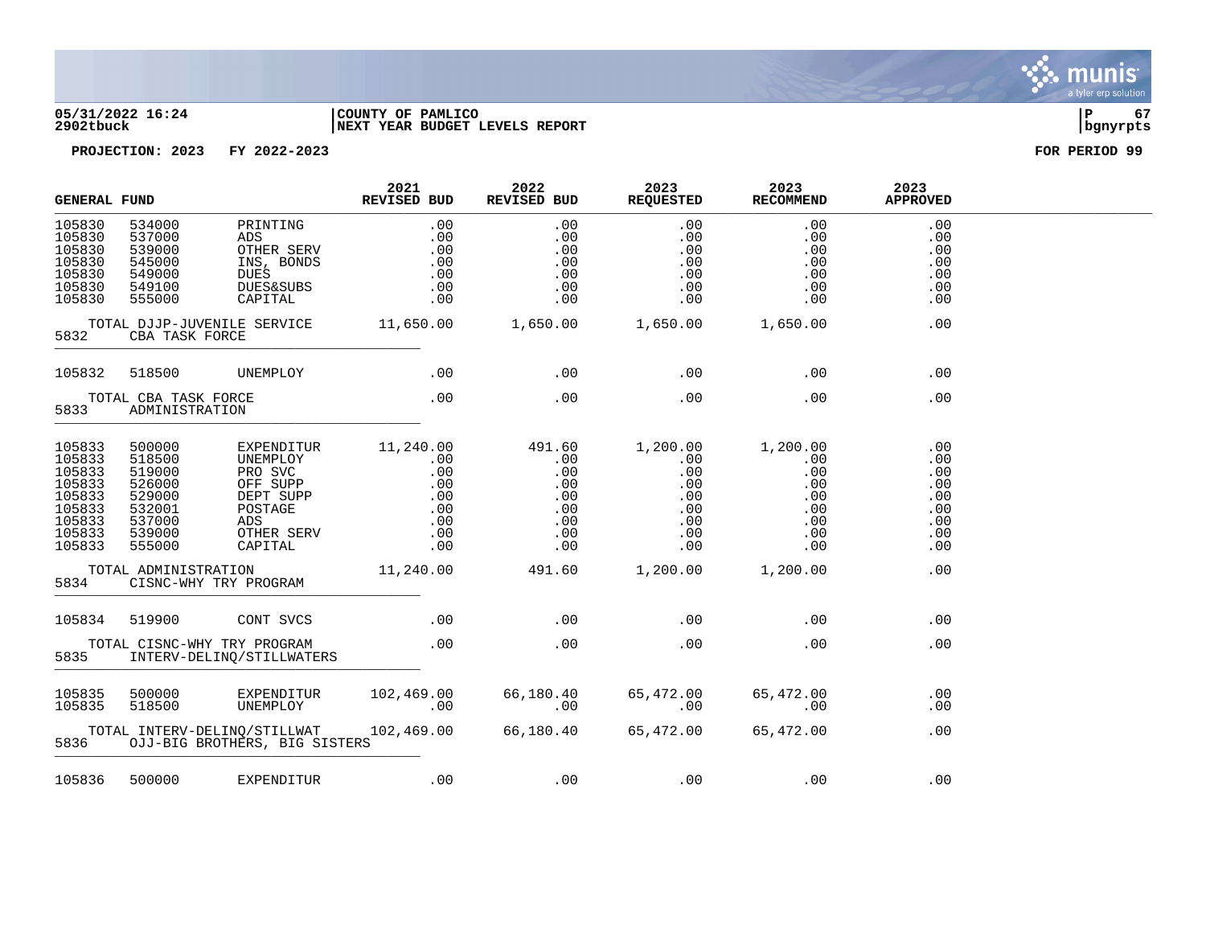05/31/2022 16:24 | COUNTY OF PAMLICO
2902tbuck | NEXT YEAR BUDGET LEVELS REPORT

PROJECTION: 2023 FY 2022-2023 FOR PERIOD 99

| GENERAL FUND | | | 2021 REVISED BUD | 2022 REVISED BUD | 2023 REQUESTED | 2023 RECOMMEND | 2023 APPROVED |
|---|---|---|---|---|---|---|---|
| 105830 | 534000 | PRINTING | .00 | .00 | .00 | .00 | .00 |
| 105830 | 537000 | ADS | .00 | .00 | .00 | .00 | .00 |
| 105830 | 539000 | OTHER SERV | .00 | .00 | .00 | .00 | .00 |
| 105830 | 545000 | INS, BONDS | .00 | .00 | .00 | .00 | .00 |
| 105830 | 549000 | DUES | .00 | .00 | .00 | .00 | .00 |
| 105830 | 549100 | DUES&SUBS | .00 | .00 | .00 | .00 | .00 |
| 105830 | 555000 | CAPITAL | .00 | .00 | .00 | .00 | .00 |
| | TOTAL DJJP-JUVENILE SERVICE | | 11,650.00 | 1,650.00 | 1,650.00 | 1,650.00 | .00 |
| 5832 | CBA TASK FORCE | | | | | | |
| 105832 | 518500 | UNEMPLOY | .00 | .00 | .00 | .00 | .00 |
| | TOTAL CBA TASK FORCE | | .00 | .00 | .00 | .00 | .00 |
| 5833 | ADMINISTRATION | | | | | | |
| 105833 | 500000 | EXPENDITUR | 11,240.00 | 491.60 | 1,200.00 | 1,200.00 | .00 |
| 105833 | 518500 | UNEMPLOY | .00 | .00 | .00 | .00 | .00 |
| 105833 | 519000 | PRO SVC | .00 | .00 | .00 | .00 | .00 |
| 105833 | 526000 | OFF SUPP | .00 | .00 | .00 | .00 | .00 |
| 105833 | 529000 | DEPT SUPP | .00 | .00 | .00 | .00 | .00 |
| 105833 | 532001 | POSTAGE | .00 | .00 | .00 | .00 | .00 |
| 105833 | 537000 | ADS | .00 | .00 | .00 | .00 | .00 |
| 105833 | 539000 | OTHER SERV | .00 | .00 | .00 | .00 | .00 |
| 105833 | 555000 | CAPITAL | .00 | .00 | .00 | .00 | .00 |
| | TOTAL ADMINISTRATION | | 11,240.00 | 491.60 | 1,200.00 | 1,200.00 | .00 |
| 5834 | CISNC-WHY TRY PROGRAM | | | | | | |
| 105834 | 519900 | CONT SVCS | .00 | .00 | .00 | .00 | .00 |
| | TOTAL CISNC-WHY TRY PROGRAM | | .00 | .00 | .00 | .00 | .00 |
| 5835 | INTERV-DELINQ/STILLWATERS | | | | | | |
| 105835 | 500000 | EXPENDITUR | 102,469.00 | 66,180.40 | 65,472.00 | 65,472.00 | .00 |
| 105835 | 518500 | UNEMPLOY | .00 | .00 | .00 | .00 | .00 |
| | TOTAL INTERV-DELINQ/STILLWAT | | 102,469.00 | 66,180.40 | 65,472.00 | 65,472.00 | .00 |
| 5836 | OJJ-BIG BROTHERS, BIG SISTERS | | | | | | |
| 105836 | 500000 | EXPENDITUR | .00 | .00 | .00 | .00 | .00 |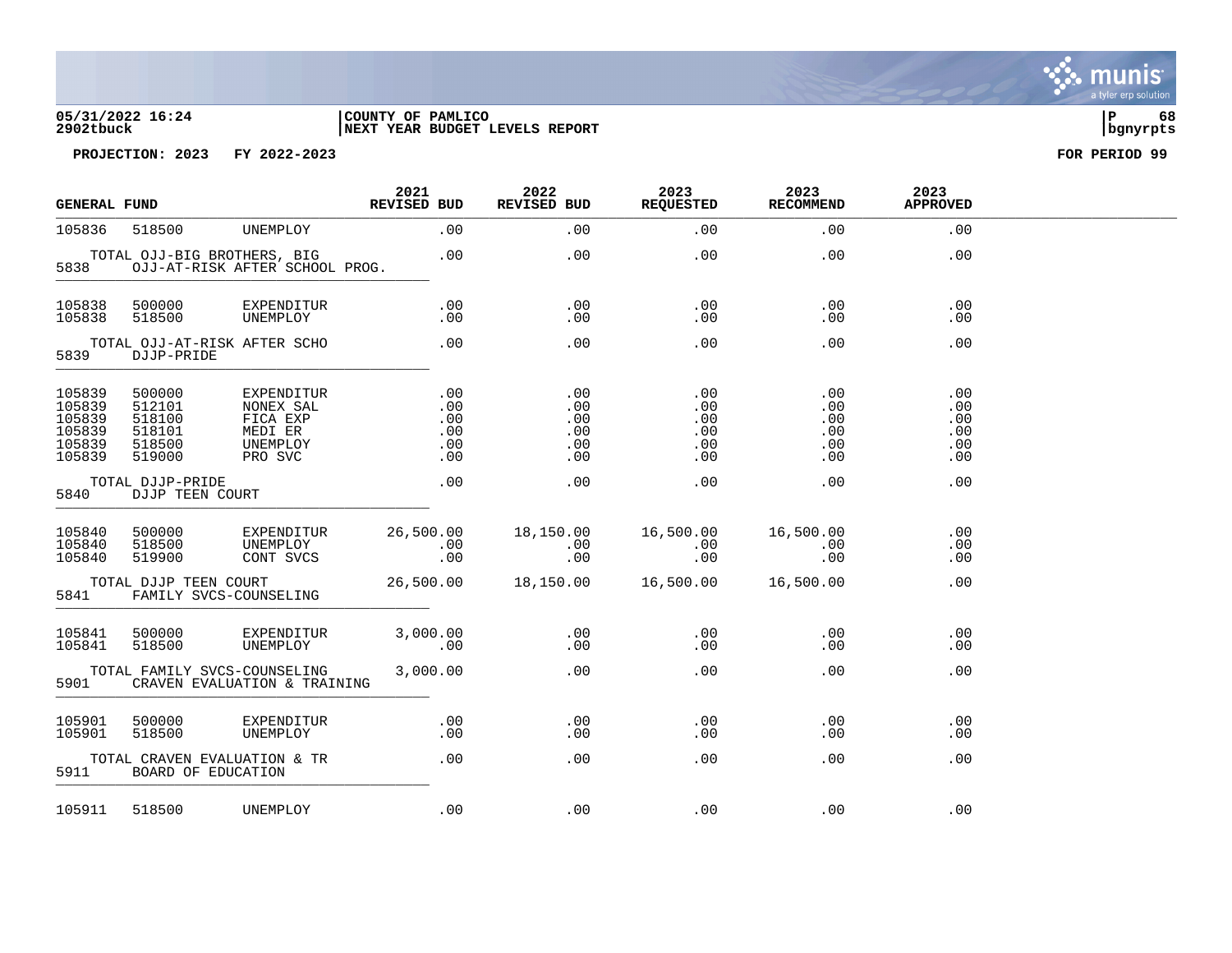05/31/2022 16:24 | COUNTY OF PAMLICO
2902tbuck | NEXT YEAR BUDGET LEVELS REPORT

PROJECTION: 2023 FY 2022-2023 FOR PERIOD 99

| GENERAL FUND | | | 2021 REVISED BUD | 2022 REVISED BUD | 2023 REQUESTED | 2023 RECOMMEND | 2023 APPROVED |
|---|---|---|---|---|---|---|---|
| 105836 | 518500 | UNEMPLOY | .00 | .00 | .00 | .00 | .00 |
| | TOTAL OJJ-BIG BROTHERS, BIG | | .00 | .00 | .00 | .00 | .00 |
| 5838 | OJJ-AT-RISK AFTER SCHOOL PROG. | | | | | | |
| 105838 | 500000 | EXPENDITUR | .00 | .00 | .00 | .00 | .00 |
| 105838 | 518500 | UNEMPLOY | .00 | .00 | .00 | .00 | .00 |
| | TOTAL OJJ-AT-RISK AFTER SCHO | | .00 | .00 | .00 | .00 | .00 |
| 5839 | DJJP-PRIDE | | | | | | |
| 105839 | 500000 | EXPENDITUR | .00 | .00 | .00 | .00 | .00 |
| 105839 | 512101 | NONEX SAL | .00 | .00 | .00 | .00 | .00 |
| 105839 | 518100 | FICA EXP | .00 | .00 | .00 | .00 | .00 |
| 105839 | 518101 | MEDI ER | .00 | .00 | .00 | .00 | .00 |
| 105839 | 518500 | UNEMPLOY | .00 | .00 | .00 | .00 | .00 |
| 105839 | 519000 | PRO SVC | .00 | .00 | .00 | .00 | .00 |
| | TOTAL DJJP-PRIDE | | .00 | .00 | .00 | .00 | .00 |
| 5840 | DJJP TEEN COURT | | | | | | |
| 105840 | 500000 | EXPENDITUR | 26,500.00 | 18,150.00 | 16,500.00 | 16,500.00 | .00 |
| 105840 | 518500 | UNEMPLOY | .00 | .00 | .00 | .00 | .00 |
| 105840 | 519900 | CONT SVCS | .00 | .00 | .00 | .00 | .00 |
| | TOTAL DJJP TEEN COURT | | 26,500.00 | 18,150.00 | 16,500.00 | 16,500.00 | .00 |
| 5841 | FAMILY SVCS-COUNSELING | | | | | | |
| 105841 | 500000 | EXPENDITUR | 3,000.00 | .00 | .00 | .00 | .00 |
| 105841 | 518500 | UNEMPLOY | .00 | .00 | .00 | .00 | .00 |
| | TOTAL FAMILY SVCS-COUNSELING | | 3,000.00 | .00 | .00 | .00 | .00 |
| 5901 | CRAVEN EVALUATION & TRAINING | | | | | | |
| 105901 | 500000 | EXPENDITUR | .00 | .00 | .00 | .00 | .00 |
| 105901 | 518500 | UNEMPLOY | .00 | .00 | .00 | .00 | .00 |
| | TOTAL CRAVEN EVALUATION & TR | | .00 | .00 | .00 | .00 | .00 |
| 5911 | BOARD OF EDUCATION | | | | | | |
| 105911 | 518500 | UNEMPLOY | .00 | .00 | .00 | .00 | .00 |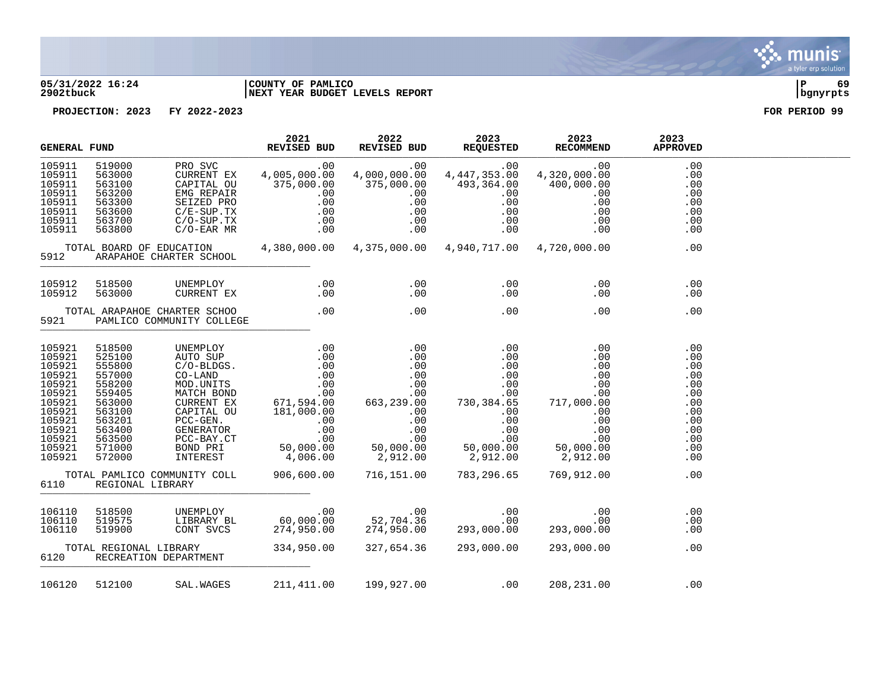05/31/2022 16:24 | COUNTY OF PAMLICO
2902tbuck | NEXT YEAR BUDGET LEVELS REPORT | bgnyrpts

PROJECTION: 2023 FY 2022-2023 FOR PERIOD 99

| GENERAL FUND | | | 2021 REVISED BUD | 2022 REVISED BUD | 2023 REQUESTED | 2023 RECOMMEND | 2023 APPROVED |
|---|---|---|---|---|---|---|---|
| 105911 | 519000 | PRO SVC | .00 | .00 | .00 | .00 | .00 |
| 105911 | 563000 | CURRENT EX | 4,005,000.00 | 4,000,000.00 | 4,447,353.00 | 4,320,000.00 | .00 |
| 105911 | 563100 | CAPITAL OU | 375,000.00 | 375,000.00 | 493,364.00 | 400,000.00 | .00 |
| 105911 | 563200 | EMG REPAIR | .00 | .00 | .00 | .00 | .00 |
| 105911 | 563300 | SEIZED PRO | .00 | .00 | .00 | .00 | .00 |
| 105911 | 563600 | C/E-SUP.TX | .00 | .00 | .00 | .00 | .00 |
| 105911 | 563700 | C/O-SUP.TX | .00 | .00 | .00 | .00 | .00 |
| 105911 | 563800 | C/O-EAR MR | .00 | .00 | .00 | .00 | .00 |
| TOTAL BOARD OF EDUCATION | | | 4,380,000.00 | 4,375,000.00 | 4,940,717.00 | 4,720,000.00 | .00 |
| 5912 | ARAPAHOE CHARTER SCHOOL | | | | | | |
| 105912 | 518500 | UNEMPLOY | .00 | .00 | .00 | .00 | .00 |
| 105912 | 563000 | CURRENT EX | .00 | .00 | .00 | .00 | .00 |
| TOTAL ARAPAHOE CHARTER SCHOO | | | .00 | .00 | .00 | .00 | .00 |
| 5921 | PAMLICO COMMUNITY COLLEGE | | | | | | |
| 105921 | 518500 | UNEMPLOY | .00 | .00 | .00 | .00 | .00 |
| 105921 | 525100 | AUTO SUP | .00 | .00 | .00 | .00 | .00 |
| 105921 | 555800 | C/O-BLDGS. | .00 | .00 | .00 | .00 | .00 |
| 105921 | 557000 | CO-LAND | .00 | .00 | .00 | .00 | .00 |
| 105921 | 558200 | MOD.UNITS | .00 | .00 | .00 | .00 | .00 |
| 105921 | 559405 | MATCH BOND | .00 | .00 | .00 | .00 | .00 |
| 105921 | 563000 | CURRENT EX | 671,594.00 | 663,239.00 | 730,384.65 | 717,000.00 | .00 |
| 105921 | 563100 | CAPITAL OU | 181,000.00 | .00 | .00 | .00 | .00 |
| 105921 | 563201 | PCC-GEN. | .00 | .00 | .00 | .00 | .00 |
| 105921 | 563400 | GENERATOR | .00 | .00 | .00 | .00 | .00 |
| 105921 | 563500 | PCC-BAY.CT | .00 | .00 | .00 | .00 | .00 |
| 105921 | 571000 | BOND PRI | 50,000.00 | 50,000.00 | 50,000.00 | 50,000.00 | .00 |
| 105921 | 572000 | INTEREST | 4,006.00 | 2,912.00 | 2,912.00 | 2,912.00 | .00 |
| TOTAL PAMLICO COMMUNITY COLL | | | 906,600.00 | 716,151.00 | 783,296.65 | 769,912.00 | .00 |
| 6110 | REGIONAL LIBRARY | | | | | | |
| 106110 | 518500 | UNEMPLOY | .00 | .00 | .00 | .00 | .00 |
| 106110 | 519575 | LIBRARY BL | 60,000.00 | 52,704.36 | .00 | .00 | .00 |
| 106110 | 519900 | CONT SVCS | 274,950.00 | 274,950.00 | 293,000.00 | 293,000.00 | .00 |
| TOTAL REGIONAL LIBRARY | | | 334,950.00 | 327,654.36 | 293,000.00 | 293,000.00 | .00 |
| 6120 | RECREATION DEPARTMENT | | | | | | |
| 106120 | 512100 | SAL.WAGES | 211,411.00 | 199,927.00 | .00 | 208,231.00 | .00 |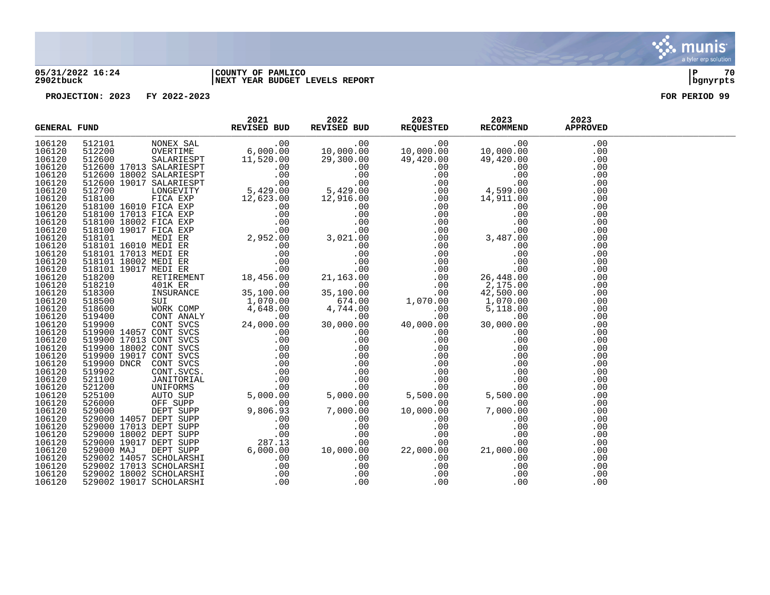05/31/2022 16:24 | COUNTY OF PAMLICO
2902tbuck | NEXT YEAR BUDGET LEVELS REPORT

PROJECTION: 2023 FY 2022-2023 FOR PERIOD 99

| GENERAL FUND | | | 2021 REVISED BUD | 2022 REVISED BUD | 2023 REQUESTED | 2023 RECOMMEND | 2023 APPROVED |
|---|---|---|---|---|---|---|---|
| 106120 | 512101 | NONEX SAL | .00 | .00 | .00 | .00 | .00 |
| 106120 | 512200 | OVERTIME | 6,000.00 | 10,000.00 | 10,000.00 | 10,000.00 | .00 |
| 106120 | 512600 | SALARIESPT | 11,520.00 | 29,300.00 | 49,420.00 | 49,420.00 | .00 |
| 106120 | 512600 17013 | SALARIESPT | .00 | .00 | .00 | .00 | .00 |
| 106120 | 512600 18002 | SALARIESPT | .00 | .00 | .00 | .00 | .00 |
| 106120 | 512600 19017 | SALARIESPT | .00 | .00 | .00 | .00 | .00 |
| 106120 | 512700 | LONGEVITY | 5,429.00 | 5,429.00 | .00 | 4,599.00 | .00 |
| 106120 | 518100 | FICA EXP | 12,623.00 | 12,916.00 | .00 | 14,911.00 | .00 |
| 106120 | 518100 16010 | FICA EXP | .00 | .00 | .00 | .00 | .00 |
| 106120 | 518100 17013 | FICA EXP | .00 | .00 | .00 | .00 | .00 |
| 106120 | 518100 18002 | FICA EXP | .00 | .00 | .00 | .00 | .00 |
| 106120 | 518100 19017 | FICA EXP | .00 | .00 | .00 | .00 | .00 |
| 106120 | 518101 | MEDI ER | 2,952.00 | 3,021.00 | .00 | 3,487.00 | .00 |
| 106120 | 518101 16010 | MEDI ER | .00 | .00 | .00 | .00 | .00 |
| 106120 | 518101 17013 | MEDI ER | .00 | .00 | .00 | .00 | .00 |
| 106120 | 518101 18002 | MEDI ER | .00 | .00 | .00 | .00 | .00 |
| 106120 | 518101 19017 | MEDI ER | .00 | .00 | .00 | .00 | .00 |
| 106120 | 518200 | RETIREMENT | 18,456.00 | 21,163.00 | .00 | 26,448.00 | .00 |
| 106120 | 518210 | 401K ER | .00 | .00 | .00 | 2,175.00 | .00 |
| 106120 | 518300 | INSURANCE | 35,100.00 | 35,100.00 | .00 | 42,500.00 | .00 |
| 106120 | 518500 | SUI | 1,070.00 | 674.00 | 1,070.00 | 1,070.00 | .00 |
| 106120 | 518600 | WORK COMP | 4,648.00 | 4,744.00 | .00 | 5,118.00 | .00 |
| 106120 | 519400 | CONT ANALY | .00 | .00 | .00 | .00 | .00 |
| 106120 | 519900 | CONT SVCS | 24,000.00 | 30,000.00 | 40,000.00 | 30,000.00 | .00 |
| 106120 | 519900 14057 | CONT SVCS | .00 | .00 | .00 | .00 | .00 |
| 106120 | 519900 17013 | CONT SVCS | .00 | .00 | .00 | .00 | .00 |
| 106120 | 519900 18002 | CONT SVCS | .00 | .00 | .00 | .00 | .00 |
| 106120 | 519900 19017 | CONT SVCS | .00 | .00 | .00 | .00 | .00 |
| 106120 | 519900 DNCR | CONT SVCS | .00 | .00 | .00 | .00 | .00 |
| 106120 | 519902 | CONT.SVCS. | .00 | .00 | .00 | .00 | .00 |
| 106120 | 521100 | JANITORIAL | .00 | .00 | .00 | .00 | .00 |
| 106120 | 521200 | UNIFORMS | .00 | .00 | .00 | .00 | .00 |
| 106120 | 525100 | AUTO SUP | 5,000.00 | 5,000.00 | 5,500.00 | 5,500.00 | .00 |
| 106120 | 526000 | OFF SUPP | .00 | .00 | .00 | .00 | .00 |
| 106120 | 529000 | DEPT SUPP | 9,806.93 | 7,000.00 | 10,000.00 | 7,000.00 | .00 |
| 106120 | 529000 14057 | DEPT SUPP | .00 | .00 | .00 | .00 | .00 |
| 106120 | 529000 17013 | DEPT SUPP | .00 | .00 | .00 | .00 | .00 |
| 106120 | 529000 18002 | DEPT SUPP | .00 | .00 | .00 | .00 | .00 |
| 106120 | 529000 19017 | DEPT SUPP | 287.13 | .00 | .00 | .00 | .00 |
| 106120 | 529000 MAJ | DEPT SUPP | 6,000.00 | 10,000.00 | 22,000.00 | 21,000.00 | .00 |
| 106120 | 529002 14057 | SCHOLARSHI | .00 | .00 | .00 | .00 | .00 |
| 106120 | 529002 17013 | SCHOLARSHI | .00 | .00 | .00 | .00 | .00 |
| 106120 | 529002 18002 | SCHOLARSHI | .00 | .00 | .00 | .00 | .00 |
| 106120 | 529002 19017 | SCHOLARSHI | .00 | .00 | .00 | .00 | .00 |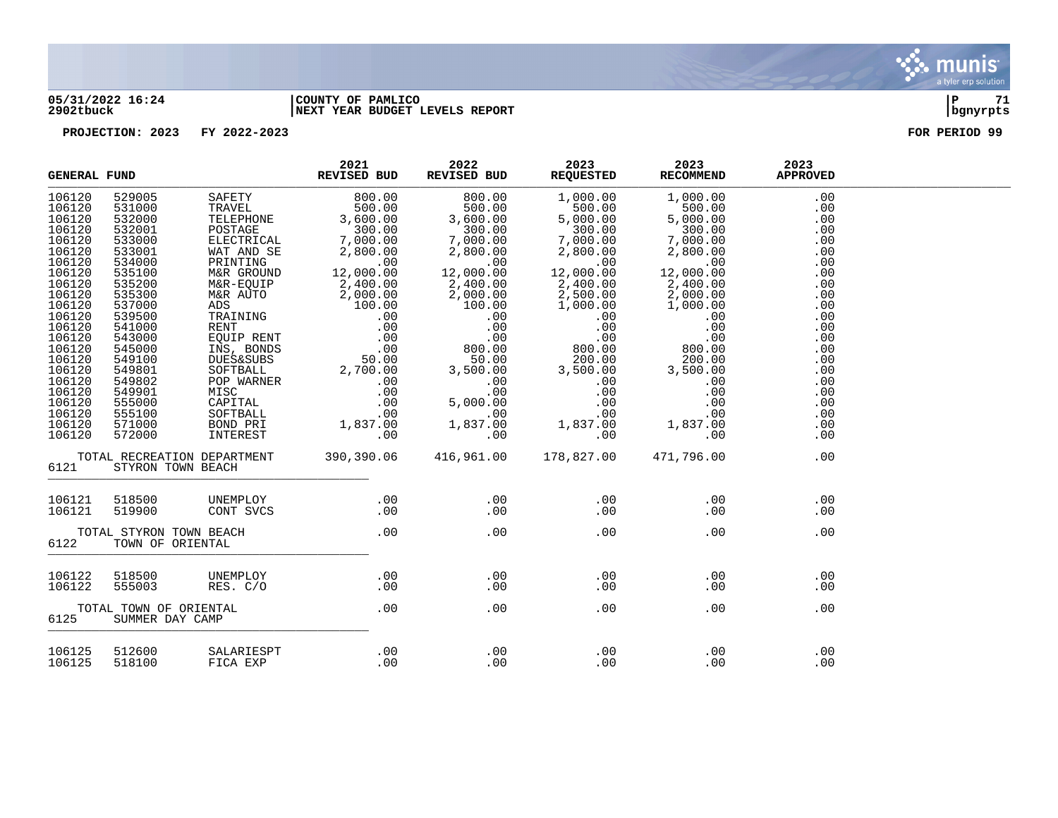**05/31/2022 16:24** | **COUNTY OF PAMLICO**
**2902tbuck** | **NEXT YEAR BUDGET LEVELS REPORT**

**PROJECTION: 2023 FY 2022-2023** **FOR PERIOD 99**

| GENERAL FUND | | | 2021 REVISED BUD | 2022 REVISED BUD | 2023 REQUESTED | 2023 RECOMMEND | 2023 APPROVED |
|---|---|---|---|---|---|---|---|
| 106120 | 529005 | SAFETY | 800.00 | 800.00 | 1,000.00 | 1,000.00 | .00 |
| 106120 | 531000 | TRAVEL | 500.00 | 500.00 | 500.00 | 500.00 | .00 |
| 106120 | 532000 | TELEPHONE | 3,600.00 | 3,600.00 | 5,000.00 | 5,000.00 | .00 |
| 106120 | 532001 | POSTAGE | 300.00 | 300.00 | 300.00 | 300.00 | .00 |
| 106120 | 533000 | ELECTRICAL | 7,000.00 | 7,000.00 | 7,000.00 | 7,000.00 | .00 |
| 106120 | 533001 | WAT AND SE | 2,800.00 | 2,800.00 | 2,800.00 | 2,800.00 | .00 |
| 106120 | 534000 | PRINTING | .00 | .00 | .00 | .00 | .00 |
| 106120 | 535100 | M&R GROUND | 12,000.00 | 12,000.00 | 12,000.00 | 12,000.00 | .00 |
| 106120 | 535200 | M&R-EQUIP | 2,400.00 | 2,400.00 | 2,400.00 | 2,400.00 | .00 |
| 106120 | 535300 | M&R AUTO | 2,000.00 | 2,000.00 | 2,500.00 | 2,000.00 | .00 |
| 106120 | 537000 | ADS | 100.00 | 100.00 | 1,000.00 | 1,000.00 | .00 |
| 106120 | 539500 | TRAINING | .00 | .00 | .00 | .00 | .00 |
| 106120 | 541000 | RENT | .00 | .00 | .00 | .00 | .00 |
| 106120 | 543000 | EQUIP RENT | .00 | .00 | .00 | .00 | .00 |
| 106120 | 545000 | INS, BONDS | .00 | 800.00 | 800.00 | 800.00 | .00 |
| 106120 | 549100 | DUES&SUBS | 50.00 | 50.00 | 200.00 | 200.00 | .00 |
| 106120 | 549801 | SOFTBALL | 2,700.00 | 3,500.00 | 3,500.00 | 3,500.00 | .00 |
| 106120 | 549802 | POP WARNER | .00 | .00 | .00 | .00 | .00 |
| 106120 | 549901 | MISC | .00 | .00 | .00 | .00 | .00 |
| 106120 | 555000 | CAPITAL | .00 | 5,000.00 | .00 | .00 | .00 |
| 106120 | 555100 | SOFTBALL | .00 | .00 | .00 | .00 | .00 |
| 106120 | 571000 | BOND PRI | 1,837.00 | 1,837.00 | 1,837.00 | 1,837.00 | .00 |
| 106120 | 572000 | INTEREST | .00 | .00 | .00 | .00 | .00 |
| TOTAL RECREATION DEPARTMENT | | | 390,390.06 | 416,961.00 | 178,827.00 | 471,796.00 | .00 |
| 6121 | STYRON TOWN BEACH | | | | | | |
| 106121 | 518500 | UNEMPLOY | .00 | .00 | .00 | .00 | .00 |
| 106121 | 519900 | CONT SVCS | .00 | .00 | .00 | .00 | .00 |
| TOTAL STYRON TOWN BEACH | | | .00 | .00 | .00 | .00 | .00 |
| 6122 | TOWN OF ORIENTAL | | | | | | |
| 106122 | 518500 | UNEMPLOY | .00 | .00 | .00 | .00 | .00 |
| 106122 | 555003 | RES. C/O | .00 | .00 | .00 | .00 | .00 |
| TOTAL TOWN OF ORIENTAL | | | .00 | .00 | .00 | .00 | .00 |
| 6125 | SUMMER DAY CAMP | | | | | | |
| 106125 | 512600 | SALARIESPT | .00 | .00 | .00 | .00 | .00 |
| 106125 | 518100 | FICA EXP | .00 | .00 | .00 | .00 | .00 |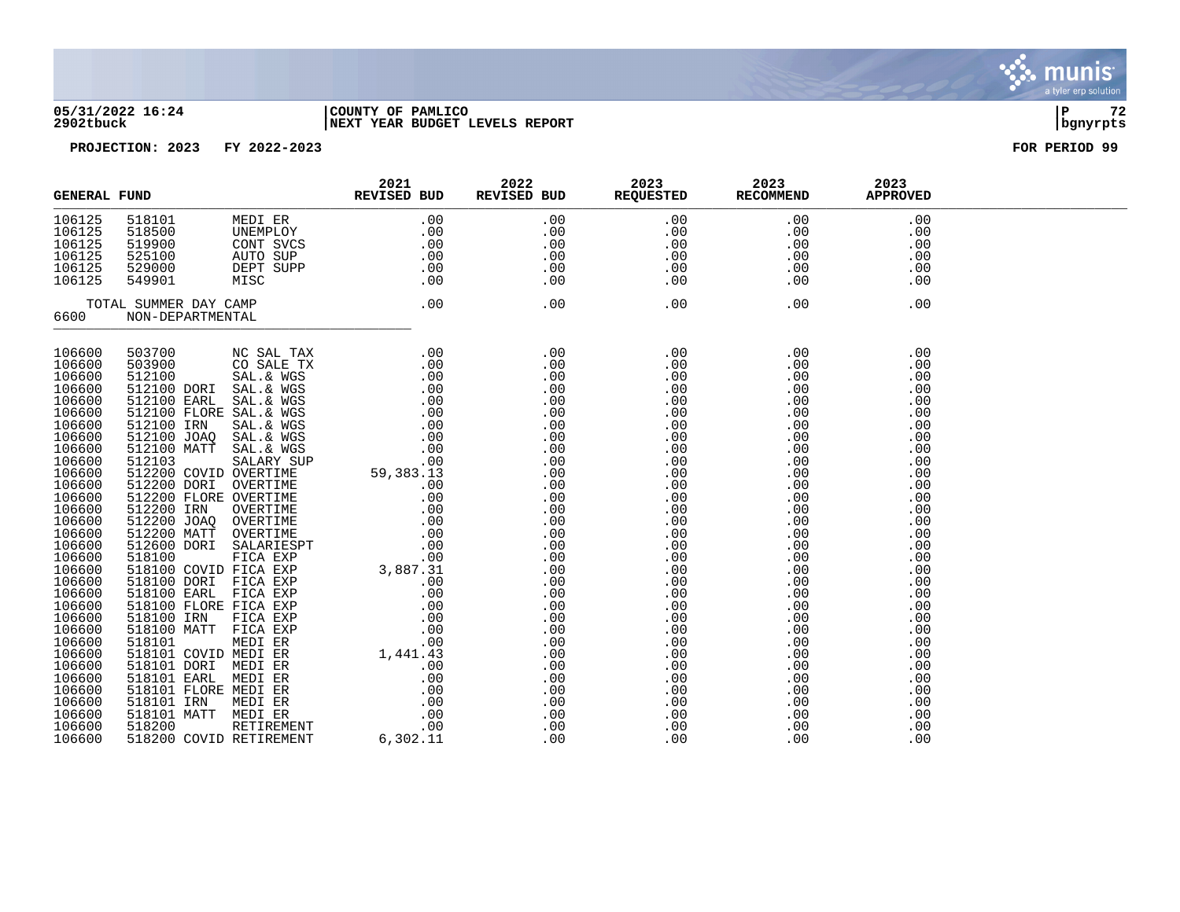**05/31/2022 16:24** | **COUNTY OF PAMLICO** | **P 72**
**2902tbuck** | **NEXT YEAR BUDGET LEVELS REPORT** | **bgnyrpts**

**PROJECTION: 2023 FY 2022-2023** **FOR PERIOD 99**

| GENERAL FUND | | | 2021 REVISED BUD | 2022 REVISED BUD | 2023 REQUESTED | 2023 RECOMMEND | 2023 APPROVED |
|---|---|---|---|---|---|---|---|
| 106125 | 518101 | MEDI ER | .00 | .00 | .00 | .00 | .00 |
| 106125 | 518500 | UNEMPLOY | .00 | .00 | .00 | .00 | .00 |
| 106125 | 519900 | CONT SVCS | .00 | .00 | .00 | .00 | .00 |
| 106125 | 525100 | AUTO SUP | .00 | .00 | .00 | .00 | .00 |
| 106125 | 529000 | DEPT SUPP | .00 | .00 | .00 | .00 | .00 |
| 106125 | 549901 | MISC | .00 | .00 | .00 | .00 | .00 |
| TOTAL SUMMER DAY CAMP | | | .00 | .00 | .00 | .00 | .00 |
| 6600 | NON-DEPARTMENTAL | | | | | | |
| 106600 | 503700 | NC SAL TAX | .00 | .00 | .00 | .00 | .00 |
| 106600 | 503900 | CO SALE TX | .00 | .00 | .00 | .00 | .00 |
| 106600 | 512100 | SAL.& WGS | .00 | .00 | .00 | .00 | .00 |
| 106600 | 512100 DORI | SAL.& WGS | .00 | .00 | .00 | .00 | .00 |
| 106600 | 512100 EARL | SAL.& WGS | .00 | .00 | .00 | .00 | .00 |
| 106600 | 512100 FLORE | SAL.& WGS | .00 | .00 | .00 | .00 | .00 |
| 106600 | 512100 IRN | SAL.& WGS | .00 | .00 | .00 | .00 | .00 |
| 106600 | 512100 JOAQ | SAL.& WGS | .00 | .00 | .00 | .00 | .00 |
| 106600 | 512100 MATT | SAL.& WGS | .00 | .00 | .00 | .00 | .00 |
| 106600 | 512103 | SALARY SUP | .00 | .00 | .00 | .00 | .00 |
| 106600 | 512200 COVID | OVERTIME | 59,383.13 | .00 | .00 | .00 | .00 |
| 106600 | 512200 DORI | OVERTIME | .00 | .00 | .00 | .00 | .00 |
| 106600 | 512200 FLORE | OVERTIME | .00 | .00 | .00 | .00 | .00 |
| 106600 | 512200 IRN | OVERTIME | .00 | .00 | .00 | .00 | .00 |
| 106600 | 512200 JOAQ | OVERTIME | .00 | .00 | .00 | .00 | .00 |
| 106600 | 512200 MATT | OVERTIME | .00 | .00 | .00 | .00 | .00 |
| 106600 | 512600 DORI | SALARIESPT | .00 | .00 | .00 | .00 | .00 |
| 106600 | 518100 | FICA EXP | .00 | .00 | .00 | .00 | .00 |
| 106600 | 518100 COVID | FICA EXP | 3,887.31 | .00 | .00 | .00 | .00 |
| 106600 | 518100 DORI | FICA EXP | .00 | .00 | .00 | .00 | .00 |
| 106600 | 518100 EARL | FICA EXP | .00 | .00 | .00 | .00 | .00 |
| 106600 | 518100 FLORE | FICA EXP | .00 | .00 | .00 | .00 | .00 |
| 106600 | 518100 IRN | FICA EXP | .00 | .00 | .00 | .00 | .00 |
| 106600 | 518100 MATT | FICA EXP | .00 | .00 | .00 | .00 | .00 |
| 106600 | 518101 | MEDI ER | .00 | .00 | .00 | .00 | .00 |
| 106600 | 518101 COVID | MEDI ER | 1,441.43 | .00 | .00 | .00 | .00 |
| 106600 | 518101 DORI | MEDI ER | .00 | .00 | .00 | .00 | .00 |
| 106600 | 518101 EARL | MEDI ER | .00 | .00 | .00 | .00 | .00 |
| 106600 | 518101 FLORE | MEDI ER | .00 | .00 | .00 | .00 | .00 |
| 106600 | 518101 IRN | MEDI ER | .00 | .00 | .00 | .00 | .00 |
| 106600 | 518101 MATT | MEDI ER | .00 | .00 | .00 | .00 | .00 |
| 106600 | 518200 | RETIREMENT | .00 | .00 | .00 | .00 | .00 |
| 106600 | 518200 COVID | RETIREMENT | 6,302.11 | .00 | .00 | .00 | .00 |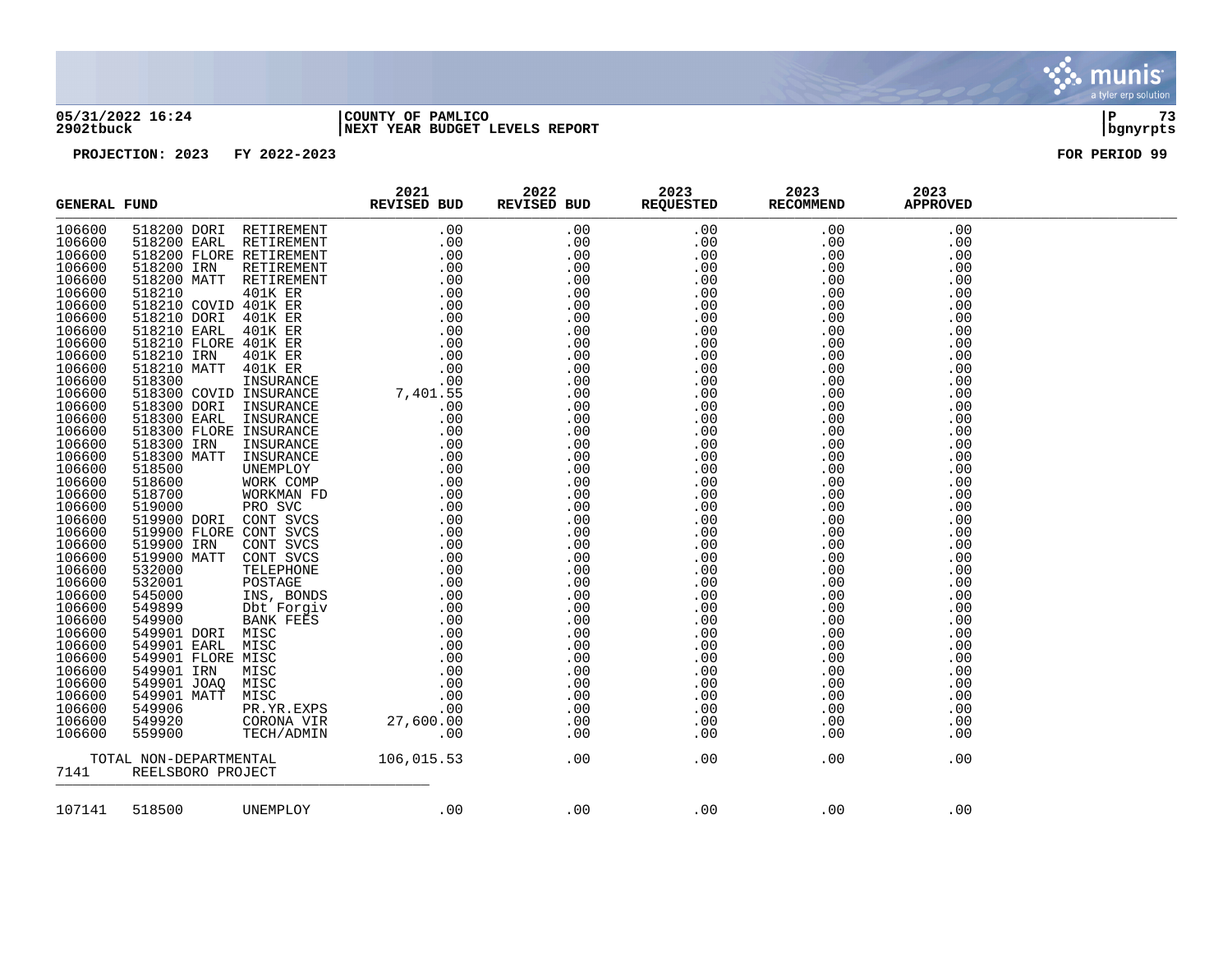PROJECTION: 2023 FY 2022-2023 FOR PERIOD 99

| GENERAL FUND | | | 2021 REVISED BUD | 2022 REVISED BUD | 2023 REQUESTED | 2023 RECOMMEND | 2023 APPROVED |
|---|---|---|---|---|---|---|---|
| 106600 | 518200 DORI | RETIREMENT | .00 | .00 | .00 | .00 | .00 |
| 106600 | 518200 EARL | RETIREMENT | .00 | .00 | .00 | .00 | .00 |
| 106600 | 518200 FLORE | RETIREMENT | .00 | .00 | .00 | .00 | .00 |
| 106600 | 518200 IRN | RETIREMENT | .00 | .00 | .00 | .00 | .00 |
| 106600 | 518200 MATT | RETIREMENT | .00 | .00 | .00 | .00 | .00 |
| 106600 | 518210 | 401K ER | .00 | .00 | .00 | .00 | .00 |
| 106600 | 518210 COVID | 401K ER | .00 | .00 | .00 | .00 | .00 |
| 106600 | 518210 DORI | 401K ER | .00 | .00 | .00 | .00 | .00 |
| 106600 | 518210 EARL | 401K ER | .00 | .00 | .00 | .00 | .00 |
| 106600 | 518210 FLORE | 401K ER | .00 | .00 | .00 | .00 | .00 |
| 106600 | 518210 IRN | 401K ER | .00 | .00 | .00 | .00 | .00 |
| 106600 | 518210 MATT | 401K ER | .00 | .00 | .00 | .00 | .00 |
| 106600 | 518300 | INSURANCE | .00 | .00 | .00 | .00 | .00 |
| 106600 | 518300 COVID | INSURANCE | 7,401.55 | .00 | .00 | .00 | .00 |
| 106600 | 518300 DORI | INSURANCE | .00 | .00 | .00 | .00 | .00 |
| 106600 | 518300 EARL | INSURANCE | .00 | .00 | .00 | .00 | .00 |
| 106600 | 518300 FLORE | INSURANCE | .00 | .00 | .00 | .00 | .00 |
| 106600 | 518300 IRN | INSURANCE | .00 | .00 | .00 | .00 | .00 |
| 106600 | 518300 MATT | INSURANCE | .00 | .00 | .00 | .00 | .00 |
| 106600 | 518500 | UNEMPLOY | .00 | .00 | .00 | .00 | .00 |
| 106600 | 518600 | WORK COMP | .00 | .00 | .00 | .00 | .00 |
| 106600 | 518700 | WORKMAN FD | .00 | .00 | .00 | .00 | .00 |
| 106600 | 519000 | PRO SVC | .00 | .00 | .00 | .00 | .00 |
| 106600 | 519900 DORI | CONT SVCS | .00 | .00 | .00 | .00 | .00 |
| 106600 | 519900 FLORE | CONT SVCS | .00 | .00 | .00 | .00 | .00 |
| 106600 | 519900 IRN | CONT SVCS | .00 | .00 | .00 | .00 | .00 |
| 106600 | 519900 MATT | CONT SVCS | .00 | .00 | .00 | .00 | .00 |
| 106600 | 532000 | TELEPHONE | .00 | .00 | .00 | .00 | .00 |
| 106600 | 532001 | POSTAGE | .00 | .00 | .00 | .00 | .00 |
| 106600 | 545000 | INS, BONDS | .00 | .00 | .00 | .00 | .00 |
| 106600 | 549899 | Dbt Forgiv | .00 | .00 | .00 | .00 | .00 |
| 106600 | 549900 | BANK FEES | .00 | .00 | .00 | .00 | .00 |
| 106600 | 549901 DORI | MISC | .00 | .00 | .00 | .00 | .00 |
| 106600 | 549901 EARL | MISC | .00 | .00 | .00 | .00 | .00 |
| 106600 | 549901 FLORE | MISC | .00 | .00 | .00 | .00 | .00 |
| 106600 | 549901 IRN | MISC | .00 | .00 | .00 | .00 | .00 |
| 106600 | 549901 JOAQ | MISC | .00 | .00 | .00 | .00 | .00 |
| 106600 | 549901 MATT | MISC | .00 | .00 | .00 | .00 | .00 |
| 106600 | 549906 | PR.YR.EXPS | .00 | .00 | .00 | .00 | .00 |
| 106600 | 549920 | CORONA VIR | 27,600.00 | .00 | .00 | .00 | .00 |
| 106600 | 559900 | TECH/ADMIN | .00 | .00 | .00 | .00 | .00 |
| TOTAL NON-DEPARTMENTAL | | | 106,015.53 | .00 | .00 | .00 | .00 |
| 7141 | REELSBORO PROJECT | | | | | | |
| 107141 | 518500 | UNEMPLOY | .00 | .00 | .00 | .00 | .00 |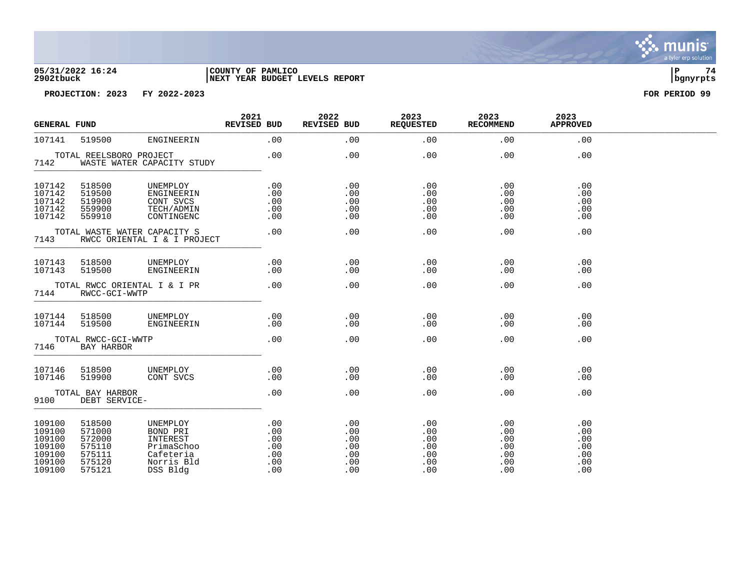05/31/2022 16:24 | COUNTY OF PAMLICO | P 74
2902tbuck | NEXT YEAR BUDGET LEVELS REPORT | bgnyrpts

PROJECTION: 2023 FY 2022-2023 FOR PERIOD 99

| GENERAL FUND | | | 2021 REVISED BUD | 2022 REVISED BUD | 2023 REQUESTED | 2023 RECOMMEND | 2023 APPROVED |
|---|---|---|---|---|---|---|---|
| 107141 | 519500 | ENGINEERIN | .00 | .00 | .00 | .00 | .00 |
| TOTAL REELSBORO PROJECT | | | .00 | .00 | .00 | .00 | .00 |
| 7142 | WASTE WATER CAPACITY STUDY | | | | | | |
| 107142 | 518500 | UNEMPLOY | .00 | .00 | .00 | .00 | .00 |
| 107142 | 519500 | ENGINEERIN | .00 | .00 | .00 | .00 | .00 |
| 107142 | 519900 | CONT SVCS | .00 | .00 | .00 | .00 | .00 |
| 107142 | 559900 | TECH/ADMIN | .00 | .00 | .00 | .00 | .00 |
| 107142 | 559910 | CONTINGENC | .00 | .00 | .00 | .00 | .00 |
| TOTAL WASTE WATER CAPACITY S | | | .00 | .00 | .00 | .00 | .00 |
| 7143 | RWCC ORIENTAL I & I PROJECT | | | | | | |
| 107143 | 518500 | UNEMPLOY | .00 | .00 | .00 | .00 | .00 |
| 107143 | 519500 | ENGINEERIN | .00 | .00 | .00 | .00 | .00 |
| TOTAL RWCC ORIENTAL I & I PR | | | .00 | .00 | .00 | .00 | .00 |
| 7144 | RWCC-GCI-WWTP | | | | | | |
| 107144 | 518500 | UNEMPLOY | .00 | .00 | .00 | .00 | .00 |
| 107144 | 519500 | ENGINEERIN | .00 | .00 | .00 | .00 | .00 |
| TOTAL RWCC-GCI-WWTP | | | .00 | .00 | .00 | .00 | .00 |
| 7146 | BAY HARBOR | | | | | | |
| 107146 | 518500 | UNEMPLOY | .00 | .00 | .00 | .00 | .00 |
| 107146 | 519900 | CONT SVCS | .00 | .00 | .00 | .00 | .00 |
| TOTAL BAY HARBOR | | | .00 | .00 | .00 | .00 | .00 |
| 9100 | DEBT SERVICE- | | | | | | |
| 109100 | 518500 | UNEMPLOY | .00 | .00 | .00 | .00 | .00 |
| 109100 | 571000 | BOND PRI | .00 | .00 | .00 | .00 | .00 |
| 109100 | 572000 | INTEREST | .00 | .00 | .00 | .00 | .00 |
| 109100 | 575110 | PrimaSchoo | .00 | .00 | .00 | .00 | .00 |
| 109100 | 575111 | Cafeteria | .00 | .00 | .00 | .00 | .00 |
| 109100 | 575120 | Norris Bld | .00 | .00 | .00 | .00 | .00 |
| 109100 | 575121 | DSS Bldg | .00 | .00 | .00 | .00 | .00 |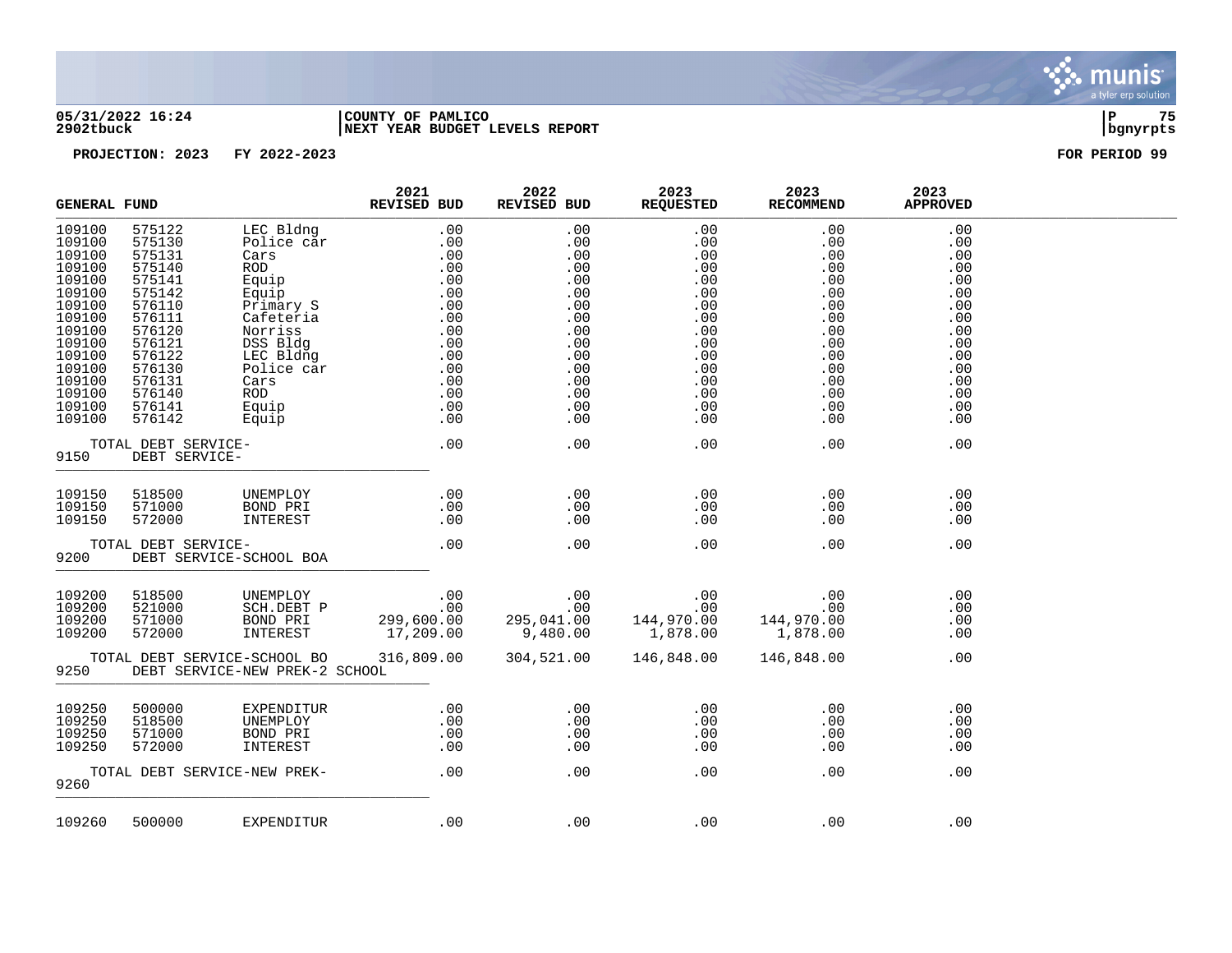**05/31/2022 16:24** | **COUNTY OF PAMLICO** | **P 75**
**2902tbuck** | **NEXT YEAR BUDGET LEVELS REPORT** | **bgnyrpts**

**PROJECTION: 2023 FY 2022-2023** **FOR PERIOD 99**

| GENERAL FUND | | | 2021 REVISED BUD | 2022 REVISED BUD | 2023 REQUESTED | 2023 RECOMMEND | 2023 APPROVED |
|---|---|---|---|---|---|---|---|
| 109100 | 575122 | LEC Bldng | .00 | .00 | .00 | .00 | .00 |
| 109100 | 575130 | Police car | .00 | .00 | .00 | .00 | .00 |
| 109100 | 575131 | Cars | .00 | .00 | .00 | .00 | .00 |
| 109100 | 575140 | ROD | .00 | .00 | .00 | .00 | .00 |
| 109100 | 575141 | Equip | .00 | .00 | .00 | .00 | .00 |
| 109100 | 575142 | Equip | .00 | .00 | .00 | .00 | .00 |
| 109100 | 576110 | Primary S | .00 | .00 | .00 | .00 | .00 |
| 109100 | 576111 | Cafeteria | .00 | .00 | .00 | .00 | .00 |
| 109100 | 576120 | Norriss | .00 | .00 | .00 | .00 | .00 |
| 109100 | 576121 | DSS Bldg | .00 | .00 | .00 | .00 | .00 |
| 109100 | 576122 | LEC Bldng | .00 | .00 | .00 | .00 | .00 |
| 109100 | 576130 | Police car | .00 | .00 | .00 | .00 | .00 |
| 109100 | 576131 | Cars | .00 | .00 | .00 | .00 | .00 |
| 109100 | 576140 | ROD | .00 | .00 | .00 | .00 | .00 |
| 109100 | 576141 | Equip | .00 | .00 | .00 | .00 | .00 |
| 109100 | 576142 | Equip | .00 | .00 | .00 | .00 | .00 |
| | TOTAL DEBT SERVICE- | | .00 | .00 | .00 | .00 | .00 |
| 9150 | DEBT SERVICE- | | | | | | |
| 109150 | 518500 | UNEMPLOY | .00 | .00 | .00 | .00 | .00 |
| 109150 | 571000 | BOND PRI | .00 | .00 | .00 | .00 | .00 |
| 109150 | 572000 | INTEREST | .00 | .00 | .00 | .00 | .00 |
| | TOTAL DEBT SERVICE- | | .00 | .00 | .00 | .00 | .00 |
| 9200 | DEBT SERVICE-SCHOOL BOA | | | | | | |
| 109200 | 518500 | UNEMPLOY | .00 | .00 | .00 | .00 | .00 |
| 109200 | 521000 | SCH.DEBT P | .00 | .00 | .00 | .00 | .00 |
| 109200 | 571000 | BOND PRI | 299,600.00 | 295,041.00 | 144,970.00 | 144,970.00 | .00 |
| 109200 | 572000 | INTEREST | 17,209.00 | 9,480.00 | 1,878.00 | 1,878.00 | .00 |
| | TOTAL DEBT SERVICE-SCHOOL BO | | 316,809.00 | 304,521.00 | 146,848.00 | 146,848.00 | .00 |
| 9250 | DEBT SERVICE-NEW PREK-2 SCHOOL | | | | | | |
| 109250 | 500000 | EXPENDITUR | .00 | .00 | .00 | .00 | .00 |
| 109250 | 518500 | UNEMPLOY | .00 | .00 | .00 | .00 | .00 |
| 109250 | 571000 | BOND PRI | .00 | .00 | .00 | .00 | .00 |
| 109250 | 572000 | INTEREST | .00 | .00 | .00 | .00 | .00 |
| | TOTAL DEBT SERVICE-NEW PREK- | | .00 | .00 | .00 | .00 | .00 |
| 9260 | | | | | | | |
| 109260 | 500000 | EXPENDITUR | .00 | .00 | .00 | .00 | .00 |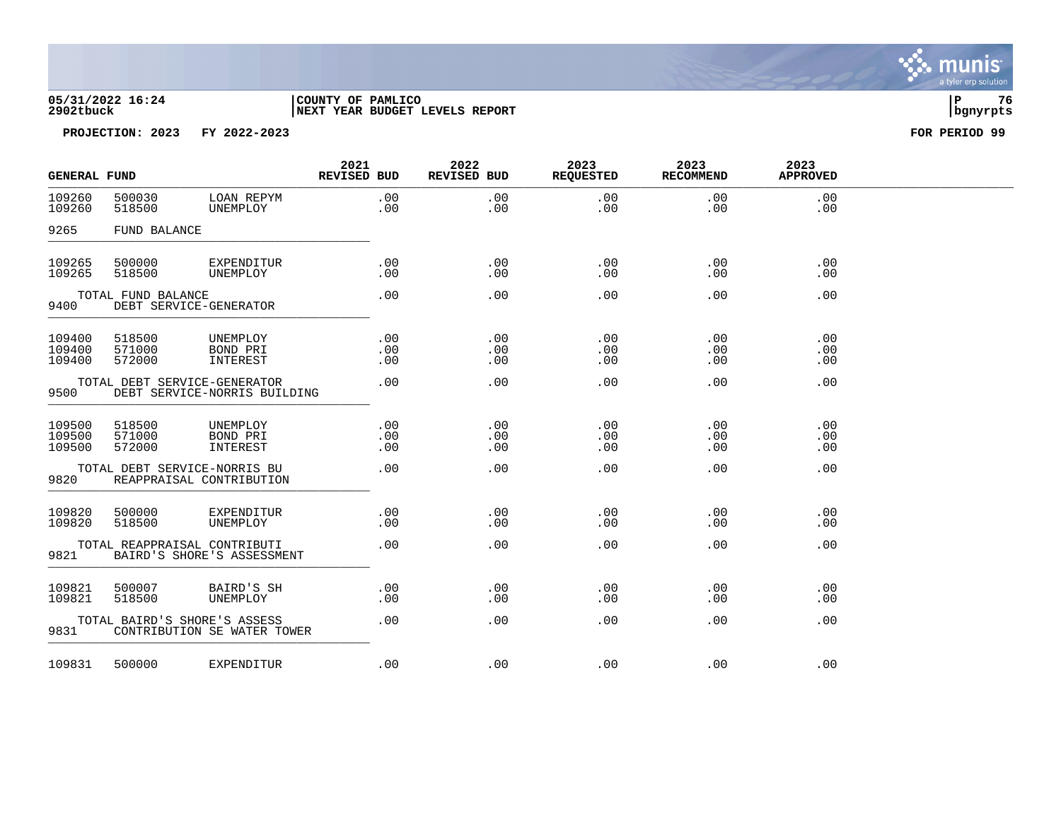**05/31/2022 16:24** | **COUNTY OF PAMLICO**
**2902tbuck** | **NEXT YEAR BUDGET LEVELS REPORT**

**PROJECTION: 2023 FY 2022-2023** **FOR PERIOD 99**

| GENERAL FUND | | | 2021 REVISED BUD | 2022 REVISED BUD | 2023 REQUESTED | 2023 RECOMMEND | 2023 APPROVED |
|---|---|---|---|---|---|---|---|
| 109260 | 500030 | LOAN REPYM | .00 | .00 | .00 | .00 | .00 |
| 109260 | 518500 | UNEMPLOY | .00 | .00 | .00 | .00 | .00 |
| 9265 | FUND BALANCE | | | | | | |
| 109265 | 500000 | EXPENDITUR | .00 | .00 | .00 | .00 | .00 |
| 109265 | 518500 | UNEMPLOY | .00 | .00 | .00 | .00 | .00 |
| | TOTAL FUND BALANCE | | .00 | .00 | .00 | .00 | .00 |
| 9400 | DEBT SERVICE-GENERATOR | | | | | | |
| 109400 | 518500 | UNEMPLOY | .00 | .00 | .00 | .00 | .00 |
| 109400 | 571000 | BOND PRI | .00 | .00 | .00 | .00 | .00 |
| 109400 | 572000 | INTEREST | .00 | .00 | .00 | .00 | .00 |
| | TOTAL DEBT SERVICE-GENERATOR | | .00 | .00 | .00 | .00 | .00 |
| 9500 | DEBT SERVICE-NORRIS BUILDING | | | | | | |
| 109500 | 518500 | UNEMPLOY | .00 | .00 | .00 | .00 | .00 |
| 109500 | 571000 | BOND PRI | .00 | .00 | .00 | .00 | .00 |
| 109500 | 572000 | INTEREST | .00 | .00 | .00 | .00 | .00 |
| | TOTAL DEBT SERVICE-NORRIS BU | | .00 | .00 | .00 | .00 | .00 |
| 9820 | REAPPRAISAL CONTRIBUTION | | | | | | |
| 109820 | 500000 | EXPENDITUR | .00 | .00 | .00 | .00 | .00 |
| 109820 | 518500 | UNEMPLOY | .00 | .00 | .00 | .00 | .00 |
| | TOTAL REAPPRAISAL CONTRIBUTI | | .00 | .00 | .00 | .00 | .00 |
| 9821 | BAIRD'S SHORE'S ASSESSMENT | | | | | | |
| 109821 | 500007 | BAIRD'S SH | .00 | .00 | .00 | .00 | .00 |
| 109821 | 518500 | UNEMPLOY | .00 | .00 | .00 | .00 | .00 |
| | TOTAL BAIRD'S SHORE'S ASSESS | | .00 | .00 | .00 | .00 | .00 |
| 9831 | CONTRIBUTION SE WATER TOWER | | | | | | |
| 109831 | 500000 | EXPENDITUR | .00 | .00 | .00 | .00 | .00 |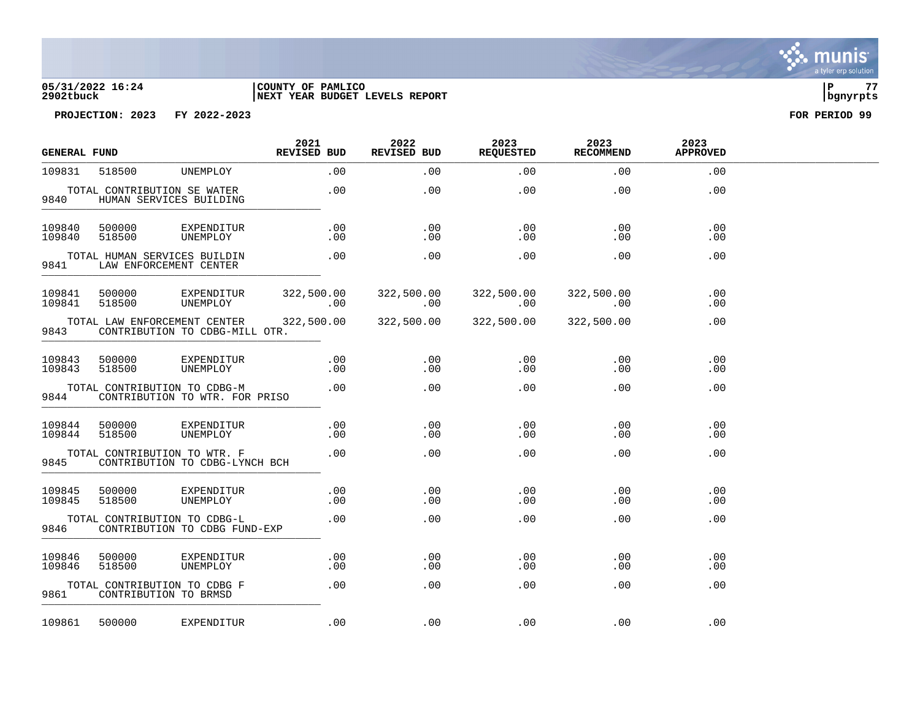PROJECTION: 2023 FY 2022-2023 FOR PERIOD 99

| GENERAL FUND | | | 2021 REVISED BUD | 2022 REVISED BUD | 2023 REQUESTED | 2023 RECOMMEND | 2023 APPROVED |
|---|---|---|---|---|---|---|---|
| 109831 | 518500 | UNEMPLOY | .00 | .00 | .00 | .00 | .00 |
| TOTAL CONTRIBUTION SE WATER | | | .00 | .00 | .00 | .00 | .00 |
| 9840 | HUMAN SERVICES BUILDING | | | | | | |
| 109840 | 500000 | EXPENDITUR | .00 | .00 | .00 | .00 | .00 |
| 109840 | 518500 | UNEMPLOY | .00 | .00 | .00 | .00 | .00 |
| TOTAL HUMAN SERVICES BUILDIN | | | .00 | .00 | .00 | .00 | .00 |
| 9841 | LAW ENFORCEMENT CENTER | | | | | | |
| 109841 | 500000 | EXPENDITUR | 322,500.00 | 322,500.00 | 322,500.00 | 322,500.00 | .00 |
| 109841 | 518500 | UNEMPLOY | .00 | .00 | .00 | .00 | .00 |
| TOTAL LAW ENFORCEMENT CENTER | | | 322,500.00 | 322,500.00 | 322,500.00 | 322,500.00 | .00 |
| 9843 | CONTRIBUTION TO CDBG-MILL OTR. | | | | | | |
| 109843 | 500000 | EXPENDITUR | .00 | .00 | .00 | .00 | .00 |
| 109843 | 518500 | UNEMPLOY | .00 | .00 | .00 | .00 | .00 |
| TOTAL CONTRIBUTION TO CDBG-M | | | .00 | .00 | .00 | .00 | .00 |
| 9844 | CONTRIBUTION TO WTR. FOR PRISO | | | | | | |
| 109844 | 500000 | EXPENDITUR | .00 | .00 | .00 | .00 | .00 |
| 109844 | 518500 | UNEMPLOY | .00 | .00 | .00 | .00 | .00 |
| TOTAL CONTRIBUTION TO WTR. F | | | .00 | .00 | .00 | .00 | .00 |
| 9845 | CONTRIBUTION TO CDBG-LYNCH BCH | | | | | | |
| 109845 | 500000 | EXPENDITUR | .00 | .00 | .00 | .00 | .00 |
| 109845 | 518500 | UNEMPLOY | .00 | .00 | .00 | .00 | .00 |
| TOTAL CONTRIBUTION TO CDBG-L | | | .00 | .00 | .00 | .00 | .00 |
| 9846 | CONTRIBUTION TO CDBG FUND-EXP | | | | | | |
| 109846 | 500000 | EXPENDITUR | .00 | .00 | .00 | .00 | .00 |
| 109846 | 518500 | UNEMPLOY | .00 | .00 | .00 | .00 | .00 |
| TOTAL CONTRIBUTION TO CDBG F | | | .00 | .00 | .00 | .00 | .00 |
| 9861 | CONTRIBUTION TO BRMSD | | | | | | |
| 109861 | 500000 | EXPENDITUR | .00 | .00 | .00 | .00 | .00 |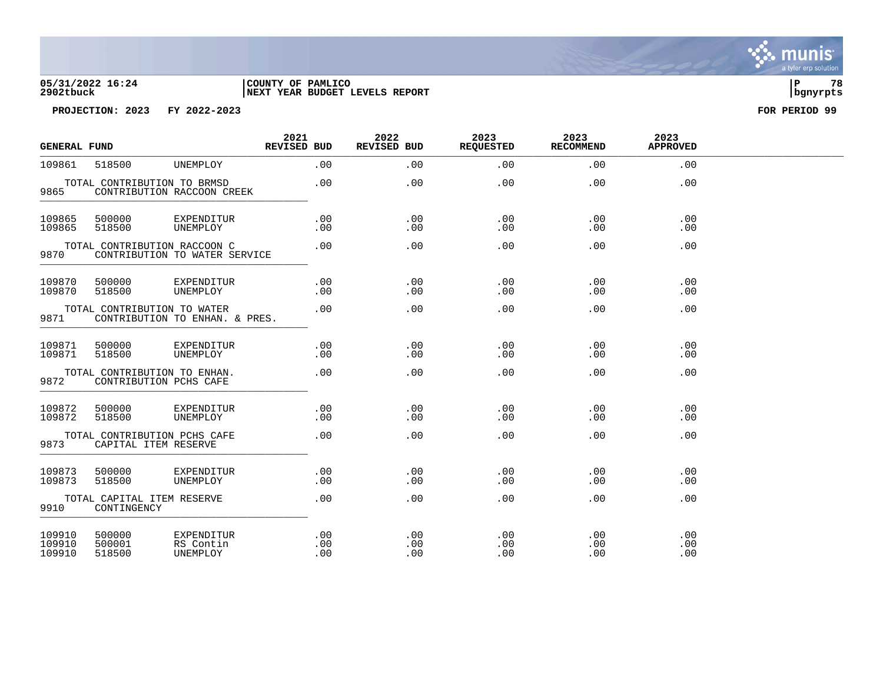05/31/2022 16:24 | COUNTY OF PAMLICO | P 78
2902tbuck | NEXT YEAR BUDGET LEVELS REPORT | bgnyrpts

PROJECTION: 2023 FY 2022-2023 FOR PERIOD 99

| GENERAL FUND | | | 2021 REVISED BUD | 2022 REVISED BUD | 2023 REQUESTED | 2023 RECOMMEND | 2023 APPROVED |
|---|---|---|---|---|---|---|---|
| 109861 | 518500 | UNEMPLOY | .00 | .00 | .00 | .00 | .00 |
| | TOTAL CONTRIBUTION TO BRMSD | | .00 | .00 | .00 | .00 | .00 |
| 9865 | CONTRIBUTION RACCOON CREEK | | | | | | |
| 109865 | 500000 | EXPENDITUR | .00 | .00 | .00 | .00 | .00 |
| 109865 | 518500 | UNEMPLOY | .00 | .00 | .00 | .00 | .00 |
| | TOTAL CONTRIBUTION RACCOON C | | .00 | .00 | .00 | .00 | .00 |
| 9870 | CONTRIBUTION TO WATER SERVICE | | | | | | |
| 109870 | 500000 | EXPENDITUR | .00 | .00 | .00 | .00 | .00 |
| 109870 | 518500 | UNEMPLOY | .00 | .00 | .00 | .00 | .00 |
| | TOTAL CONTRIBUTION TO WATER | | .00 | .00 | .00 | .00 | .00 |
| 9871 | CONTRIBUTION TO ENHAN. & PRES. | | | | | | |
| 109871 | 500000 | EXPENDITUR | .00 | .00 | .00 | .00 | .00 |
| 109871 | 518500 | UNEMPLOY | .00 | .00 | .00 | .00 | .00 |
| | TOTAL CONTRIBUTION TO ENHAN. | | .00 | .00 | .00 | .00 | .00 |
| 9872 | CONTRIBUTION PCHS CAFE | | | | | | |
| 109872 | 500000 | EXPENDITUR | .00 | .00 | .00 | .00 | .00 |
| 109872 | 518500 | UNEMPLOY | .00 | .00 | .00 | .00 | .00 |
| | TOTAL CONTRIBUTION PCHS CAFE | | .00 | .00 | .00 | .00 | .00 |
| 9873 | CAPITAL ITEM RESERVE | | | | | | |
| 109873 | 500000 | EXPENDITUR | .00 | .00 | .00 | .00 | .00 |
| 109873 | 518500 | UNEMPLOY | .00 | .00 | .00 | .00 | .00 |
| | TOTAL CAPITAL ITEM RESERVE | | .00 | .00 | .00 | .00 | .00 |
| 9910 | CONTINGENCY | | | | | | |
| 109910 | 500000 | EXPENDITUR | .00 | .00 | .00 | .00 | .00 |
| 109910 | 500001 | RS Contin | .00 | .00 | .00 | .00 | .00 |
| 109910 | 518500 | UNEMPLOY | .00 | .00 | .00 | .00 | .00 |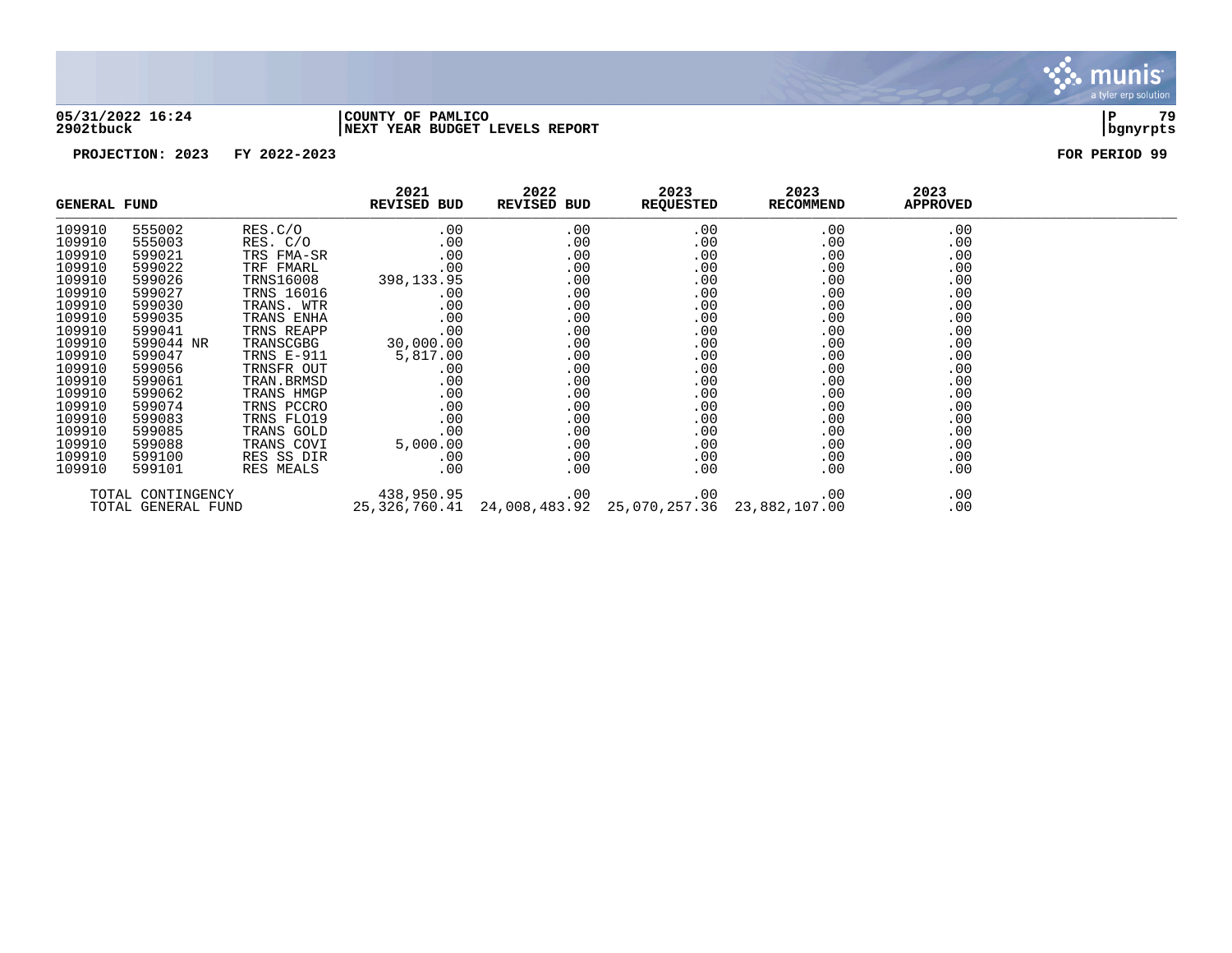05/31/2022 16:24 | COUNTY OF PAMLICO
2902tbuck | NEXT YEAR BUDGET LEVELS REPORT | bgnyrpts

PROJECTION: 2023 FY 2022-2023 FOR PERIOD 99

| GENERAL FUND | | | 2021 REVISED BUD | 2022 REVISED BUD | 2023 REQUESTED | 2023 RECOMMEND | 2023 APPROVED |
|---|---|---|---|---|---|---|---|
| 109910 | 555002 | RES.C/O | .00 | .00 | .00 | .00 | .00 |
| 109910 | 555003 | RES. C/O | .00 | .00 | .00 | .00 | .00 |
| 109910 | 599021 | TRS FMA-SR | .00 | .00 | .00 | .00 | .00 |
| 109910 | 599022 | TRF FMARL | .00 | .00 | .00 | .00 | .00 |
| 109910 | 599026 | TRNS16008 | 398,133.95 | .00 | .00 | .00 | .00 |
| 109910 | 599027 | TRNS 16016 | .00 | .00 | .00 | .00 | .00 |
| 109910 | 599030 | TRANS. WTR | .00 | .00 | .00 | .00 | .00 |
| 109910 | 599035 | TRANS ENHA | .00 | .00 | .00 | .00 | .00 |
| 109910 | 599041 | TRNS REAPP | .00 | .00 | .00 | .00 | .00 |
| 109910 | 599044 NR | TRANSCGBG | 30,000.00 | .00 | .00 | .00 | .00 |
| 109910 | 599047 | TRNS E-911 | 5,817.00 | .00 | .00 | .00 | .00 |
| 109910 | 599056 | TRNSFR OUT | .00 | .00 | .00 | .00 | .00 |
| 109910 | 599061 | TRAN.BRMSD | .00 | .00 | .00 | .00 | .00 |
| 109910 | 599062 | TRANS HMGP | .00 | .00 | .00 | .00 | .00 |
| 109910 | 599074 | TRNS PCCRO | .00 | .00 | .00 | .00 | .00 |
| 109910 | 599083 | TRNS FLO19 | .00 | .00 | .00 | .00 | .00 |
| 109910 | 599085 | TRANS GOLD | .00 | .00 | .00 | .00 | .00 |
| 109910 | 599088 | TRANS COVI | 5,000.00 | .00 | .00 | .00 | .00 |
| 109910 | 599100 | RES SS DIR | .00 | .00 | .00 | .00 | .00 |
| 109910 | 599101 | RES MEALS | .00 | .00 | .00 | .00 | .00 |
| TOTAL CONTINGENCY | | | 438,950.95 | .00 | .00 | .00 | .00 |
| TOTAL GENERAL FUND | | | 25,326,760.41 | 24,008,483.92 | 25,070,257.36 | 23,882,107.00 | .00 |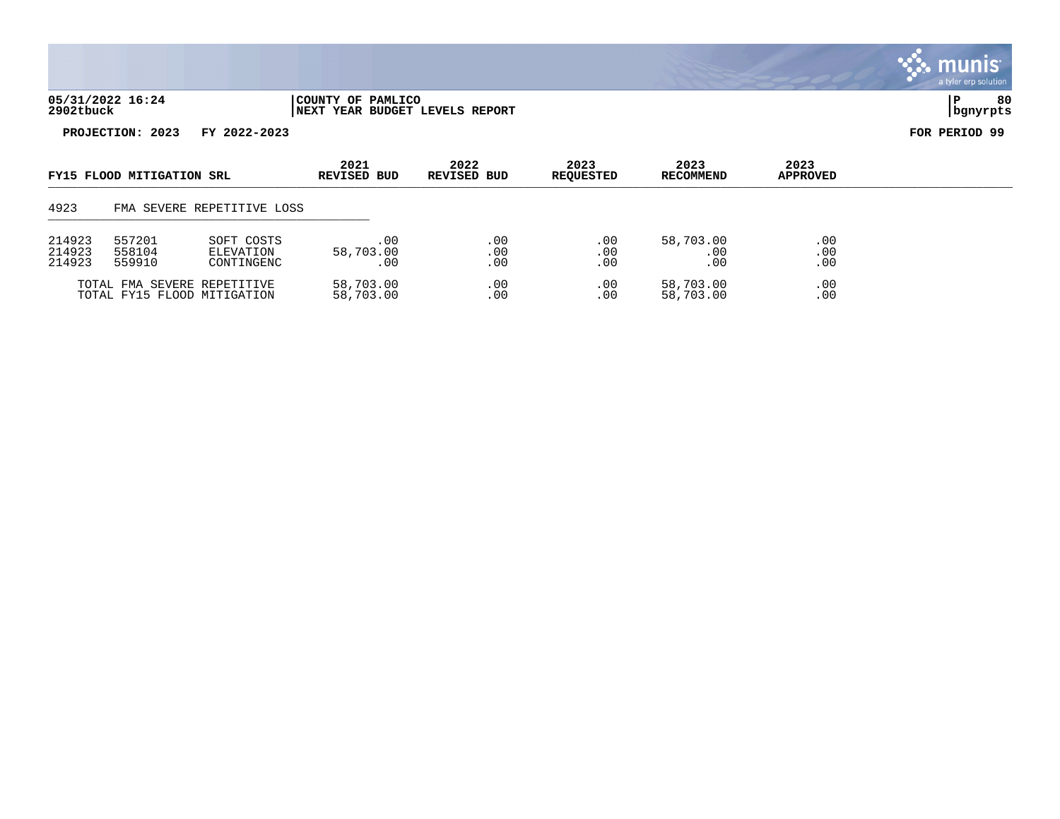**COUNTY OF PAMLICO**
**NEXT YEAR BUDGET LEVELS REPORT**

05/31/2022 16:24
2902tbuck

P 80
bgnyrpts

**PROJECTION: 2023 FY 2022-2023**

**FOR PERIOD 99**

| FY15 FLOOD MITIGATION SRL | | | 2021 REVISED BUD | 2022 REVISED BUD | 2023 REQUESTED | 2023 RECOMMEND | 2023 APPROVED |
|---|---|---|---|---|---|---|---|
| 4923 | FMA SEVERE REPETITIVE LOSS | | | | | | |
| 214923 | 557201 | SOFT COSTS | .00 | .00 | .00 | 58,703.00 | .00 |
| 214923 | 558104 | ELEVATION | 58,703.00 | .00 | .00 | .00 | .00 |
| 214923 | 559910 | CONTINGENC | .00 | .00 | .00 | .00 | .00 |
| | TOTAL FMA SEVERE REPETITIVE | | 58,703.00 | .00 | .00 | 58,703.00 | .00 |
| | TOTAL FY15 FLOOD MITIGATION | | 58,703.00 | .00 | .00 | 58,703.00 | .00 |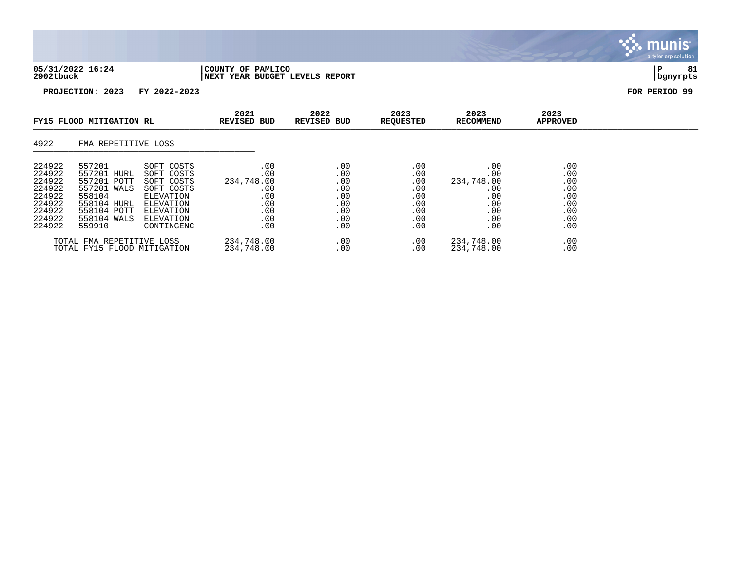05/31/2022 16:24 | COUNTY OF PAMLICO
2902tbuck | NEXT YEAR BUDGET LEVELS REPORT | bgnyrpts

PROJECTION: 2023 FY 2022-2023 FOR PERIOD 99

| FY15 FLOOD MITIGATION RL | | | 2021 REVISED BUD | 2022 REVISED BUD | 2023 REQUESTED | 2023 RECOMMEND | 2023 APPROVED |
|---|---|---|---|---|---|---|---|
| **4922** | **FMA REPETITIVE LOSS** | | | | | | |
| 224922 | 557201 | SOFT COSTS | .00 | .00 | .00 | .00 | .00 |
| 224922 | 557201 HURL | SOFT COSTS | .00 | .00 | .00 | .00 | .00 |
| 224922 | 557201 POTT | SOFT COSTS | 234,748.00 | .00 | .00 | 234,748.00 | .00 |
| 224922 | 557201 WALS | SOFT COSTS | .00 | .00 | .00 | .00 | .00 |
| 224922 | 558104 | ELEVATION | .00 | .00 | .00 | .00 | .00 |
| 224922 | 558104 HURL | ELEVATION | .00 | .00 | .00 | .00 | .00 |
| 224922 | 558104 POTT | ELEVATION | .00 | .00 | .00 | .00 | .00 |
| 224922 | 558104 WALS | ELEVATION | .00 | .00 | .00 | .00 | .00 |
| 224922 | 559910 | CONTINGENC | .00 | .00 | .00 | .00 | .00 |
| TOTAL FMA REPETITIVE LOSS | | | 234,748.00 | .00 | .00 | 234,748.00 | .00 |
| TOTAL FY15 FLOOD MITIGATION | | | 234,748.00 | .00 | .00 | 234,748.00 | .00 |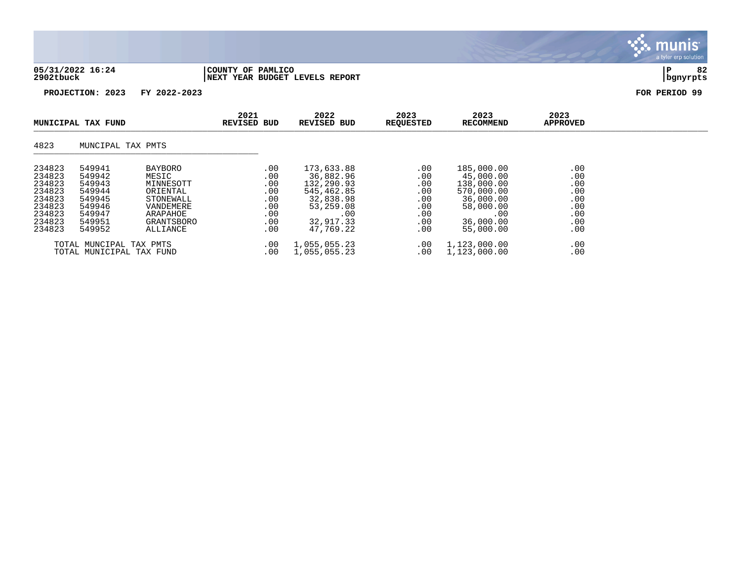05/31/2022 16:24 | COUNTY OF PAMLICO | P 82
2902tbuck | NEXT YEAR BUDGET LEVELS REPORT | bgnyrpts

**PROJECTION: 2023 FY 2022-2023** **FOR PERIOD 99**

| MUNICIPAL TAX FUND | | | 2021 REVISED BUD | 2022 REVISED BUD | 2023 REQUESTED | 2023 RECOMMEND | 2023 APPROVED |
|---|---|---|---|---|---|---|---|
| 4823 | MUNCIPAL TAX PMTS | | | | | | |
| 234823 | 549941 | BAYBORO | .00 | 173,633.88 | .00 | 185,000.00 | .00 |
| 234823 | 549942 | MESIC | .00 | 36,882.96 | .00 | 45,000.00 | .00 |
| 234823 | 549943 | MINNESOTT | .00 | 132,290.93 | .00 | 138,000.00 | .00 |
| 234823 | 549944 | ORIENTAL | .00 | 545,462.85 | .00 | 570,000.00 | .00 |
| 234823 | 549945 | STONEWALL | .00 | 32,838.98 | .00 | 36,000.00 | .00 |
| 234823 | 549946 | VANDEMERE | .00 | 53,259.08 | .00 | 58,000.00 | .00 |
| 234823 | 549947 | ARAPAHOE | .00 | .00 | .00 | .00 | .00 |
| 234823 | 549951 | GRANTSBORO | .00 | 32,917.33 | .00 | 36,000.00 | .00 |
| 234823 | 549952 | ALLIANCE | .00 | 47,769.22 | .00 | 55,000.00 | .00 |
| TOTAL MUNCIPAL TAX PMTS | | | .00 | 1,055,055.23 | .00 | 1,123,000.00 | .00 |
| TOTAL MUNICIPAL TAX FUND | | | .00 | 1,055,055.23 | .00 | 1,123,000.00 | .00 |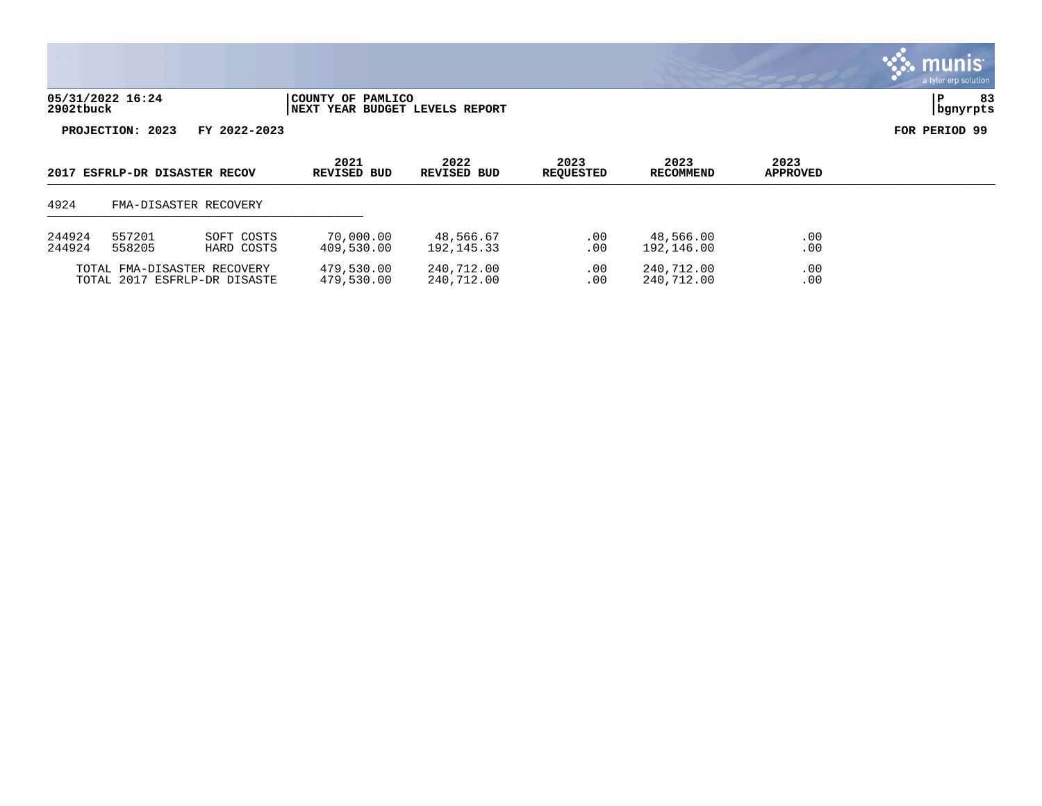05/31/2022 16:24 | COUNTY OF PAMLICO | P 83
2902tbuck | NEXT YEAR BUDGET LEVELS REPORT | bgnyrpts

**PROJECTION: 2023 FY 2022-2023** **FOR PERIOD 99**

| 2017 ESFRLP-DR DISASTER RECOV | | | 2021 REVISED BUD | 2022 REVISED BUD | 2023 REQUESTED | 2023 RECOMMEND | 2023 APPROVED |
|---|---|---|---|---|---|---|---|
| 4924 | FMA-DISASTER RECOVERY | | | | | | |
| 244924 | 557201 | SOFT COSTS | 70,000.00 | 48,566.67 | .00 | 48,566.00 | .00 |
| 244924 | 558205 | HARD COSTS | 409,530.00 | 192,145.33 | .00 | 192,146.00 | .00 |
| TOTAL FMA-DISASTER RECOVERY | | | 479,530.00 | 240,712.00 | .00 | 240,712.00 | .00 |
| TOTAL 2017 ESFRLP-DR DISASTE | | | 479,530.00 | 240,712.00 | .00 | 240,712.00 | .00 |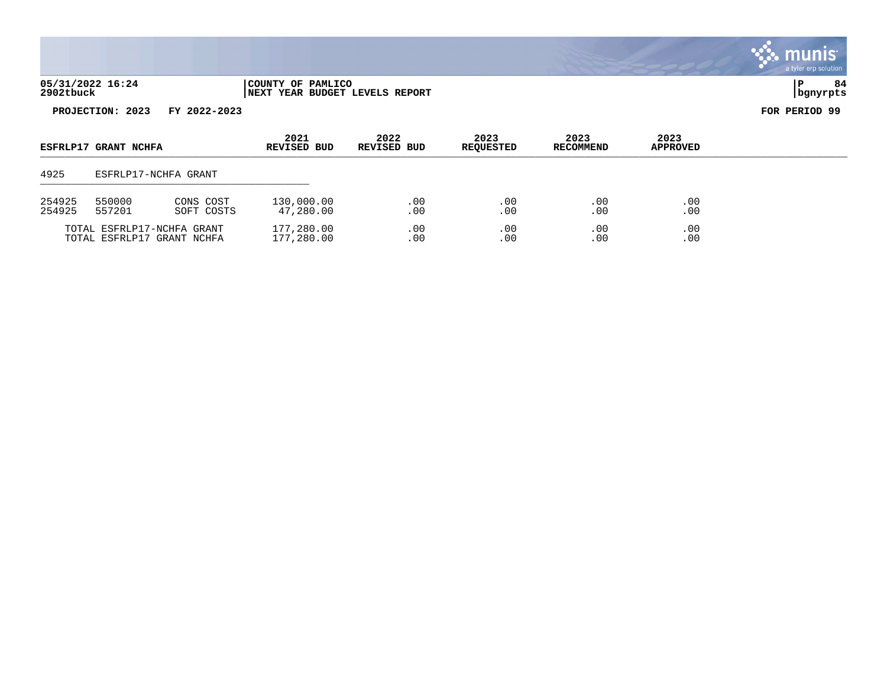**COUNTY OF PAMLICO**
**NEXT YEAR BUDGET LEVELS REPORT**

**PROJECTION: 2023 FY 2022-2023** | **FOR PERIOD 99**

| ESFRLP17 GRANT NCHFA | | | 2021 REVISED BUD | 2022 REVISED BUD | 2023 REQUESTED | 2023 RECOMMEND | 2023 APPROVED |
|---|---|---|---|---|---|---|---|
| 4925 | ESFRLP17-NCHFA GRANT | | | | | | |
| 254925 | 550000 | CONS COST | 130,000.00 | .00 | .00 | .00 | .00 |
| 254925 | 557201 | SOFT COSTS | 47,280.00 | .00 | .00 | .00 | .00 |
| | TOTAL ESFRLP17-NCHFA GRANT | | 177,280.00 | .00 | .00 | .00 | .00 |
| | TOTAL ESFRLP17 GRANT NCHFA | | 177,280.00 | .00 | .00 | .00 | .00 |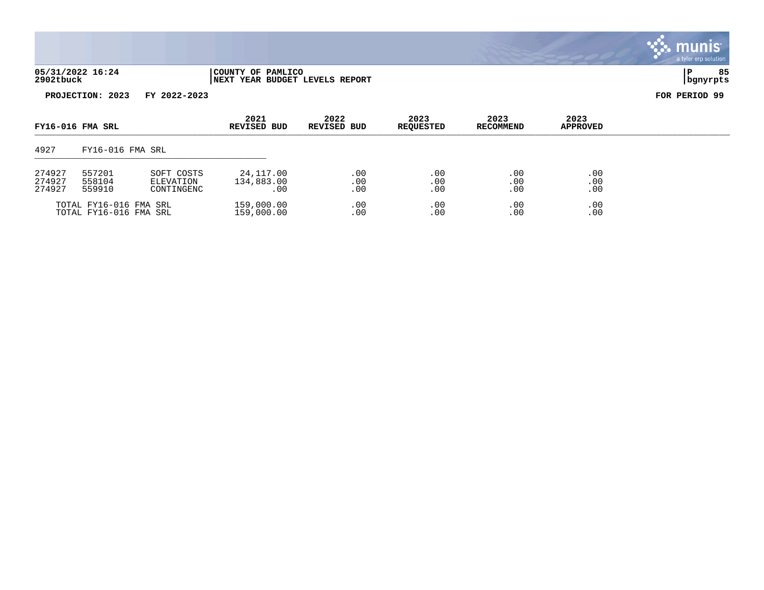**05/31/2022 16:24**
**2902tbuck**

**COUNTY OF PAMLICO**
**NEXT YEAR BUDGET LEVELS REPORT**

**P 85**
**bgnyrpts**

**PROJECTION: 2023 FY 2022-2023**

**FOR PERIOD 99**

| FY16-016 FMA SRL | | | 2021 REVISED BUD | 2022 REVISED BUD | 2023 REQUESTED | 2023 RECOMMEND | 2023 APPROVED |
|---|---|---|---|---|---|---|---|
| 4927 | FY16-016 FMA SRL | | | | | | |
| 274927 | 557201 | SOFT COSTS | 24,117.00 | .00 | .00 | .00 | .00 |
| 274927 | 558104 | ELEVATION | 134,883.00 | .00 | .00 | .00 | .00 |
| 274927 | 559910 | CONTINGENC | .00 | .00 | .00 | .00 | .00 |
| TOTAL FY16-016 FMA SRL | | | 159,000.00 | .00 | .00 | .00 | .00 |
| TOTAL FY16-016 FMA SRL | | | 159,000.00 | .00 | .00 | .00 | .00 |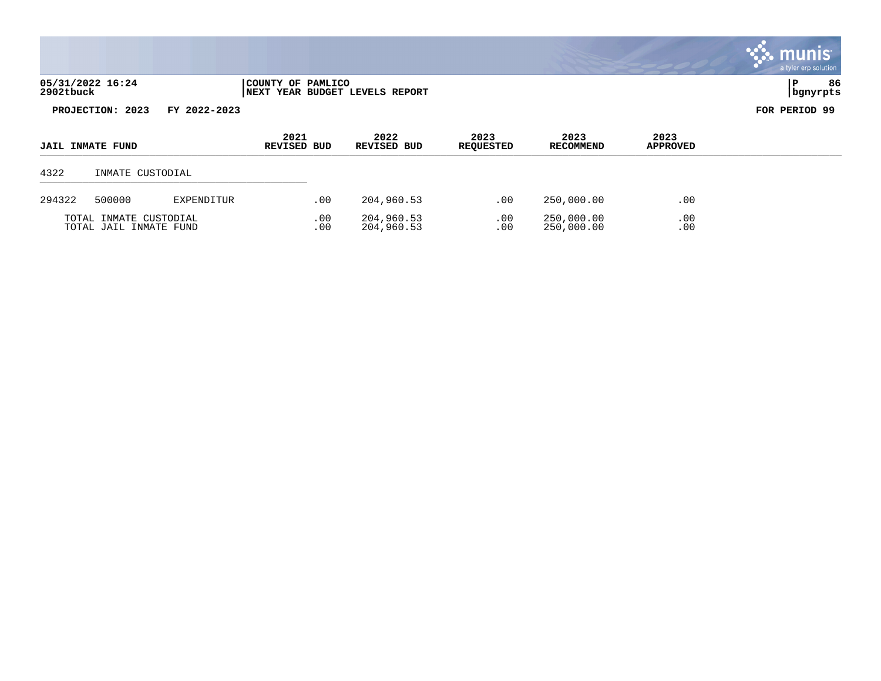05/31/2022 16:24 | COUNTY OF PAMLICO
2902tbuck | NEXT YEAR BUDGET LEVELS REPORT | bgnyrpts

**PROJECTION: 2023 FY 2022-2023** | **FOR PERIOD 99**

| JAIL INMATE FUND | | | 2021 REVISED BUD | 2022 REVISED BUD | 2023 REQUESTED | 2023 RECOMMEND | 2023 APPROVED |
|---|---|---|---|---|---|---|---|
| 4322 | INMATE CUSTODIAL | | | | | | |
| 294322 | 500000 | EXPENDITUR | .00 | 204,960.53 | .00 | 250,000.00 | .00 |
| TOTAL INMATE CUSTODIAL | | | .00 | 204,960.53 | .00 | 250,000.00 | .00 |
| TOTAL JAIL INMATE FUND | | | .00 | 204,960.53 | .00 | 250,000.00 | .00 |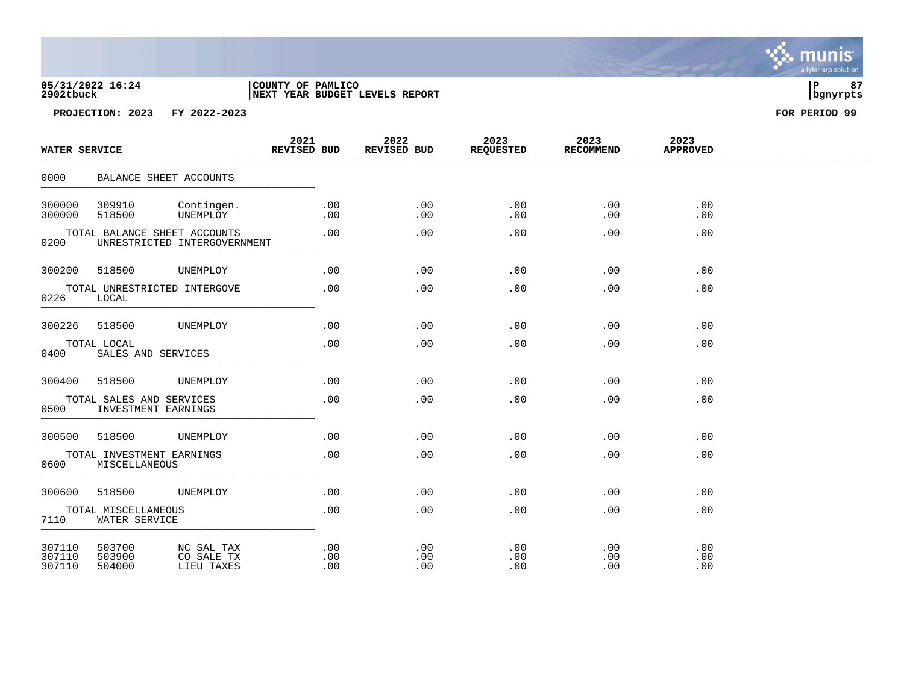05/31/2022 16:24
2902tbuck

COUNTY OF PAMLICO
NEXT YEAR BUDGET LEVELS REPORT

PROJECTION: 2023 FY 2022-2023

FOR PERIOD 99

| WATER SERVICE | | | 2021 REVISED BUD | 2022 REVISED BUD | 2023 REQUESTED | 2023 RECOMMEND | 2023 APPROVED |
|---|---|---|---|---|---|---|---|
| 0000 | BALANCE SHEET ACCOUNTS | | | | | | |
| 300000 | 309910 | Contingen. | .00 | .00 | .00 | .00 | .00 |
| 300000 | 518500 | UNEMPLOY | .00 | .00 | .00 | .00 | .00 |
| | TOTAL BALANCE SHEET ACCOUNTS | | .00 | .00 | .00 | .00 | .00 |
| 0200 | UNRESTRICTED INTERGOVERNMENT | | | | | | |
| 300200 | 518500 | UNEMPLOY | .00 | .00 | .00 | .00 | .00 |
| | TOTAL UNRESTRICTED INTERGOVE | | .00 | .00 | .00 | .00 | .00 |
| 0226 | LOCAL | | | | | | |
| 300226 | 518500 | UNEMPLOY | .00 | .00 | .00 | .00 | .00 |
| | TOTAL LOCAL | | .00 | .00 | .00 | .00 | .00 |
| 0400 | SALES AND SERVICES | | | | | | |
| 300400 | 518500 | UNEMPLOY | .00 | .00 | .00 | .00 | .00 |
| | TOTAL SALES AND SERVICES | | .00 | .00 | .00 | .00 | .00 |
| 0500 | INVESTMENT EARNINGS | | | | | | |
| 300500 | 518500 | UNEMPLOY | .00 | .00 | .00 | .00 | .00 |
| | TOTAL INVESTMENT EARNINGS | | .00 | .00 | .00 | .00 | .00 |
| 0600 | MISCELLANEOUS | | | | | | |
| 300600 | 518500 | UNEMPLOY | .00 | .00 | .00 | .00 | .00 |
| | TOTAL MISCELLANEOUS | | .00 | .00 | .00 | .00 | .00 |
| 7110 | WATER SERVICE | | | | | | |
| 307110 | 503700 | NC SAL TAX | .00 | .00 | .00 | .00 | .00 |
| 307110 | 503900 | CO SALE TX | .00 | .00 | .00 | .00 | .00 |
| 307110 | 504000 | LIEU TAXES | .00 | .00 | .00 | .00 | .00 |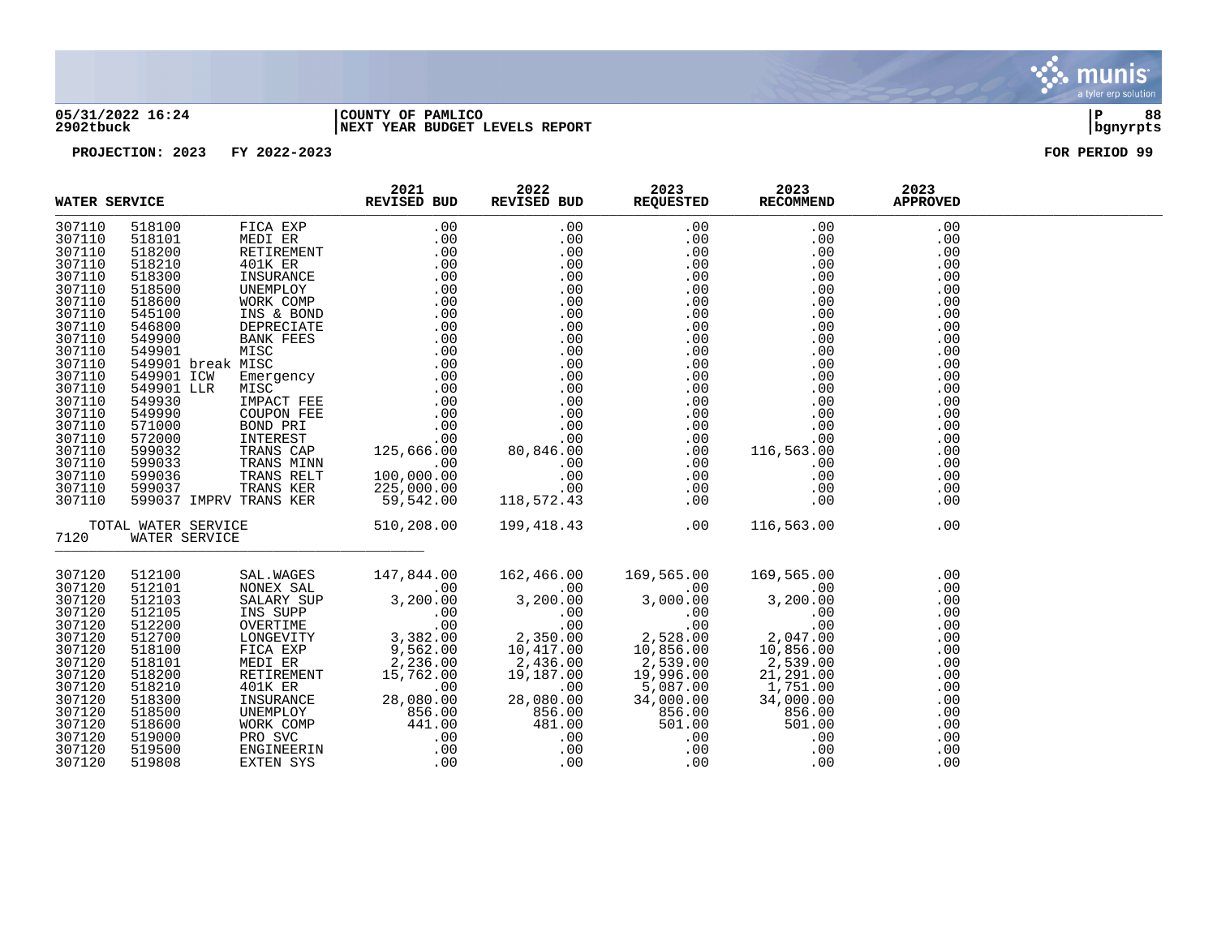05/31/2022 16:24 | COUNTY OF PAMLICO
2902tbuck | NEXT YEAR BUDGET LEVELS REPORT

PROJECTION: 2023 FY 2022-2023 FOR PERIOD 99

| WATER SERVICE | | | 2021 REVISED BUD | 2022 REVISED BUD | 2023 REQUESTED | 2023 RECOMMEND | 2023 APPROVED |
|---|---|---|---|---|---|---|---|
| 307110 | 518100 | FICA EXP | .00 | .00 | .00 | .00 | .00 |
| 307110 | 518101 | MEDI ER | .00 | .00 | .00 | .00 | .00 |
| 307110 | 518200 | RETIREMENT | .00 | .00 | .00 | .00 | .00 |
| 307110 | 518210 | 401K ER | .00 | .00 | .00 | .00 | .00 |
| 307110 | 518300 | INSURANCE | .00 | .00 | .00 | .00 | .00 |
| 307110 | 518500 | UNEMPLOY | .00 | .00 | .00 | .00 | .00 |
| 307110 | 518600 | WORK COMP | .00 | .00 | .00 | .00 | .00 |
| 307110 | 545100 | INS & BOND | .00 | .00 | .00 | .00 | .00 |
| 307110 | 546800 | DEPRECIATE | .00 | .00 | .00 | .00 | .00 |
| 307110 | 549900 | BANK FEES | .00 | .00 | .00 | .00 | .00 |
| 307110 | 549901 | MISC | .00 | .00 | .00 | .00 | .00 |
| 307110 | 549901 break | MISC | .00 | .00 | .00 | .00 | .00 |
| 307110 | 549901 ICW | Emergency | .00 | .00 | .00 | .00 | .00 |
| 307110 | 549901 LLR | MISC | .00 | .00 | .00 | .00 | .00 |
| 307110 | 549930 | IMPACT FEE | .00 | .00 | .00 | .00 | .00 |
| 307110 | 549990 | COUPON FEE | .00 | .00 | .00 | .00 | .00 |
| 307110 | 571000 | BOND PRI | .00 | .00 | .00 | .00 | .00 |
| 307110 | 572000 | INTEREST | .00 | .00 | .00 | .00 | .00 |
| 307110 | 599032 | TRANS CAP | 125,666.00 | 80,846.00 | .00 | 116,563.00 | .00 |
| 307110 | 599033 | TRANS MINN | .00 | .00 | .00 | .00 | .00 |
| 307110 | 599036 | TRANS RELT | 100,000.00 | .00 | .00 | .00 | .00 |
| 307110 | 599037 | TRANS KER | 225,000.00 | .00 | .00 | .00 | .00 |
| 307110 | 599037 IMPRV | TRANS KER | 59,542.00 | 118,572.43 | .00 | .00 | .00 |
| TOTAL WATER SERVICE | | | 510,208.00 | 199,418.43 | .00 | 116,563.00 | .00 |

7120 WATER SERVICE

| | | | 2021 REVISED BUD | 2022 REVISED BUD | 2023 REQUESTED | 2023 RECOMMEND | 2023 APPROVED |
|---|---|---|---|---|---|---|---|
| 307120 | 512100 | SAL.WAGES | 147,844.00 | 162,466.00 | 169,565.00 | 169,565.00 | .00 |
| 307120 | 512101 | NONEX SAL | .00 | .00 | .00 | .00 | .00 |
| 307120 | 512103 | SALARY SUP | 3,200.00 | 3,200.00 | 3,000.00 | 3,200.00 | .00 |
| 307120 | 512105 | INS SUPP | .00 | .00 | .00 | .00 | .00 |
| 307120 | 512200 | OVERTIME | .00 | .00 | .00 | .00 | .00 |
| 307120 | 512700 | LONGEVITY | 3,382.00 | 2,350.00 | 2,528.00 | 2,047.00 | .00 |
| 307120 | 518100 | FICA EXP | 9,562.00 | 10,417.00 | 10,856.00 | 10,856.00 | .00 |
| 307120 | 518101 | MEDI ER | 2,236.00 | 2,436.00 | 2,539.00 | 2,539.00 | .00 |
| 307120 | 518200 | RETIREMENT | 15,762.00 | 19,187.00 | 19,996.00 | 21,291.00 | .00 |
| 307120 | 518210 | 401K ER | .00 | .00 | 5,087.00 | 1,751.00 | .00 |
| 307120 | 518300 | INSURANCE | 28,080.00 | 28,080.00 | 34,000.00 | 34,000.00 | .00 |
| 307120 | 518500 | UNEMPLOY | 856.00 | 856.00 | 856.00 | 856.00 | .00 |
| 307120 | 518600 | WORK COMP | 441.00 | 481.00 | 501.00 | 501.00 | .00 |
| 307120 | 519000 | PRO SVC | .00 | .00 | .00 | .00 | .00 |
| 307120 | 519500 | ENGINEERIN | .00 | .00 | .00 | .00 | .00 |
| 307120 | 519808 | EXTEN SYS | .00 | .00 | .00 | .00 | .00 |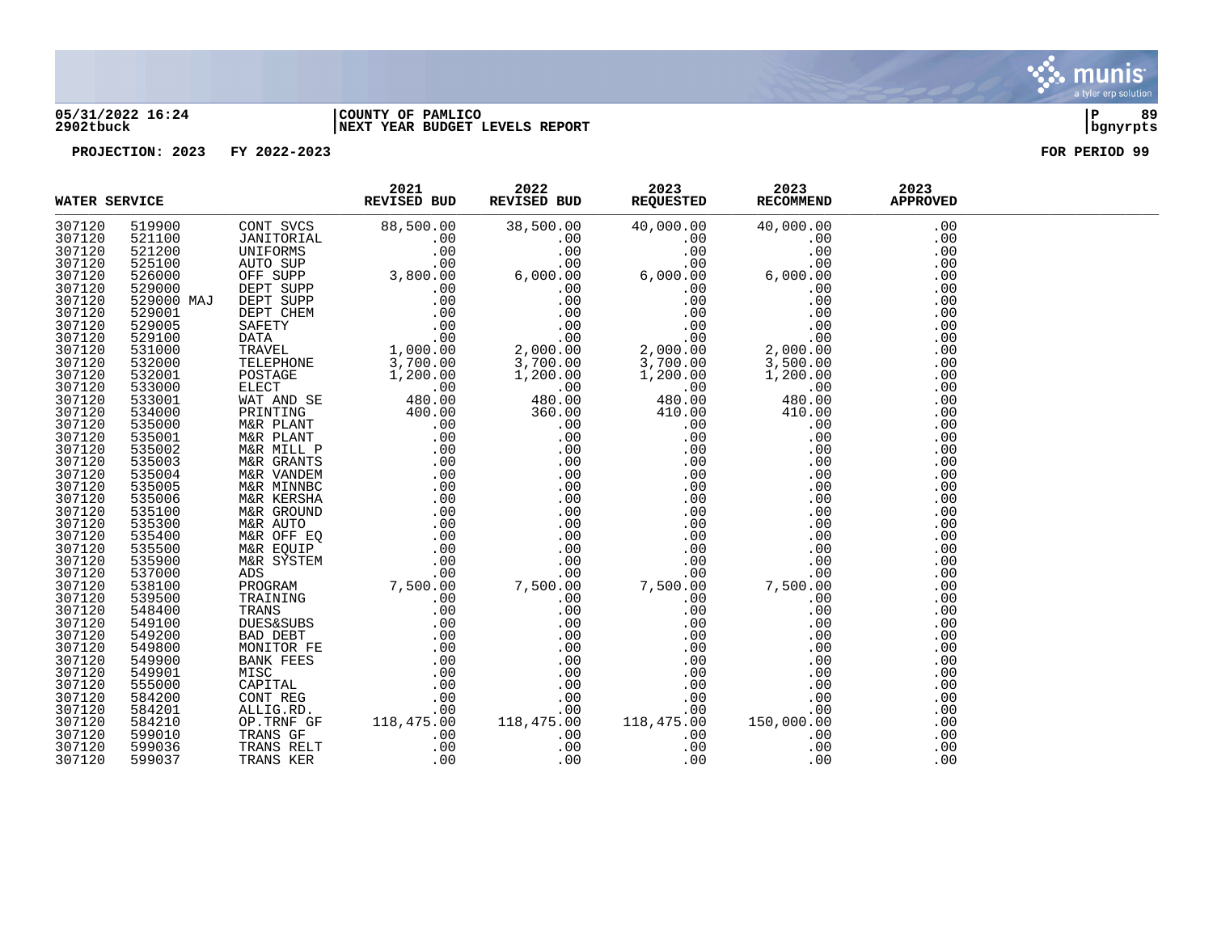05/31/2022 16:24 | COUNTY OF PAMLICO | P 89
2902tbuck | NEXT YEAR BUDGET LEVELS REPORT | bgnyrpts

PROJECTION: 2023 FY 2022-2023 FOR PERIOD 99

| WATER SERVICE | | | 2021 REVISED BUD | 2022 REVISED BUD | 2023 REQUESTED | 2023 RECOMMEND | 2023 APPROVED |
|---|---|---|---|---|---|---|---|
| 307120 | 519900 | CONT SVCS | 88,500.00 | 38,500.00 | 40,000.00 | 40,000.00 | .00 |
| 307120 | 521100 | JANITORIAL | .00 | .00 | .00 | .00 | .00 |
| 307120 | 521200 | UNIFORMS | .00 | .00 | .00 | .00 | .00 |
| 307120 | 525100 | AUTO SUP | .00 | .00 | .00 | .00 | .00 |
| 307120 | 526000 | OFF SUPP | 3,800.00 | 6,000.00 | 6,000.00 | 6,000.00 | .00 |
| 307120 | 529000 | DEPT SUPP | .00 | .00 | .00 | .00 | .00 |
| 307120 | 529000 MAJ | DEPT SUPP | .00 | .00 | .00 | .00 | .00 |
| 307120 | 529001 | DEPT CHEM | .00 | .00 | .00 | .00 | .00 |
| 307120 | 529005 | SAFETY | .00 | .00 | .00 | .00 | .00 |
| 307120 | 529100 | DATA | .00 | .00 | .00 | .00 | .00 |
| 307120 | 531000 | TRAVEL | 1,000.00 | 2,000.00 | 2,000.00 | 2,000.00 | .00 |
| 307120 | 532000 | TELEPHONE | 3,700.00 | 3,700.00 | 3,700.00 | 3,500.00 | .00 |
| 307120 | 532001 | POSTAGE | 1,200.00 | 1,200.00 | 1,200.00 | 1,200.00 | .00 |
| 307120 | 533000 | ELECT | .00 | .00 | .00 | .00 | .00 |
| 307120 | 533001 | WAT AND SE | 480.00 | 480.00 | 480.00 | 480.00 | .00 |
| 307120 | 534000 | PRINTING | 400.00 | 360.00 | 410.00 | 410.00 | .00 |
| 307120 | 535000 | M&R PLANT | .00 | .00 | .00 | .00 | .00 |
| 307120 | 535001 | M&R PLANT | .00 | .00 | .00 | .00 | .00 |
| 307120 | 535002 | M&R MILL P | .00 | .00 | .00 | .00 | .00 |
| 307120 | 535003 | M&R GRANTS | .00 | .00 | .00 | .00 | .00 |
| 307120 | 535004 | M&R VANDEM | .00 | .00 | .00 | .00 | .00 |
| 307120 | 535005 | M&R MINNBC | .00 | .00 | .00 | .00 | .00 |
| 307120 | 535006 | M&R KERSHA | .00 | .00 | .00 | .00 | .00 |
| 307120 | 535100 | M&R GROUND | .00 | .00 | .00 | .00 | .00 |
| 307120 | 535300 | M&R AUTO | .00 | .00 | .00 | .00 | .00 |
| 307120 | 535400 | M&R OFF EQ | .00 | .00 | .00 | .00 | .00 |
| 307120 | 535500 | M&R EQUIP | .00 | .00 | .00 | .00 | .00 |
| 307120 | 535900 | M&R SYSTEM | .00 | .00 | .00 | .00 | .00 |
| 307120 | 537000 | ADS | .00 | .00 | .00 | .00 | .00 |
| 307120 | 538100 | PROGRAM | 7,500.00 | 7,500.00 | 7,500.00 | 7,500.00 | .00 |
| 307120 | 539500 | TRAINING | .00 | .00 | .00 | .00 | .00 |
| 307120 | 548400 | TRANS | .00 | .00 | .00 | .00 | .00 |
| 307120 | 549100 | DUES&SUBS | .00 | .00 | .00 | .00 | .00 |
| 307120 | 549200 | BAD DEBT | .00 | .00 | .00 | .00 | .00 |
| 307120 | 549800 | MONITOR FE | .00 | .00 | .00 | .00 | .00 |
| 307120 | 549900 | BANK FEES | .00 | .00 | .00 | .00 | .00 |
| 307120 | 549901 | MISC | .00 | .00 | .00 | .00 | .00 |
| 307120 | 555000 | CAPITAL | .00 | .00 | .00 | .00 | .00 |
| 307120 | 584200 | CONT REG | .00 | .00 | .00 | .00 | .00 |
| 307120 | 584201 | ALLIG.RD. | .00 | .00 | .00 | .00 | .00 |
| 307120 | 584210 | OP.TRNF GF | 118,475.00 | 118,475.00 | 118,475.00 | 150,000.00 | .00 |
| 307120 | 599010 | TRANS GF | .00 | .00 | .00 | .00 | .00 |
| 307120 | 599036 | TRANS RELT | .00 | .00 | .00 | .00 | .00 |
| 307120 | 599037 | TRANS KER | .00 | .00 | .00 | .00 | .00 |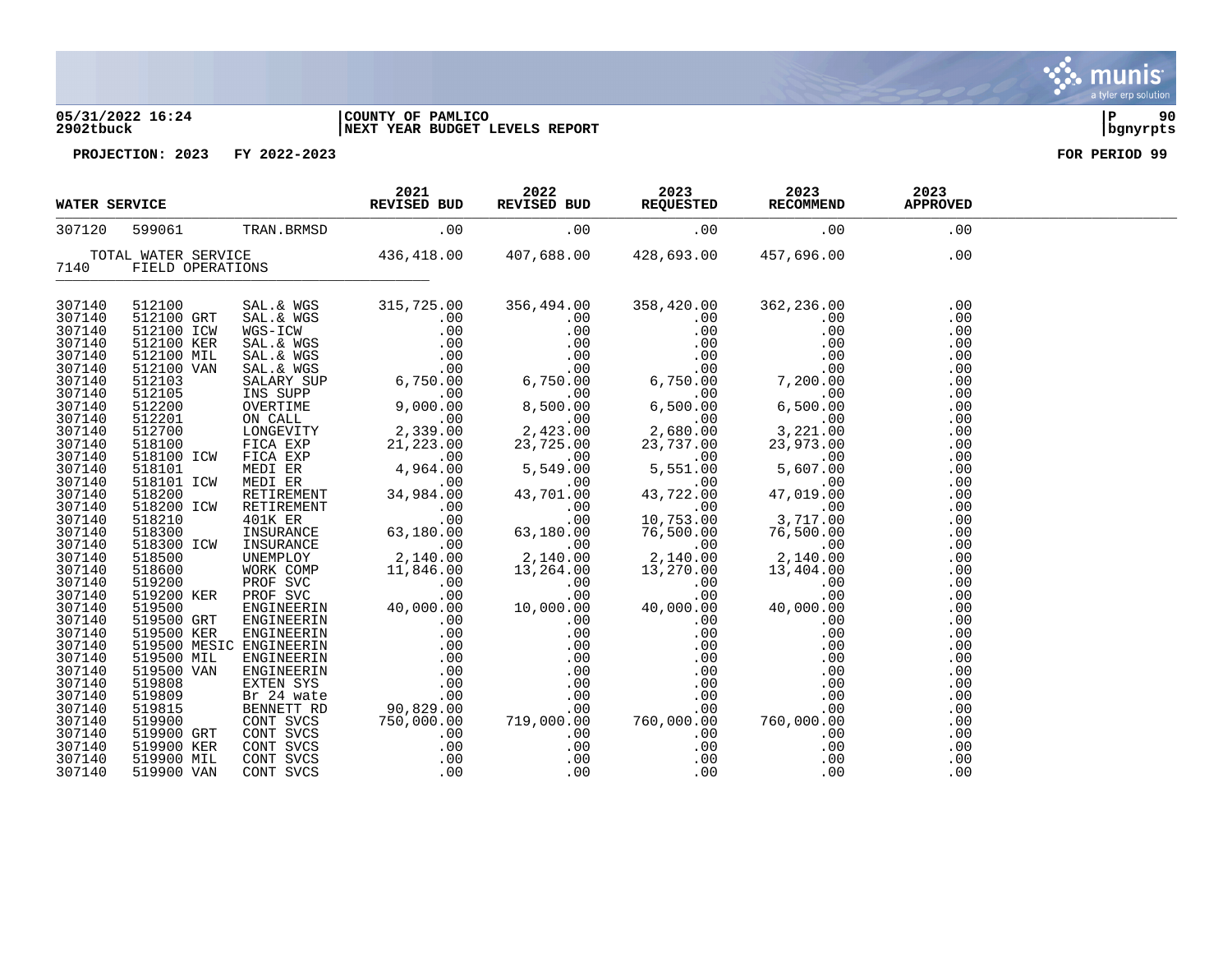05/31/2022 16:24 | COUNTY OF PAMLICO | P 90
2902tbuck | NEXT YEAR BUDGET LEVELS REPORT | bgnyrpts

PROJECTION: 2023 FY 2022-2023 FOR PERIOD 99

| WATER SERVICE | | | 2021 REVISED BUD | 2022 REVISED BUD | 2023 REQUESTED | 2023 RECOMMEND | 2023 APPROVED |
|---|---|---|---|---|---|---|---|
| 307120 | 599061 | TRAN.BRMSD | .00 | .00 | .00 | .00 | .00 |
| TOTAL WATER SERVICE | | | 436,418.00 | 407,688.00 | 428,693.00 | 457,696.00 | .00 |
| 7140 | FIELD OPERATIONS | | | | | | |
| 307140 | 512100 | SAL.& WGS | 315,725.00 | 356,494.00 | 358,420.00 | 362,236.00 | .00 |
| 307140 | 512100 GRT | SAL.& WGS | .00 | .00 | .00 | .00 | .00 |
| 307140 | 512100 ICW | WGS-ICW | .00 | .00 | .00 | .00 | .00 |
| 307140 | 512100 KER | SAL.& WGS | .00 | .00 | .00 | .00 | .00 |
| 307140 | 512100 MIL | SAL.& WGS | .00 | .00 | .00 | .00 | .00 |
| 307140 | 512100 VAN | SAL.& WGS | .00 | .00 | .00 | .00 | .00 |
| 307140 | 512103 | SALARY SUP | 6,750.00 | 6,750.00 | 6,750.00 | 7,200.00 | .00 |
| 307140 | 512105 | INS SUPP | .00 | .00 | .00 | .00 | .00 |
| 307140 | 512200 | OVERTIME | 9,000.00 | 8,500.00 | 6,500.00 | 6,500.00 | .00 |
| 307140 | 512201 | ON CALL | .00 | .00 | .00 | .00 | .00 |
| 307140 | 512700 | LONGEVITY | 2,339.00 | 2,423.00 | 2,680.00 | 3,221.00 | .00 |
| 307140 | 518100 | FICA EXP | 21,223.00 | 23,725.00 | 23,737.00 | 23,973.00 | .00 |
| 307140 | 518100 ICW | FICA EXP | .00 | .00 | .00 | .00 | .00 |
| 307140 | 518101 | MEDI ER | 4,964.00 | 5,549.00 | 5,551.00 | 5,607.00 | .00 |
| 307140 | 518101 ICW | MEDI ER | .00 | .00 | .00 | .00 | .00 |
| 307140 | 518200 | RETIREMENT | 34,984.00 | 43,701.00 | 43,722.00 | 47,019.00 | .00 |
| 307140 | 518200 ICW | RETIREMENT | .00 | .00 | .00 | .00 | .00 |
| 307140 | 518210 | 401K ER | .00 | .00 | 10,753.00 | 3,717.00 | .00 |
| 307140 | 518300 | INSURANCE | 63,180.00 | 63,180.00 | 76,500.00 | 76,500.00 | .00 |
| 307140 | 518300 ICW | INSURANCE | .00 | .00 | .00 | .00 | .00 |
| 307140 | 518500 | UNEMPLOY | 2,140.00 | 2,140.00 | 2,140.00 | 2,140.00 | .00 |
| 307140 | 518600 | WORK COMP | 11,846.00 | 13,264.00 | 13,270.00 | 13,404.00 | .00 |
| 307140 | 519200 | PROF SVC | .00 | .00 | .00 | .00 | .00 |
| 307140 | 519200 KER | PROF SVC | .00 | .00 | .00 | .00 | .00 |
| 307140 | 519500 | ENGINEERIN | 40,000.00 | 10,000.00 | 40,000.00 | 40,000.00 | .00 |
| 307140 | 519500 GRT | ENGINEERIN | .00 | .00 | .00 | .00 | .00 |
| 307140 | 519500 KER | ENGINEERIN | .00 | .00 | .00 | .00 | .00 |
| 307140 | 519500 MESIC | ENGINEERIN | .00 | .00 | .00 | .00 | .00 |
| 307140 | 519500 MIL | ENGINEERIN | .00 | .00 | .00 | .00 | .00 |
| 307140 | 519500 VAN | ENGINEERIN | .00 | .00 | .00 | .00 | .00 |
| 307140 | 519808 | EXTEN SYS | .00 | .00 | .00 | .00 | .00 |
| 307140 | 519809 | Br 24 wate | .00 | .00 | .00 | .00 | .00 |
| 307140 | 519815 | BENNETT RD | 90,829.00 | .00 | .00 | .00 | .00 |
| 307140 | 519900 | CONT SVCS | 750,000.00 | 719,000.00 | 760,000.00 | 760,000.00 | .00 |
| 307140 | 519900 GRT | CONT SVCS | .00 | .00 | .00 | .00 | .00 |
| 307140 | 519900 KER | CONT SVCS | .00 | .00 | .00 | .00 | .00 |
| 307140 | 519900 MIL | CONT SVCS | .00 | .00 | .00 | .00 | .00 |
| 307140 | 519900 VAN | CONT SVCS | .00 | .00 | .00 | .00 | .00 |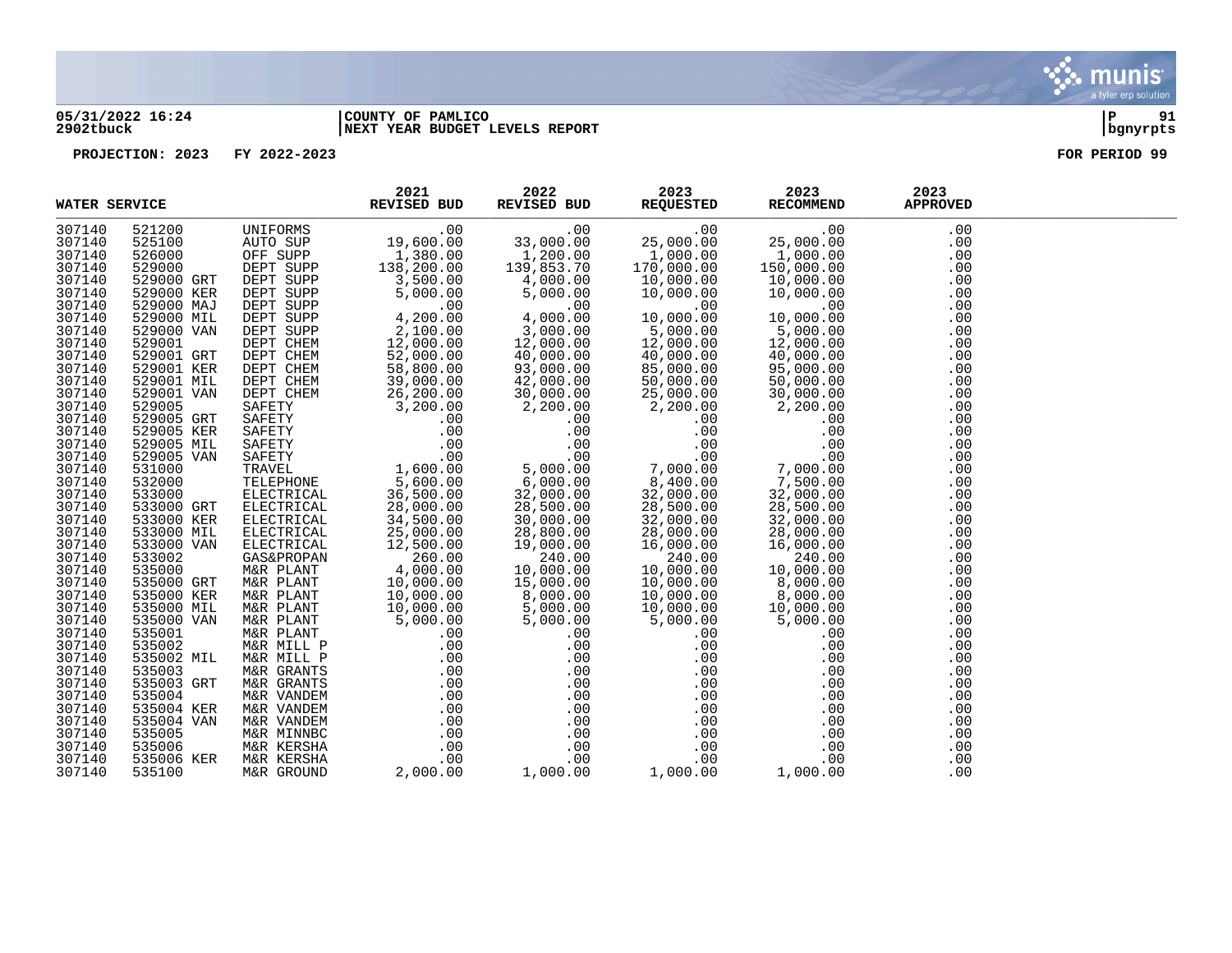05/31/2022 16:24 | COUNTY OF PAMLICO | P 91
2902tbuck | NEXT YEAR BUDGET LEVELS REPORT | bgnyrpts

PROJECTION: 2023 FY 2022-2023 FOR PERIOD 99

| WATER SERVICE | | | 2021 REVISED BUD | 2022 REVISED BUD | 2023 REQUESTED | 2023 RECOMMEND | 2023 APPROVED |
|---|---|---|---|---|---|---|---|
| 307140 | 521200 | UNIFORMS | .00 | .00 | .00 | .00 | .00 |
| 307140 | 525100 | AUTO SUP | 19,600.00 | 33,000.00 | 25,000.00 | 25,000.00 | .00 |
| 307140 | 526000 | OFF SUPP | 1,380.00 | 1,200.00 | 1,000.00 | 1,000.00 | .00 |
| 307140 | 529000 | DEPT SUPP | 138,200.00 | 139,853.70 | 170,000.00 | 150,000.00 | .00 |
| 307140 | 529000 GRT | DEPT SUPP | 3,500.00 | 4,000.00 | 10,000.00 | 10,000.00 | .00 |
| 307140 | 529000 KER | DEPT SUPP | 5,000.00 | 5,000.00 | 10,000.00 | 10,000.00 | .00 |
| 307140 | 529000 MAJ | DEPT SUPP | .00 | .00 | .00 | .00 | .00 |
| 307140 | 529000 MIL | DEPT SUPP | 4,200.00 | 4,000.00 | 10,000.00 | 10,000.00 | .00 |
| 307140 | 529000 VAN | DEPT SUPP | 2,100.00 | 3,000.00 | 5,000.00 | 5,000.00 | .00 |
| 307140 | 529001 | DEPT CHEM | 12,000.00 | 12,000.00 | 12,000.00 | 12,000.00 | .00 |
| 307140 | 529001 GRT | DEPT CHEM | 52,000.00 | 40,000.00 | 40,000.00 | 40,000.00 | .00 |
| 307140 | 529001 KER | DEPT CHEM | 58,800.00 | 93,000.00 | 85,000.00 | 95,000.00 | .00 |
| 307140 | 529001 MIL | DEPT CHEM | 39,000.00 | 42,000.00 | 50,000.00 | 50,000.00 | .00 |
| 307140 | 529001 VAN | DEPT CHEM | 26,200.00 | 30,000.00 | 25,000.00 | 30,000.00 | .00 |
| 307140 | 529005 | SAFETY | 3,200.00 | 2,200.00 | 2,200.00 | 2,200.00 | .00 |
| 307140 | 529005 GRT | SAFETY | .00 | .00 | .00 | .00 | .00 |
| 307140 | 529005 KER | SAFETY | .00 | .00 | .00 | .00 | .00 |
| 307140 | 529005 MIL | SAFETY | .00 | .00 | .00 | .00 | .00 |
| 307140 | 529005 VAN | SAFETY | .00 | .00 | .00 | .00 | .00 |
| 307140 | 531000 | TRAVEL | 1,600.00 | 5,000.00 | 7,000.00 | 7,000.00 | .00 |
| 307140 | 532000 | TELEPHONE | 5,600.00 | 6,000.00 | 8,400.00 | 7,500.00 | .00 |
| 307140 | 533000 | ELECTRICAL | 36,500.00 | 32,000.00 | 32,000.00 | 32,000.00 | .00 |
| 307140 | 533000 GRT | ELECTRICAL | 28,000.00 | 28,500.00 | 28,500.00 | 28,500.00 | .00 |
| 307140 | 533000 KER | ELECTRICAL | 34,500.00 | 30,000.00 | 32,000.00 | 32,000.00 | .00 |
| 307140 | 533000 MIL | ELECTRICAL | 25,000.00 | 28,800.00 | 28,000.00 | 28,000.00 | .00 |
| 307140 | 533000 VAN | ELECTRICAL | 12,500.00 | 19,000.00 | 16,000.00 | 16,000.00 | .00 |
| 307140 | 533002 | GAS&PROPAN | 260.00 | 240.00 | 240.00 | 240.00 | .00 |
| 307140 | 535000 | M&R PLANT | 4,000.00 | 10,000.00 | 10,000.00 | 10,000.00 | .00 |
| 307140 | 535000 GRT | M&R PLANT | 10,000.00 | 15,000.00 | 10,000.00 | 8,000.00 | .00 |
| 307140 | 535000 KER | M&R PLANT | 10,000.00 | 8,000.00 | 10,000.00 | 8,000.00 | .00 |
| 307140 | 535000 MIL | M&R PLANT | 10,000.00 | 5,000.00 | 10,000.00 | 10,000.00 | .00 |
| 307140 | 535000 VAN | M&R PLANT | 5,000.00 | 5,000.00 | 5,000.00 | 5,000.00 | .00 |
| 307140 | 535001 | M&R PLANT | .00 | .00 | .00 | .00 | .00 |
| 307140 | 535002 | M&R MILL P | .00 | .00 | .00 | .00 | .00 |
| 307140 | 535002 MIL | M&R MILL P | .00 | .00 | .00 | .00 | .00 |
| 307140 | 535003 | M&R GRANTS | .00 | .00 | .00 | .00 | .00 |
| 307140 | 535003 GRT | M&R GRANTS | .00 | .00 | .00 | .00 | .00 |
| 307140 | 535004 | M&R VANDEM | .00 | .00 | .00 | .00 | .00 |
| 307140 | 535004 KER | M&R VANDEM | .00 | .00 | .00 | .00 | .00 |
| 307140 | 535004 VAN | M&R VANDEM | .00 | .00 | .00 | .00 | .00 |
| 307140 | 535005 | M&R MINNBC | .00 | .00 | .00 | .00 | .00 |
| 307140 | 535006 | M&R KERSHA | .00 | .00 | .00 | .00 | .00 |
| 307140 | 535006 KER | M&R KERSHA | .00 | .00 | .00 | .00 | .00 |
| 307140 | 535100 | M&R GROUND | 2,000.00 | 1,000.00 | 1,000.00 | 1,000.00 | .00 |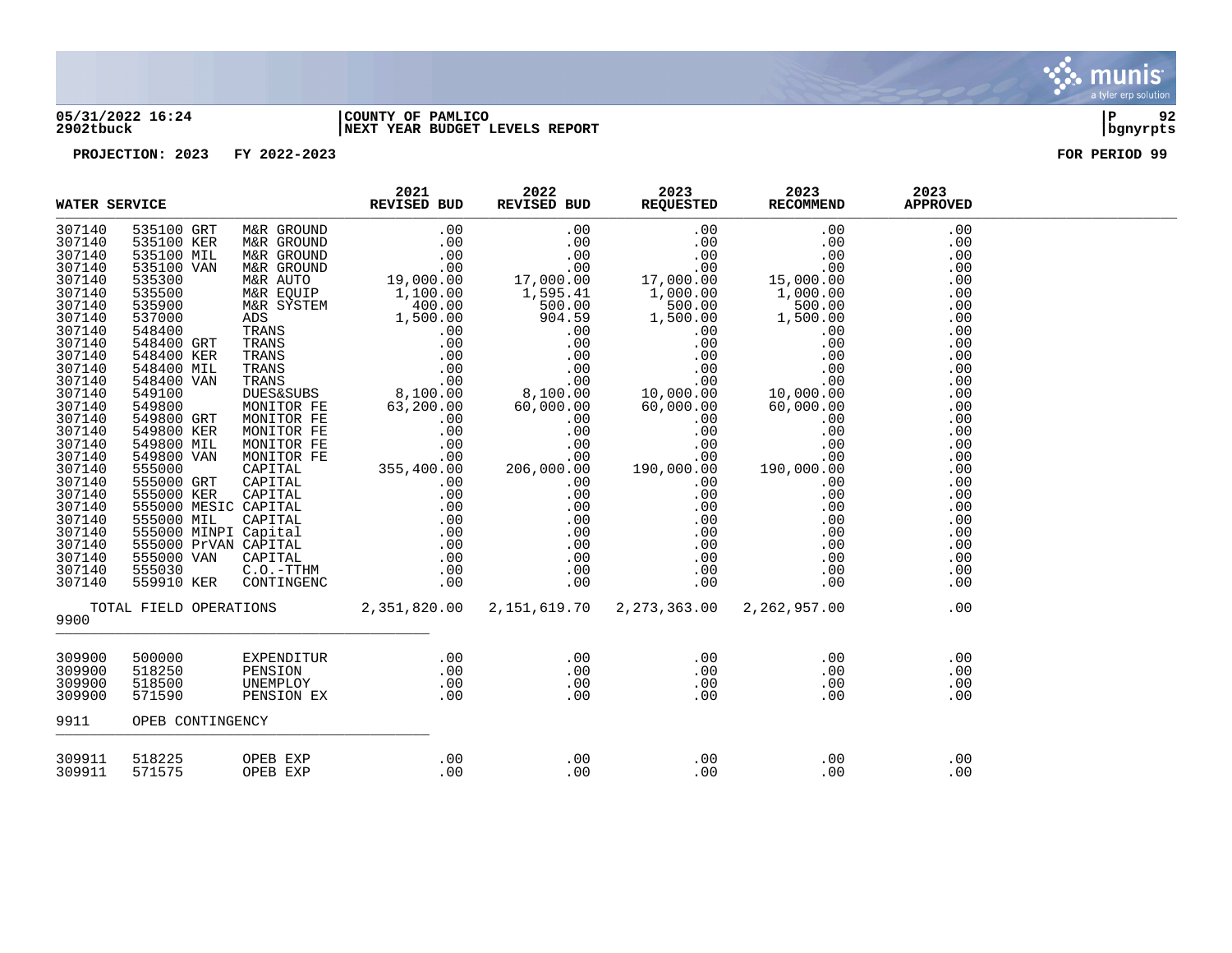**05/31/2022 16:24** | **COUNTY OF PAMLICO**
**2902tbuck** | **NEXT YEAR BUDGET LEVELS REPORT**

**PROJECTION: 2023 FY 2022-2023** — **FOR PERIOD 99**

| WATER SERVICE | | | 2021 REVISED BUD | 2022 REVISED BUD | 2023 REQUESTED | 2023 RECOMMEND | 2023 APPROVED |
|---|---|---|---|---|---|---|---|
| 307140 | 535100 GRT | M&R GROUND | .00 | .00 | .00 | .00 | .00 |
| 307140 | 535100 KER | M&R GROUND | .00 | .00 | .00 | .00 | .00 |
| 307140 | 535100 MIL | M&R GROUND | .00 | .00 | .00 | .00 | .00 |
| 307140 | 535100 VAN | M&R GROUND | .00 | .00 | .00 | .00 | .00 |
| 307140 | 535300 | M&R AUTO | 19,000.00 | 17,000.00 | 17,000.00 | 15,000.00 | .00 |
| 307140 | 535500 | M&R EQUIP | 1,100.00 | 1,595.41 | 1,000.00 | 1,000.00 | .00 |
| 307140 | 535900 | M&R SYSTEM | 400.00 | 500.00 | 500.00 | 500.00 | .00 |
| 307140 | 537000 | ADS | 1,500.00 | 904.59 | 1,500.00 | 1,500.00 | .00 |
| 307140 | 548400 | TRANS | .00 | .00 | .00 | .00 | .00 |
| 307140 | 548400 GRT | TRANS | .00 | .00 | .00 | .00 | .00 |
| 307140 | 548400 KER | TRANS | .00 | .00 | .00 | .00 | .00 |
| 307140 | 548400 MIL | TRANS | .00 | .00 | .00 | .00 | .00 |
| 307140 | 548400 VAN | TRANS | .00 | .00 | .00 | .00 | .00 |
| 307140 | 549100 | DUES&SUBS | 8,100.00 | 8,100.00 | 10,000.00 | 10,000.00 | .00 |
| 307140 | 549800 | MONITOR FE | 63,200.00 | 60,000.00 | 60,000.00 | 60,000.00 | .00 |
| 307140 | 549800 GRT | MONITOR FE | .00 | .00 | .00 | .00 | .00 |
| 307140 | 549800 KER | MONITOR FE | .00 | .00 | .00 | .00 | .00 |
| 307140 | 549800 MIL | MONITOR FE | .00 | .00 | .00 | .00 | .00 |
| 307140 | 549800 VAN | MONITOR FE | .00 | .00 | .00 | .00 | .00 |
| 307140 | 555000 | CAPITAL | 355,400.00 | 206,000.00 | 190,000.00 | 190,000.00 | .00 |
| 307140 | 555000 GRT | CAPITAL | .00 | .00 | .00 | .00 | .00 |
| 307140 | 555000 KER | CAPITAL | .00 | .00 | .00 | .00 | .00 |
| 307140 | 555000 MESIC | CAPITAL | .00 | .00 | .00 | .00 | .00 |
| 307140 | 555000 MIL | CAPITAL | .00 | .00 | .00 | .00 | .00 |
| 307140 | 555000 MINPI | Capital | .00 | .00 | .00 | .00 | .00 |
| 307140 | 555000 PrVAN | CAPITAL | .00 | .00 | .00 | .00 | .00 |
| 307140 | 555000 VAN | CAPITAL | .00 | .00 | .00 | .00 | .00 |
| 307140 | 555030 | C.O.-TTHM | .00 | .00 | .00 | .00 | .00 |
| 307140 | 559910 KER | CONTINGENC | .00 | .00 | .00 | .00 | .00 |
| TOTAL FIELD OPERATIONS | | | 2,351,820.00 | 2,151,619.70 | 2,273,363.00 | 2,262,957.00 | .00 |
| 9900 | | | | | | | |
| 309900 | 500000 | EXPENDITUR | .00 | .00 | .00 | .00 | .00 |
| 309900 | 518250 | PENSION | .00 | .00 | .00 | .00 | .00 |
| 309900 | 518500 | UNEMPLOY | .00 | .00 | .00 | .00 | .00 |
| 309900 | 571590 | PENSION EX | .00 | .00 | .00 | .00 | .00 |
| 9911 | OPEB CONTINGENCY | | | | | | |
| 309911 | 518225 | OPEB EXP | .00 | .00 | .00 | .00 | .00 |
| 309911 | 571575 | OPEB EXP | .00 | .00 | .00 | .00 | .00 |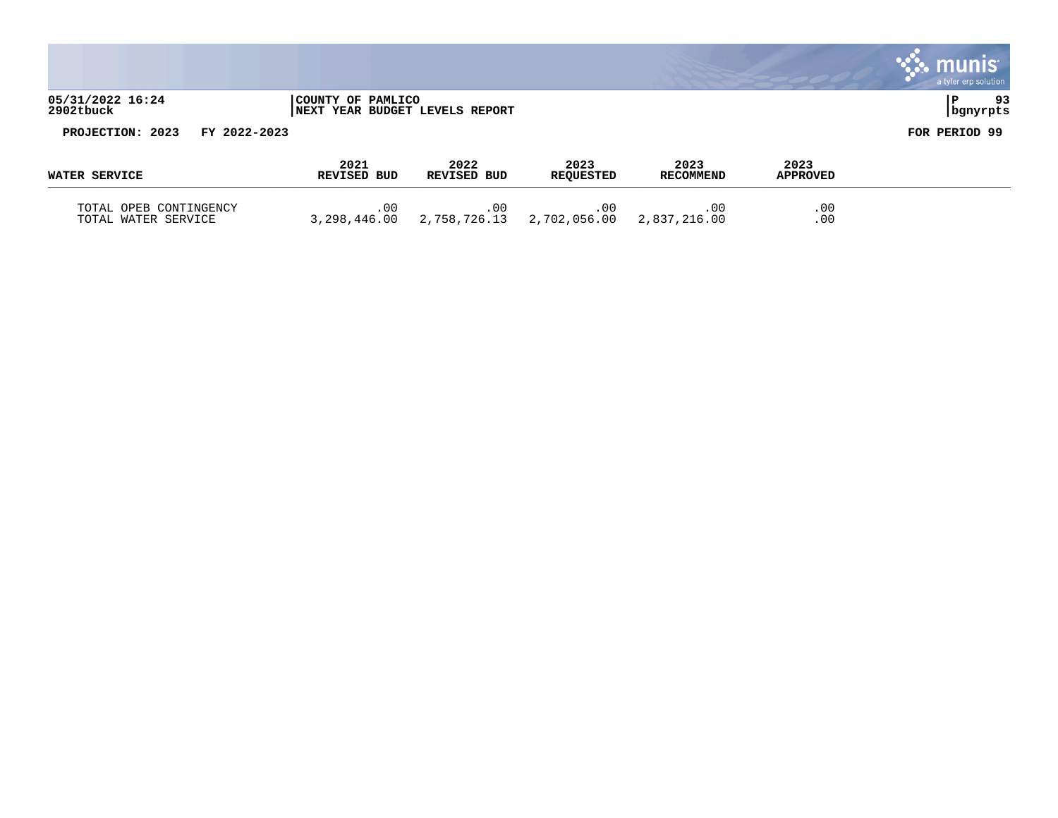05/31/2022 16:24 | COUNTY OF PAMLICO | P 93
2902tbuck | NEXT YEAR BUDGET LEVELS REPORT | bgnyrpts

PROJECTION: 2023 FY 2022-2023 FOR PERIOD 99

| WATER SERVICE | 2021 REVISED BUD | 2022 REVISED BUD | 2023 REQUESTED | 2023 RECOMMEND | 2023 APPROVED |
|---|---|---|---|---|---|
| TOTAL OPEB CONTINGENCY | .00 | .00 | .00 | .00 | .00 |
| TOTAL WATER SERVICE | 3,298,446.00 | 2,758,726.13 | 2,702,056.00 | 2,837,216.00 | .00 |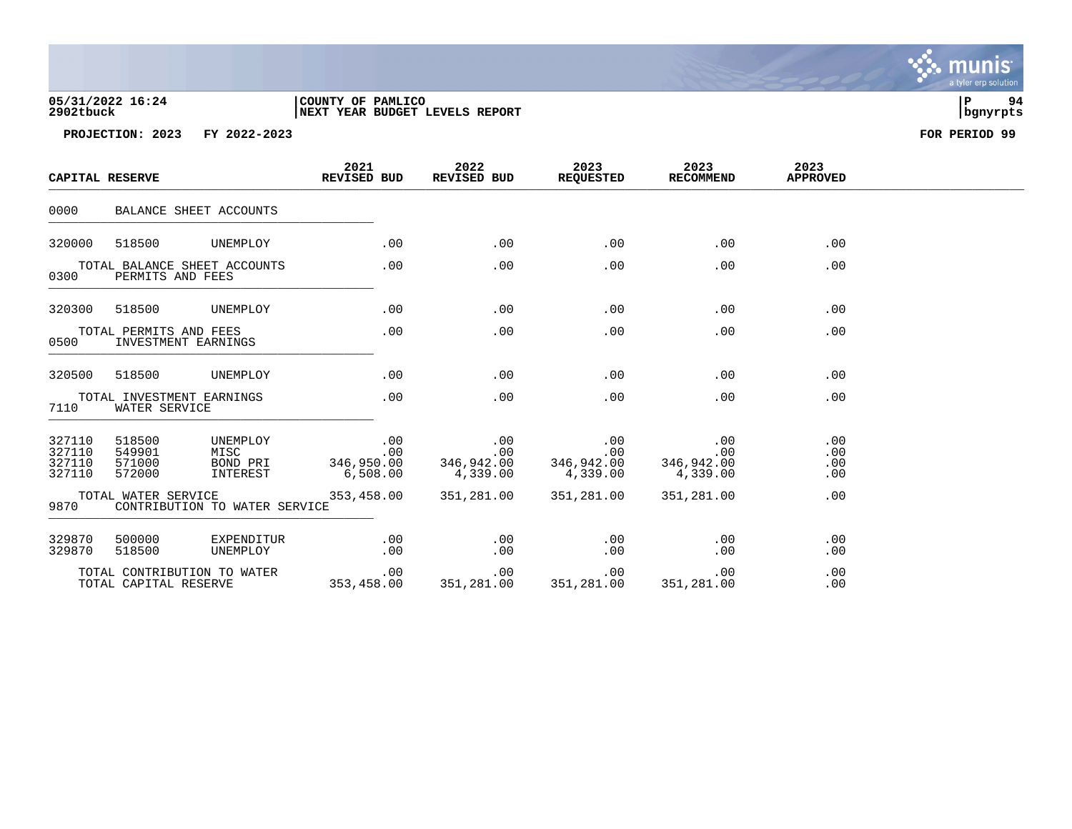05/31/2022 16:24 | COUNTY OF PAMLICO | P 94
2902tbuck | NEXT YEAR BUDGET LEVELS REPORT | bgnyrpts

**PROJECTION: 2023 FY 2022-2023** **FOR PERIOD 99**

| CAPITAL RESERVE | | | 2021 REVISED BUD | 2022 REVISED BUD | 2023 REQUESTED | 2023 RECOMMEND | 2023 APPROVED |
|---|---|---|---|---|---|---|---|
| 0000 | BALANCE SHEET ACCOUNTS | | | | | | |
| 320000 | 518500 | UNEMPLOY | .00 | .00 | .00 | .00 | .00 |
| TOTAL BALANCE SHEET ACCOUNTS | | | .00 | .00 | .00 | .00 | .00 |
| 0300 | PERMITS AND FEES | | | | | | |
| 320300 | 518500 | UNEMPLOY | .00 | .00 | .00 | .00 | .00 |
| TOTAL PERMITS AND FEES | | | .00 | .00 | .00 | .00 | .00 |
| 0500 | INVESTMENT EARNINGS | | | | | | |
| 320500 | 518500 | UNEMPLOY | .00 | .00 | .00 | .00 | .00 |
| TOTAL INVESTMENT EARNINGS | | | .00 | .00 | .00 | .00 | .00 |
| 7110 | WATER SERVICE | | | | | | |
| 327110 | 518500 | UNEMPLOY | .00 | .00 | .00 | .00 | .00 |
| 327110 | 549901 | MISC | .00 | .00 | .00 | .00 | .00 |
| 327110 | 571000 | BOND PRI | 346,950.00 | 346,942.00 | 346,942.00 | 346,942.00 | .00 |
| 327110 | 572000 | INTEREST | 6,508.00 | 4,339.00 | 4,339.00 | 4,339.00 | .00 |
| TOTAL WATER SERVICE | | | 353,458.00 | 351,281.00 | 351,281.00 | 351,281.00 | .00 |
| 9870 | CONTRIBUTION TO WATER SERVICE | | | | | | |
| 329870 | 500000 | EXPENDITUR | .00 | .00 | .00 | .00 | .00 |
| 329870 | 518500 | UNEMPLOY | .00 | .00 | .00 | .00 | .00 |
| TOTAL CONTRIBUTION TO WATER | | | .00 | .00 | .00 | .00 | .00 |
| TOTAL CAPITAL RESERVE | | | 353,458.00 | 351,281.00 | 351,281.00 | 351,281.00 | .00 |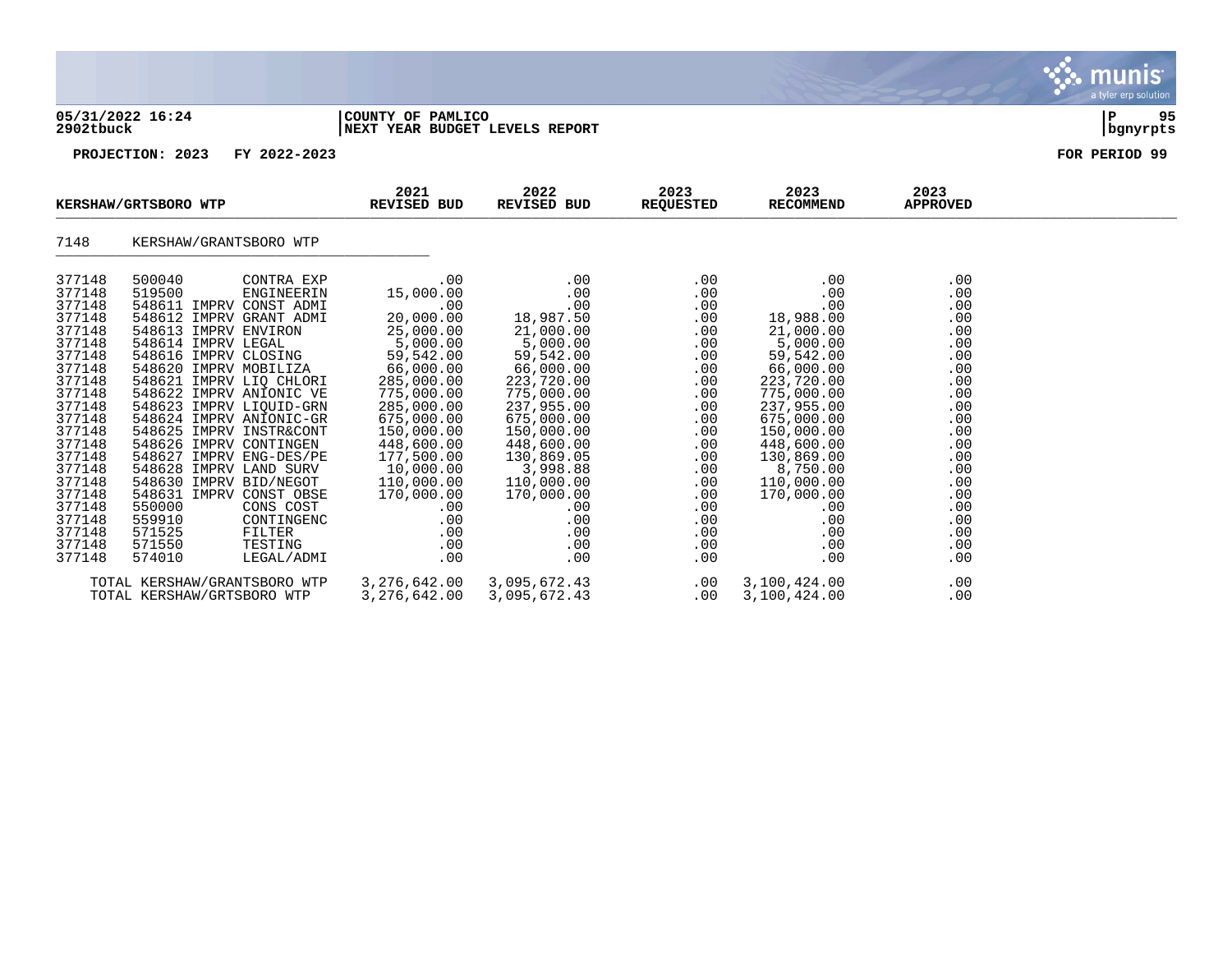05/31/2022 16:24 | COUNTY OF PAMLICO | P 95
2902tbuck | NEXT YEAR BUDGET LEVELS REPORT | bgnyrpts

PROJECTION: 2023 FY 2022-2023 FOR PERIOD 99

| KERSHAW/GRTSBORO WTP | | | 2021 REVISED BUD | 2022 REVISED BUD | 2023 REQUESTED | 2023 RECOMMEND | 2023 APPROVED |
|---|---|---|---|---|---|---|---|
| 7148 | KERSHAW/GRANTSBORO WTP | | | | | | |
| 377148 | 500040 | CONTRA EXP | .00 | .00 | .00 | .00 | .00 |
| 377148 | 519500 | ENGINEERIN | 15,000.00 | .00 | .00 | .00 | .00 |
| 377148 | 548611 | IMPRV CONST ADMI | .00 | .00 | .00 | .00 | .00 |
| 377148 | 548612 | IMPRV GRANT ADMI | 20,000.00 | 18,987.50 | .00 | 18,988.00 | .00 |
| 377148 | 548613 | IMPRV ENVIRON | 25,000.00 | 21,000.00 | .00 | 21,000.00 | .00 |
| 377148 | 548614 | IMPRV LEGAL | 5,000.00 | 5,000.00 | .00 | 5,000.00 | .00 |
| 377148 | 548616 | IMPRV CLOSING | 59,542.00 | 59,542.00 | .00 | 59,542.00 | .00 |
| 377148 | 548620 | IMPRV MOBILIZA | 66,000.00 | 66,000.00 | .00 | 66,000.00 | .00 |
| 377148 | 548621 | IMPRV LIQ CHLORI | 285,000.00 | 223,720.00 | .00 | 223,720.00 | .00 |
| 377148 | 548622 | IMPRV ANIONIC VE | 775,000.00 | 775,000.00 | .00 | 775,000.00 | .00 |
| 377148 | 548623 | IMPRV LIQUID-GRN | 285,000.00 | 237,955.00 | .00 | 237,955.00 | .00 |
| 377148 | 548624 | IMPRV ANIONIC-GR | 675,000.00 | 675,000.00 | .00 | 675,000.00 | .00 |
| 377148 | 548625 | IMPRV INSTR&CONT | 150,000.00 | 150,000.00 | .00 | 150,000.00 | .00 |
| 377148 | 548626 | IMPRV CONTINGEN | 448,600.00 | 448,600.00 | .00 | 448,600.00 | .00 |
| 377148 | 548627 | IMPRV ENG-DES/PE | 177,500.00 | 130,869.05 | .00 | 130,869.00 | .00 |
| 377148 | 548628 | IMPRV LAND SURV | 10,000.00 | 3,998.88 | .00 | 8,750.00 | .00 |
| 377148 | 548630 | IMPRV BID/NEGOT | 110,000.00 | 110,000.00 | .00 | 110,000.00 | .00 |
| 377148 | 548631 | IMPRV CONST OBSE | 170,000.00 | 170,000.00 | .00 | 170,000.00 | .00 |
| 377148 | 550000 | CONS COST | .00 | .00 | .00 | .00 | .00 |
| 377148 | 559910 | CONTINGENC | .00 | .00 | .00 | .00 | .00 |
| 377148 | 571525 | FILTER | .00 | .00 | .00 | .00 | .00 |
| 377148 | 571550 | TESTING | .00 | .00 | .00 | .00 | .00 |
| 377148 | 574010 | LEGAL/ADMI | .00 | .00 | .00 | .00 | .00 |
| | TOTAL KERSHAW/GRANTSBORO WTP | | 3,276,642.00 | 3,095,672.43 | .00 | 3,100,424.00 | .00 |
| | TOTAL KERSHAW/GRTSBORO WTP | | 3,276,642.00 | 3,095,672.43 | .00 | 3,100,424.00 | .00 |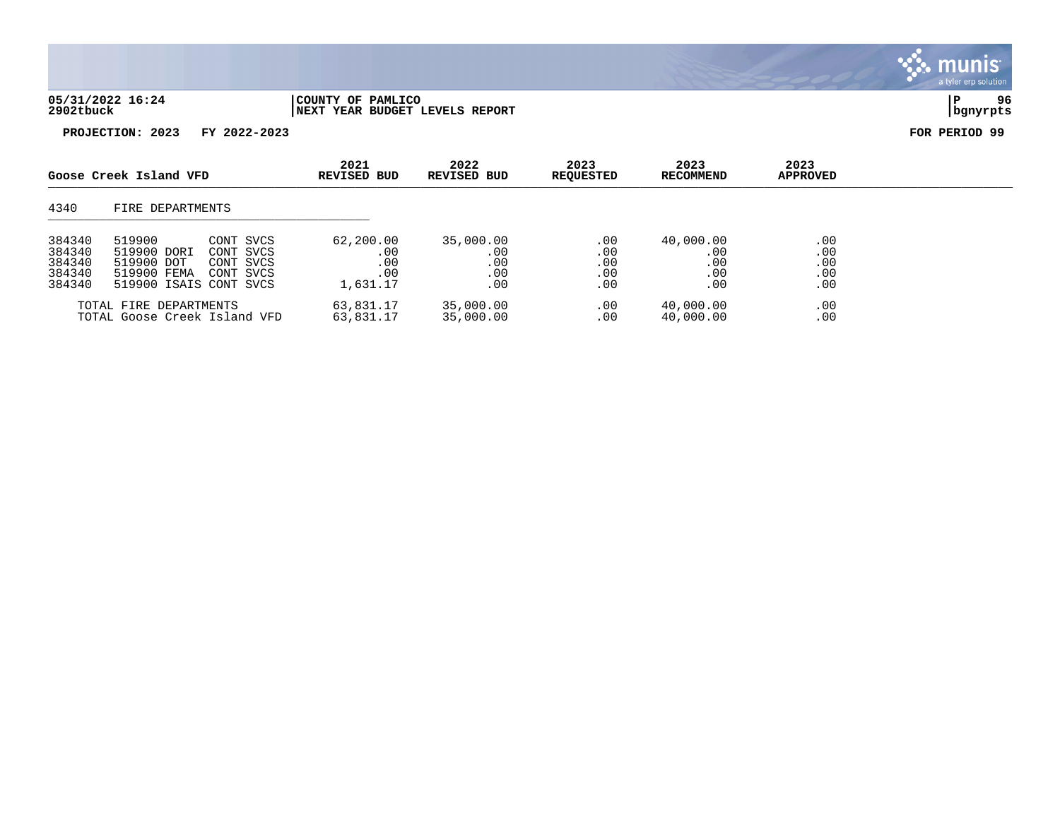05/31/2022 16:24 | COUNTY OF PAMLICO
2902tbuck | NEXT YEAR BUDGET LEVELS REPORT | bgnyrpts

**PROJECTION: 2023 FY 2022-2023** **FOR PERIOD 99**

| Goose Creek Island VFD | | | 2021 REVISED BUD | 2022 REVISED BUD | 2023 REQUESTED | 2023 RECOMMEND | 2023 APPROVED |
|---|---|---|---|---|---|---|---|
| 4340 | FIRE DEPARTMENTS | | | | | | |
| 384340 | 519900 | CONT SVCS | 62,200.00 | 35,000.00 | .00 | 40,000.00 | .00 |
| 384340 | 519900 DORI | CONT SVCS | .00 | .00 | .00 | .00 | .00 |
| 384340 | 519900 DOT | CONT SVCS | .00 | .00 | .00 | .00 | .00 |
| 384340 | 519900 FEMA | CONT SVCS | .00 | .00 | .00 | .00 | .00 |
| 384340 | 519900 ISAIS | CONT SVCS | 1,631.17 | .00 | .00 | .00 | .00 |
| | TOTAL FIRE DEPARTMENTS | | 63,831.17 | 35,000.00 | .00 | 40,000.00 | .00 |
| | TOTAL Goose Creek Island VFD | | 63,831.17 | 35,000.00 | .00 | 40,000.00 | .00 |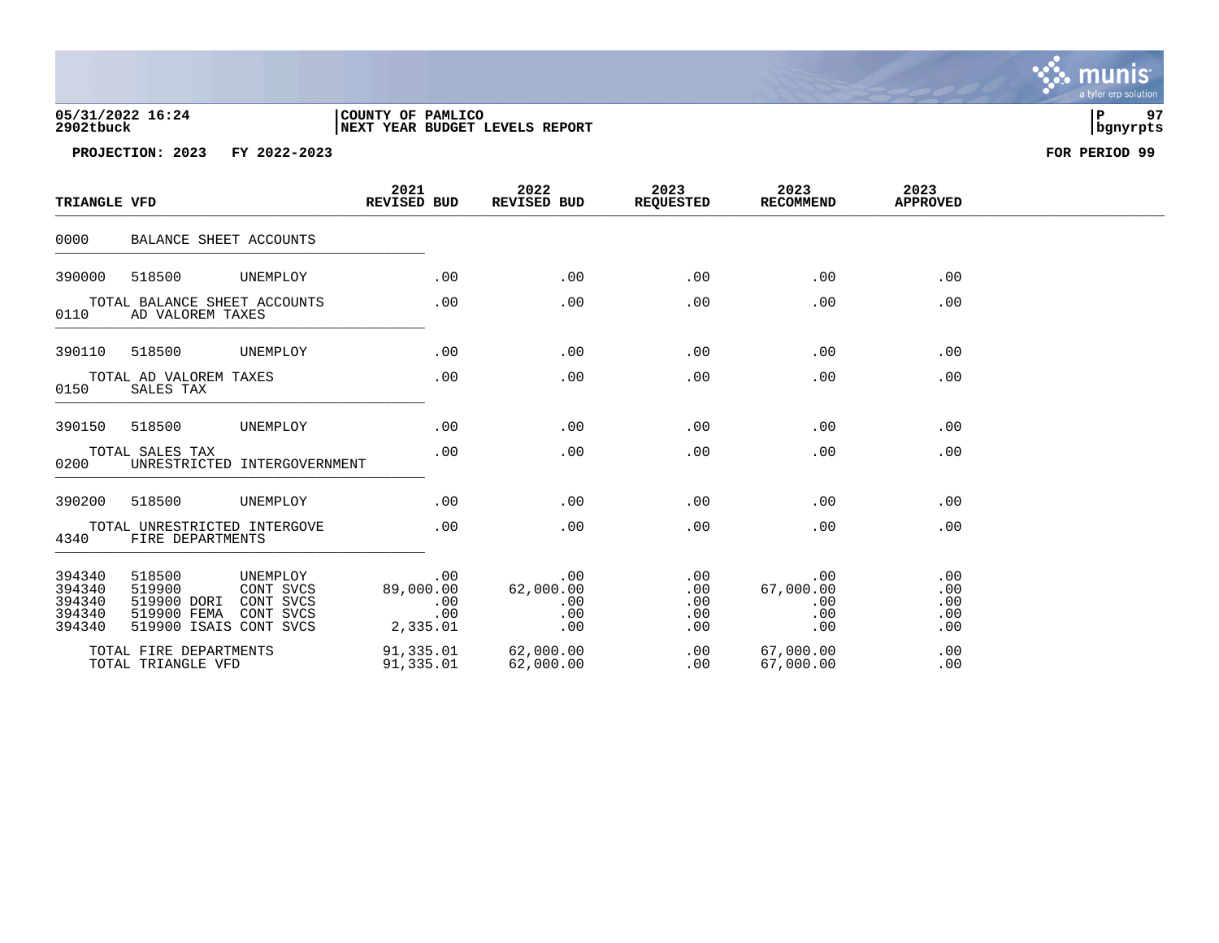**05/31/2022 16:24** | **COUNTY OF PAMLICO**
**2902tbuck** | **NEXT YEAR BUDGET LEVELS REPORT**

**PROJECTION: 2023 FY 2022-2023** **FOR PERIOD 99**

| TRIANGLE VFD | | | 2021 REVISED BUD | 2022 REVISED BUD | 2023 REQUESTED | 2023 RECOMMEND | 2023 APPROVED |
|---|---|---|---|---|---|---|---|
| 0000 | BALANCE SHEET ACCOUNTS | | | | | | |
| 390000 | 518500 | UNEMPLOY | .00 | .00 | .00 | .00 | .00 |
| | TOTAL BALANCE SHEET ACCOUNTS | | .00 | .00 | .00 | .00 | .00 |
| 0110 | AD VALOREM TAXES | | | | | | |
| 390110 | 518500 | UNEMPLOY | .00 | .00 | .00 | .00 | .00 |
| | TOTAL AD VALOREM TAXES | | .00 | .00 | .00 | .00 | .00 |
| 0150 | SALES TAX | | | | | | |
| 390150 | 518500 | UNEMPLOY | .00 | .00 | .00 | .00 | .00 |
| | TOTAL SALES TAX | | .00 | .00 | .00 | .00 | .00 |
| 0200 | UNRESTRICTED INTERGOVERNMENT | | | | | | |
| 390200 | 518500 | UNEMPLOY | .00 | .00 | .00 | .00 | .00 |
| | TOTAL UNRESTRICTED INTERGOVE | | .00 | .00 | .00 | .00 | .00 |
| 4340 | FIRE DEPARTMENTS | | | | | | |
| 394340 | 518500 | UNEMPLOY | .00 | .00 | .00 | .00 | .00 |
| 394340 | 519900 | CONT SVCS | 89,000.00 | 62,000.00 | .00 | 67,000.00 | .00 |
| 394340 | 519900 DORI | CONT SVCS | .00 | .00 | .00 | .00 | .00 |
| 394340 | 519900 FEMA | CONT SVCS | .00 | .00 | .00 | .00 | .00 |
| 394340 | 519900 ISAIS | CONT SVCS | 2,335.01 | .00 | .00 | .00 | .00 |
| | TOTAL FIRE DEPARTMENTS | | 91,335.01 | 62,000.00 | .00 | 67,000.00 | .00 |
| | TOTAL TRIANGLE VFD | | 91,335.01 | 62,000.00 | .00 | 67,000.00 | .00 |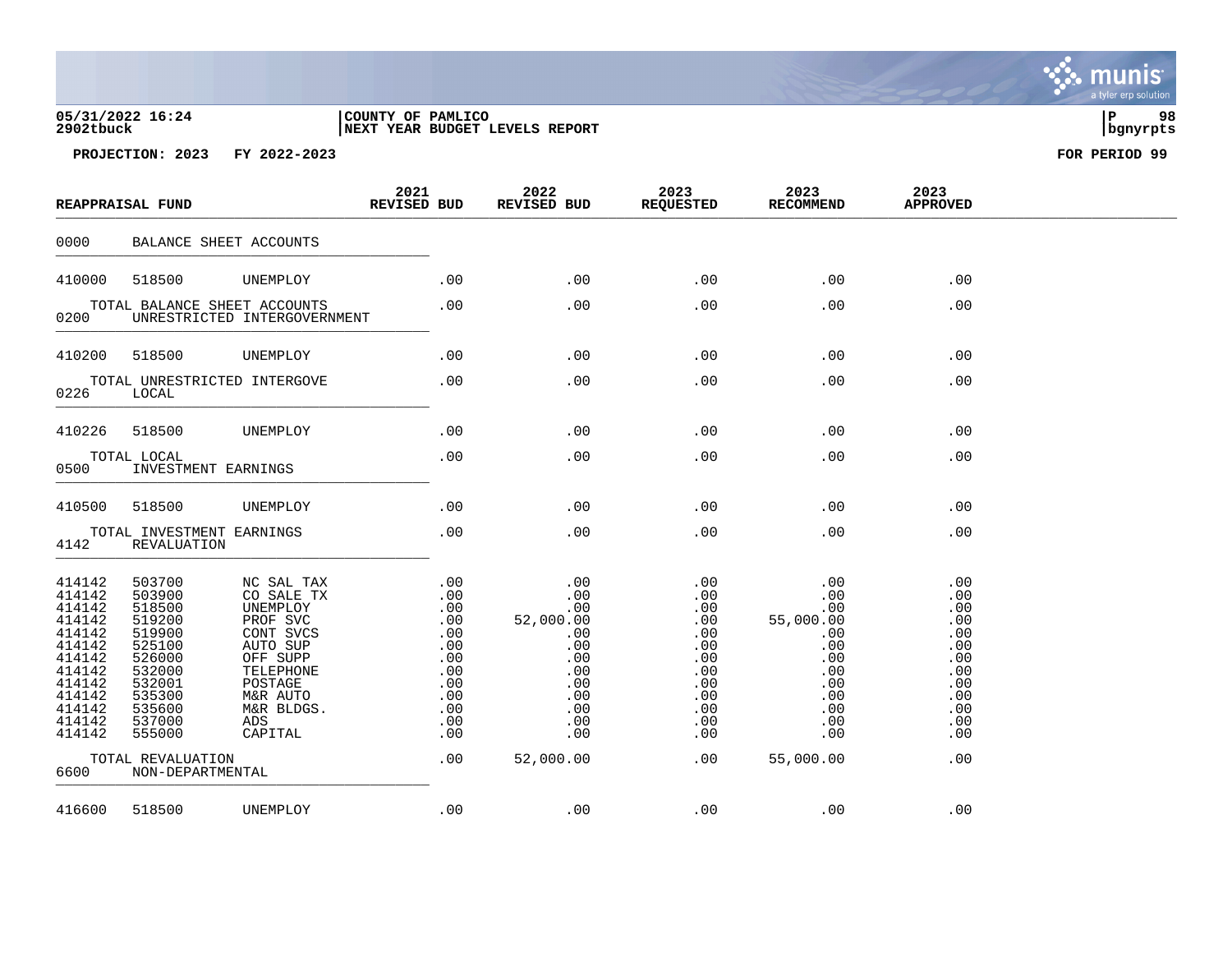05/31/2022 16:24 | COUNTY OF PAMLICO
2902tbuck | NEXT YEAR BUDGET LEVELS REPORT | bgnyrpts

PROJECTION: 2023 FY 2022-2023 FOR PERIOD 99

| REAPPRAISAL FUND | | | 2021 REVISED BUD | 2022 REVISED BUD | 2023 REQUESTED | 2023 RECOMMEND | 2023 APPROVED |
|---|---|---|---|---|---|---|---|
| 0000 | BALANCE SHEET ACCOUNTS | | | | | | |
| 410000 | 518500 | UNEMPLOY | .00 | .00 | .00 | .00 | .00 |
| | TOTAL BALANCE SHEET ACCOUNTS | | .00 | .00 | .00 | .00 | .00 |
| 0200 | UNRESTRICTED INTERGOVERNMENT | | | | | | |
| 410200 | 518500 | UNEMPLOY | .00 | .00 | .00 | .00 | .00 |
| | TOTAL UNRESTRICTED INTERGOVE | | .00 | .00 | .00 | .00 | .00 |
| 0226 | LOCAL | | | | | | |
| 410226 | 518500 | UNEMPLOY | .00 | .00 | .00 | .00 | .00 |
| | TOTAL LOCAL | | .00 | .00 | .00 | .00 | .00 |
| 0500 | INVESTMENT EARNINGS | | | | | | |
| 410500 | 518500 | UNEMPLOY | .00 | .00 | .00 | .00 | .00 |
| | TOTAL INVESTMENT EARNINGS | | .00 | .00 | .00 | .00 | .00 |
| 4142 | REVALUATION | | | | | | |
| 414142 | 503700 | NC SAL TAX | .00 | .00 | .00 | .00 | .00 |
| 414142 | 503900 | CO SALE TX | .00 | .00 | .00 | .00 | .00 |
| 414142 | 518500 | UNEMPLOY | .00 | .00 | .00 | .00 | .00 |
| 414142 | 519200 | PROF SVC | .00 | 52,000.00 | .00 | 55,000.00 | .00 |
| 414142 | 519900 | CONT SVCS | .00 | .00 | .00 | .00 | .00 |
| 414142 | 525100 | AUTO SUP | .00 | .00 | .00 | .00 | .00 |
| 414142 | 526000 | OFF SUPP | .00 | .00 | .00 | .00 | .00 |
| 414142 | 532000 | TELEPHONE | .00 | .00 | .00 | .00 | .00 |
| 414142 | 532001 | POSTAGE | .00 | .00 | .00 | .00 | .00 |
| 414142 | 535300 | M&R AUTO | .00 | .00 | .00 | .00 | .00 |
| 414142 | 535600 | M&R BLDGS. | .00 | .00 | .00 | .00 | .00 |
| 414142 | 537000 | ADS | .00 | .00 | .00 | .00 | .00 |
| 414142 | 555000 | CAPITAL | .00 | .00 | .00 | .00 | .00 |
| | TOTAL REVALUATION | | .00 | 52,000.00 | .00 | 55,000.00 | .00 |
| 6600 | NON-DEPARTMENTAL | | | | | | |
| 416600 | 518500 | UNEMPLOY | .00 | .00 | .00 | .00 | .00 |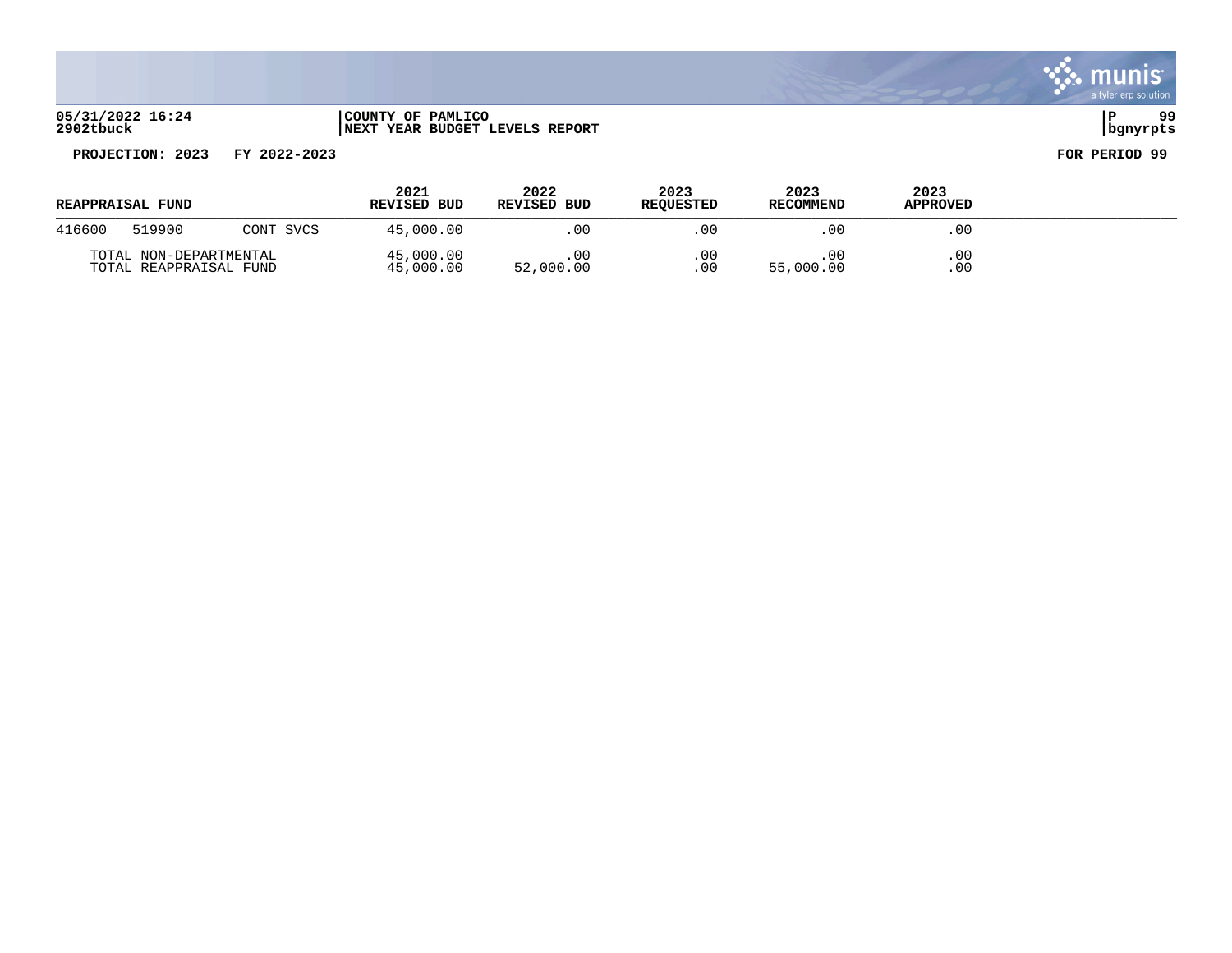05/31/2022 16:24 | COUNTY OF PAMLICO | P 99
2902tbuck | NEXT YEAR BUDGET LEVELS REPORT | bgnyrpts

**PROJECTION: 2023 FY 2022-2023** **FOR PERIOD 99**

| REAPPRAISAL FUND | | | 2021 REVISED BUD | 2022 REVISED BUD | 2023 REQUESTED | 2023 RECOMMEND | 2023 APPROVED |
|---|---|---|---|---|---|---|---|
| 416600 | 519900 | CONT SVCS | 45,000.00 | .00 | .00 | .00 | .00 |
| TOTAL NON-DEPARTMENTAL | | | 45,000.00 | .00 | .00 | .00 | .00 |
| TOTAL REAPPRAISAL FUND | | | 45,000.00 | 52,000.00 | .00 | 55,000.00 | .00 |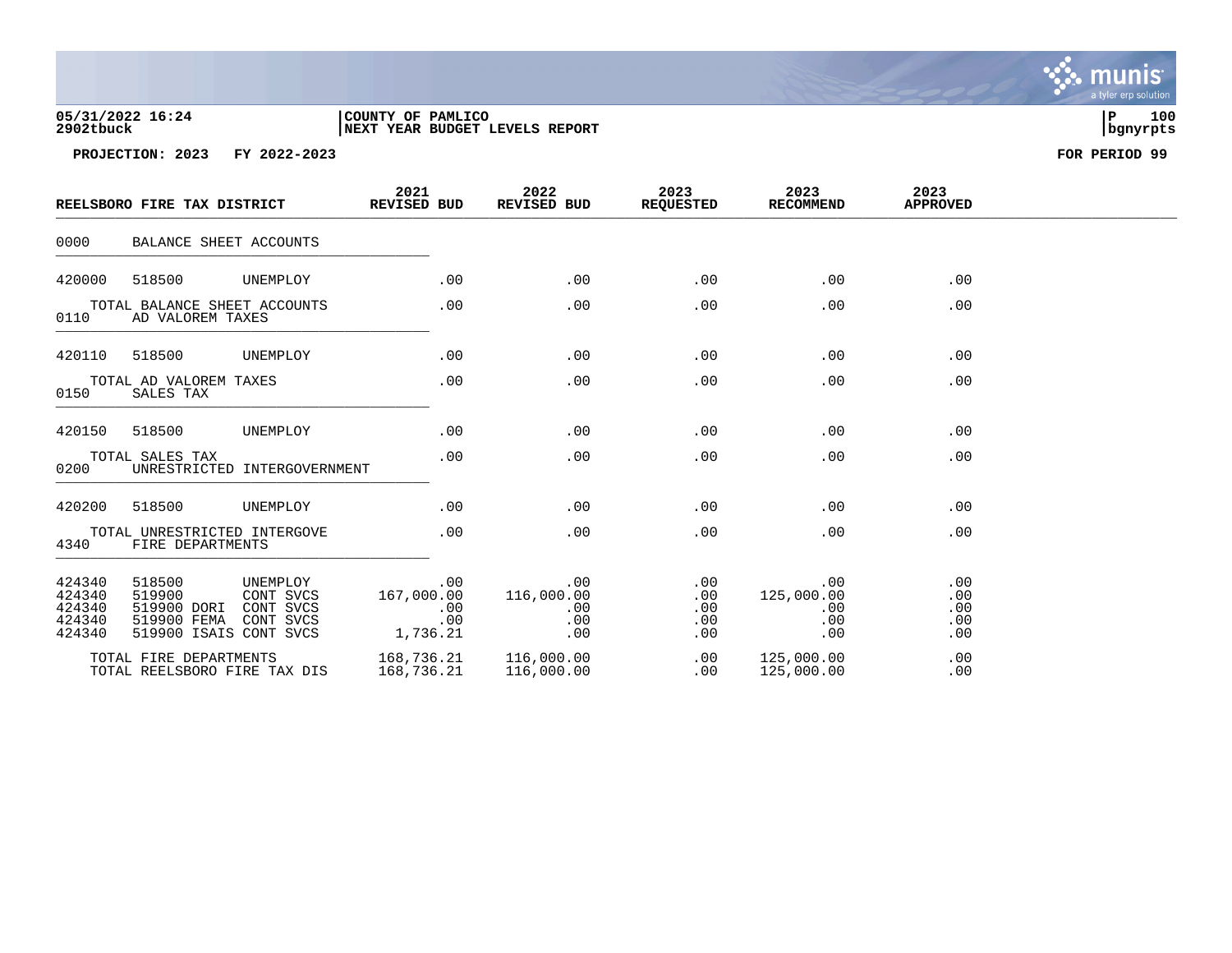05/31/2022 16:24 | COUNTY OF PAMLICO | P 100
2902tbuck | NEXT YEAR BUDGET LEVELS REPORT | bgnyrpts

**PROJECTION: 2023 FY 2022-2023** **FOR PERIOD 99**

| REELSBORO FIRE TAX DISTRICT | | | 2021 REVISED BUD | 2022 REVISED BUD | 2023 REQUESTED | 2023 RECOMMEND | 2023 APPROVED |
|---|---|---|---|---|---|---|---|
| 0000 | BALANCE SHEET ACCOUNTS | | | | | | |
| 420000 | 518500 | UNEMPLOY | .00 | .00 | .00 | .00 | .00 |
| TOTAL BALANCE SHEET ACCOUNTS | | | .00 | .00 | .00 | .00 | .00 |
| 0110 | AD VALOREM TAXES | | | | | | |
| 420110 | 518500 | UNEMPLOY | .00 | .00 | .00 | .00 | .00 |
| TOTAL AD VALOREM TAXES | | | .00 | .00 | .00 | .00 | .00 |
| 0150 | SALES TAX | | | | | | |
| 420150 | 518500 | UNEMPLOY | .00 | .00 | .00 | .00 | .00 |
| TOTAL SALES TAX | | | .00 | .00 | .00 | .00 | .00 |
| 0200 | UNRESTRICTED INTERGOVERNMENT | | | | | | |
| 420200 | 518500 | UNEMPLOY | .00 | .00 | .00 | .00 | .00 |
| TOTAL UNRESTRICTED INTERGOVE | | | .00 | .00 | .00 | .00 | .00 |
| 4340 | FIRE DEPARTMENTS | | | | | | |
| 424340 | 518500 | UNEMPLOY | .00 | .00 | .00 | .00 | .00 |
| 424340 | 519900 | CONT SVCS | 167,000.00 | 116,000.00 | .00 | 125,000.00 | .00 |
| 424340 | 519900 DORI | CONT SVCS | .00 | .00 | .00 | .00 | .00 |
| 424340 | 519900 FEMA | CONT SVCS | .00 | .00 | .00 | .00 | .00 |
| 424340 | 519900 ISAIS | CONT SVCS | 1,736.21 | .00 | .00 | .00 | .00 |
| TOTAL FIRE DEPARTMENTS | | | 168,736.21 | 116,000.00 | .00 | 125,000.00 | .00 |
| TOTAL REELSBORO FIRE TAX DIS | | | 168,736.21 | 116,000.00 | .00 | 125,000.00 | .00 |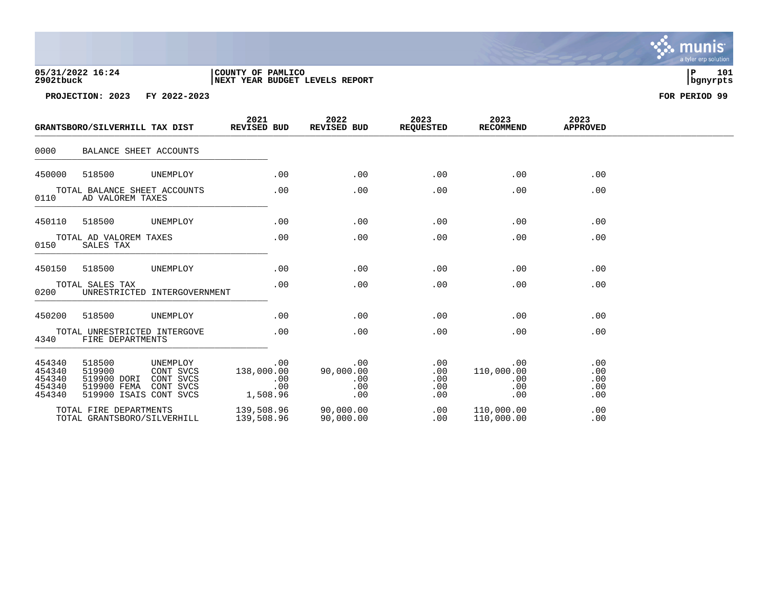05/31/2022 16:24 | COUNTY OF PAMLICO
2902tbuck | NEXT YEAR BUDGET LEVELS REPORT

PROJECTION: 2023 FY 2022-2023 | FOR PERIOD 99

| GRANTSBORO/SILVERHILL TAX DIST | | | 2021 REVISED BUD | 2022 REVISED BUD | 2023 REQUESTED | 2023 RECOMMEND | 2023 APPROVED |
|---|---|---|---|---|---|---|---|
| 0000 | BALANCE SHEET ACCOUNTS | | | | | | |
| 450000 | 518500 | UNEMPLOY | .00 | .00 | .00 | .00 | .00 |
| | TOTAL BALANCE SHEET ACCOUNTS | | .00 | .00 | .00 | .00 | .00 |
| 0110 | AD VALOREM TAXES | | | | | | |
| 450110 | 518500 | UNEMPLOY | .00 | .00 | .00 | .00 | .00 |
| | TOTAL AD VALOREM TAXES | | .00 | .00 | .00 | .00 | .00 |
| 0150 | SALES TAX | | | | | | |
| 450150 | 518500 | UNEMPLOY | .00 | .00 | .00 | .00 | .00 |
| | TOTAL SALES TAX | | .00 | .00 | .00 | .00 | .00 |
| 0200 | UNRESTRICTED INTERGOVERNMENT | | | | | | |
| 450200 | 518500 | UNEMPLOY | .00 | .00 | .00 | .00 | .00 |
| | TOTAL UNRESTRICTED INTERGOVE | | .00 | .00 | .00 | .00 | .00 |
| 4340 | FIRE DEPARTMENTS | | | | | | |
| 454340 | 518500 | UNEMPLOY | .00 | .00 | .00 | .00 | .00 |
| 454340 | 519900 | CONT SVCS | 138,000.00 | 90,000.00 | .00 | 110,000.00 | .00 |
| 454340 | 519900 DORI | CONT SVCS | .00 | .00 | .00 | .00 | .00 |
| 454340 | 519900 FEMA | CONT SVCS | .00 | .00 | .00 | .00 | .00 |
| 454340 | 519900 ISAIS | CONT SVCS | 1,508.96 | .00 | .00 | .00 | .00 |
| | TOTAL FIRE DEPARTMENTS | | 139,508.96 | 90,000.00 | .00 | 110,000.00 | .00 |
| | TOTAL GRANTSBORO/SILVERHILL | | 139,508.96 | 90,000.00 | .00 | 110,000.00 | .00 |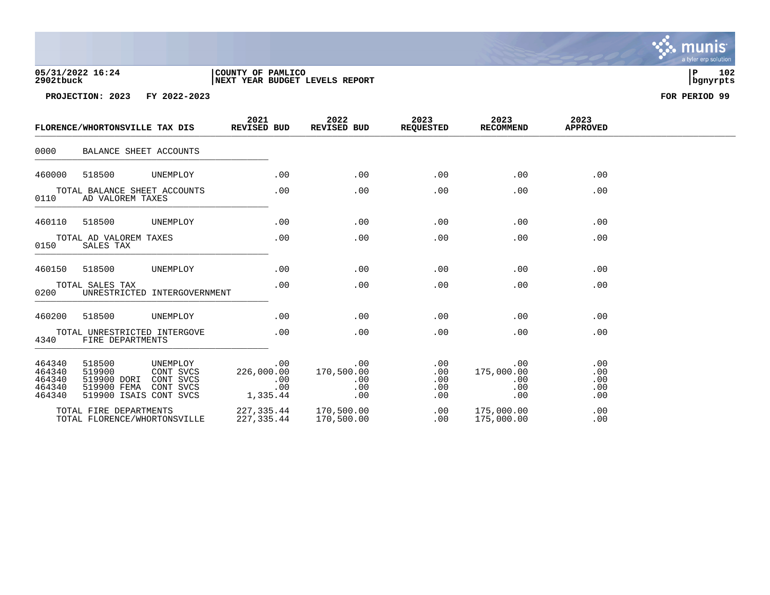05/31/2022 16:24 | COUNTY OF PAMLICO
2902tbuck | NEXT YEAR BUDGET LEVELS REPORT

PROJECTION: 2023 FY 2022-2023

FOR PERIOD 99

| FLORENCE/WHORTONSVILLE TAX DIS | | | 2021 REVISED BUD | 2022 REVISED BUD | 2023 REQUESTED | 2023 RECOMMEND | 2023 APPROVED |
|---|---|---|---|---|---|---|---|
| 0000 | BALANCE SHEET ACCOUNTS | | | | | | |
| 460000 | 518500 | UNEMPLOY | .00 | .00 | .00 | .00 | .00 |
| | TOTAL BALANCE SHEET ACCOUNTS | | .00 | .00 | .00 | .00 | .00 |
| 0110 | AD VALOREM TAXES | | | | | | |
| 460110 | 518500 | UNEMPLOY | .00 | .00 | .00 | .00 | .00 |
| | TOTAL AD VALOREM TAXES | | .00 | .00 | .00 | .00 | .00 |
| 0150 | SALES TAX | | | | | | |
| 460150 | 518500 | UNEMPLOY | .00 | .00 | .00 | .00 | .00 |
| | TOTAL SALES TAX | | .00 | .00 | .00 | .00 | .00 |
| 0200 | UNRESTRICTED INTERGOVERNMENT | | | | | | |
| 460200 | 518500 | UNEMPLOY | .00 | .00 | .00 | .00 | .00 |
| | TOTAL UNRESTRICTED INTERGOVE | | .00 | .00 | .00 | .00 | .00 |
| 4340 | FIRE DEPARTMENTS | | | | | | |
| 464340 | 518500 | UNEMPLOY | .00 | .00 | .00 | .00 | .00 |
| 464340 | 519900 | CONT SVCS | 226,000.00 | 170,500.00 | .00 | 175,000.00 | .00 |
| 464340 | 519900 DORI | CONT SVCS | .00 | .00 | .00 | .00 | .00 |
| 464340 | 519900 FEMA | CONT SVCS | .00 | .00 | .00 | .00 | .00 |
| 464340 | 519900 ISAIS | CONT SVCS | 1,335.44 | .00 | .00 | .00 | .00 |
| | TOTAL FIRE DEPARTMENTS | | 227,335.44 | 170,500.00 | .00 | 175,000.00 | .00 |
| | TOTAL FLORENCE/WHORTONSVILLE | | 227,335.44 | 170,500.00 | .00 | 175,000.00 | .00 |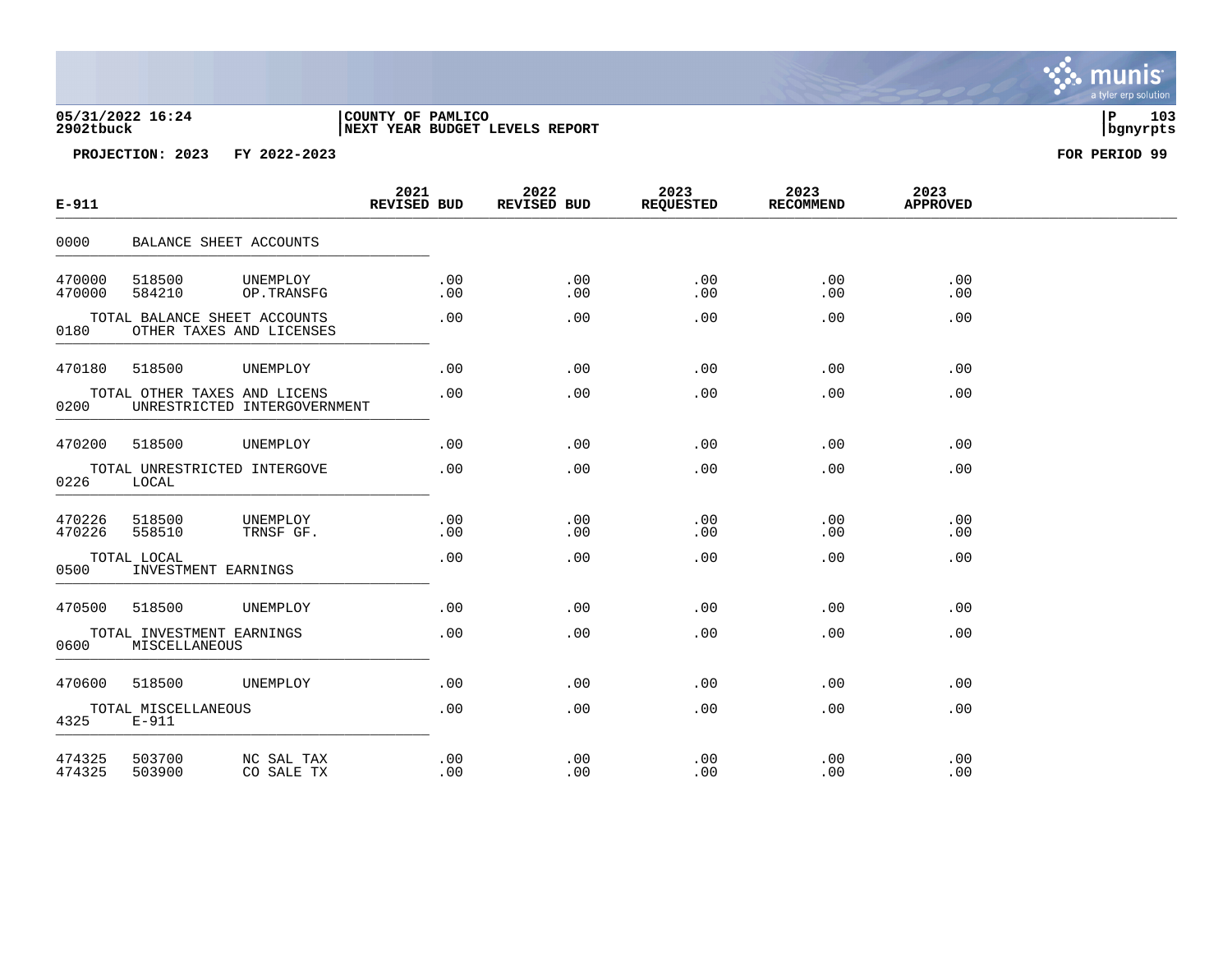**COUNTY OF PAMLICO**
**NEXT YEAR BUDGET LEVELS REPORT**

05/31/2022 16:24
2902tbuck

**PROJECTION: 2023 FY 2022-2023** **FOR PERIOD 99**

| E-911 | | | 2021 REVISED BUD | 2022 REVISED BUD | 2023 REQUESTED | 2023 RECOMMEND | 2023 APPROVED |
|---|---|---|---|---|---|---|---|
| 0000 | BALANCE SHEET ACCOUNTS | | | | | | |
| 470000 | 518500 | UNEMPLOY | .00 | .00 | .00 | .00 | .00 |
| 470000 | 584210 | OP.TRANSFG | .00 | .00 | .00 | .00 | .00 |
| | TOTAL BALANCE SHEET ACCOUNTS | | .00 | .00 | .00 | .00 | .00 |
| 0180 | OTHER TAXES AND LICENSES | | | | | | |
| 470180 | 518500 | UNEMPLOY | .00 | .00 | .00 | .00 | .00 |
| | TOTAL OTHER TAXES AND LICENS | | .00 | .00 | .00 | .00 | .00 |
| 0200 | UNRESTRICTED INTERGOVERNMENT | | | | | | |
| 470200 | 518500 | UNEMPLOY | .00 | .00 | .00 | .00 | .00 |
| | TOTAL UNRESTRICTED INTERGOVE | | .00 | .00 | .00 | .00 | .00 |
| 0226 | LOCAL | | | | | | |
| 470226 | 518500 | UNEMPLOY | .00 | .00 | .00 | .00 | .00 |
| 470226 | 558510 | TRNSF GF. | .00 | .00 | .00 | .00 | .00 |
| | TOTAL LOCAL | | .00 | .00 | .00 | .00 | .00 |
| 0500 | INVESTMENT EARNINGS | | | | | | |
| 470500 | 518500 | UNEMPLOY | .00 | .00 | .00 | .00 | .00 |
| | TOTAL INVESTMENT EARNINGS | | .00 | .00 | .00 | .00 | .00 |
| 0600 | MISCELLANEOUS | | | | | | |
| 470600 | 518500 | UNEMPLOY | .00 | .00 | .00 | .00 | .00 |
| | TOTAL MISCELLANEOUS | | .00 | .00 | .00 | .00 | .00 |
| 4325 | E-911 | | | | | | |
| 474325 | 503700 | NC SAL TAX | .00 | .00 | .00 | .00 | .00 |
| 474325 | 503900 | CO SALE TX | .00 | .00 | .00 | .00 | .00 |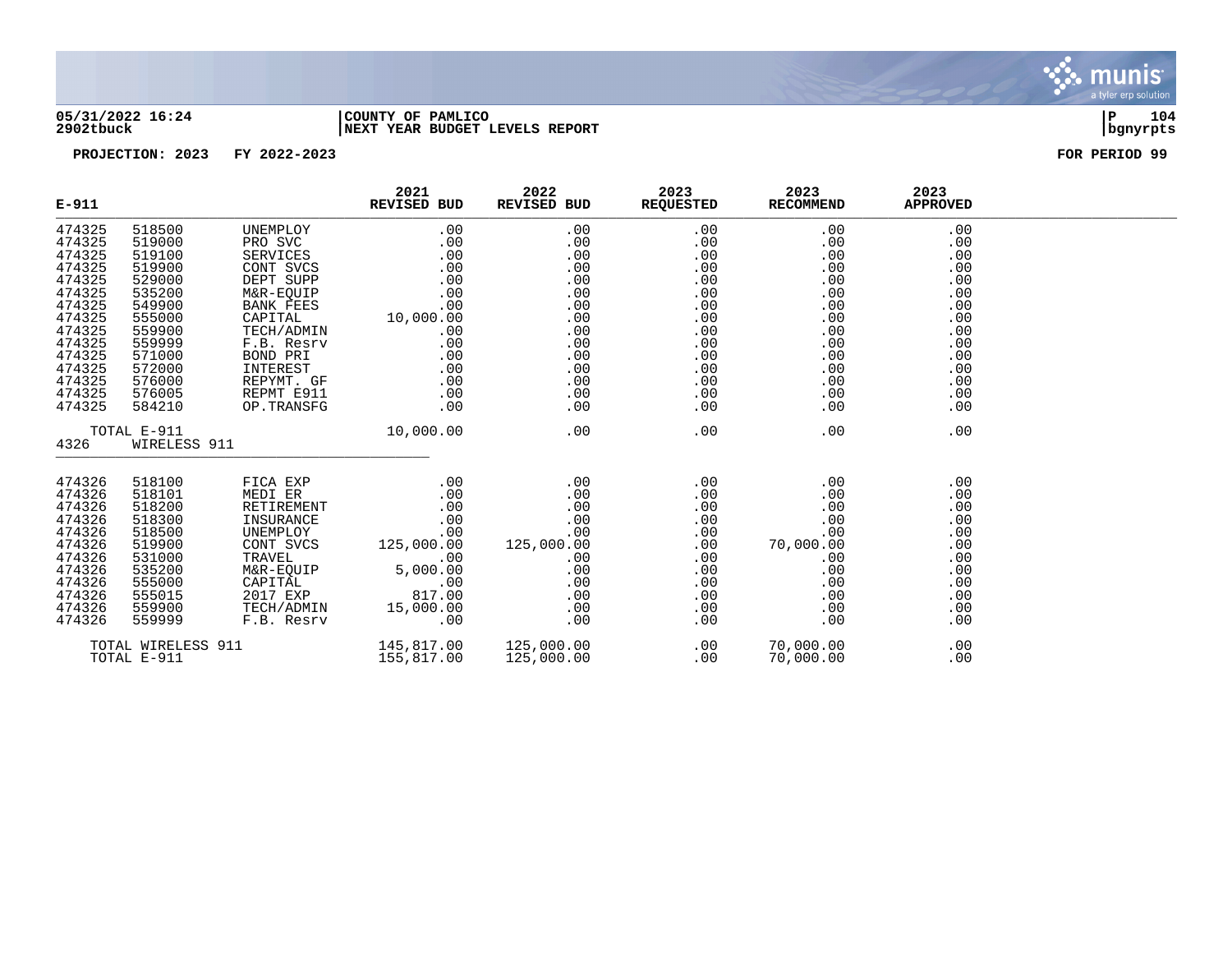05/31/2022 16:24 | COUNTY OF PAMLICO | P 104
2902tbuck | NEXT YEAR BUDGET LEVELS REPORT | bgnyrpts

PROJECTION: 2023 FY 2022-2023 FOR PERIOD 99

| E-911 | | | 2021 REVISED BUD | 2022 REVISED BUD | 2023 REQUESTED | 2023 RECOMMEND | 2023 APPROVED |
|---|---|---|---|---|---|---|---|
| 474325 | 518500 | UNEMPLOY | .00 | .00 | .00 | .00 | .00 |
| 474325 | 519000 | PRO SVC | .00 | .00 | .00 | .00 | .00 |
| 474325 | 519100 | SERVICES | .00 | .00 | .00 | .00 | .00 |
| 474325 | 519900 | CONT SVCS | .00 | .00 | .00 | .00 | .00 |
| 474325 | 529000 | DEPT SUPP | .00 | .00 | .00 | .00 | .00 |
| 474325 | 535200 | M&R-EQUIP | .00 | .00 | .00 | .00 | .00 |
| 474325 | 549900 | BANK FEES | .00 | .00 | .00 | .00 | .00 |
| 474325 | 555000 | CAPITAL | 10,000.00 | .00 | .00 | .00 | .00 |
| 474325 | 559900 | TECH/ADMIN | .00 | .00 | .00 | .00 | .00 |
| 474325 | 559999 | F.B. Resrv | .00 | .00 | .00 | .00 | .00 |
| 474325 | 571000 | BOND PRI | .00 | .00 | .00 | .00 | .00 |
| 474325 | 572000 | INTEREST | .00 | .00 | .00 | .00 | .00 |
| 474325 | 576000 | REPYMT. GF | .00 | .00 | .00 | .00 | .00 |
| 474325 | 576005 | REPMT E911 | .00 | .00 | .00 | .00 | .00 |
| 474325 | 584210 | OP.TRANSFG | .00 | .00 | .00 | .00 | .00 |
| TOTAL E-911 | | | 10,000.00 | .00 | .00 | .00 | .00 |
| 4326 | WIRELESS 911 | | | | | | |
| 474326 | 518100 | FICA EXP | .00 | .00 | .00 | .00 | .00 |
| 474326 | 518101 | MEDI ER | .00 | .00 | .00 | .00 | .00 |
| 474326 | 518200 | RETIREMENT | .00 | .00 | .00 | .00 | .00 |
| 474326 | 518300 | INSURANCE | .00 | .00 | .00 | .00 | .00 |
| 474326 | 518500 | UNEMPLOY | .00 | .00 | .00 | .00 | .00 |
| 474326 | 519900 | CONT SVCS | 125,000.00 | 125,000.00 | .00 | 70,000.00 | .00 |
| 474326 | 531000 | TRAVEL | .00 | .00 | .00 | .00 | .00 |
| 474326 | 535200 | M&R-EQUIP | 5,000.00 | .00 | .00 | .00 | .00 |
| 474326 | 555000 | CAPITAL | .00 | .00 | .00 | .00 | .00 |
| 474326 | 555015 | 2017 EXP | 817.00 | .00 | .00 | .00 | .00 |
| 474326 | 559900 | TECH/ADMIN | 15,000.00 | .00 | .00 | .00 | .00 |
| 474326 | 559999 | F.B. Resrv | .00 | .00 | .00 | .00 | .00 |
| TOTAL WIRELESS 911 | | | 145,817.00 | 125,000.00 | .00 | 70,000.00 | .00 |
| TOTAL E-911 | | | 155,817.00 | 125,000.00 | .00 | 70,000.00 | .00 |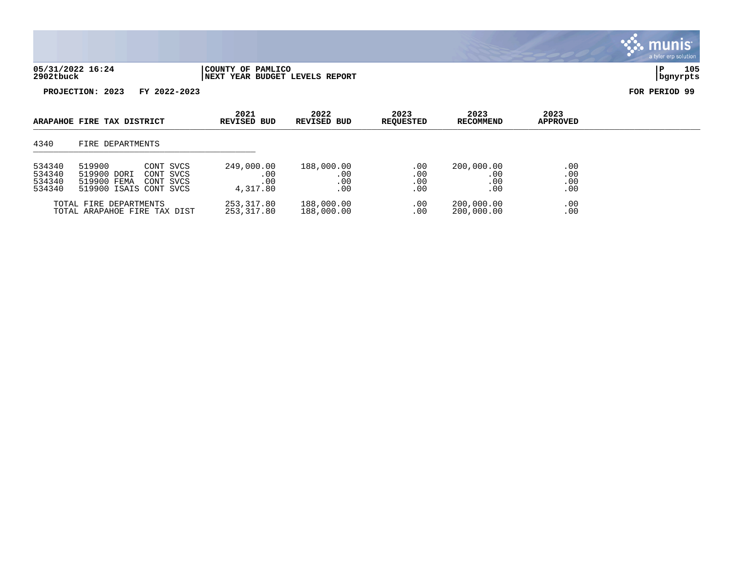05/31/2022 16:24 | COUNTY OF PAMLICO | P 105
2902tbuck | NEXT YEAR BUDGET LEVELS REPORT | bgnyrpts

**PROJECTION: 2023 FY 2022-2023** **FOR PERIOD 99**

| ARAPAHOE FIRE TAX DISTRICT | | | 2021 REVISED BUD | 2022 REVISED BUD | 2023 REQUESTED | 2023 RECOMMEND | 2023 APPROVED |
|---|---|---|---|---|---|---|---|
| 4340 | FIRE DEPARTMENTS | | | | | | |
| 534340 | 519900 | CONT SVCS | 249,000.00 | 188,000.00 | .00 | 200,000.00 | .00 |
| 534340 | 519900 DORI | CONT SVCS | .00 | .00 | .00 | .00 | .00 |
| 534340 | 519900 FEMA | CONT SVCS | .00 | .00 | .00 | .00 | .00 |
| 534340 | 519900 ISAIS | CONT SVCS | 4,317.80 | .00 | .00 | .00 | .00 |
| | TOTAL FIRE DEPARTMENTS | | 253,317.80 | 188,000.00 | .00 | 200,000.00 | .00 |
| | TOTAL ARAPAHOE FIRE TAX DIST | | 253,317.80 | 188,000.00 | .00 | 200,000.00 | .00 |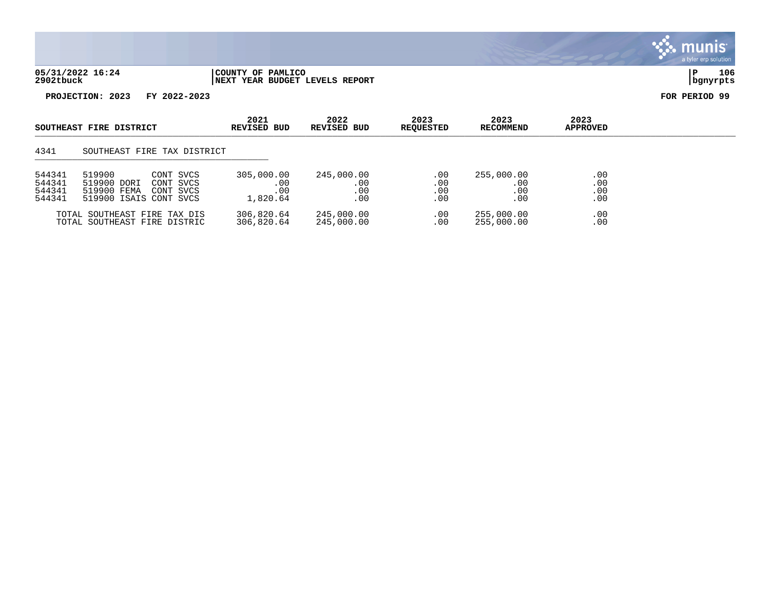**PROJECTION: 2023 FY 2022-2023** — **FOR PERIOD 99**

| SOUTHEAST FIRE DISTRICT | | | 2021 REVISED BUD | 2022 REVISED BUD | 2023 REQUESTED | 2023 RECOMMEND | 2023 APPROVED |
|---|---|---|---|---|---|---|---|
| 4341 | SOUTHEAST FIRE TAX DISTRICT | | | | | | |
| 544341 | 519900 | CONT SVCS | 305,000.00 | 245,000.00 | .00 | 255,000.00 | .00 |
| 544341 | 519900 DORI | CONT SVCS | .00 | .00 | .00 | .00 | .00 |
| 544341 | 519900 FEMA | CONT SVCS | .00 | .00 | .00 | .00 | .00 |
| 544341 | 519900 ISAIS | CONT SVCS | 1,820.64 | .00 | .00 | .00 | .00 |
| | TOTAL SOUTHEAST FIRE TAX DIS | | 306,820.64 | 245,000.00 | .00 | 255,000.00 | .00 |
| | TOTAL SOUTHEAST FIRE DISTRIC | | 306,820.64 | 245,000.00 | .00 | 255,000.00 | .00 |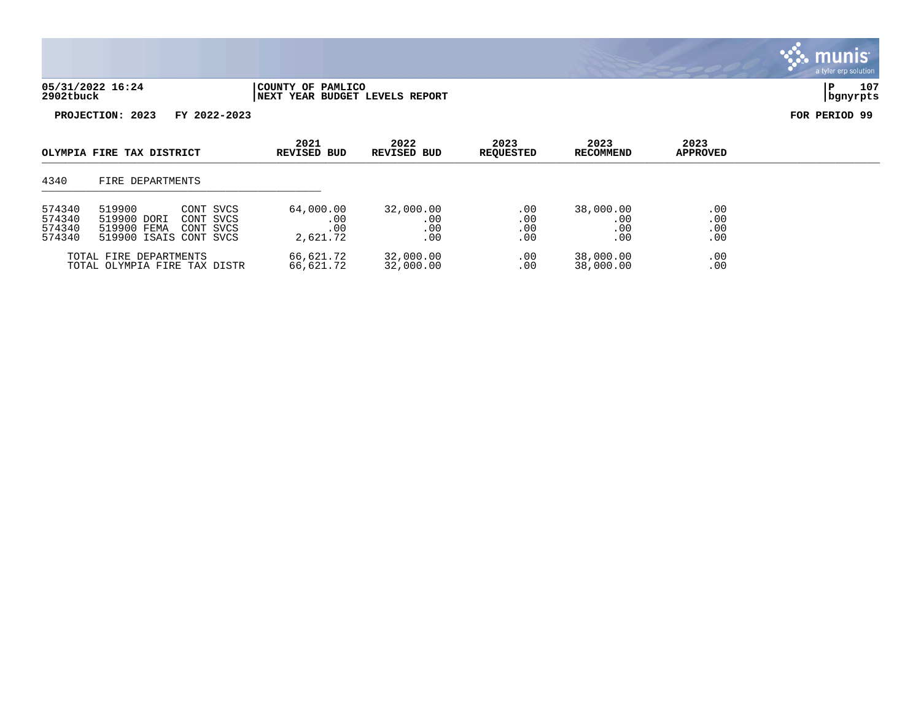**05/31/2022 16:24** | **COUNTY OF PAMLICO**
**2902tbuck** | **NEXT YEAR BUDGET LEVELS REPORT** | **bgnyrpts**

**PROJECTION: 2023 FY 2022-2023** | **FOR PERIOD 99**

| OLYMPIA FIRE TAX DISTRICT | | | 2021 REVISED BUD | 2022 REVISED BUD | 2023 REQUESTED | 2023 RECOMMEND | 2023 APPROVED |
|---|---|---|---|---|---|---|---|
| 4340 | FIRE DEPARTMENTS | | | | | | |
| 574340 | 519900 | CONT SVCS | 64,000.00 | 32,000.00 | .00 | 38,000.00 | .00 |
| 574340 | 519900 DORI | CONT SVCS | .00 | .00 | .00 | .00 | .00 |
| 574340 | 519900 FEMA | CONT SVCS | .00 | .00 | .00 | .00 | .00 |
| 574340 | 519900 ISAIS | CONT SVCS | 2,621.72 | .00 | .00 | .00 | .00 |
| | TOTAL FIRE DEPARTMENTS | | 66,621.72 | 32,000.00 | .00 | 38,000.00 | .00 |
| | TOTAL OLYMPIA FIRE TAX DISTR | | 66,621.72 | 32,000.00 | .00 | 38,000.00 | .00 |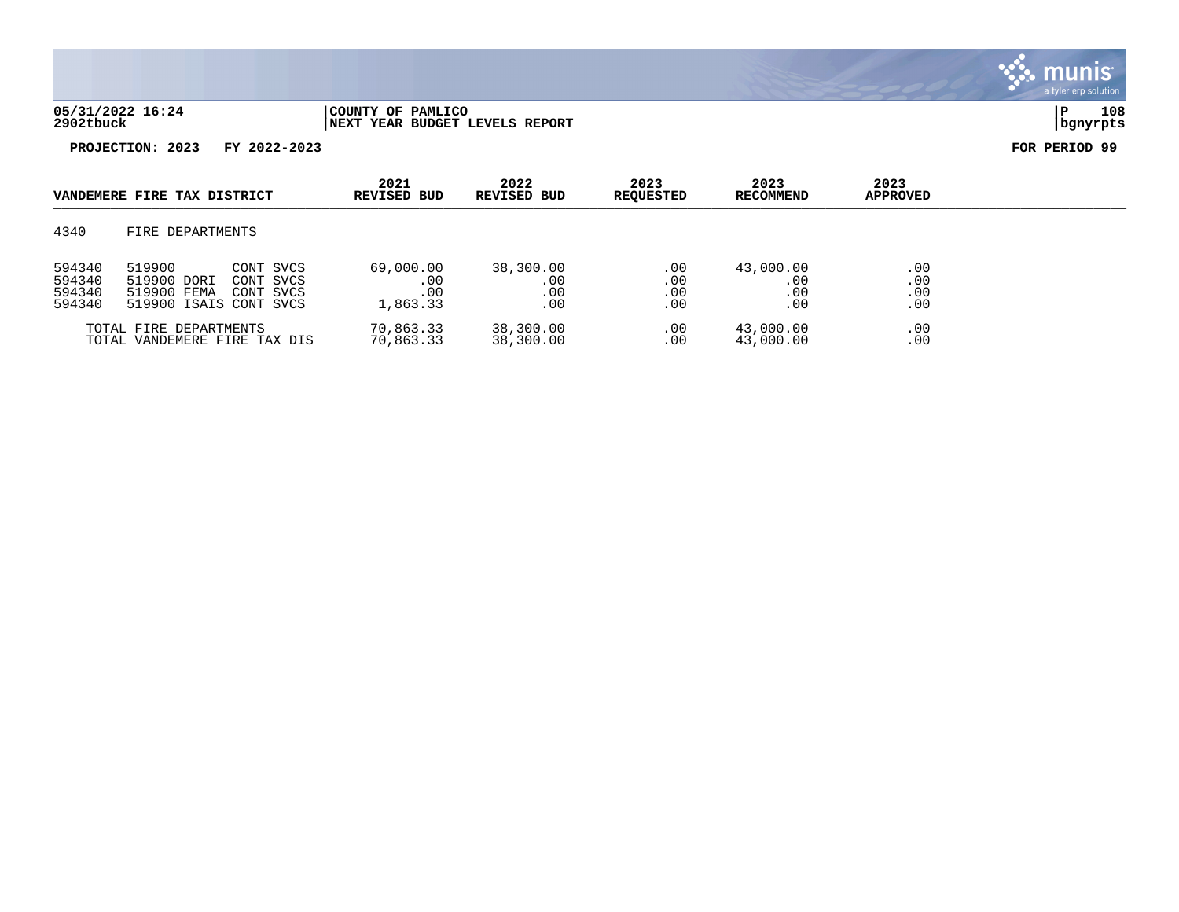**PROJECTION: 2023 FY 2022-2023** | **FOR PERIOD 99**

| VANDEMERE FIRE TAX DISTRICT | | | 2021 REVISED BUD | 2022 REVISED BUD | 2023 REQUESTED | 2023 RECOMMEND | 2023 APPROVED |
|---|---|---|---|---|---|---|---|
| 4340 | FIRE DEPARTMENTS | | | | | | |
| 594340 | 519900 | CONT SVCS | 69,000.00 | 38,300.00 | .00 | 43,000.00 | .00 |
| 594340 | 519900 DORI | CONT SVCS | .00 | .00 | .00 | .00 | .00 |
| 594340 | 519900 FEMA | CONT SVCS | .00 | .00 | .00 | .00 | .00 |
| 594340 | 519900 ISAIS | CONT SVCS | 1,863.33 | .00 | .00 | .00 | .00 |
| | TOTAL FIRE DEPARTMENTS | | 70,863.33 | 38,300.00 | .00 | 43,000.00 | .00 |
| | TOTAL VANDEMERE FIRE TAX DIS | | 70,863.33 | 38,300.00 | .00 | 43,000.00 | .00 |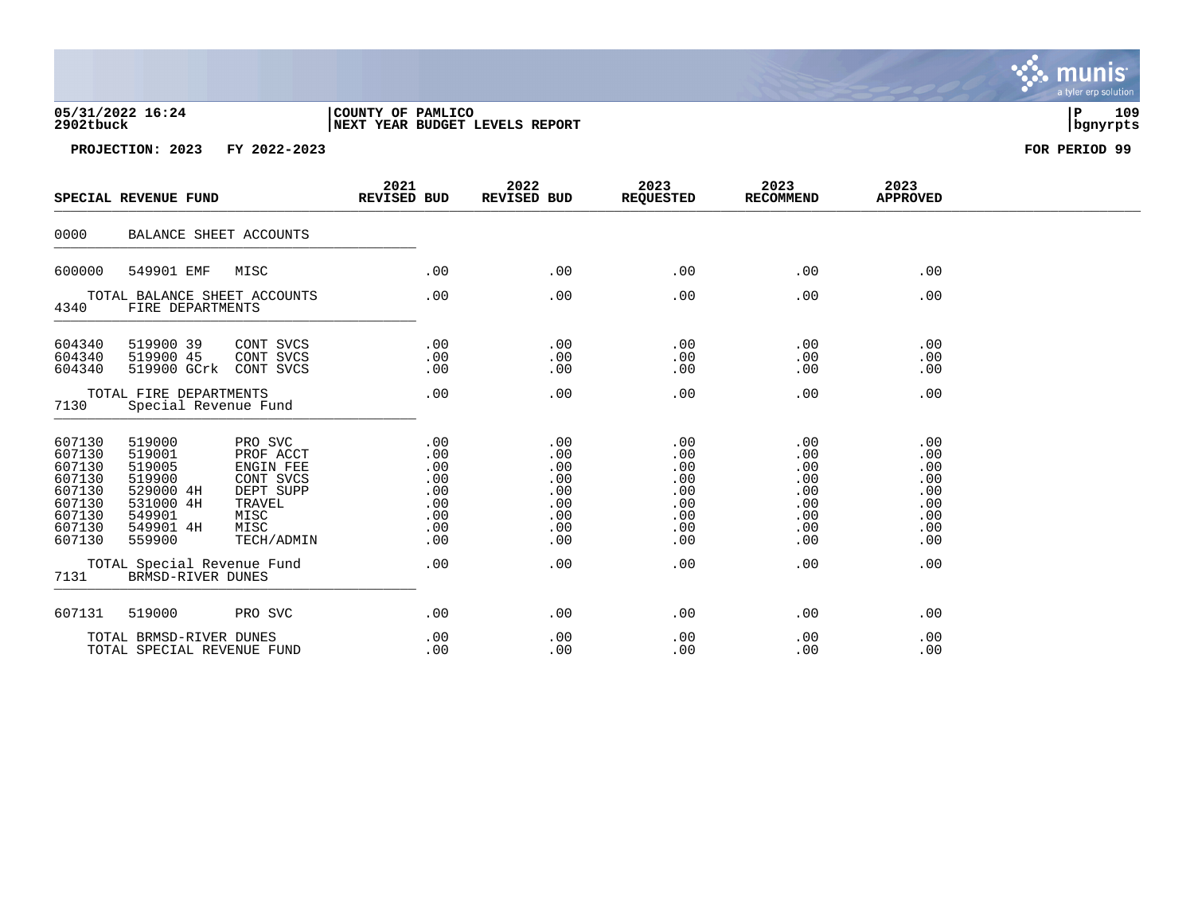COUNTY OF PAMLICO
NEXT YEAR BUDGET LEVELS REPORT

05/31/2022 16:24
2902tbuck

PROJECTION: 2023 FY 2022-2023 FOR PERIOD 99

| SPECIAL REVENUE FUND | | | 2021 REVISED BUD | 2022 REVISED BUD | 2023 REQUESTED | 2023 RECOMMEND | 2023 APPROVED |
|---|---|---|---|---|---|---|---|
| 0000 | BALANCE SHEET ACCOUNTS | | | | | | |
| 600000 | 549901 EMF | MISC | .00 | .00 | .00 | .00 | .00 |
| | TOTAL BALANCE SHEET ACCOUNTS | | .00 | .00 | .00 | .00 | .00 |
| 4340 | FIRE DEPARTMENTS | | | | | | |
| 604340 | 519900 39 | CONT SVCS | .00 | .00 | .00 | .00 | .00 |
| 604340 | 519900 45 | CONT SVCS | .00 | .00 | .00 | .00 | .00 |
| 604340 | 519900 GCrk | CONT SVCS | .00 | .00 | .00 | .00 | .00 |
| | TOTAL FIRE DEPARTMENTS | | .00 | .00 | .00 | .00 | .00 |
| 7130 | Special Revenue Fund | | | | | | |
| 607130 | 519000 | PRO SVC | .00 | .00 | .00 | .00 | .00 |
| 607130 | 519001 | PROF ACCT | .00 | .00 | .00 | .00 | .00 |
| 607130 | 519005 | ENGIN FEE | .00 | .00 | .00 | .00 | .00 |
| 607130 | 519900 | CONT SVCS | .00 | .00 | .00 | .00 | .00 |
| 607130 | 529000 4H | DEPT SUPP | .00 | .00 | .00 | .00 | .00 |
| 607130 | 531000 4H | TRAVEL | .00 | .00 | .00 | .00 | .00 |
| 607130 | 549901 | MISC | .00 | .00 | .00 | .00 | .00 |
| 607130 | 549901 4H | MISC | .00 | .00 | .00 | .00 | .00 |
| 607130 | 559900 | TECH/ADMIN | .00 | .00 | .00 | .00 | .00 |
| | TOTAL Special Revenue Fund | | .00 | .00 | .00 | .00 | .00 |
| 7131 | BRMSD-RIVER DUNES | | | | | | |
| 607131 | 519000 | PRO SVC | .00 | .00 | .00 | .00 | .00 |
| | TOTAL BRMSD-RIVER DUNES | | .00 | .00 | .00 | .00 | .00 |
| | TOTAL SPECIAL REVENUE FUND | | .00 | .00 | .00 | .00 | .00 |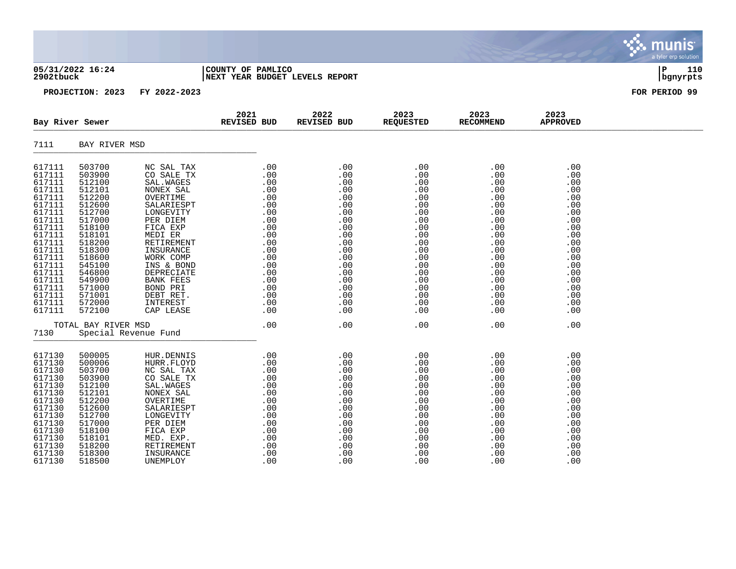**05/31/2022 16:24** | **COUNTY OF PAMLICO**
**2902tbuck** | **NEXT YEAR BUDGET LEVELS REPORT**

**PROJECTION: 2023 FY 2022-2023** — **FOR PERIOD 99**

| Bay River Sewer | | | 2021 REVISED BUD | 2022 REVISED BUD | 2023 REQUESTED | 2023 RECOMMEND | 2023 APPROVED |
|---|---|---|---|---|---|---|---|
| **7111** | **BAY RIVER MSD** | | | | | | |
| 617111 | 503700 | NC SAL TAX | .00 | .00 | .00 | .00 | .00 |
| 617111 | 503900 | CO SALE TX | .00 | .00 | .00 | .00 | .00 |
| 617111 | 512100 | SAL.WAGES | .00 | .00 | .00 | .00 | .00 |
| 617111 | 512101 | NONEX SAL | .00 | .00 | .00 | .00 | .00 |
| 617111 | 512200 | OVERTIME | .00 | .00 | .00 | .00 | .00 |
| 617111 | 512600 | SALARIESPT | .00 | .00 | .00 | .00 | .00 |
| 617111 | 512700 | LONGEVITY | .00 | .00 | .00 | .00 | .00 |
| 617111 | 517000 | PER DIEM | .00 | .00 | .00 | .00 | .00 |
| 617111 | 518100 | FICA EXP | .00 | .00 | .00 | .00 | .00 |
| 617111 | 518101 | MEDI ER | .00 | .00 | .00 | .00 | .00 |
| 617111 | 518200 | RETIREMENT | .00 | .00 | .00 | .00 | .00 |
| 617111 | 518300 | INSURANCE | .00 | .00 | .00 | .00 | .00 |
| 617111 | 518600 | WORK COMP | .00 | .00 | .00 | .00 | .00 |
| 617111 | 545100 | INS & BOND | .00 | .00 | .00 | .00 | .00 |
| 617111 | 546800 | DEPRECIATE | .00 | .00 | .00 | .00 | .00 |
| 617111 | 549900 | BANK FEES | .00 | .00 | .00 | .00 | .00 |
| 617111 | 571000 | BOND PRI | .00 | .00 | .00 | .00 | .00 |
| 617111 | 571001 | DEBT RET. | .00 | .00 | .00 | .00 | .00 |
| 617111 | 572000 | INTEREST | .00 | .00 | .00 | .00 | .00 |
| 617111 | 572100 | CAP LEASE | .00 | .00 | .00 | .00 | .00 |
| | TOTAL BAY RIVER MSD | | .00 | .00 | .00 | .00 | .00 |
| **7130** | **Special Revenue Fund** | | | | | | |
| 617130 | 500005 | HUR.DENNIS | .00 | .00 | .00 | .00 | .00 |
| 617130 | 500006 | HURR.FLOYD | .00 | .00 | .00 | .00 | .00 |
| 617130 | 503700 | NC SAL TAX | .00 | .00 | .00 | .00 | .00 |
| 617130 | 503900 | CO SALE TX | .00 | .00 | .00 | .00 | .00 |
| 617130 | 512100 | SAL.WAGES | .00 | .00 | .00 | .00 | .00 |
| 617130 | 512101 | NONEX SAL | .00 | .00 | .00 | .00 | .00 |
| 617130 | 512200 | OVERTIME | .00 | .00 | .00 | .00 | .00 |
| 617130 | 512600 | SALARIESPT | .00 | .00 | .00 | .00 | .00 |
| 617130 | 512700 | LONGEVITY | .00 | .00 | .00 | .00 | .00 |
| 617130 | 517000 | PER DIEM | .00 | .00 | .00 | .00 | .00 |
| 617130 | 518100 | FICA EXP | .00 | .00 | .00 | .00 | .00 |
| 617130 | 518101 | MED. EXP. | .00 | .00 | .00 | .00 | .00 |
| 617130 | 518200 | RETIREMENT | .00 | .00 | .00 | .00 | .00 |
| 617130 | 518300 | INSURANCE | .00 | .00 | .00 | .00 | .00 |
| 617130 | 518500 | UNEMPLOY | .00 | .00 | .00 | .00 | .00 |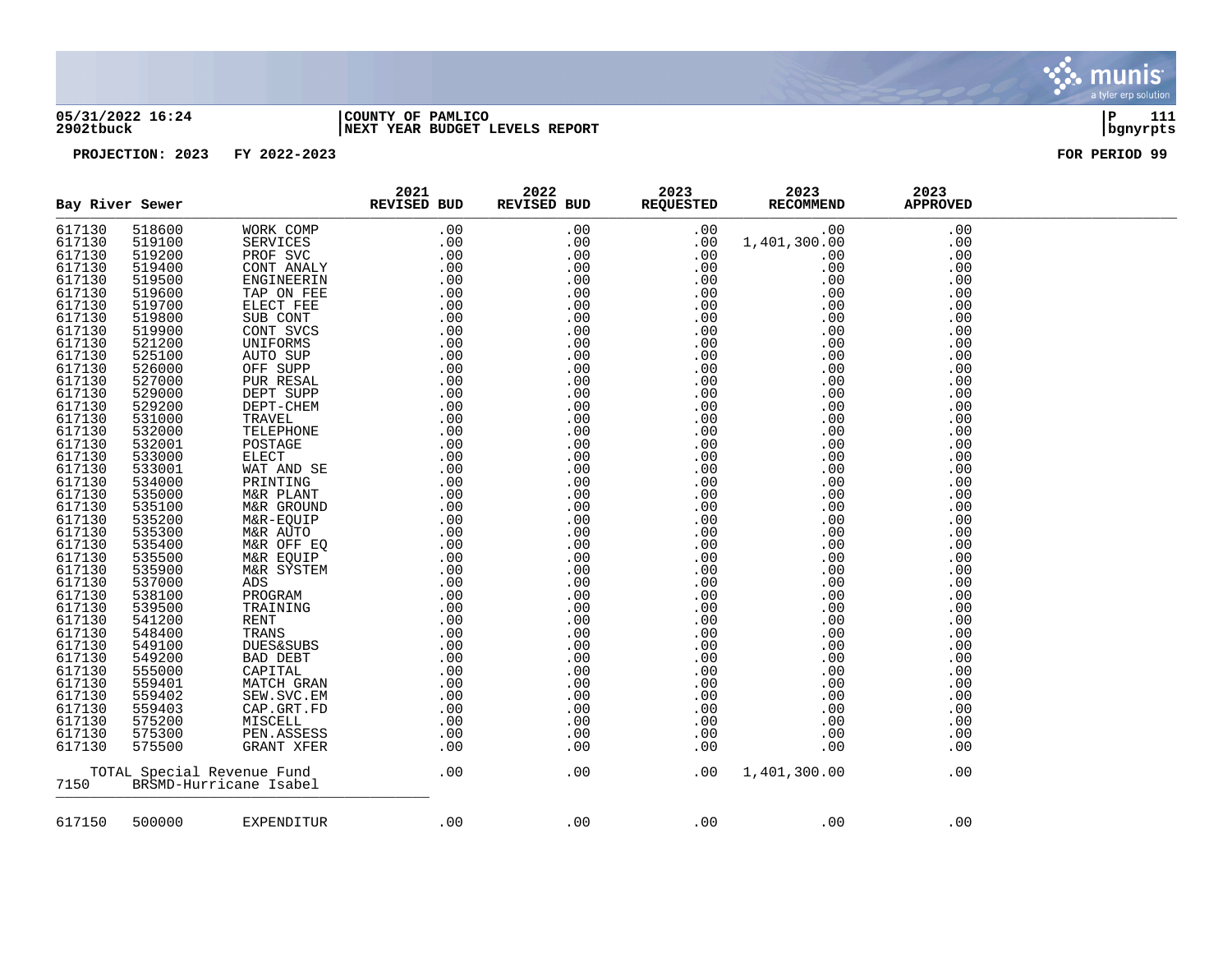05/31/2022 16:24 | COUNTY OF PAMLICO | P 111
2902tbuck | NEXT YEAR BUDGET LEVELS REPORT | bgnyrpts

PROJECTION: 2023 FY 2022-2023 FOR PERIOD 99

| Bay River Sewer | | | 2021 REVISED BUD | 2022 REVISED BUD | 2023 REQUESTED | 2023 RECOMMEND | 2023 APPROVED |
|---|---|---|---|---|---|---|---|
| 617130 | 518600 | WORK COMP | .00 | .00 | .00 | .00 | .00 |
| 617130 | 519100 | SERVICES | .00 | .00 | .00 | 1,401,300.00 | .00 |
| 617130 | 519200 | PROF SVC | .00 | .00 | .00 | .00 | .00 |
| 617130 | 519400 | CONT ANALY | .00 | .00 | .00 | .00 | .00 |
| 617130 | 519500 | ENGINEERIN | .00 | .00 | .00 | .00 | .00 |
| 617130 | 519600 | TAP ON FEE | .00 | .00 | .00 | .00 | .00 |
| 617130 | 519700 | ELECT FEE | .00 | .00 | .00 | .00 | .00 |
| 617130 | 519800 | SUB CONT | .00 | .00 | .00 | .00 | .00 |
| 617130 | 519900 | CONT SVCS | .00 | .00 | .00 | .00 | .00 |
| 617130 | 521200 | UNIFORMS | .00 | .00 | .00 | .00 | .00 |
| 617130 | 525100 | AUTO SUP | .00 | .00 | .00 | .00 | .00 |
| 617130 | 526000 | OFF SUPP | .00 | .00 | .00 | .00 | .00 |
| 617130 | 527000 | PUR RESAL | .00 | .00 | .00 | .00 | .00 |
| 617130 | 529000 | DEPT SUPP | .00 | .00 | .00 | .00 | .00 |
| 617130 | 529200 | DEPT-CHEM | .00 | .00 | .00 | .00 | .00 |
| 617130 | 531000 | TRAVEL | .00 | .00 | .00 | .00 | .00 |
| 617130 | 532000 | TELEPHONE | .00 | .00 | .00 | .00 | .00 |
| 617130 | 532001 | POSTAGE | .00 | .00 | .00 | .00 | .00 |
| 617130 | 533000 | ELECT | .00 | .00 | .00 | .00 | .00 |
| 617130 | 533001 | WAT AND SE | .00 | .00 | .00 | .00 | .00 |
| 617130 | 534000 | PRINTING | .00 | .00 | .00 | .00 | .00 |
| 617130 | 535000 | M&R PLANT | .00 | .00 | .00 | .00 | .00 |
| 617130 | 535100 | M&R GROUND | .00 | .00 | .00 | .00 | .00 |
| 617130 | 535200 | M&R-EQUIP | .00 | .00 | .00 | .00 | .00 |
| 617130 | 535300 | M&R AUTO | .00 | .00 | .00 | .00 | .00 |
| 617130 | 535400 | M&R OFF EQ | .00 | .00 | .00 | .00 | .00 |
| 617130 | 535500 | M&R EQUIP | .00 | .00 | .00 | .00 | .00 |
| 617130 | 535900 | M&R SYSTEM | .00 | .00 | .00 | .00 | .00 |
| 617130 | 537000 | ADS | .00 | .00 | .00 | .00 | .00 |
| 617130 | 538100 | PROGRAM | .00 | .00 | .00 | .00 | .00 |
| 617130 | 539500 | TRAINING | .00 | .00 | .00 | .00 | .00 |
| 617130 | 541200 | RENT | .00 | .00 | .00 | .00 | .00 |
| 617130 | 548400 | TRANS | .00 | .00 | .00 | .00 | .00 |
| 617130 | 549100 | DUES&SUBS | .00 | .00 | .00 | .00 | .00 |
| 617130 | 549200 | BAD DEBT | .00 | .00 | .00 | .00 | .00 |
| 617130 | 555000 | CAPITAL | .00 | .00 | .00 | .00 | .00 |
| 617130 | 559401 | MATCH GRAN | .00 | .00 | .00 | .00 | .00 |
| 617130 | 559402 | SEW.SVC.EM | .00 | .00 | .00 | .00 | .00 |
| 617130 | 559403 | CAP.GRT.FD | .00 | .00 | .00 | .00 | .00 |
| 617130 | 575200 | MISCELL | .00 | .00 | .00 | .00 | .00 |
| 617130 | 575300 | PEN.ASSESS | .00 | .00 | .00 | .00 | .00 |
| 617130 | 575500 | GRANT XFER | .00 | .00 | .00 | .00 | .00 |
| TOTAL Special Revenue Fund | | | .00 | .00 | .00 | 1,401,300.00 | .00 |

7150 BRSMD-Hurricane Isabel

| | | | | | | | |
|---|---|---|---|---|---|---|---|
| 617150 | 500000 | EXPENDITUR | .00 | .00 | .00 | .00 | .00 |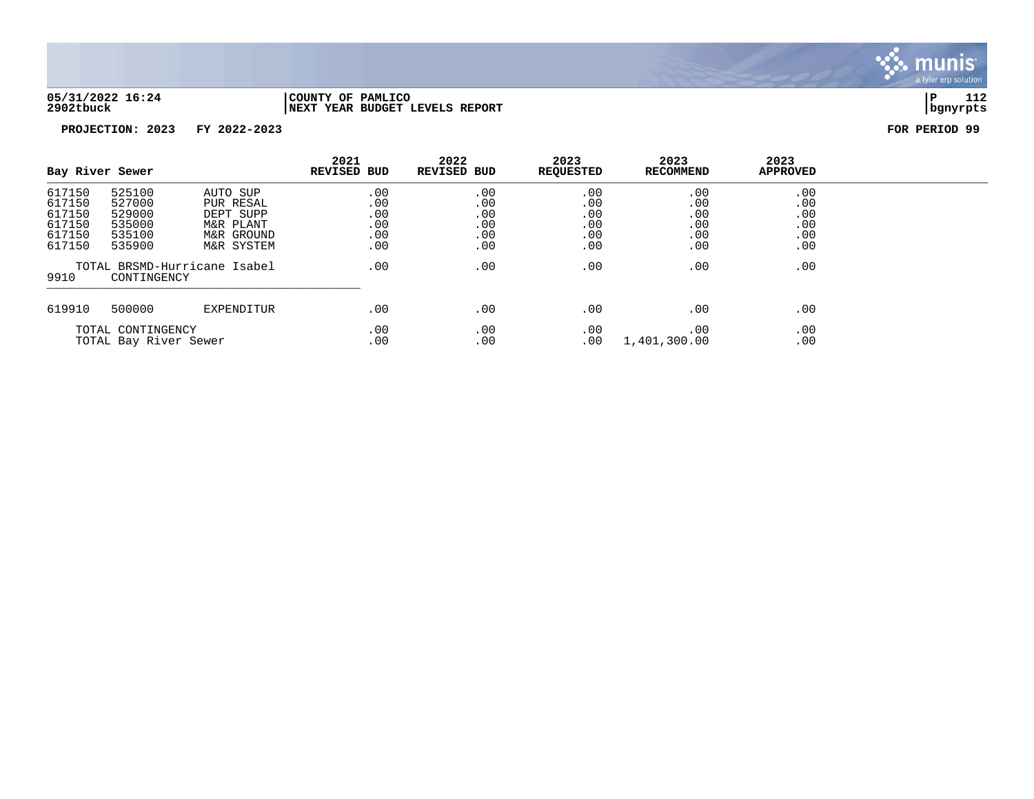05/31/2022 16:24 | COUNTY OF PAMLICO
2902tbuck | NEXT YEAR BUDGET LEVELS REPORT

**PROJECTION: 2023 FY 2022-2023** **FOR PERIOD 99**

| Bay River Sewer | | | 2021 REVISED BUD | 2022 REVISED BUD | 2023 REQUESTED | 2023 RECOMMEND | 2023 APPROVED |
|---|---|---|---|---|---|---|---|
| 617150 | 525100 | AUTO SUP | .00 | .00 | .00 | .00 | .00 |
| 617150 | 527000 | PUR RESAL | .00 | .00 | .00 | .00 | .00 |
| 617150 | 529000 | DEPT SUPP | .00 | .00 | .00 | .00 | .00 |
| 617150 | 535000 | M&R PLANT | .00 | .00 | .00 | .00 | .00 |
| 617150 | 535100 | M&R GROUND | .00 | .00 | .00 | .00 | .00 |
| 617150 | 535900 | M&R SYSTEM | .00 | .00 | .00 | .00 | .00 |
| | TOTAL BRSMD-Hurricane Isabel | | .00 | .00 | .00 | .00 | .00 |
| 9910 | CONTINGENCY | | | | | | |
| 619910 | 500000 | EXPENDITUR | .00 | .00 | .00 | .00 | .00 |
| | TOTAL CONTINGENCY | | .00 | .00 | .00 | .00 | .00 |
| | TOTAL Bay River Sewer | | .00 | .00 | .00 | 1,401,300.00 | .00 |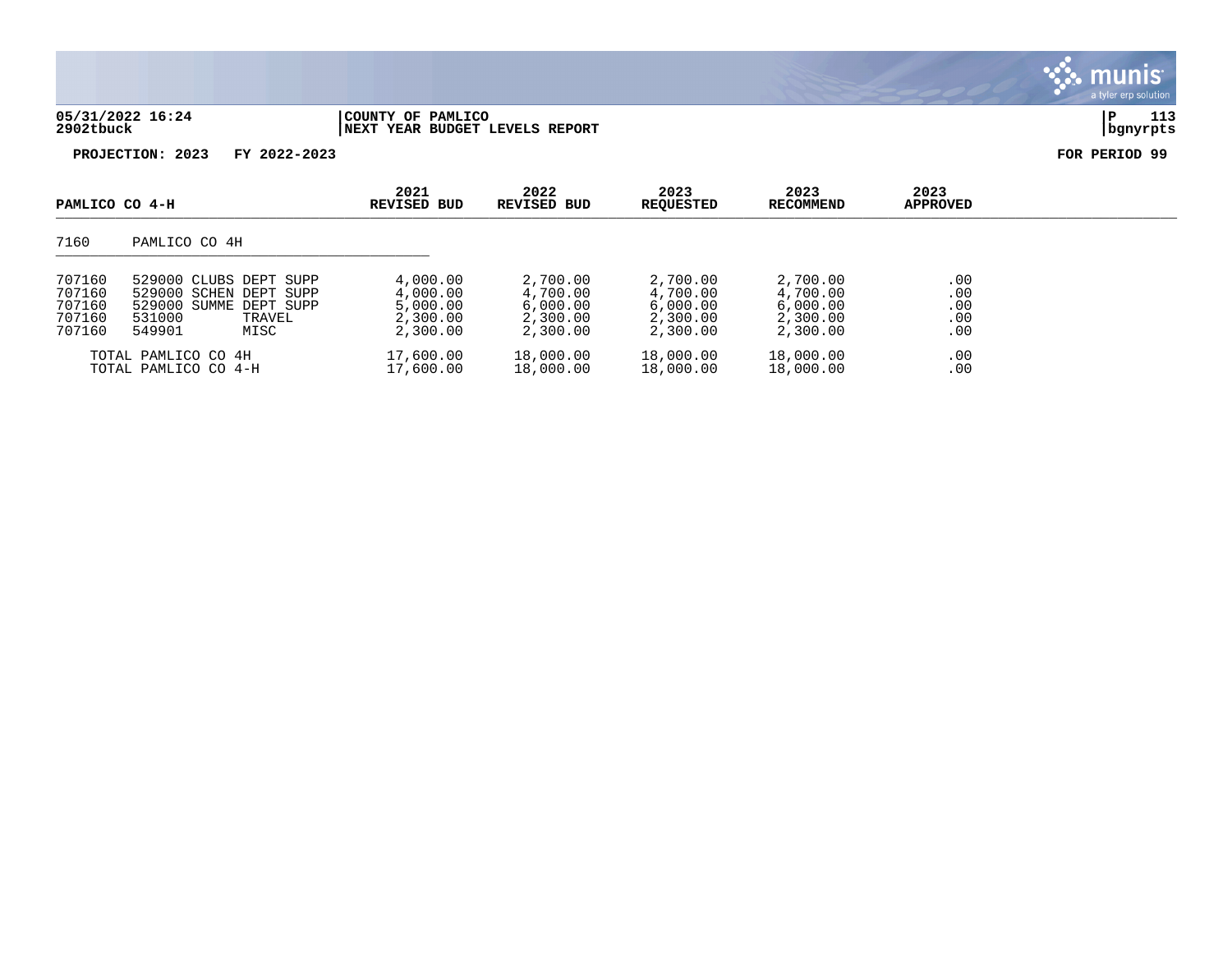05/31/2022 16:24 | COUNTY OF PAMLICO
2902tbuck | NEXT YEAR BUDGET LEVELS REPORT

PROJECTION: 2023 FY 2022-2023 — FOR PERIOD 99

| PAMLICO CO 4-H | | 2021 REVISED BUD | 2022 REVISED BUD | 2023 REQUESTED | 2023 RECOMMEND | 2023 APPROVED |
|---|---|---|---|---|---|---|
| 7160 | PAMLICO CO 4H | | | | | |
| 707160 | 529000 CLUBS DEPT SUPP | 4,000.00 | 2,700.00 | 2,700.00 | 2,700.00 | .00 |
| 707160 | 529000 SCHEN DEPT SUPP | 4,000.00 | 4,700.00 | 4,700.00 | 4,700.00 | .00 |
| 707160 | 529000 SUMME DEPT SUPP | 5,000.00 | 6,000.00 | 6,000.00 | 6,000.00 | .00 |
| 707160 | 531000 TRAVEL | 2,300.00 | 2,300.00 | 2,300.00 | 2,300.00 | .00 |
| 707160 | 549901 MISC | 2,300.00 | 2,300.00 | 2,300.00 | 2,300.00 | .00 |
| | TOTAL PAMLICO CO 4H | 17,600.00 | 18,000.00 | 18,000.00 | 18,000.00 | .00 |
| | TOTAL PAMLICO CO 4-H | 17,600.00 | 18,000.00 | 18,000.00 | 18,000.00 | .00 |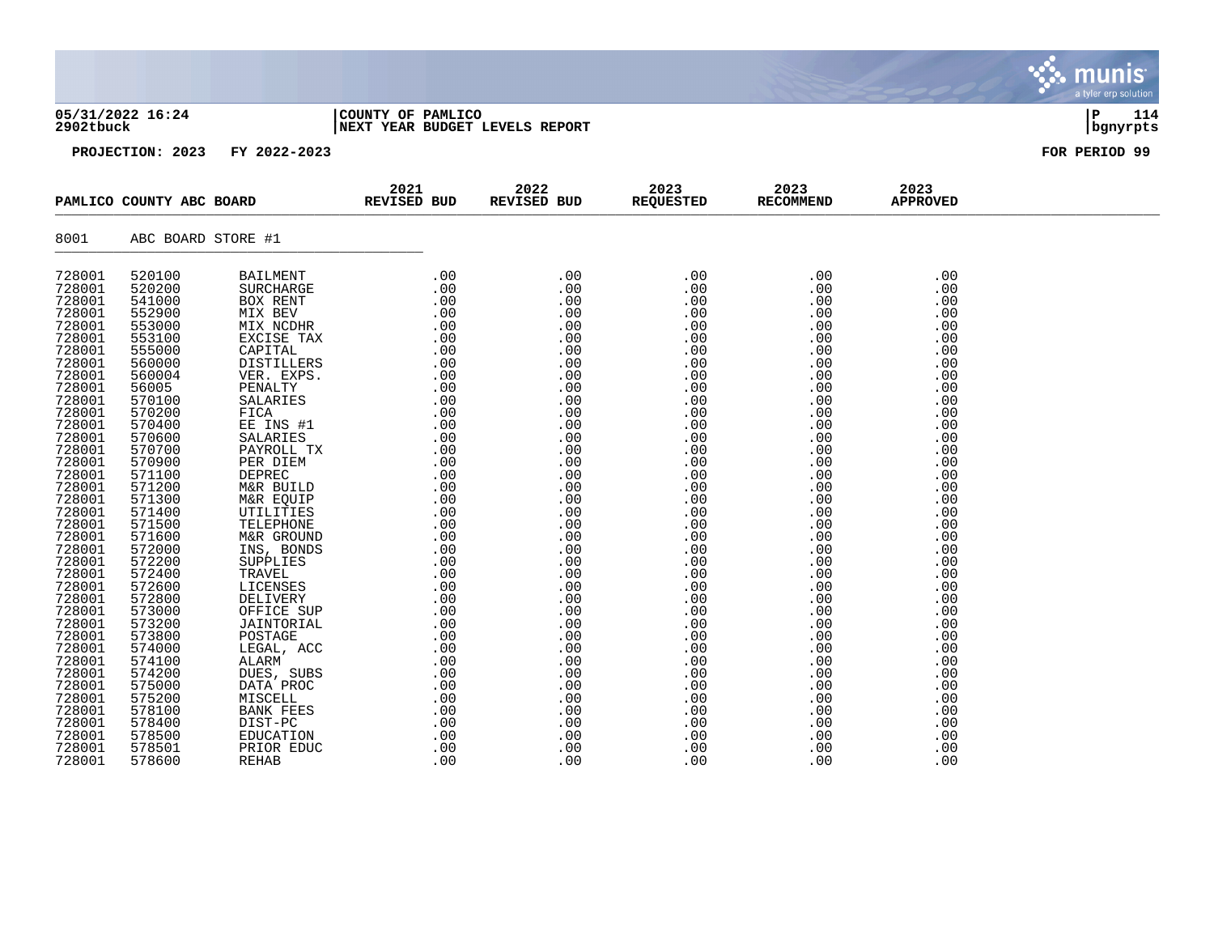05/31/2022 16:24 | COUNTY OF PAMLICO | P 114
2902tbuck | NEXT YEAR BUDGET LEVELS REPORT | bgnyrpts

PROJECTION: 2023 FY 2022-2023 FOR PERIOD 99

| PAMLICO COUNTY ABC BOARD | | | 2021 REVISED BUD | 2022 REVISED BUD | 2023 REQUESTED | 2023 RECOMMEND | 2023 APPROVED |
|---|---|---|---|---|---|---|---|
| 8001 | ABC BOARD STORE #1 | | | | | | |
| 728001 | 520100 | BAILMENT | .00 | .00 | .00 | .00 | .00 |
| 728001 | 520200 | SURCHARGE | .00 | .00 | .00 | .00 | .00 |
| 728001 | 541000 | BOX RENT | .00 | .00 | .00 | .00 | .00 |
| 728001 | 552900 | MIX BEV | .00 | .00 | .00 | .00 | .00 |
| 728001 | 553000 | MIX NCDHR | .00 | .00 | .00 | .00 | .00 |
| 728001 | 553100 | EXCISE TAX | .00 | .00 | .00 | .00 | .00 |
| 728001 | 555000 | CAPITAL | .00 | .00 | .00 | .00 | .00 |
| 728001 | 560000 | DISTILLERS | .00 | .00 | .00 | .00 | .00 |
| 728001 | 560004 | VER. EXPS. | .00 | .00 | .00 | .00 | .00 |
| 728001 | 56005 | PENALTY | .00 | .00 | .00 | .00 | .00 |
| 728001 | 570100 | SALARIES | .00 | .00 | .00 | .00 | .00 |
| 728001 | 570200 | FICA | .00 | .00 | .00 | .00 | .00 |
| 728001 | 570400 | EE INS #1 | .00 | .00 | .00 | .00 | .00 |
| 728001 | 570600 | SALARIES | .00 | .00 | .00 | .00 | .00 |
| 728001 | 570700 | PAYROLL TX | .00 | .00 | .00 | .00 | .00 |
| 728001 | 570900 | PER DIEM | .00 | .00 | .00 | .00 | .00 |
| 728001 | 571100 | DEPREC | .00 | .00 | .00 | .00 | .00 |
| 728001 | 571200 | M&R BUILD | .00 | .00 | .00 | .00 | .00 |
| 728001 | 571300 | M&R EQUIP | .00 | .00 | .00 | .00 | .00 |
| 728001 | 571400 | UTILITIES | .00 | .00 | .00 | .00 | .00 |
| 728001 | 571500 | TELEPHONE | .00 | .00 | .00 | .00 | .00 |
| 728001 | 571600 | M&R GROUND | .00 | .00 | .00 | .00 | .00 |
| 728001 | 572000 | INS, BONDS | .00 | .00 | .00 | .00 | .00 |
| 728001 | 572200 | SUPPLIES | .00 | .00 | .00 | .00 | .00 |
| 728001 | 572400 | TRAVEL | .00 | .00 | .00 | .00 | .00 |
| 728001 | 572600 | LICENSES | .00 | .00 | .00 | .00 | .00 |
| 728001 | 572800 | DELIVERY | .00 | .00 | .00 | .00 | .00 |
| 728001 | 573000 | OFFICE SUP | .00 | .00 | .00 | .00 | .00 |
| 728001 | 573200 | JAINTORIAL | .00 | .00 | .00 | .00 | .00 |
| 728001 | 573800 | POSTAGE | .00 | .00 | .00 | .00 | .00 |
| 728001 | 574000 | LEGAL, ACC | .00 | .00 | .00 | .00 | .00 |
| 728001 | 574100 | ALARM | .00 | .00 | .00 | .00 | .00 |
| 728001 | 574200 | DUES, SUBS | .00 | .00 | .00 | .00 | .00 |
| 728001 | 575000 | DATA PROC | .00 | .00 | .00 | .00 | .00 |
| 728001 | 575200 | MISCELL | .00 | .00 | .00 | .00 | .00 |
| 728001 | 578100 | BANK FEES | .00 | .00 | .00 | .00 | .00 |
| 728001 | 578400 | DIST-PC | .00 | .00 | .00 | .00 | .00 |
| 728001 | 578500 | EDUCATION | .00 | .00 | .00 | .00 | .00 |
| 728001 | 578501 | PRIOR EDUC | .00 | .00 | .00 | .00 | .00 |
| 728001 | 578600 | REHAB | .00 | .00 | .00 | .00 | .00 |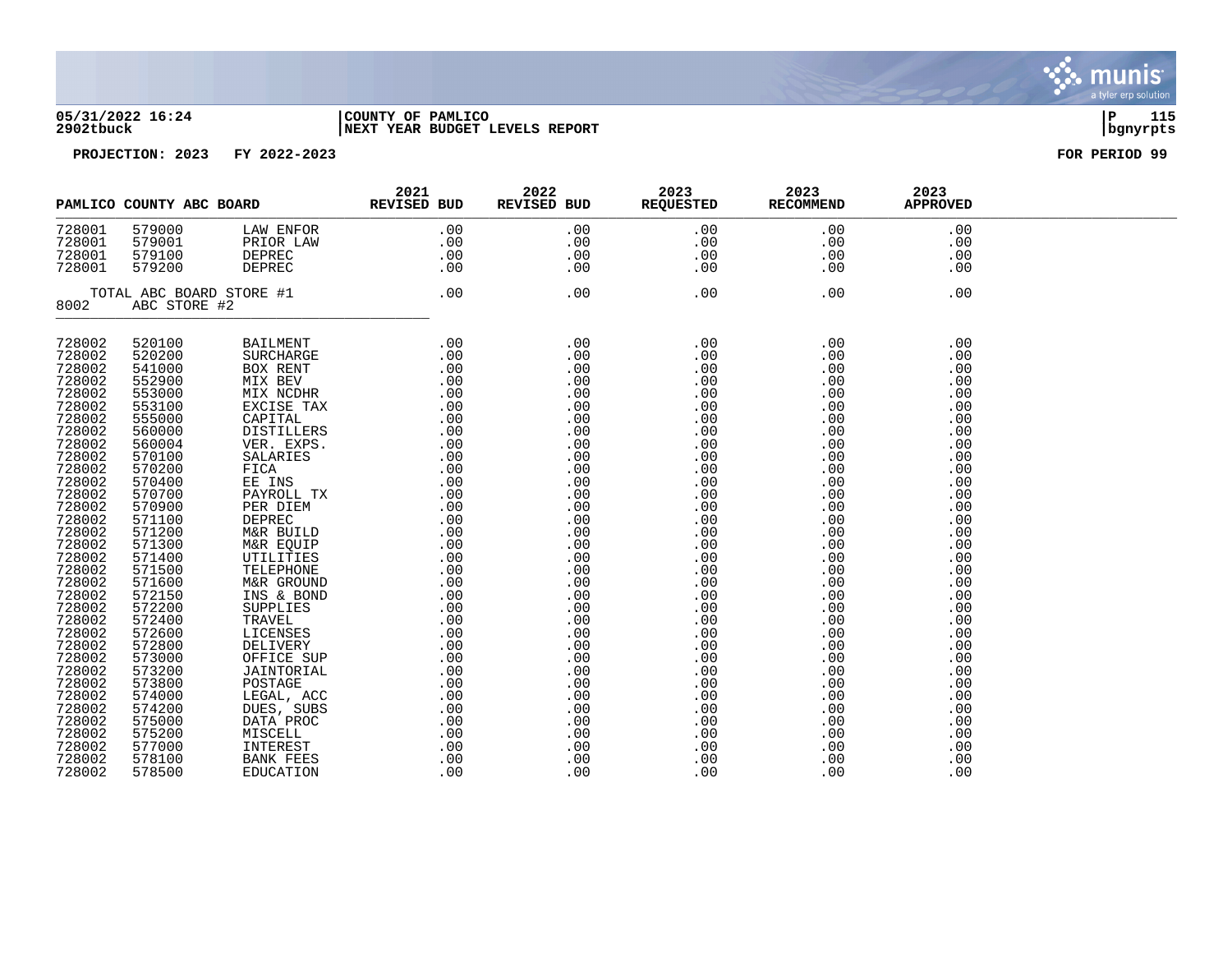05/31/2022 16:24 | COUNTY OF PAMLICO
2902tbuck | NEXT YEAR BUDGET LEVELS REPORT

PROJECTION: 2023 FY 2022-2023 FOR PERIOD 99

| PAMLICO COUNTY ABC BOARD | | | 2021 REVISED BUD | 2022 REVISED BUD | 2023 REQUESTED | 2023 RECOMMEND | 2023 APPROVED |
|---|---|---|---|---|---|---|---|
| 728001 | 579000 | LAW ENFOR | .00 | .00 | .00 | .00 | .00 |
| 728001 | 579001 | PRIOR LAW | .00 | .00 | .00 | .00 | .00 |
| 728001 | 579100 | DEPREC | .00 | .00 | .00 | .00 | .00 |
| 728001 | 579200 | DEPREC | .00 | .00 | .00 | .00 | .00 |
| TOTAL ABC BOARD STORE #1 | | | .00 | .00 | .00 | .00 | .00 |
| 8002 | ABC STORE #2 | | | | | | |
| 728002 | 520100 | BAILMENT | .00 | .00 | .00 | .00 | .00 |
| 728002 | 520200 | SURCHARGE | .00 | .00 | .00 | .00 | .00 |
| 728002 | 541000 | BOX RENT | .00 | .00 | .00 | .00 | .00 |
| 728002 | 552900 | MIX BEV | .00 | .00 | .00 | .00 | .00 |
| 728002 | 553000 | MIX NCDHR | .00 | .00 | .00 | .00 | .00 |
| 728002 | 553100 | EXCISE TAX | .00 | .00 | .00 | .00 | .00 |
| 728002 | 555000 | CAPITAL | .00 | .00 | .00 | .00 | .00 |
| 728002 | 560000 | DISTILLERS | .00 | .00 | .00 | .00 | .00 |
| 728002 | 560004 | VER. EXPS. | .00 | .00 | .00 | .00 | .00 |
| 728002 | 570100 | SALARIES | .00 | .00 | .00 | .00 | .00 |
| 728002 | 570200 | FICA | .00 | .00 | .00 | .00 | .00 |
| 728002 | 570400 | EE INS | .00 | .00 | .00 | .00 | .00 |
| 728002 | 570700 | PAYROLL TX | .00 | .00 | .00 | .00 | .00 |
| 728002 | 570900 | PER DIEM | .00 | .00 | .00 | .00 | .00 |
| 728002 | 571100 | DEPREC | .00 | .00 | .00 | .00 | .00 |
| 728002 | 571200 | M&R BUILD | .00 | .00 | .00 | .00 | .00 |
| 728002 | 571300 | M&R EQUIP | .00 | .00 | .00 | .00 | .00 |
| 728002 | 571400 | UTILITIES | .00 | .00 | .00 | .00 | .00 |
| 728002 | 571500 | TELEPHONE | .00 | .00 | .00 | .00 | .00 |
| 728002 | 571600 | M&R GROUND | .00 | .00 | .00 | .00 | .00 |
| 728002 | 572150 | INS & BOND | .00 | .00 | .00 | .00 | .00 |
| 728002 | 572200 | SUPPLIES | .00 | .00 | .00 | .00 | .00 |
| 728002 | 572400 | TRAVEL | .00 | .00 | .00 | .00 | .00 |
| 728002 | 572600 | LICENSES | .00 | .00 | .00 | .00 | .00 |
| 728002 | 572800 | DELIVERY | .00 | .00 | .00 | .00 | .00 |
| 728002 | 573000 | OFFICE SUP | .00 | .00 | .00 | .00 | .00 |
| 728002 | 573200 | JAINTORIAL | .00 | .00 | .00 | .00 | .00 |
| 728002 | 573800 | POSTAGE | .00 | .00 | .00 | .00 | .00 |
| 728002 | 574000 | LEGAL, ACC | .00 | .00 | .00 | .00 | .00 |
| 728002 | 574200 | DUES, SUBS | .00 | .00 | .00 | .00 | .00 |
| 728002 | 575000 | DATA PROC | .00 | .00 | .00 | .00 | .00 |
| 728002 | 575200 | MISCELL | .00 | .00 | .00 | .00 | .00 |
| 728002 | 577000 | INTEREST | .00 | .00 | .00 | .00 | .00 |
| 728002 | 578100 | BANK FEES | .00 | .00 | .00 | .00 | .00 |
| 728002 | 578500 | EDUCATION | .00 | .00 | .00 | .00 | .00 |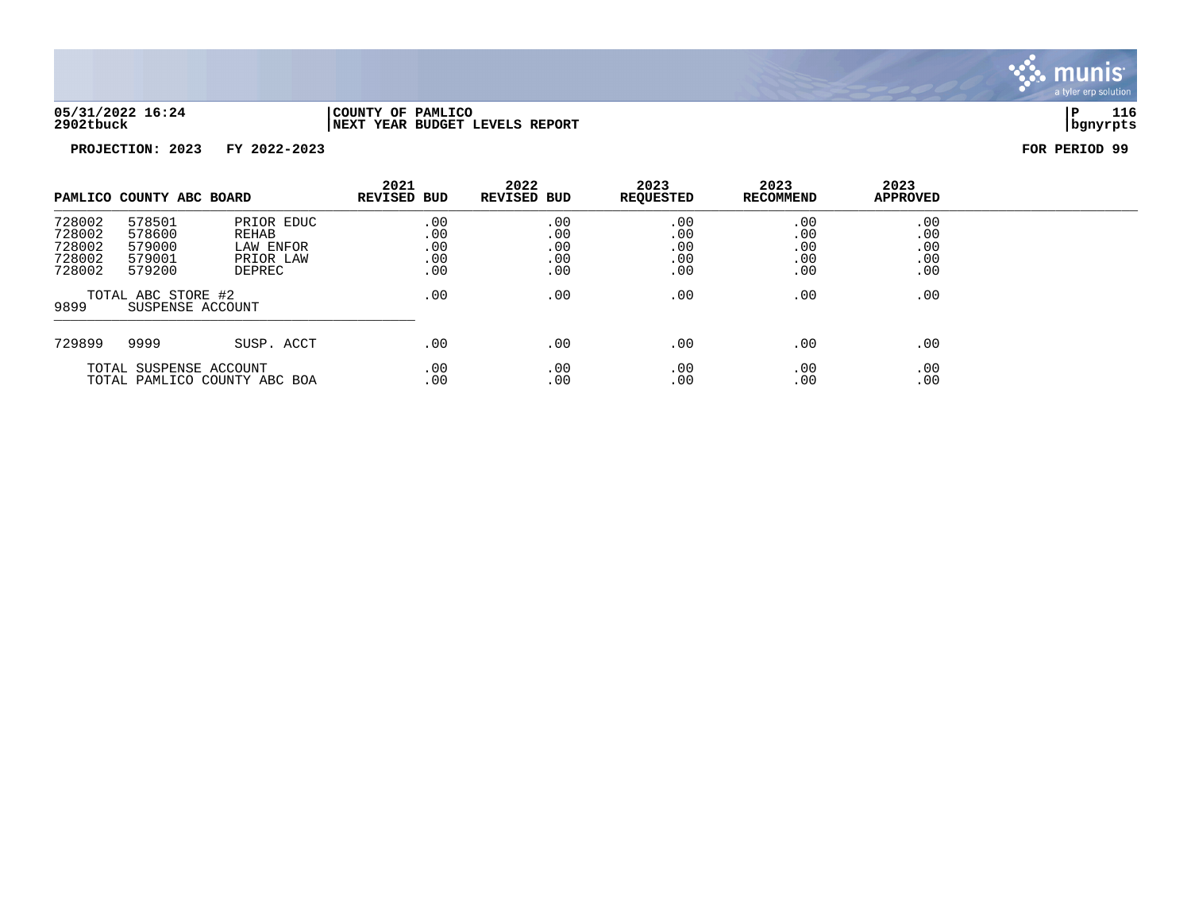05/31/2022 16:24 | COUNTY OF PAMLICO | P 116
2902tbuck | NEXT YEAR BUDGET LEVELS REPORT | bgnyrpts

**PROJECTION: 2023 FY 2022-2023** **FOR PERIOD 99**

| PAMLICO COUNTY ABC BOARD | | | 2021 REVISED BUD | 2022 REVISED BUD | 2023 REQUESTED | 2023 RECOMMEND | 2023 APPROVED |
|---|---|---|---|---|---|---|---|
| 728002 | 578501 | PRIOR EDUC | .00 | .00 | .00 | .00 | .00 |
| 728002 | 578600 | REHAB | .00 | .00 | .00 | .00 | .00 |
| 728002 | 579000 | LAW ENFOR | .00 | .00 | .00 | .00 | .00 |
| 728002 | 579001 | PRIOR LAW | .00 | .00 | .00 | .00 | .00 |
| 728002 | 579200 | DEPREC | .00 | .00 | .00 | .00 | .00 |
| | TOTAL ABC STORE #2 | | .00 | .00 | .00 | .00 | .00 |
| 9899 | SUSPENSE ACCOUNT | | | | | | |
| 729899 | 9999 | SUSP. ACCT | .00 | .00 | .00 | .00 | .00 |
| | TOTAL SUSPENSE ACCOUNT | | .00 | .00 | .00 | .00 | .00 |
| | TOTAL PAMLICO COUNTY ABC BOA | | .00 | .00 | .00 | .00 | .00 |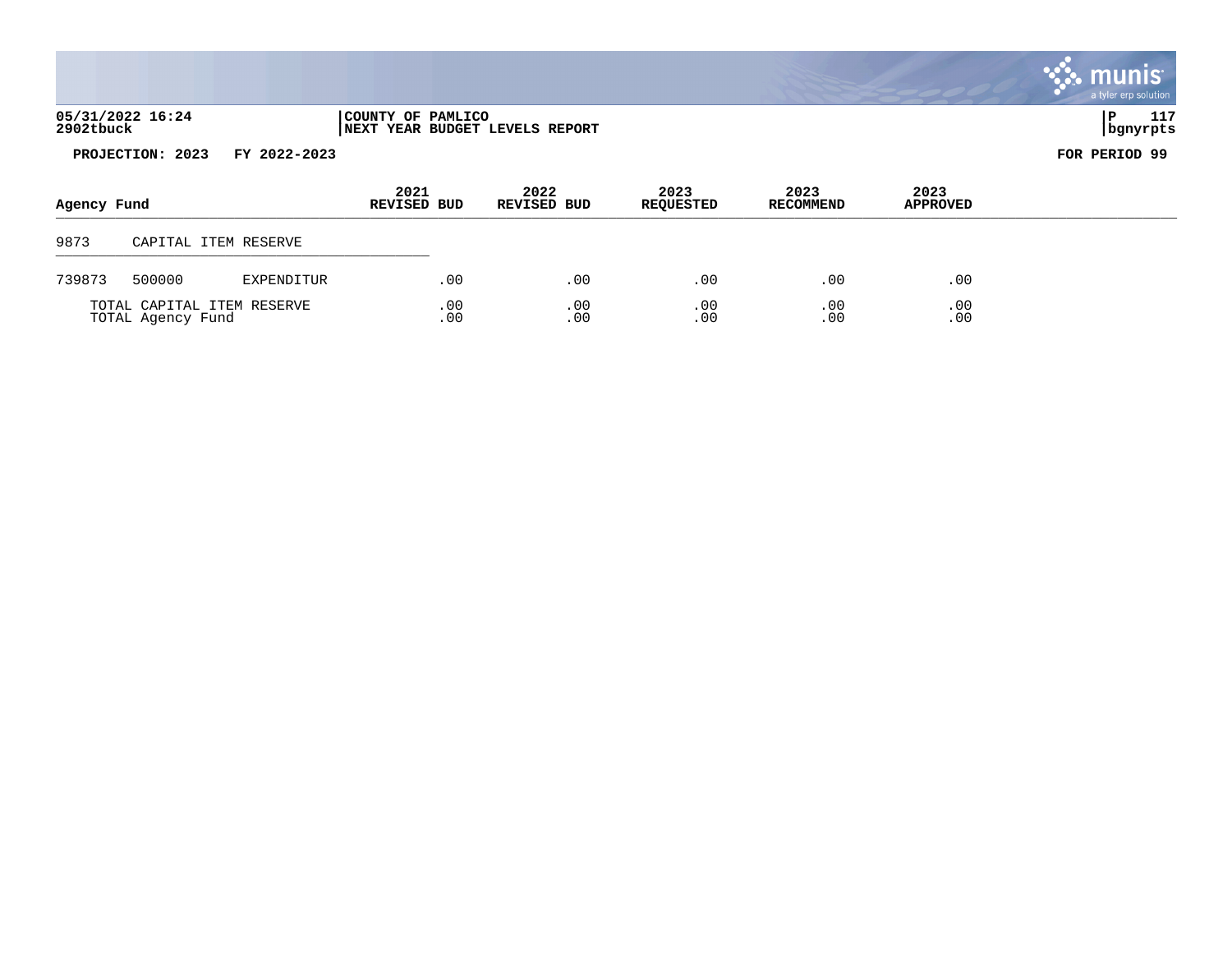05/31/2022 16:24
2902tbuck

COUNTY OF PAMLICO
NEXT YEAR BUDGET LEVELS REPORT

P 117
bgnyrpts

PROJECTION: 2023 FY 2022-2023

FOR PERIOD 99

| Agency Fund | | | 2021 REVISED BUD | 2022 REVISED BUD | 2023 REQUESTED | 2023 RECOMMEND | 2023 APPROVED |
|---|---|---|---|---|---|---|---|
| 9873 | CAPITAL ITEM RESERVE | | | | | | |
| 739873 | 500000 | EXPENDITUR | .00 | .00 | .00 | .00 | .00 |
| | TOTAL CAPITAL ITEM RESERVE | | .00 | .00 | .00 | .00 | .00 |
| | TOTAL Agency Fund | | .00 | .00 | .00 | .00 | .00 |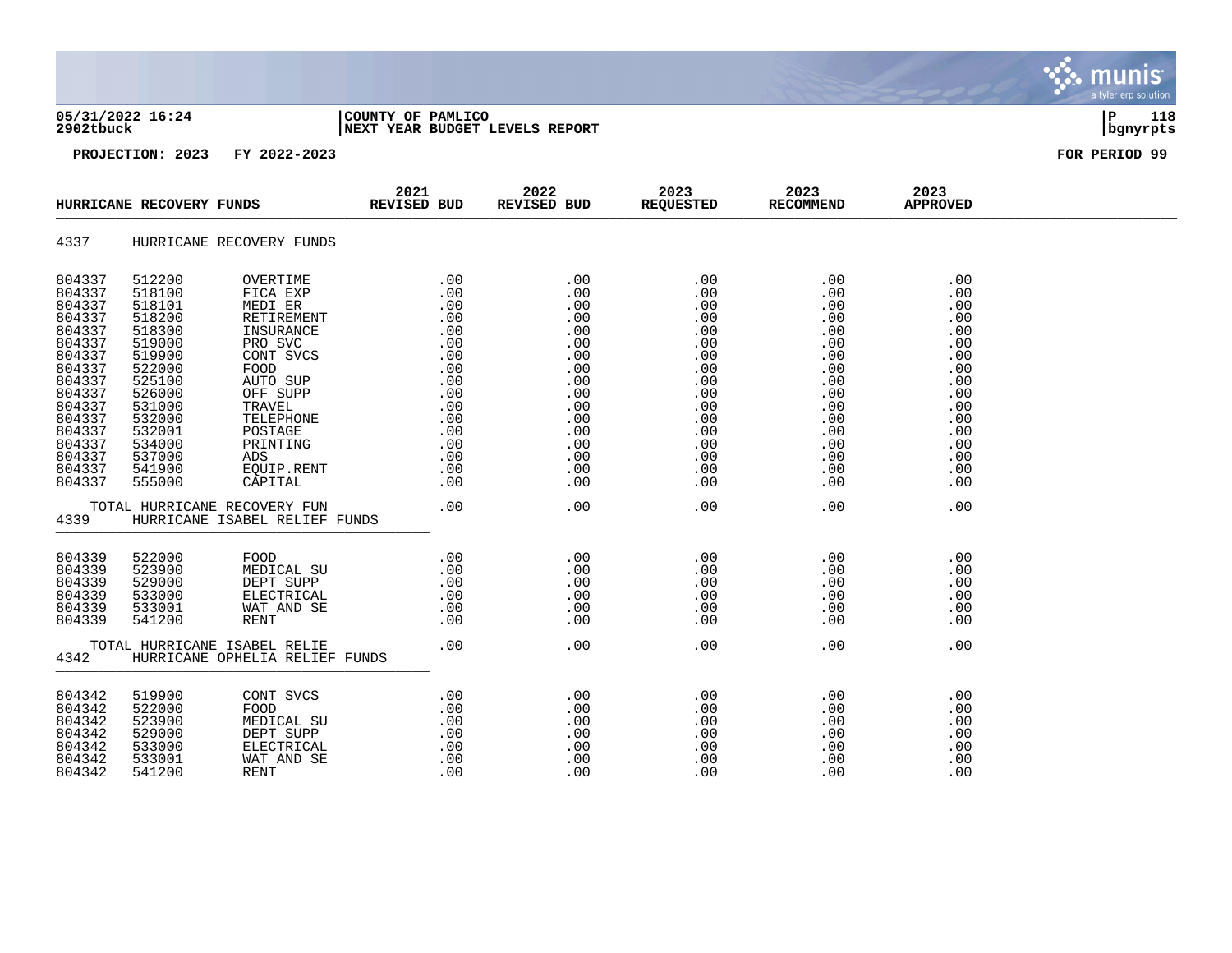05/31/2022 16:24 | COUNTY OF PAMLICO
2902tbuck | NEXT YEAR BUDGET LEVELS REPORT

PROJECTION: 2023 FY 2022-2023 FOR PERIOD 99

| HURRICANE RECOVERY FUNDS | | | 2021 REVISED BUD | 2022 REVISED BUD | 2023 REQUESTED | 2023 RECOMMEND | 2023 APPROVED |
|---|---|---|---|---|---|---|---|
| 4337 | HURRICANE RECOVERY FUNDS | | | | | | |
| 804337 | 512200 | OVERTIME | .00 | .00 | .00 | .00 | .00 |
| 804337 | 518100 | FICA EXP | .00 | .00 | .00 | .00 | .00 |
| 804337 | 518101 | MEDI ER | .00 | .00 | .00 | .00 | .00 |
| 804337 | 518200 | RETIREMENT | .00 | .00 | .00 | .00 | .00 |
| 804337 | 518300 | INSURANCE | .00 | .00 | .00 | .00 | .00 |
| 804337 | 519000 | PRO SVC | .00 | .00 | .00 | .00 | .00 |
| 804337 | 519900 | CONT SVCS | .00 | .00 | .00 | .00 | .00 |
| 804337 | 522000 | FOOD | .00 | .00 | .00 | .00 | .00 |
| 804337 | 525100 | AUTO SUP | .00 | .00 | .00 | .00 | .00 |
| 804337 | 526000 | OFF SUPP | .00 | .00 | .00 | .00 | .00 |
| 804337 | 531000 | TRAVEL | .00 | .00 | .00 | .00 | .00 |
| 804337 | 532000 | TELEPHONE | .00 | .00 | .00 | .00 | .00 |
| 804337 | 532001 | POSTAGE | .00 | .00 | .00 | .00 | .00 |
| 804337 | 534000 | PRINTING | .00 | .00 | .00 | .00 | .00 |
| 804337 | 537000 | ADS | .00 | .00 | .00 | .00 | .00 |
| 804337 | 541900 | EQUIP.RENT | .00 | .00 | .00 | .00 | .00 |
| 804337 | 555000 | CAPITAL | .00 | .00 | .00 | .00 | .00 |
| TOTAL HURRICANE RECOVERY FUN | | | .00 | .00 | .00 | .00 | .00 |
| 4339 | HURRICANE ISABEL RELIEF FUNDS | | | | | | |
| 804339 | 522000 | FOOD | .00 | .00 | .00 | .00 | .00 |
| 804339 | 523900 | MEDICAL SU | .00 | .00 | .00 | .00 | .00 |
| 804339 | 529000 | DEPT SUPP | .00 | .00 | .00 | .00 | .00 |
| 804339 | 533000 | ELECTRICAL | .00 | .00 | .00 | .00 | .00 |
| 804339 | 533001 | WAT AND SE | .00 | .00 | .00 | .00 | .00 |
| 804339 | 541200 | RENT | .00 | .00 | .00 | .00 | .00 |
| TOTAL HURRICANE ISABEL RELIE | | | .00 | .00 | .00 | .00 | .00 |
| 4342 | HURRICANE OPHELIA RELIEF FUNDS | | | | | | |
| 804342 | 519900 | CONT SVCS | .00 | .00 | .00 | .00 | .00 |
| 804342 | 522000 | FOOD | .00 | .00 | .00 | .00 | .00 |
| 804342 | 523900 | MEDICAL SU | .00 | .00 | .00 | .00 | .00 |
| 804342 | 529000 | DEPT SUPP | .00 | .00 | .00 | .00 | .00 |
| 804342 | 533000 | ELECTRICAL | .00 | .00 | .00 | .00 | .00 |
| 804342 | 533001 | WAT AND SE | .00 | .00 | .00 | .00 | .00 |
| 804342 | 541200 | RENT | .00 | .00 | .00 | .00 | .00 |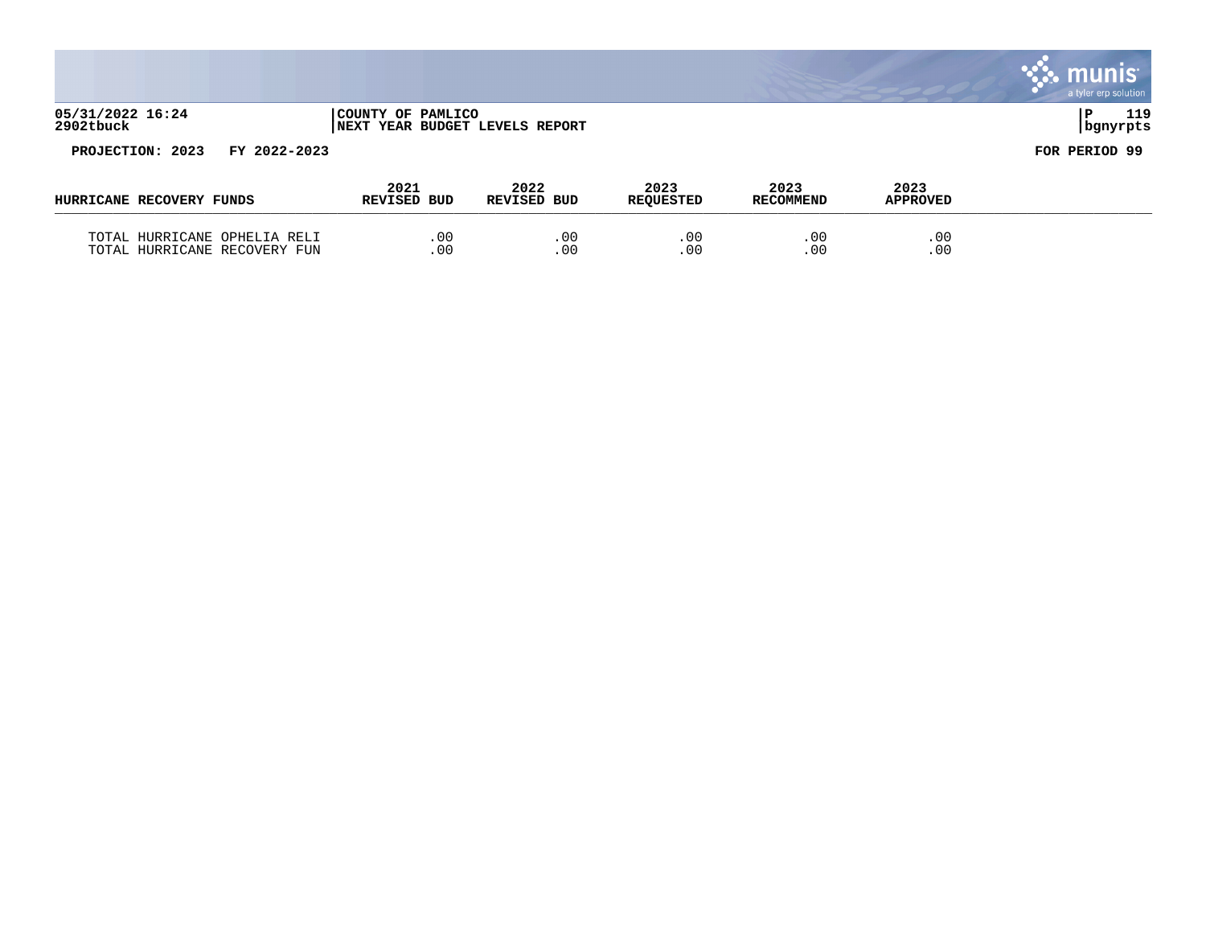05/31/2022 16:24 | COUNTY OF PAMLICO
2902tbuck | NEXT YEAR BUDGET LEVELS REPORT

PROJECTION: 2023 FY 2022-2023 FOR PERIOD 99

| HURRICANE RECOVERY FUNDS | 2021 REVISED BUD | 2022 REVISED BUD | 2023 REQUESTED | 2023 RECOMMEND | 2023 APPROVED |
|---|---|---|---|---|---|
| TOTAL HURRICANE OPHELIA RELI | .00 | .00 | .00 | .00 | .00 |
| TOTAL HURRICANE RECOVERY FUN | .00 | .00 | .00 | .00 | .00 |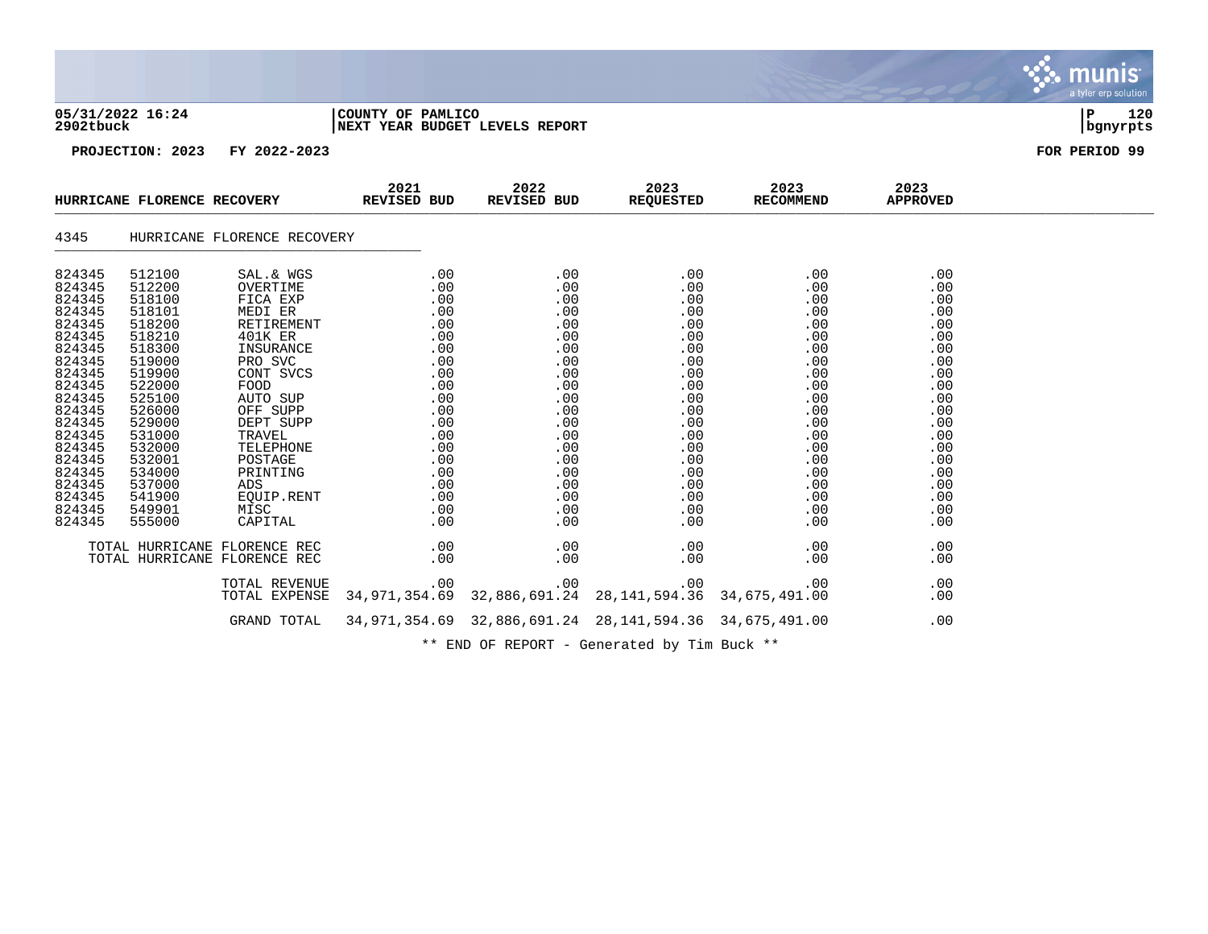05/31/2022 16:24 | COUNTY OF PAMLICO | P 120
2902tbuck | NEXT YEAR BUDGET LEVELS REPORT | bgnyrpts

**PROJECTION: 2023 FY 2022-2023** **FOR PERIOD 99**

| HURRICANE FLORENCE RECOVERY | | | 2021 REVISED BUD | 2022 REVISED BUD | 2023 REQUESTED | 2023 RECOMMEND | 2023 APPROVED |
|---|---|---|---|---|---|---|---|
| 4345 | HURRICANE FLORENCE RECOVERY | | | | | | |
| 824345 | 512100 | SAL.& WGS | .00 | .00 | .00 | .00 | .00 |
| 824345 | 512200 | OVERTIME | .00 | .00 | .00 | .00 | .00 |
| 824345 | 518100 | FICA EXP | .00 | .00 | .00 | .00 | .00 |
| 824345 | 518101 | MEDI ER | .00 | .00 | .00 | .00 | .00 |
| 824345 | 518200 | RETIREMENT | .00 | .00 | .00 | .00 | .00 |
| 824345 | 518210 | 401K ER | .00 | .00 | .00 | .00 | .00 |
| 824345 | 518300 | INSURANCE | .00 | .00 | .00 | .00 | .00 |
| 824345 | 519000 | PRO SVC | .00 | .00 | .00 | .00 | .00 |
| 824345 | 519900 | CONT SVCS | .00 | .00 | .00 | .00 | .00 |
| 824345 | 522000 | FOOD | .00 | .00 | .00 | .00 | .00 |
| 824345 | 525100 | AUTO SUP | .00 | .00 | .00 | .00 | .00 |
| 824345 | 526000 | OFF SUPP | .00 | .00 | .00 | .00 | .00 |
| 824345 | 529000 | DEPT SUPP | .00 | .00 | .00 | .00 | .00 |
| 824345 | 531000 | TRAVEL | .00 | .00 | .00 | .00 | .00 |
| 824345 | 532000 | TELEPHONE | .00 | .00 | .00 | .00 | .00 |
| 824345 | 532001 | POSTAGE | .00 | .00 | .00 | .00 | .00 |
| 824345 | 534000 | PRINTING | .00 | .00 | .00 | .00 | .00 |
| 824345 | 537000 | ADS | .00 | .00 | .00 | .00 | .00 |
| 824345 | 541900 | EQUIP.RENT | .00 | .00 | .00 | .00 | .00 |
| 824345 | 549901 | MISC | .00 | .00 | .00 | .00 | .00 |
| 824345 | 555000 | CAPITAL | .00 | .00 | .00 | .00 | .00 |
| | TOTAL HURRICANE FLORENCE REC | | .00 | .00 | .00 | .00 | .00 |
| | TOTAL HURRICANE FLORENCE REC | | .00 | .00 | .00 | .00 | .00 |
| | | TOTAL REVENUE | .00 | .00 | .00 | .00 | .00 |
| | | TOTAL EXPENSE | 34,971,354.69 | 32,886,691.24 | 28,141,594.36 | 34,675,491.00 | .00 |
| | | GRAND TOTAL | 34,971,354.69 | 32,886,691.24 | 28,141,594.36 | 34,675,491.00 | .00 |

** END OF REPORT - Generated by Tim Buck **